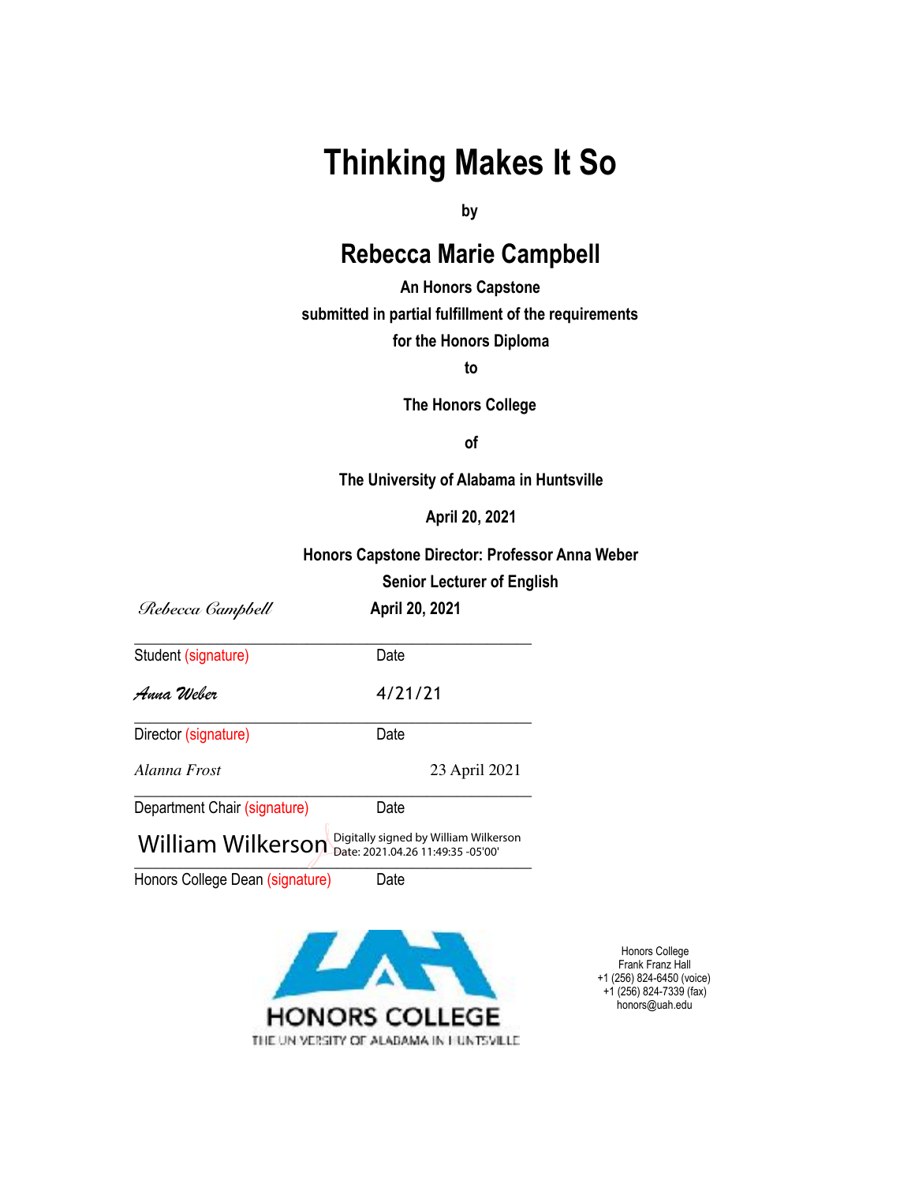# Thinking Makes It So

**by**

## Rebecca Marie Campbell

**An Honors Capstone**

**submitted in partial fulfillment of the requirements**

**for the Honors Diploma**

**to**

**The Honors College**

**of**

**The University of Alabama in Huntsville**

**April 20, 2021**

**Honors Capstone Director: Professor Anna Weber**

**Senior Lecturer of English**

*Rebecca Campbell* **April 20, 2021**

Student (signature) Date

*Anna Weber* 4/21/21

Director (signature) Date

*Alanna Frost* 23 April 2021

Department Chair (signature) Date

William Wilkerson Digitally signed by William Wilkerson Date: 2021.04.26 11:49:35 -05'00'

Honors College Dean (signature) Date

HONORS COLLEGE
THE UNIVERSITY OF ALABAMA IN HUNTSVILLE

Honors College
Frank Franz Hall
+1 (256) 824-6450 (voice)
+1 (256) 824-7339 (fax)
honors@uah.edu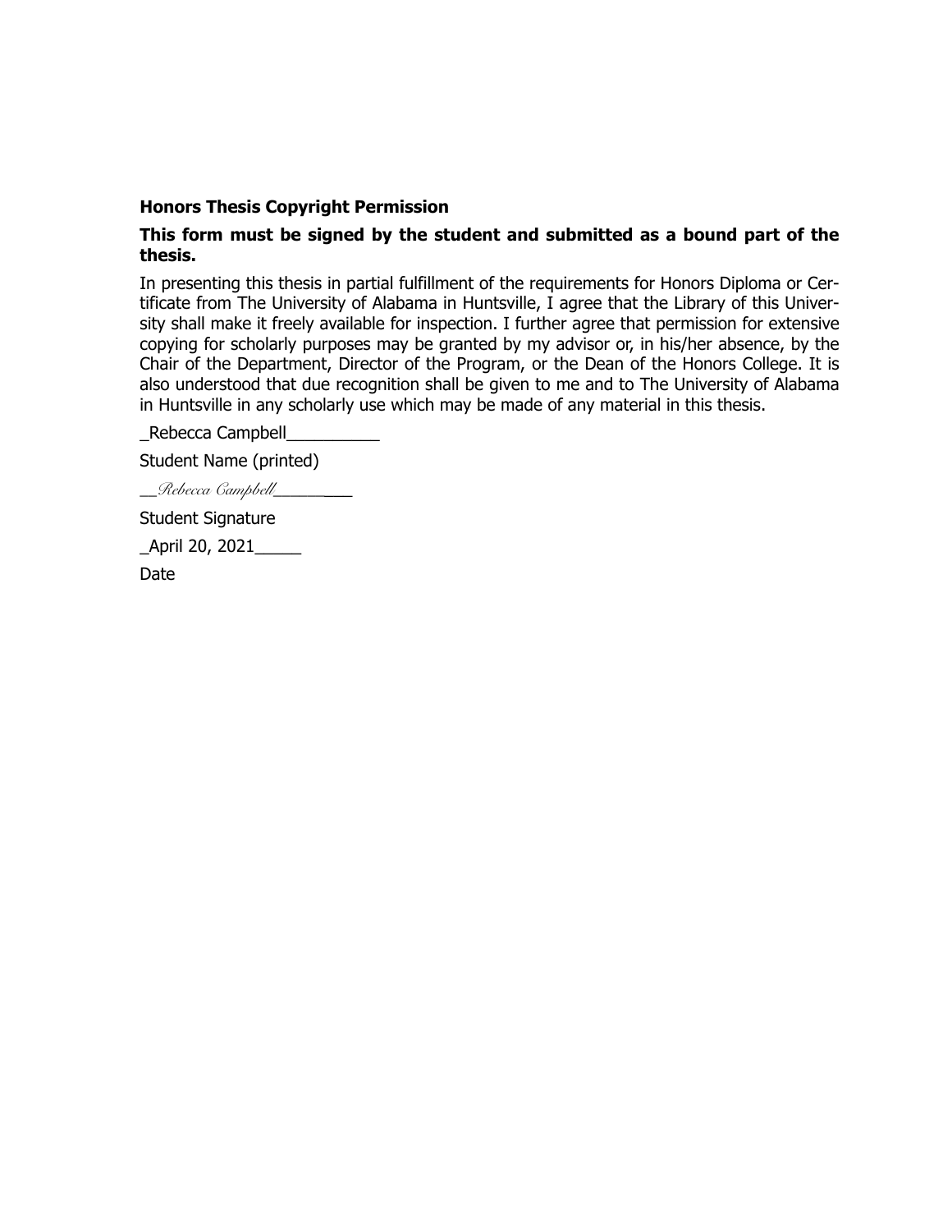**Honors Thesis Copyright Permission**

**This form must be signed by the student and submitted as a bound part of the thesis.**

In presenting this thesis in partial fulfillment of the requirements for Honors Diploma or Certificate from The University of Alabama in Huntsville, I agree that the Library of this University shall make it freely available for inspection. I further agree that permission for extensive copying for scholarly purposes may be granted by my advisor or, in his/her absence, by the Chair of the Department, Director of the Program, or the Dean of the Honors College. It is also understood that due recognition shall be given to me and to The University of Alabama in Huntsville in any scholarly use which may be made of any material in this thesis.

_Rebecca Campbell__________

Student Name (printed)

__*Rebecca Campbell*_________

Student Signature

_April 20, 2021_____

Date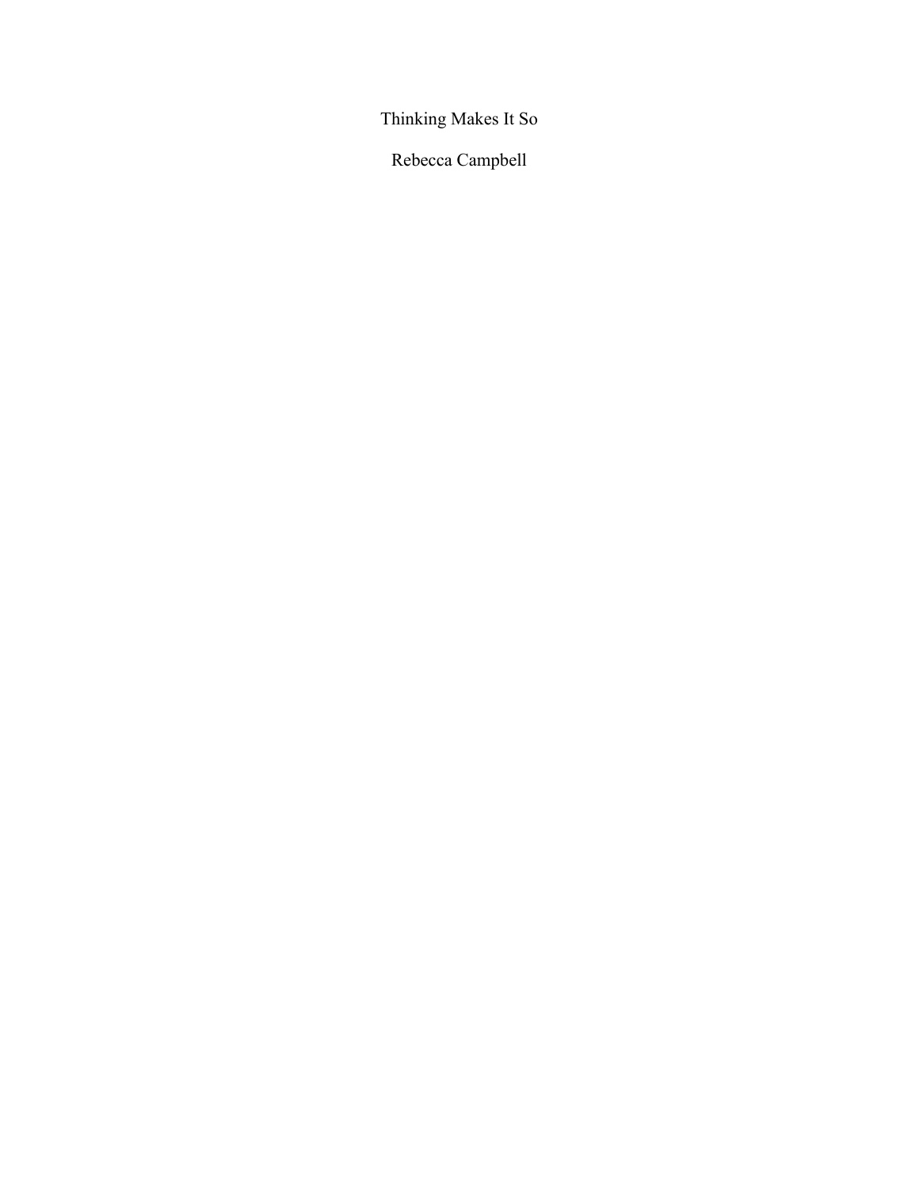# Thinking Makes It So

Rebecca Campbell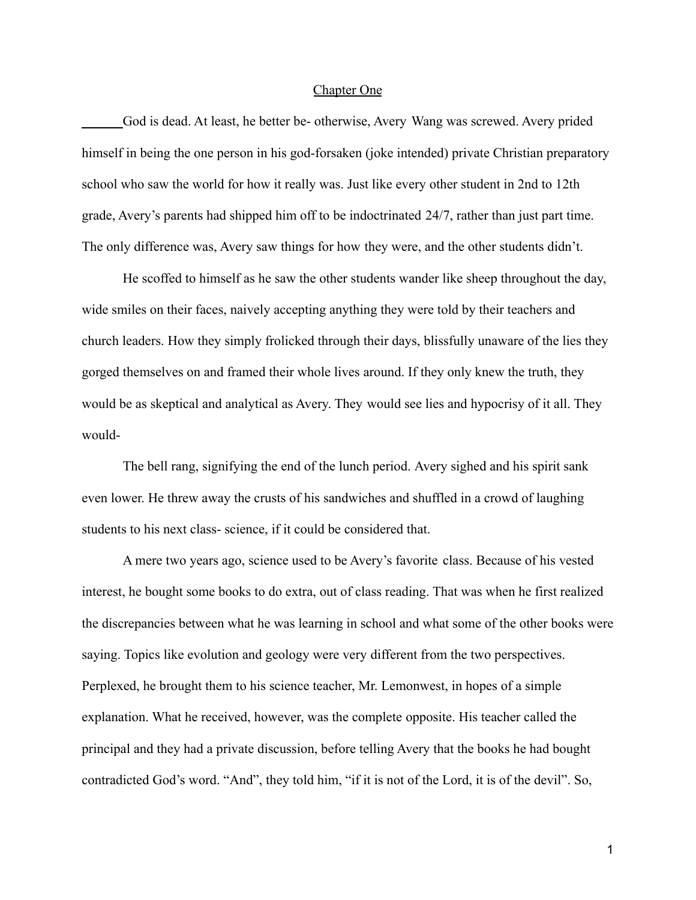## Chapter One

God is dead. At least, he better be- otherwise, Avery Wang was screwed. Avery prided himself in being the one person in his god-forsaken (joke intended) private Christian preparatory school who saw the world for how it really was. Just like every other student in 2nd to 12th grade, Avery's parents had shipped him off to be indoctrinated 24/7, rather than just part time. The only difference was, Avery saw things for how they were, and the other students didn't.

He scoffed to himself as he saw the other students wander like sheep throughout the day, wide smiles on their faces, naively accepting anything they were told by their teachers and church leaders. How they simply frolicked through their days, blissfully unaware of the lies they gorged themselves on and framed their whole lives around. If they only knew the truth, they would be as skeptical and analytical as Avery. They would see lies and hypocrisy of it all. They would-

The bell rang, signifying the end of the lunch period. Avery sighed and his spirit sank even lower. He threw away the crusts of his sandwiches and shuffled in a crowd of laughing students to his next class- science, if it could be considered that.

A mere two years ago, science used to be Avery's favorite class. Because of his vested interest, he bought some books to do extra, out of class reading. That was when he first realized the discrepancies between what he was learning in school and what some of the other books were saying. Topics like evolution and geology were very different from the two perspectives. Perplexed, he brought them to his science teacher, Mr. Lemonwest, in hopes of a simple explanation. What he received, however, was the complete opposite. His teacher called the principal and they had a private discussion, before telling Avery that the books he had bought contradicted God's word. "And", they told him, "if it is not of the Lord, it is of the devil". So,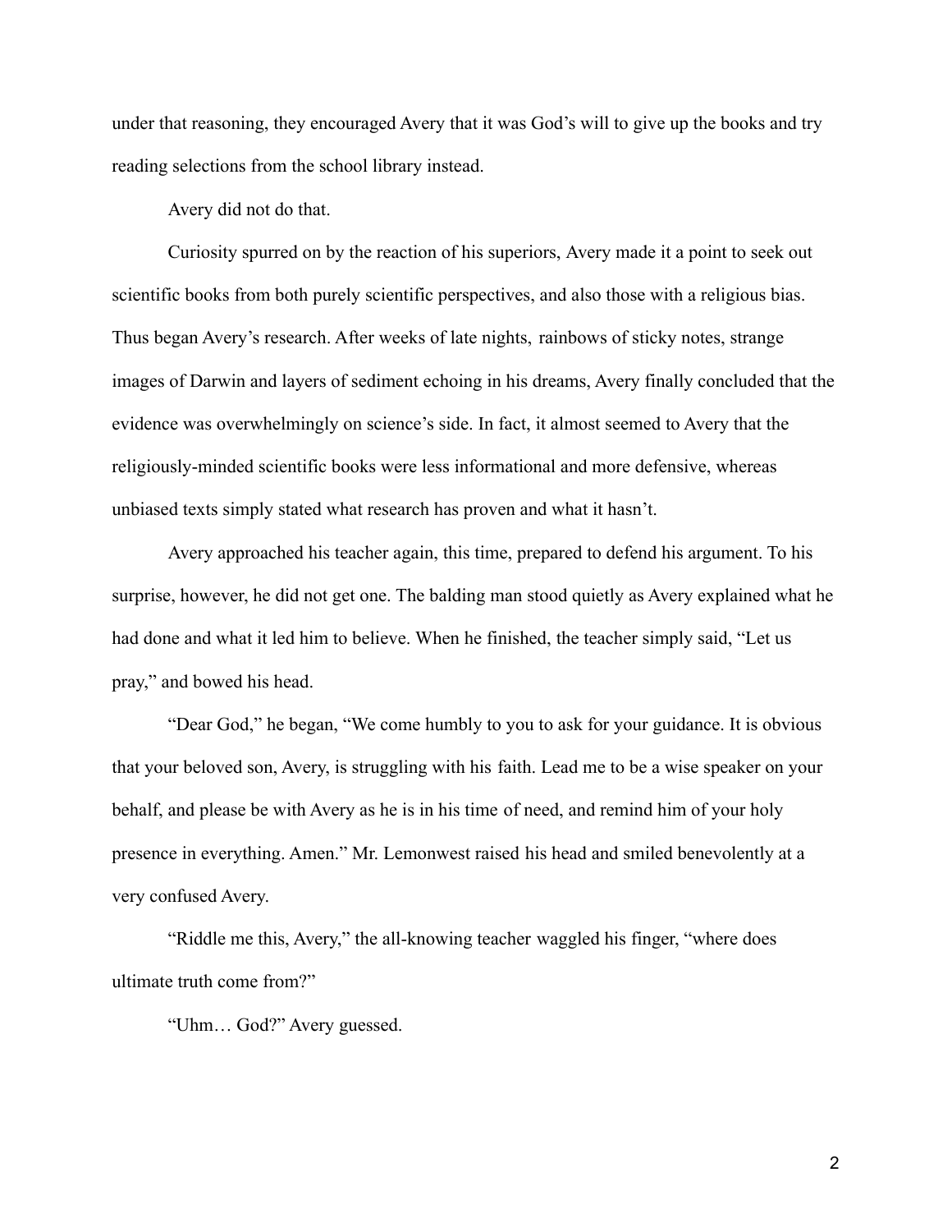under that reasoning, they encouraged Avery that it was God's will to give up the books and try reading selections from the school library instead.

Avery did not do that.

Curiosity spurred on by the reaction of his superiors, Avery made it a point to seek out scientific books from both purely scientific perspectives, and also those with a religious bias. Thus began Avery's research. After weeks of late nights, rainbows of sticky notes, strange images of Darwin and layers of sediment echoing in his dreams, Avery finally concluded that the evidence was overwhelmingly on science's side. In fact, it almost seemed to Avery that the religiously-minded scientific books were less informational and more defensive, whereas unbiased texts simply stated what research has proven and what it hasn't.

Avery approached his teacher again, this time, prepared to defend his argument. To his surprise, however, he did not get one. The balding man stood quietly as Avery explained what he had done and what it led him to believe. When he finished, the teacher simply said, "Let us pray," and bowed his head.

"Dear God," he began, "We come humbly to you to ask for your guidance. It is obvious that your beloved son, Avery, is struggling with his faith. Lead me to be a wise speaker on your behalf, and please be with Avery as he is in his time of need, and remind him of your holy presence in everything. Amen." Mr. Lemonwest raised his head and smiled benevolently at a very confused Avery.

"Riddle me this, Avery," the all-knowing teacher waggled his finger, "where does ultimate truth come from?"

"Uhm… God?" Avery guessed.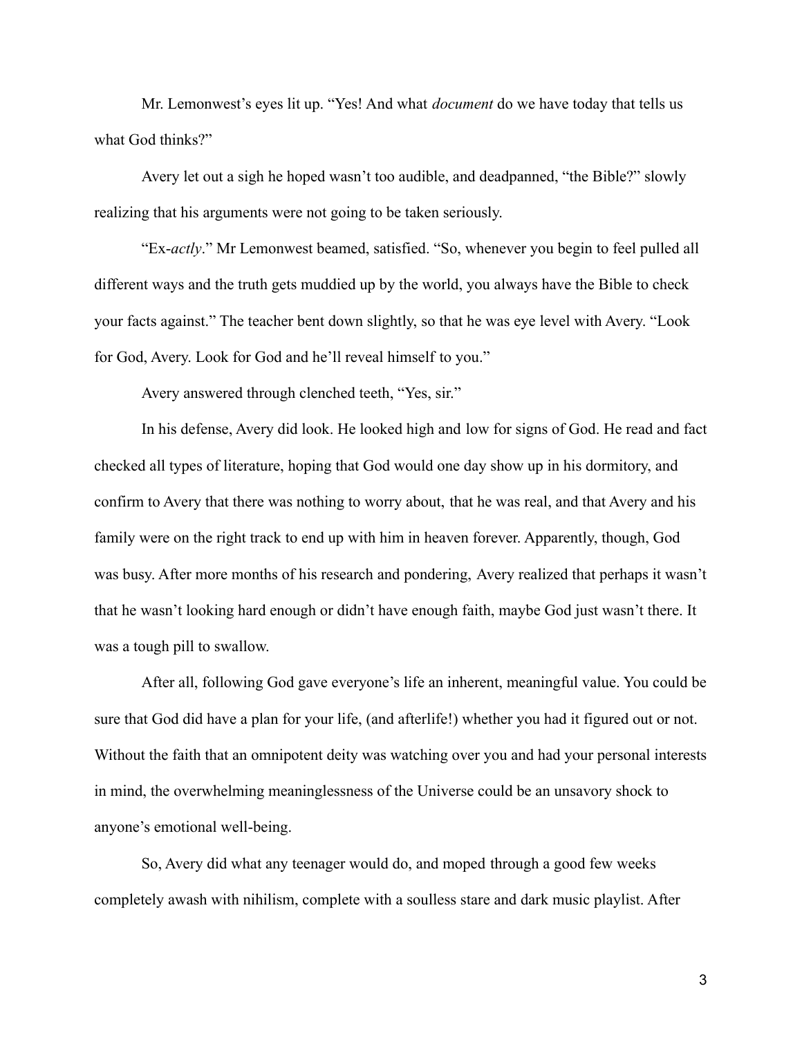Mr. Lemonwest's eyes lit up. "Yes! And what *document* do we have today that tells us what God thinks?"

Avery let out a sigh he hoped wasn't too audible, and deadpanned, "the Bible?" slowly realizing that his arguments were not going to be taken seriously.

"Ex-*actly*." Mr Lemonwest beamed, satisfied. "So, whenever you begin to feel pulled all different ways and the truth gets muddied up by the world, you always have the Bible to check your facts against." The teacher bent down slightly, so that he was eye level with Avery. "Look for God, Avery. Look for God and he'll reveal himself to you."

Avery answered through clenched teeth, "Yes, sir."

In his defense, Avery did look. He looked high and low for signs of God. He read and fact checked all types of literature, hoping that God would one day show up in his dormitory, and confirm to Avery that there was nothing to worry about, that he was real, and that Avery and his family were on the right track to end up with him in heaven forever. Apparently, though, God was busy. After more months of his research and pondering, Avery realized that perhaps it wasn't that he wasn't looking hard enough or didn't have enough faith, maybe God just wasn't there. It was a tough pill to swallow.

After all, following God gave everyone's life an inherent, meaningful value. You could be sure that God did have a plan for your life, (and afterlife!) whether you had it figured out or not. Without the faith that an omnipotent deity was watching over you and had your personal interests in mind, the overwhelming meaninglessness of the Universe could be an unsavory shock to anyone's emotional well-being.

So, Avery did what any teenager would do, and moped through a good few weeks completely awash with nihilism, complete with a soulless stare and dark music playlist. After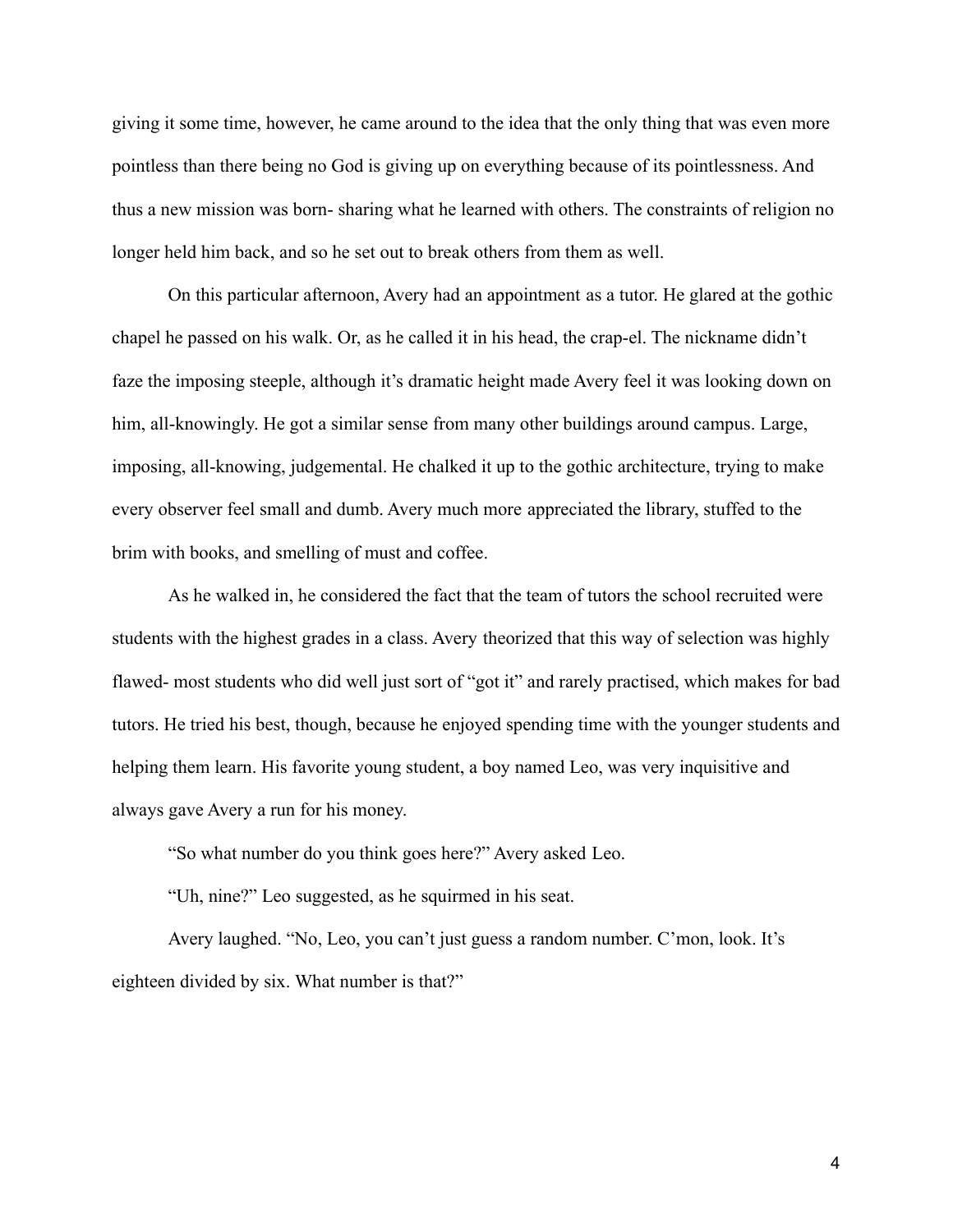giving it some time, however, he came around to the idea that the only thing that was even more pointless than there being no God is giving up on everything because of its pointlessness. And thus a new mission was born- sharing what he learned with others. The constraints of religion no longer held him back, and so he set out to break others from them as well.

On this particular afternoon, Avery had an appointment as a tutor. He glared at the gothic chapel he passed on his walk. Or, as he called it in his head, the crap-el. The nickname didn't faze the imposing steeple, although it's dramatic height made Avery feel it was looking down on him, all-knowingly. He got a similar sense from many other buildings around campus. Large, imposing, all-knowing, judgemental. He chalked it up to the gothic architecture, trying to make every observer feel small and dumb. Avery much more appreciated the library, stuffed to the brim with books, and smelling of must and coffee.

As he walked in, he considered the fact that the team of tutors the school recruited were students with the highest grades in a class. Avery theorized that this way of selection was highly flawed- most students who did well just sort of "got it" and rarely practised, which makes for bad tutors. He tried his best, though, because he enjoyed spending time with the younger students and helping them learn. His favorite young student, a boy named Leo, was very inquisitive and always gave Avery a run for his money.

"So what number do you think goes here?" Avery asked Leo.

"Uh, nine?" Leo suggested, as he squirmed in his seat.

Avery laughed. "No, Leo, you can't just guess a random number. C'mon, look. It's eighteen divided by six. What number is that?"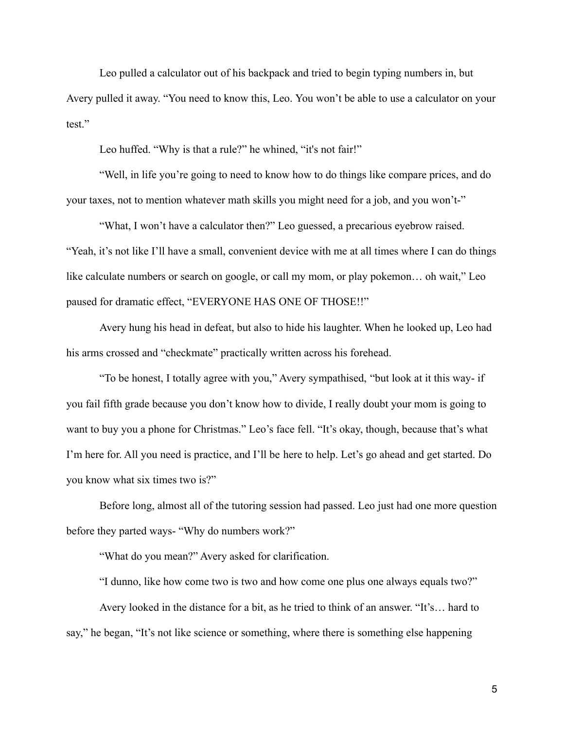Leo pulled a calculator out of his backpack and tried to begin typing numbers in, but Avery pulled it away. "You need to know this, Leo. You won't be able to use a calculator on your test."

Leo huffed. "Why is that a rule?" he whined, "it's not fair!"

"Well, in life you're going to need to know how to do things like compare prices, and do your taxes, not to mention whatever math skills you might need for a job, and you won't-"

"What, I won't have a calculator then?" Leo guessed, a precarious eyebrow raised. "Yeah, it's not like I'll have a small, convenient device with me at all times where I can do things like calculate numbers or search on google, or call my mom, or play pokemon… oh wait," Leo paused for dramatic effect, "EVERYONE HAS ONE OF THOSE!!"

Avery hung his head in defeat, but also to hide his laughter. When he looked up, Leo had his arms crossed and "checkmate" practically written across his forehead.

"To be honest, I totally agree with you," Avery sympathised, "but look at it this way- if you fail fifth grade because you don't know how to divide, I really doubt your mom is going to want to buy you a phone for Christmas." Leo's face fell. "It's okay, though, because that's what I'm here for. All you need is practice, and I'll be here to help. Let's go ahead and get started. Do you know what six times two is?"

Before long, almost all of the tutoring session had passed. Leo just had one more question before they parted ways- "Why do numbers work?"

"What do you mean?" Avery asked for clarification.

"I dunno, like how come two is two and how come one plus one always equals two?"

Avery looked in the distance for a bit, as he tried to think of an answer. "It's… hard to say," he began, "It's not like science or something, where there is something else happening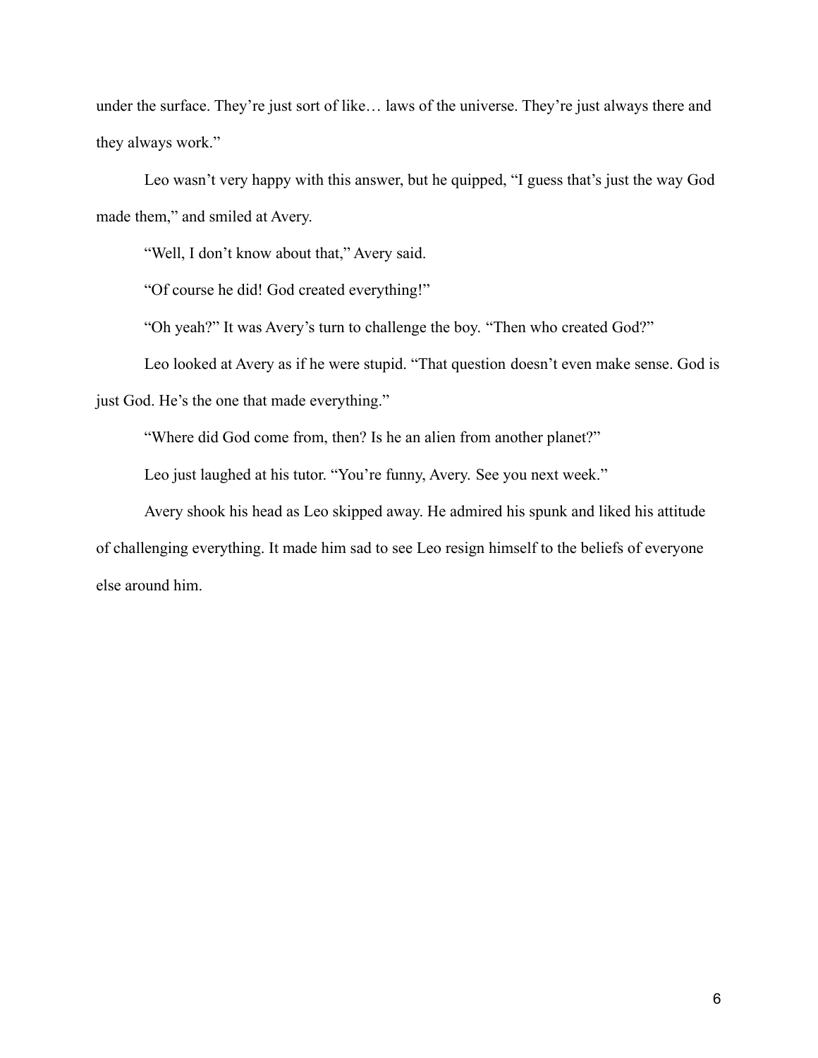under the surface. They're just sort of like… laws of the universe. They're just always there and they always work."

Leo wasn't very happy with this answer, but he quipped, "I guess that's just the way God made them," and smiled at Avery.

"Well, I don't know about that," Avery said.

"Of course he did! God created everything!"

"Oh yeah?" It was Avery's turn to challenge the boy. "Then who created God?"

Leo looked at Avery as if he were stupid. "That question doesn't even make sense. God is just God. He's the one that made everything."

"Where did God come from, then? Is he an alien from another planet?"

Leo just laughed at his tutor. "You're funny, Avery. See you next week."

Avery shook his head as Leo skipped away. He admired his spunk and liked his attitude of challenging everything. It made him sad to see Leo resign himself to the beliefs of everyone else around him.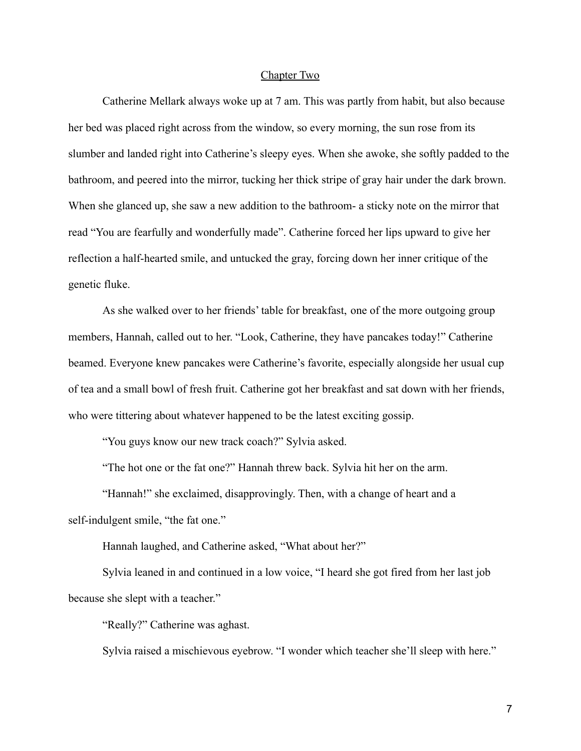## Chapter Two

Catherine Mellark always woke up at 7 am. This was partly from habit, but also because her bed was placed right across from the window, so every morning, the sun rose from its slumber and landed right into Catherine's sleepy eyes. When she awoke, she softly padded to the bathroom, and peered into the mirror, tucking her thick stripe of gray hair under the dark brown. When she glanced up, she saw a new addition to the bathroom- a sticky note on the mirror that read "You are fearfully and wonderfully made". Catherine forced her lips upward to give her reflection a half-hearted smile, and untucked the gray, forcing down her inner critique of the genetic fluke.

As she walked over to her friends' table for breakfast, one of the more outgoing group members, Hannah, called out to her. "Look, Catherine, they have pancakes today!" Catherine beamed. Everyone knew pancakes were Catherine's favorite, especially alongside her usual cup of tea and a small bowl of fresh fruit. Catherine got her breakfast and sat down with her friends, who were tittering about whatever happened to be the latest exciting gossip.

"You guys know our new track coach?" Sylvia asked.

"The hot one or the fat one?" Hannah threw back. Sylvia hit her on the arm.

"Hannah!" she exclaimed, disapprovingly. Then, with a change of heart and a self-indulgent smile, "the fat one."

Hannah laughed, and Catherine asked, "What about her?"

Sylvia leaned in and continued in a low voice, "I heard she got fired from her last job because she slept with a teacher."

"Really?" Catherine was aghast.

Sylvia raised a mischievous eyebrow. "I wonder which teacher she'll sleep with here."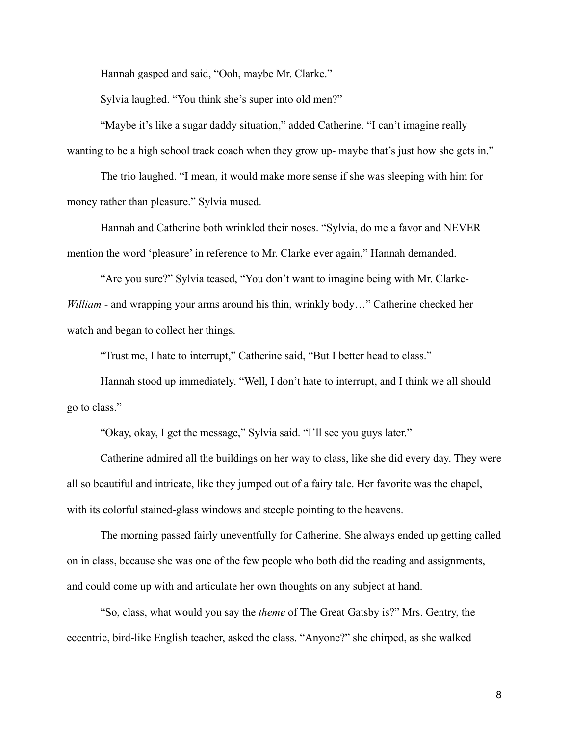Hannah gasped and said, "Ooh, maybe Mr. Clarke."

Sylvia laughed. "You think she's super into old men?"

"Maybe it's like a sugar daddy situation," added Catherine. "I can't imagine really wanting to be a high school track coach when they grow up- maybe that's just how she gets in."

The trio laughed. "I mean, it would make more sense if she was sleeping with him for money rather than pleasure." Sylvia mused.

Hannah and Catherine both wrinkled their noses. "Sylvia, do me a favor and NEVER mention the word 'pleasure' in reference to Mr. Clarke ever again," Hannah demanded.

"Are you sure?" Sylvia teased, "You don't want to imagine being with Mr. Clarke- *William* - and wrapping your arms around his thin, wrinkly body…" Catherine checked her watch and began to collect her things.

"Trust me, I hate to interrupt," Catherine said, "But I better head to class."

Hannah stood up immediately. "Well, I don't hate to interrupt, and I think we all should go to class."

"Okay, okay, I get the message," Sylvia said. "I'll see you guys later."

Catherine admired all the buildings on her way to class, like she did every day. They were all so beautiful and intricate, like they jumped out of a fairy tale. Her favorite was the chapel, with its colorful stained-glass windows and steeple pointing to the heavens.

The morning passed fairly uneventfully for Catherine. She always ended up getting called on in class, because she was one of the few people who both did the reading and assignments, and could come up with and articulate her own thoughts on any subject at hand.

"So, class, what would you say the *theme* of The Great Gatsby is?" Mrs. Gentry, the eccentric, bird-like English teacher, asked the class. "Anyone?" she chirped, as she walked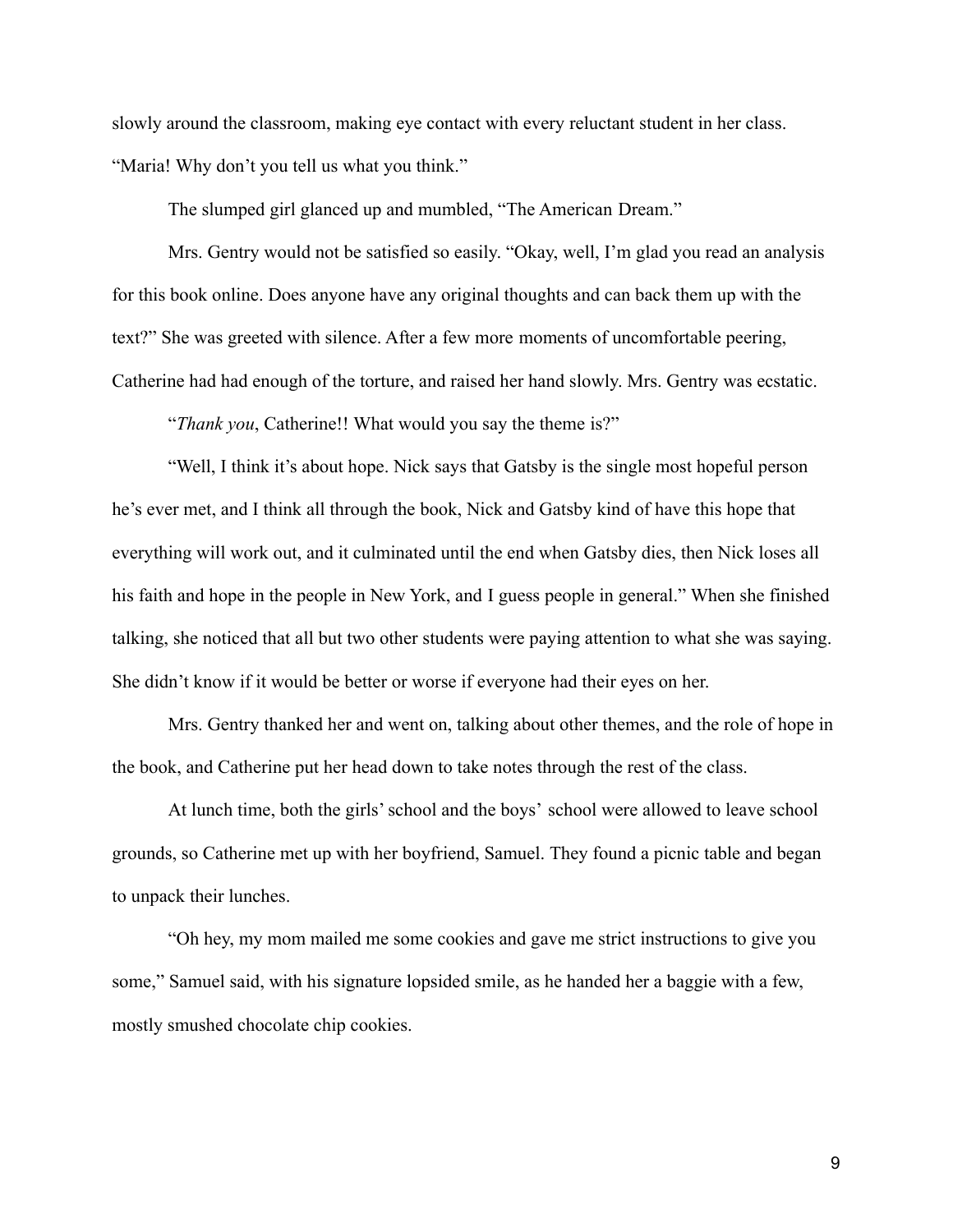slowly around the classroom, making eye contact with every reluctant student in her class. "Maria! Why don't you tell us what you think."

The slumped girl glanced up and mumbled, "The American Dream."

Mrs. Gentry would not be satisfied so easily. "Okay, well, I'm glad you read an analysis for this book online. Does anyone have any original thoughts and can back them up with the text?" She was greeted with silence. After a few more moments of uncomfortable peering, Catherine had had enough of the torture, and raised her hand slowly. Mrs. Gentry was ecstatic.

"*Thank you*, Catherine!! What would you say the theme is?"

"Well, I think it's about hope. Nick says that Gatsby is the single most hopeful person he's ever met, and I think all through the book, Nick and Gatsby kind of have this hope that everything will work out, and it culminated until the end when Gatsby dies, then Nick loses all his faith and hope in the people in New York, and I guess people in general." When she finished talking, she noticed that all but two other students were paying attention to what she was saying. She didn't know if it would be better or worse if everyone had their eyes on her.

Mrs. Gentry thanked her and went on, talking about other themes, and the role of hope in the book, and Catherine put her head down to take notes through the rest of the class.

At lunch time, both the girls' school and the boys' school were allowed to leave school grounds, so Catherine met up with her boyfriend, Samuel. They found a picnic table and began to unpack their lunches.

"Oh hey, my mom mailed me some cookies and gave me strict instructions to give you some," Samuel said, with his signature lopsided smile, as he handed her a baggie with a few, mostly smushed chocolate chip cookies.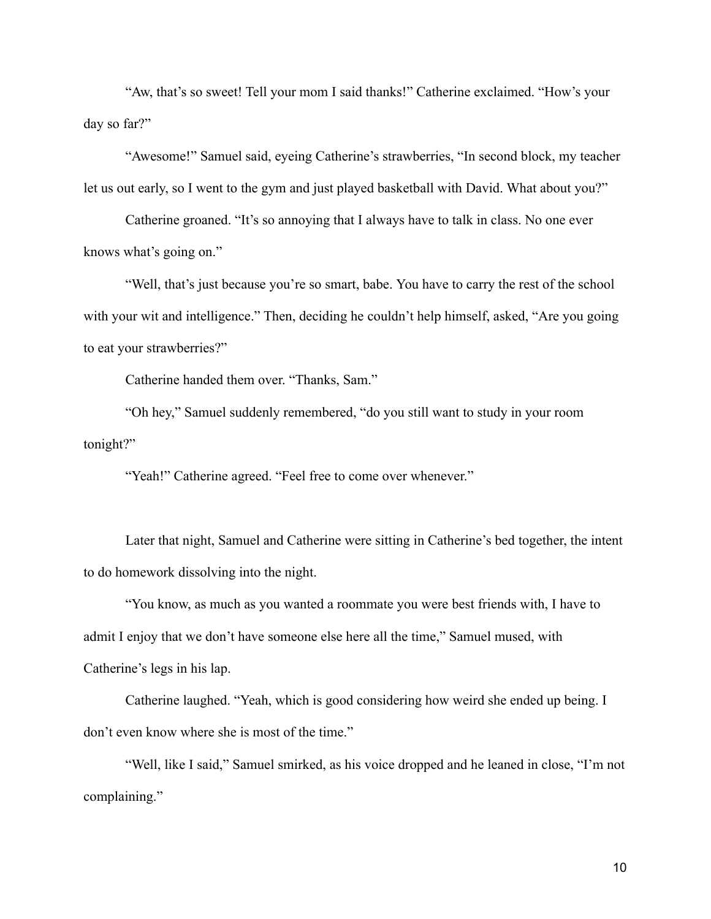"Aw, that's so sweet! Tell your mom I said thanks!" Catherine exclaimed. "How's your day so far?"

"Awesome!" Samuel said, eyeing Catherine's strawberries, "In second block, my teacher let us out early, so I went to the gym and just played basketball with David. What about you?"

Catherine groaned. "It's so annoying that I always have to talk in class. No one ever knows what's going on."

"Well, that's just because you're so smart, babe. You have to carry the rest of the school with your wit and intelligence." Then, deciding he couldn't help himself, asked, "Are you going to eat your strawberries?"

Catherine handed them over. "Thanks, Sam."

"Oh hey," Samuel suddenly remembered, "do you still want to study in your room tonight?"

"Yeah!" Catherine agreed. "Feel free to come over whenever."

Later that night, Samuel and Catherine were sitting in Catherine's bed together, the intent to do homework dissolving into the night.

"You know, as much as you wanted a roommate you were best friends with, I have to admit I enjoy that we don't have someone else here all the time," Samuel mused, with Catherine's legs in his lap.

Catherine laughed. "Yeah, which is good considering how weird she ended up being. I don't even know where she is most of the time."

"Well, like I said," Samuel smirked, as his voice dropped and he leaned in close, "I'm not complaining."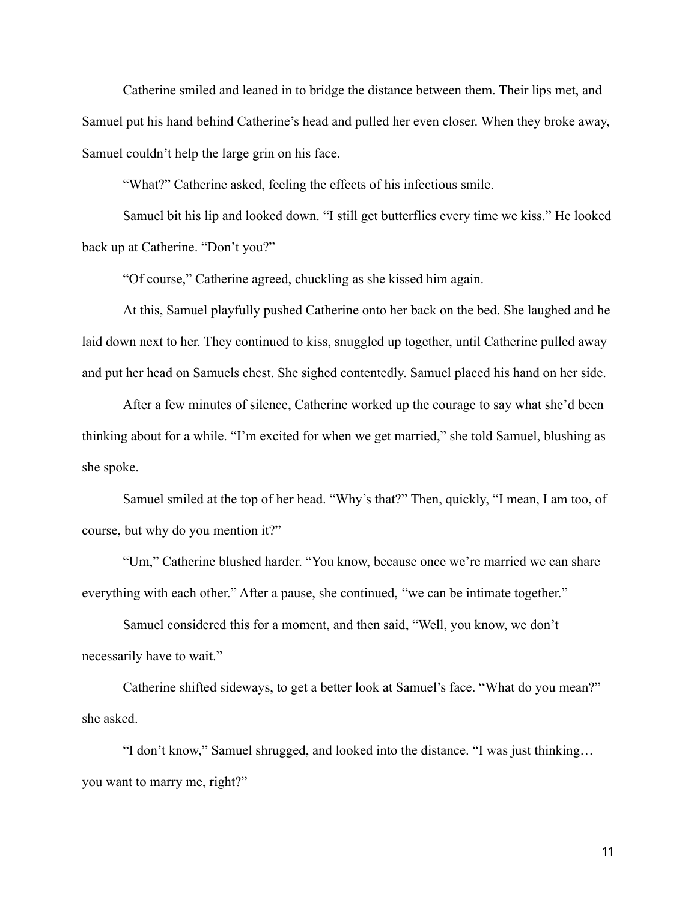Catherine smiled and leaned in to bridge the distance between them. Their lips met, and Samuel put his hand behind Catherine's head and pulled her even closer. When they broke away, Samuel couldn't help the large grin on his face.

"What?" Catherine asked, feeling the effects of his infectious smile.

Samuel bit his lip and looked down. "I still get butterflies every time we kiss." He looked back up at Catherine. "Don't you?"

"Of course," Catherine agreed, chuckling as she kissed him again.

At this, Samuel playfully pushed Catherine onto her back on the bed. She laughed and he laid down next to her. They continued to kiss, snuggled up together, until Catherine pulled away and put her head on Samuels chest. She sighed contentedly. Samuel placed his hand on her side.

After a few minutes of silence, Catherine worked up the courage to say what she'd been thinking about for a while. "I'm excited for when we get married," she told Samuel, blushing as she spoke.

Samuel smiled at the top of her head. "Why's that?" Then, quickly, "I mean, I am too, of course, but why do you mention it?"

"Um," Catherine blushed harder. "You know, because once we're married we can share everything with each other." After a pause, she continued, "we can be intimate together."

Samuel considered this for a moment, and then said, "Well, you know, we don't necessarily have to wait."

Catherine shifted sideways, to get a better look at Samuel's face. "What do you mean?" she asked.

"I don't know," Samuel shrugged, and looked into the distance. "I was just thinking… you want to marry me, right?"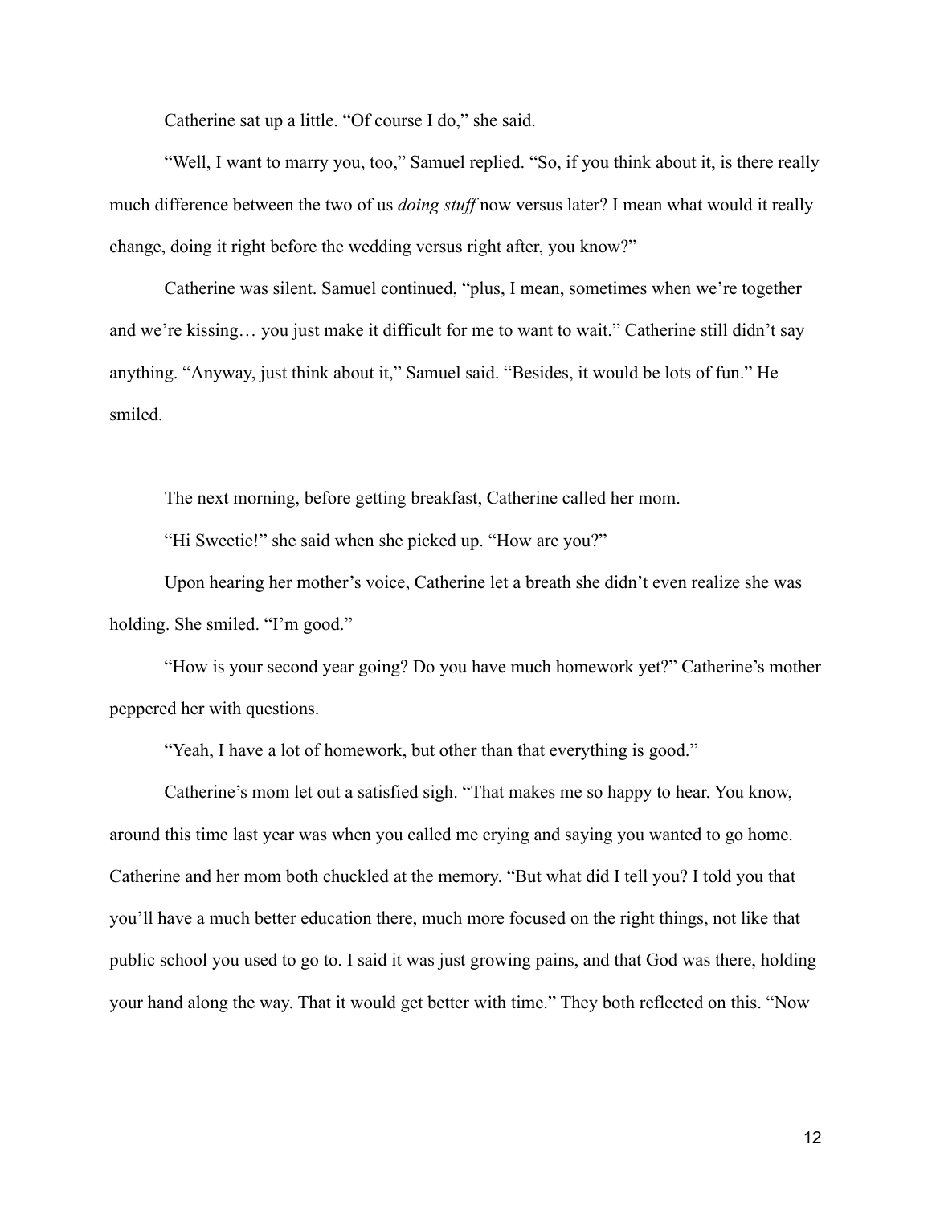Catherine sat up a little. "Of course I do," she said.

"Well, I want to marry you, too," Samuel replied. "So, if you think about it, is there really much difference between the two of us *doing stuff* now versus later? I mean what would it really change, doing it right before the wedding versus right after, you know?"

Catherine was silent. Samuel continued, "plus, I mean, sometimes when we're together and we're kissing… you just make it difficult for me to want to wait." Catherine still didn't say anything. "Anyway, just think about it," Samuel said. "Besides, it would be lots of fun." He smiled.

The next morning, before getting breakfast, Catherine called her mom.

"Hi Sweetie!" she said when she picked up. "How are you?"

Upon hearing her mother's voice, Catherine let a breath she didn't even realize she was holding. She smiled. "I'm good."

"How is your second year going? Do you have much homework yet?" Catherine's mother peppered her with questions.

"Yeah, I have a lot of homework, but other than that everything is good."

Catherine's mom let out a satisfied sigh. "That makes me so happy to hear. You know, around this time last year was when you called me crying and saying you wanted to go home. Catherine and her mom both chuckled at the memory. "But what did I tell you? I told you that you'll have a much better education there, much more focused on the right things, not like that public school you used to go to. I said it was just growing pains, and that God was there, holding your hand along the way. That it would get better with time." They both reflected on this. "Now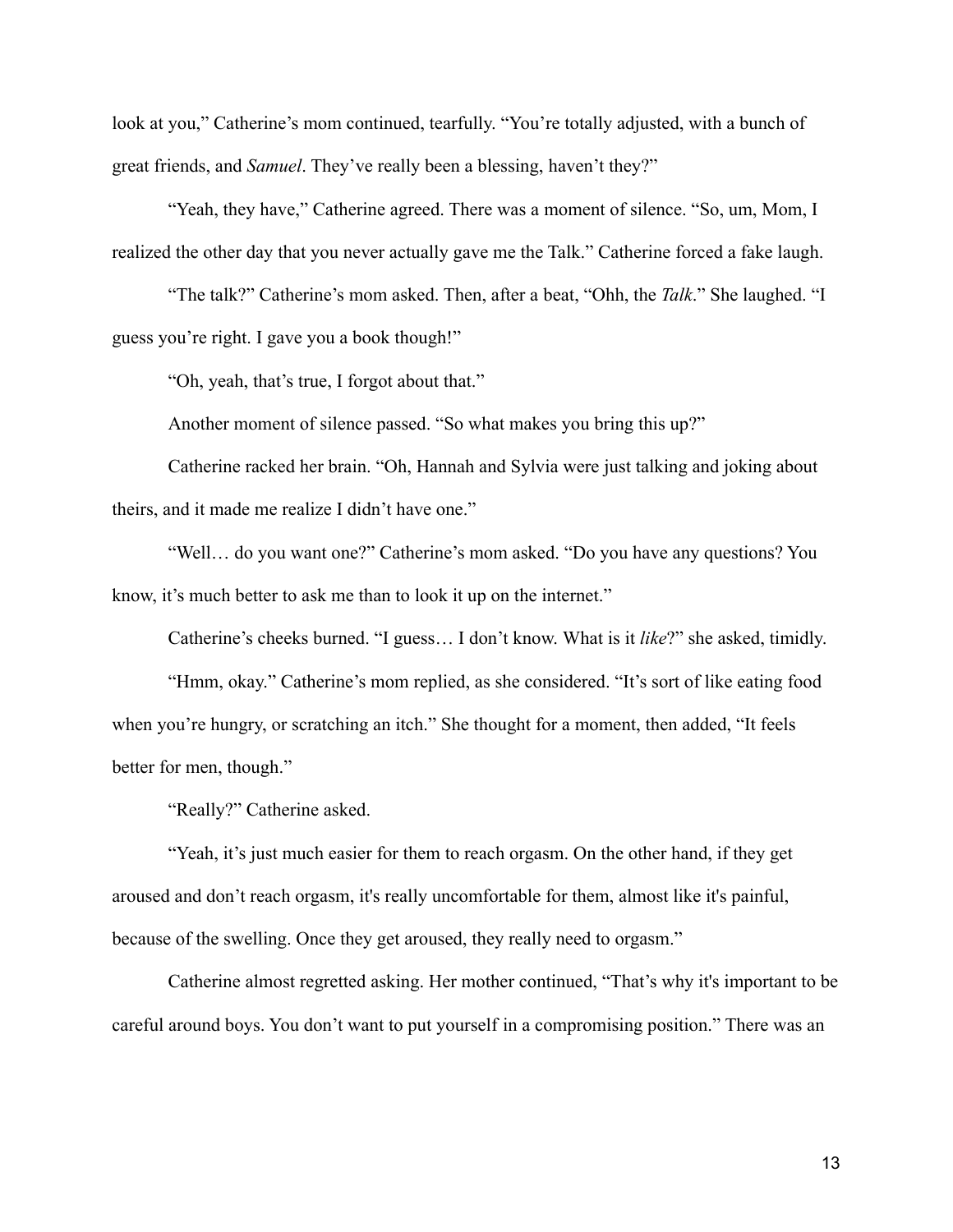look at you," Catherine's mom continued, tearfully. "You're totally adjusted, with a bunch of great friends, and *Samuel*. They've really been a blessing, haven't they?"

"Yeah, they have," Catherine agreed. There was a moment of silence. "So, um, Mom, I realized the other day that you never actually gave me the Talk." Catherine forced a fake laugh.

"The talk?" Catherine's mom asked. Then, after a beat, "Ohh, the *Talk*." She laughed. "I guess you're right. I gave you a book though!"

"Oh, yeah, that's true, I forgot about that."

Another moment of silence passed. "So what makes you bring this up?"

Catherine racked her brain. "Oh, Hannah and Sylvia were just talking and joking about theirs, and it made me realize I didn't have one."

"Well… do you want one?" Catherine's mom asked. "Do you have any questions? You know, it's much better to ask me than to look it up on the internet."

Catherine's cheeks burned. "I guess… I don't know. What is it *like*?" she asked, timidly.

"Hmm, okay." Catherine's mom replied, as she considered. "It's sort of like eating food when you're hungry, or scratching an itch." She thought for a moment, then added, "It feels better for men, though."

"Really?" Catherine asked.

"Yeah, it's just much easier for them to reach orgasm. On the other hand, if they get aroused and don't reach orgasm, it's really uncomfortable for them, almost like it's painful, because of the swelling. Once they get aroused, they really need to orgasm."

Catherine almost regretted asking. Her mother continued, "That's why it's important to be careful around boys. You don't want to put yourself in a compromising position." There was an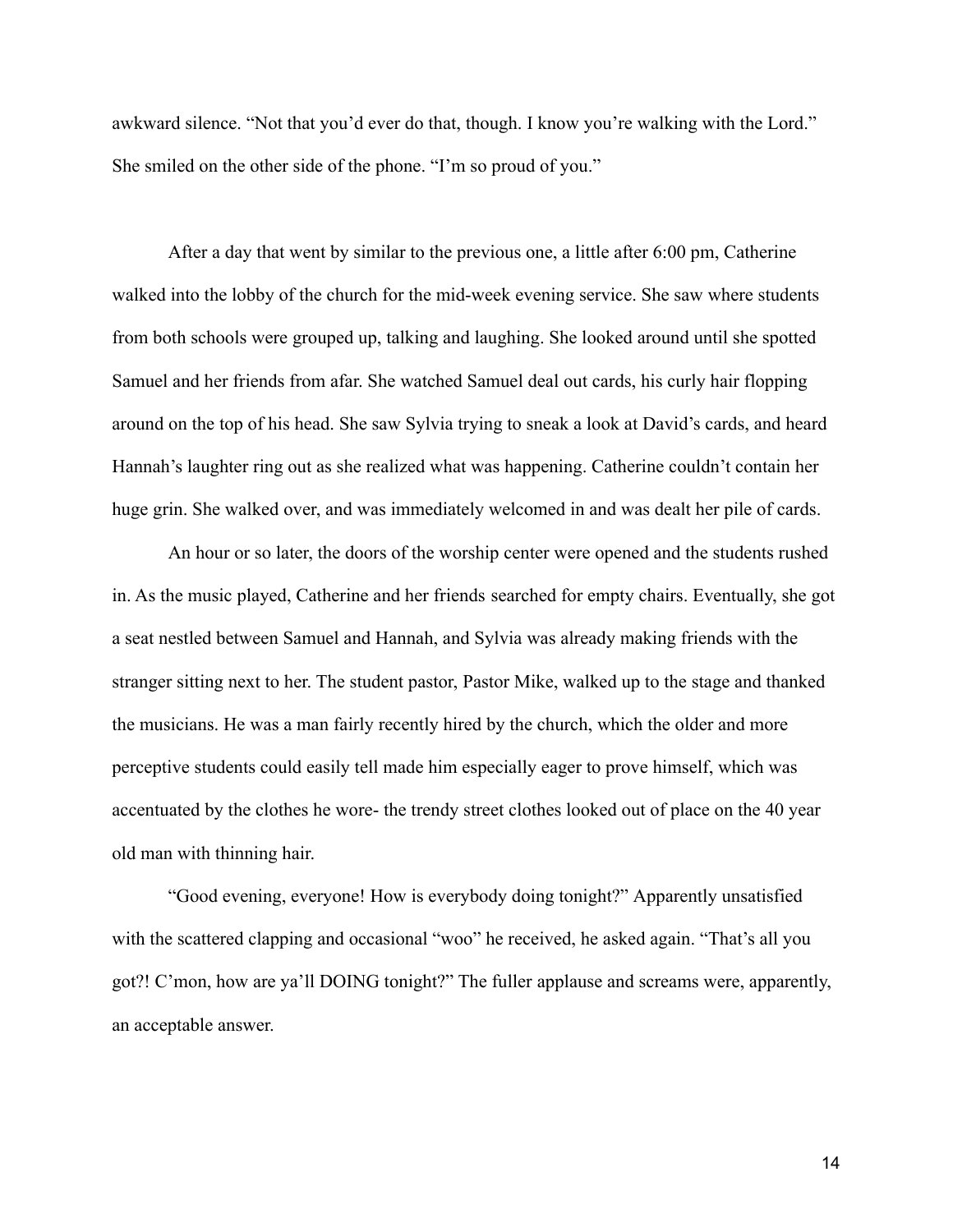awkward silence. "Not that you'd ever do that, though. I know you're walking with the Lord." She smiled on the other side of the phone. "I'm so proud of you."

After a day that went by similar to the previous one, a little after 6:00 pm, Catherine walked into the lobby of the church for the mid-week evening service. She saw where students from both schools were grouped up, talking and laughing. She looked around until she spotted Samuel and her friends from afar. She watched Samuel deal out cards, his curly hair flopping around on the top of his head. She saw Sylvia trying to sneak a look at David's cards, and heard Hannah's laughter ring out as she realized what was happening. Catherine couldn't contain her huge grin. She walked over, and was immediately welcomed in and was dealt her pile of cards.

An hour or so later, the doors of the worship center were opened and the students rushed in. As the music played, Catherine and her friends searched for empty chairs. Eventually, she got a seat nestled between Samuel and Hannah, and Sylvia was already making friends with the stranger sitting next to her. The student pastor, Pastor Mike, walked up to the stage and thanked the musicians. He was a man fairly recently hired by the church, which the older and more perceptive students could easily tell made him especially eager to prove himself, which was accentuated by the clothes he wore- the trendy street clothes looked out of place on the 40 year old man with thinning hair.

"Good evening, everyone! How is everybody doing tonight?" Apparently unsatisfied with the scattered clapping and occasional "woo" he received, he asked again. "That's all you got?! C'mon, how are ya'll DOING tonight?" The fuller applause and screams were, apparently, an acceptable answer.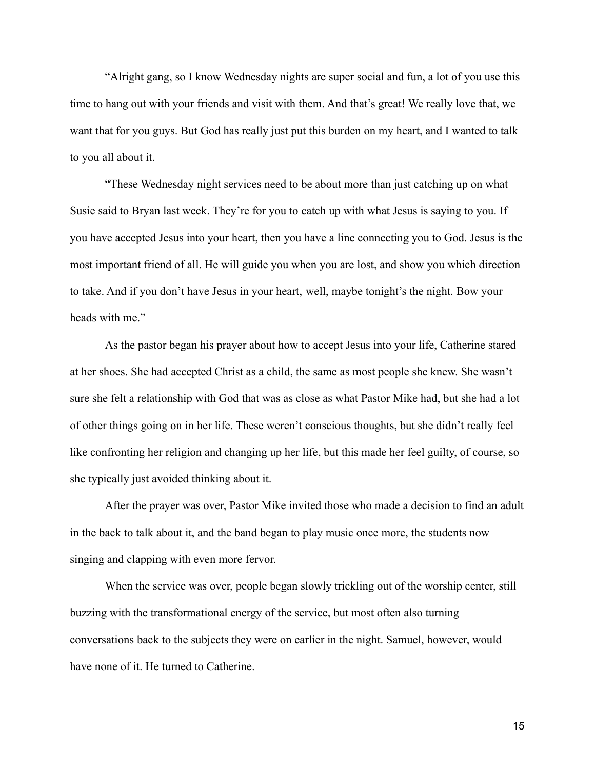"Alright gang, so I know Wednesday nights are super social and fun, a lot of you use this time to hang out with your friends and visit with them. And that's great! We really love that, we want that for you guys. But God has really just put this burden on my heart, and I wanted to talk to you all about it.

"These Wednesday night services need to be about more than just catching up on what Susie said to Bryan last week. They're for you to catch up with what Jesus is saying to you. If you have accepted Jesus into your heart, then you have a line connecting you to God. Jesus is the most important friend of all. He will guide you when you are lost, and show you which direction to take. And if you don't have Jesus in your heart, well, maybe tonight's the night. Bow your heads with me."

As the pastor began his prayer about how to accept Jesus into your life, Catherine stared at her shoes. She had accepted Christ as a child, the same as most people she knew. She wasn't sure she felt a relationship with God that was as close as what Pastor Mike had, but she had a lot of other things going on in her life. These weren't conscious thoughts, but she didn't really feel like confronting her religion and changing up her life, but this made her feel guilty, of course, so she typically just avoided thinking about it.

After the prayer was over, Pastor Mike invited those who made a decision to find an adult in the back to talk about it, and the band began to play music once more, the students now singing and clapping with even more fervor.

When the service was over, people began slowly trickling out of the worship center, still buzzing with the transformational energy of the service, but most often also turning conversations back to the subjects they were on earlier in the night. Samuel, however, would have none of it. He turned to Catherine.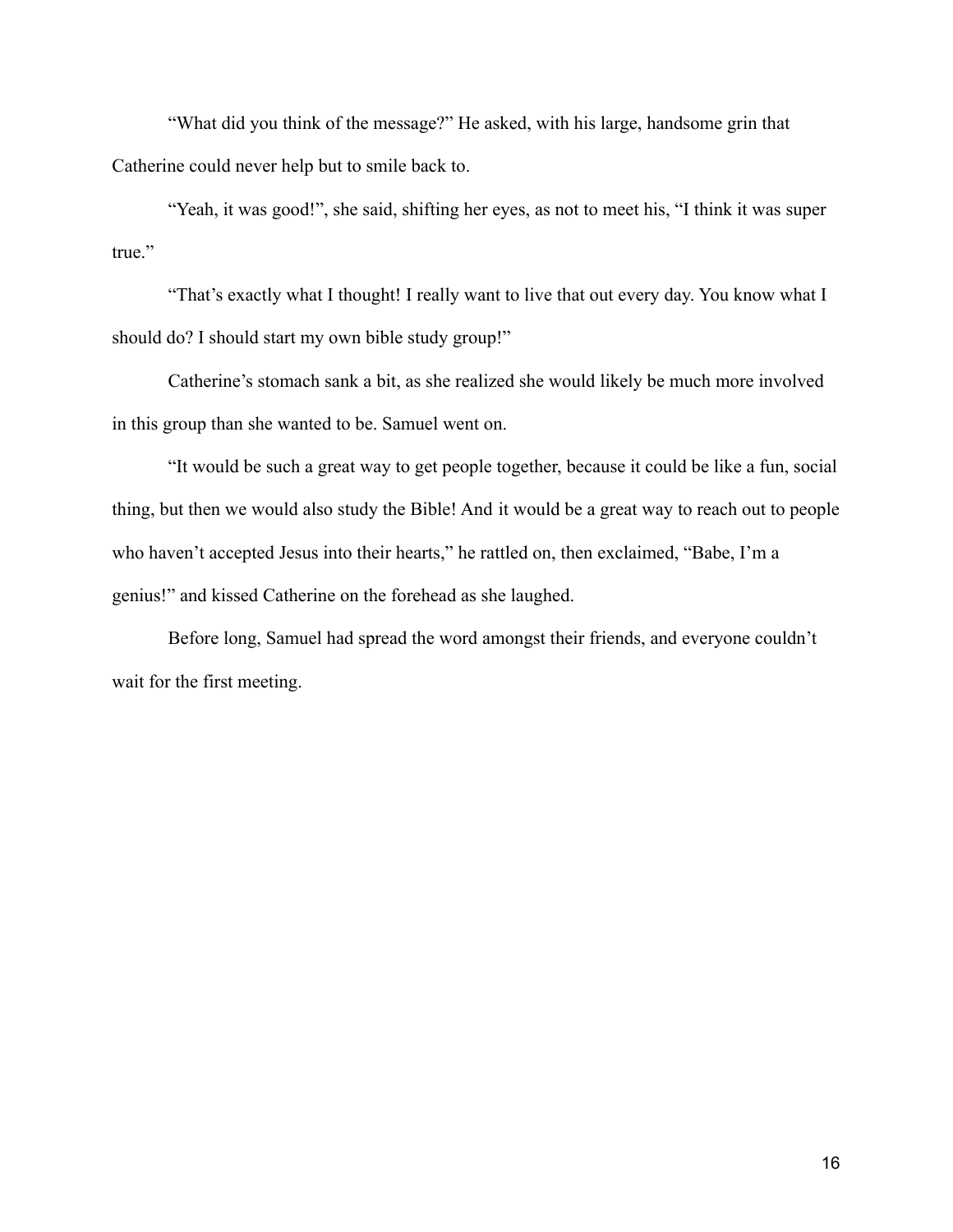“What did you think of the message?” He asked, with his large, handsome grin that Catherine could never help but to smile back to.

“Yeah, it was good!”, she said, shifting her eyes, as not to meet his, “I think it was super true.”

“That’s exactly what I thought! I really want to live that out every day. You know what I should do? I should start my own bible study group!”

Catherine’s stomach sank a bit, as she realized she would likely be much more involved in this group than she wanted to be. Samuel went on.

“It would be such a great way to get people together, because it could be like a fun, social thing, but then we would also study the Bible! And it would be a great way to reach out to people who haven’t accepted Jesus into their hearts,” he rattled on, then exclaimed, “Babe, I’m a genius!” and kissed Catherine on the forehead as she laughed.

Before long, Samuel had spread the word amongst their friends, and everyone couldn’t wait for the first meeting.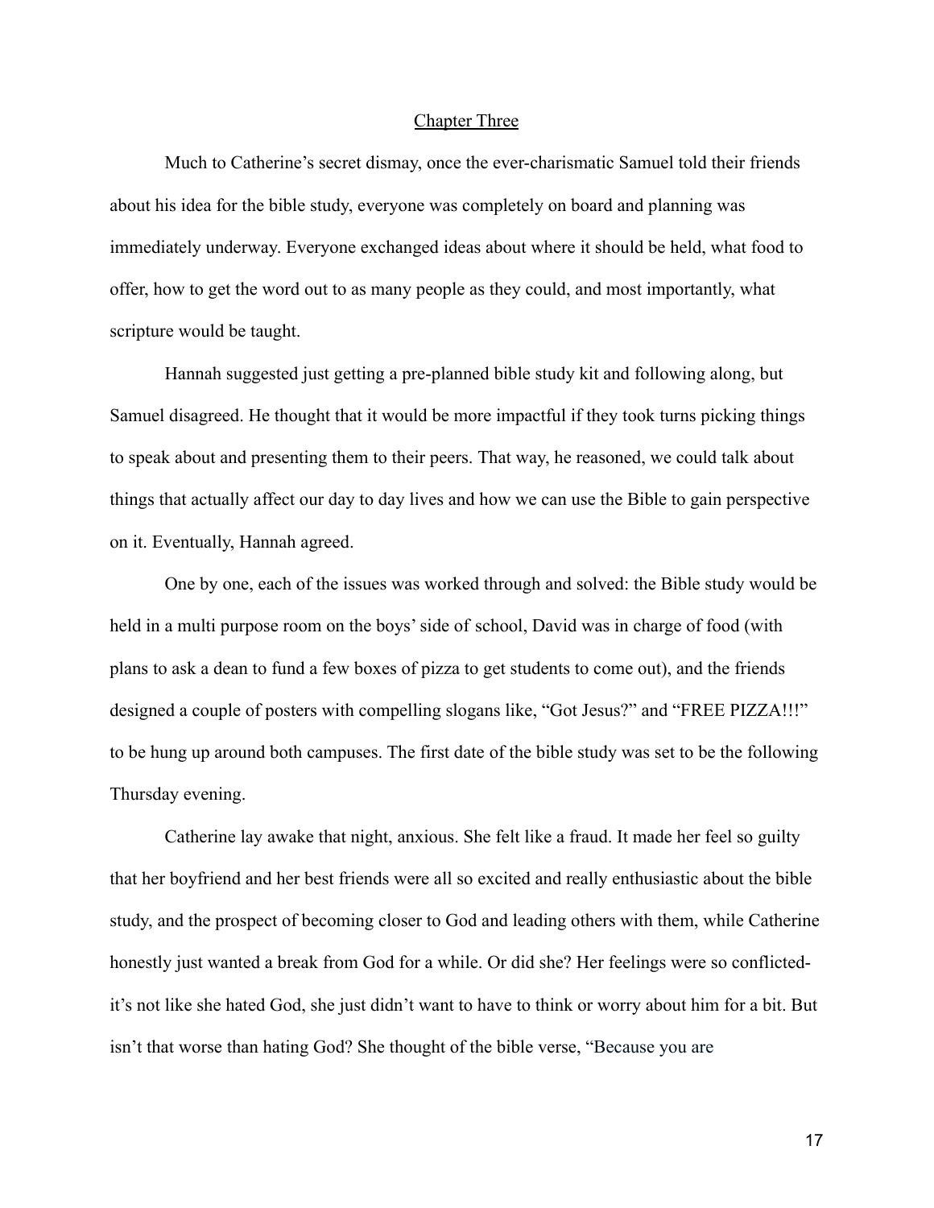## Chapter Three

Much to Catherine's secret dismay, once the ever-charismatic Samuel told their friends about his idea for the bible study, everyone was completely on board and planning was immediately underway. Everyone exchanged ideas about where it should be held, what food to offer, how to get the word out to as many people as they could, and most importantly, what scripture would be taught.

Hannah suggested just getting a pre-planned bible study kit and following along, but Samuel disagreed. He thought that it would be more impactful if they took turns picking things to speak about and presenting them to their peers. That way, he reasoned, we could talk about things that actually affect our day to day lives and how we can use the Bible to gain perspective on it. Eventually, Hannah agreed.

One by one, each of the issues was worked through and solved: the Bible study would be held in a multi purpose room on the boys' side of school, David was in charge of food (with plans to ask a dean to fund a few boxes of pizza to get students to come out), and the friends designed a couple of posters with compelling slogans like, "Got Jesus?" and "FREE PIZZA!!!" to be hung up around both campuses. The first date of the bible study was set to be the following Thursday evening.

Catherine lay awake that night, anxious. She felt like a fraud. It made her feel so guilty that her boyfriend and her best friends were all so excited and really enthusiastic about the bible study, and the prospect of becoming closer to God and leading others with them, while Catherine honestly just wanted a break from God for a while. Or did she? Her feelings were so conflicted- it's not like she hated God, she just didn't want to have to think or worry about him for a bit. But isn't that worse than hating God? She thought of the bible verse, "Because you are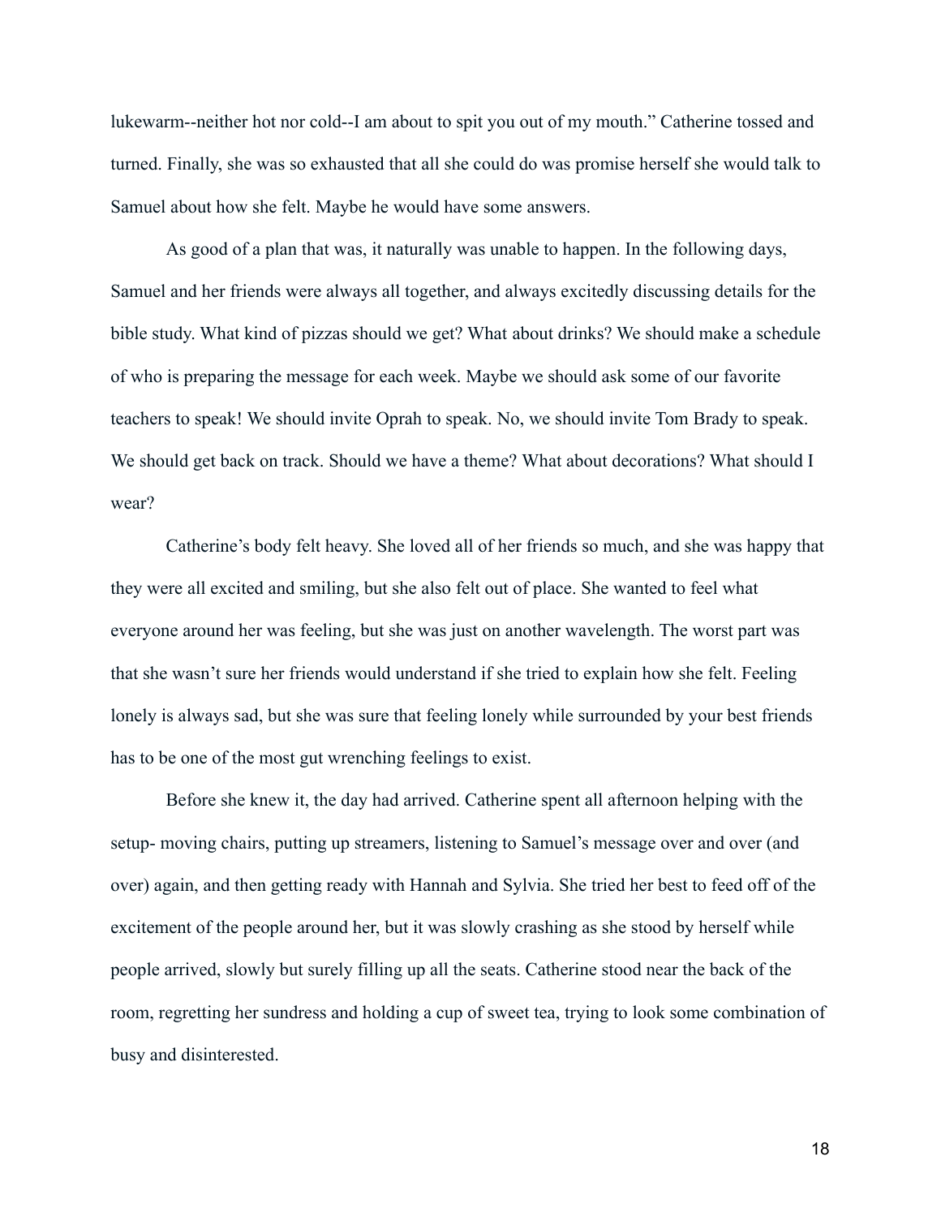lukewarm--neither hot nor cold--I am about to spit you out of my mouth." Catherine tossed and turned. Finally, she was so exhausted that all she could do was promise herself she would talk to Samuel about how she felt. Maybe he would have some answers.

As good of a plan that was, it naturally was unable to happen. In the following days, Samuel and her friends were always all together, and always excitedly discussing details for the bible study. What kind of pizzas should we get? What about drinks? We should make a schedule of who is preparing the message for each week. Maybe we should ask some of our favorite teachers to speak! We should invite Oprah to speak. No, we should invite Tom Brady to speak. We should get back on track. Should we have a theme? What about decorations? What should I wear?

Catherine's body felt heavy. She loved all of her friends so much, and she was happy that they were all excited and smiling, but she also felt out of place. She wanted to feel what everyone around her was feeling, but she was just on another wavelength. The worst part was that she wasn't sure her friends would understand if she tried to explain how she felt. Feeling lonely is always sad, but she was sure that feeling lonely while surrounded by your best friends has to be one of the most gut wrenching feelings to exist.

Before she knew it, the day had arrived. Catherine spent all afternoon helping with the setup- moving chairs, putting up streamers, listening to Samuel's message over and over (and over) again, and then getting ready with Hannah and Sylvia. She tried her best to feed off of the excitement of the people around her, but it was slowly crashing as she stood by herself while people arrived, slowly but surely filling up all the seats. Catherine stood near the back of the room, regretting her sundress and holding a cup of sweet tea, trying to look some combination of busy and disinterested.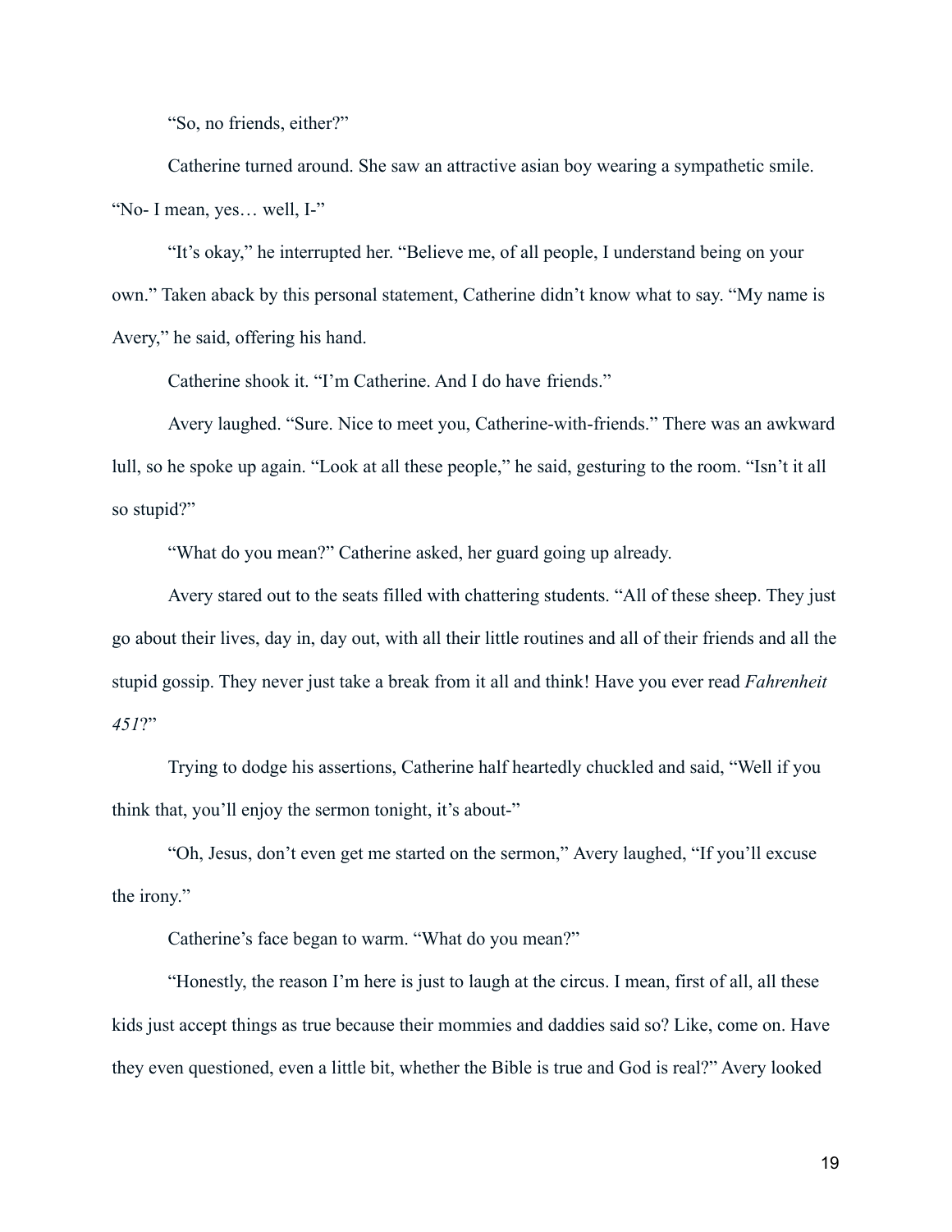"So, no friends, either?"

Catherine turned around. She saw an attractive asian boy wearing a sympathetic smile. "No- I mean, yes… well, I-"

"It's okay," he interrupted her. "Believe me, of all people, I understand being on your own." Taken aback by this personal statement, Catherine didn't know what to say. "My name is Avery," he said, offering his hand.

Catherine shook it. "I'm Catherine. And I do have friends."

Avery laughed. "Sure. Nice to meet you, Catherine-with-friends." There was an awkward lull, so he spoke up again. "Look at all these people," he said, gesturing to the room. "Isn't it all so stupid?"

"What do you mean?" Catherine asked, her guard going up already.

Avery stared out to the seats filled with chattering students. "All of these sheep. They just go about their lives, day in, day out, with all their little routines and all of their friends and all the stupid gossip. They never just take a break from it all and think! Have you ever read *Fahrenheit 451*?"

Trying to dodge his assertions, Catherine half heartedly chuckled and said, "Well if you think that, you'll enjoy the sermon tonight, it's about-"

"Oh, Jesus, don't even get me started on the sermon," Avery laughed, "If you'll excuse the irony."

Catherine's face began to warm. "What do you mean?"

"Honestly, the reason I'm here is just to laugh at the circus. I mean, first of all, all these kids just accept things as true because their mommies and daddies said so? Like, come on. Have they even questioned, even a little bit, whether the Bible is true and God is real?" Avery looked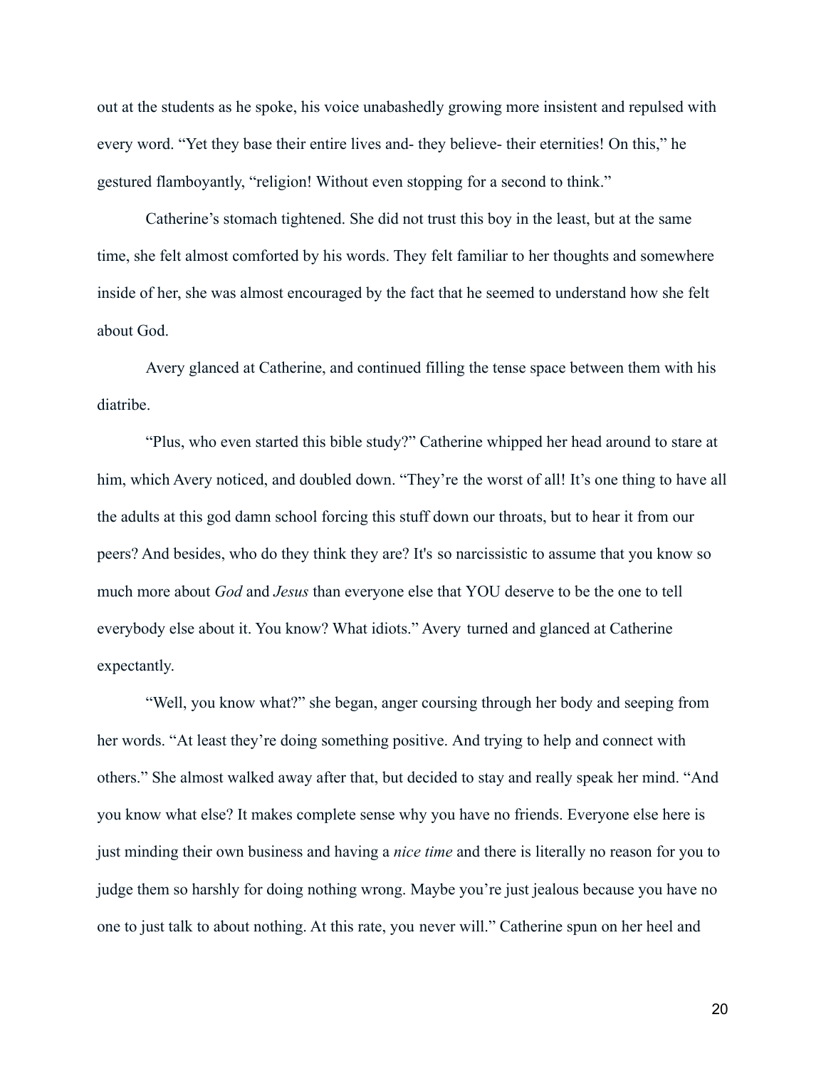out at the students as he spoke, his voice unabashedly growing more insistent and repulsed with every word. "Yet they base their entire lives and- they believe- their eternities! On this," he gestured flamboyantly, "religion! Without even stopping for a second to think."

Catherine's stomach tightened. She did not trust this boy in the least, but at the same time, she felt almost comforted by his words. They felt familiar to her thoughts and somewhere inside of her, she was almost encouraged by the fact that he seemed to understand how she felt about God.

Avery glanced at Catherine, and continued filling the tense space between them with his diatribe.

"Plus, who even started this bible study?" Catherine whipped her head around to stare at him, which Avery noticed, and doubled down. "They're the worst of all! It's one thing to have all the adults at this god damn school forcing this stuff down our throats, but to hear it from our peers? And besides, who do they think they are? It's so narcissistic to assume that you know so much more about *God* and *Jesus* than everyone else that YOU deserve to be the one to tell everybody else about it. You know? What idiots." Avery turned and glanced at Catherine expectantly.

"Well, you know what?" she began, anger coursing through her body and seeping from her words. "At least they're doing something positive. And trying to help and connect with others." She almost walked away after that, but decided to stay and really speak her mind. "And you know what else? It makes complete sense why you have no friends. Everyone else here is just minding their own business and having a *nice time* and there is literally no reason for you to judge them so harshly for doing nothing wrong. Maybe you're just jealous because you have no one to just talk to about nothing. At this rate, you never will." Catherine spun on her heel and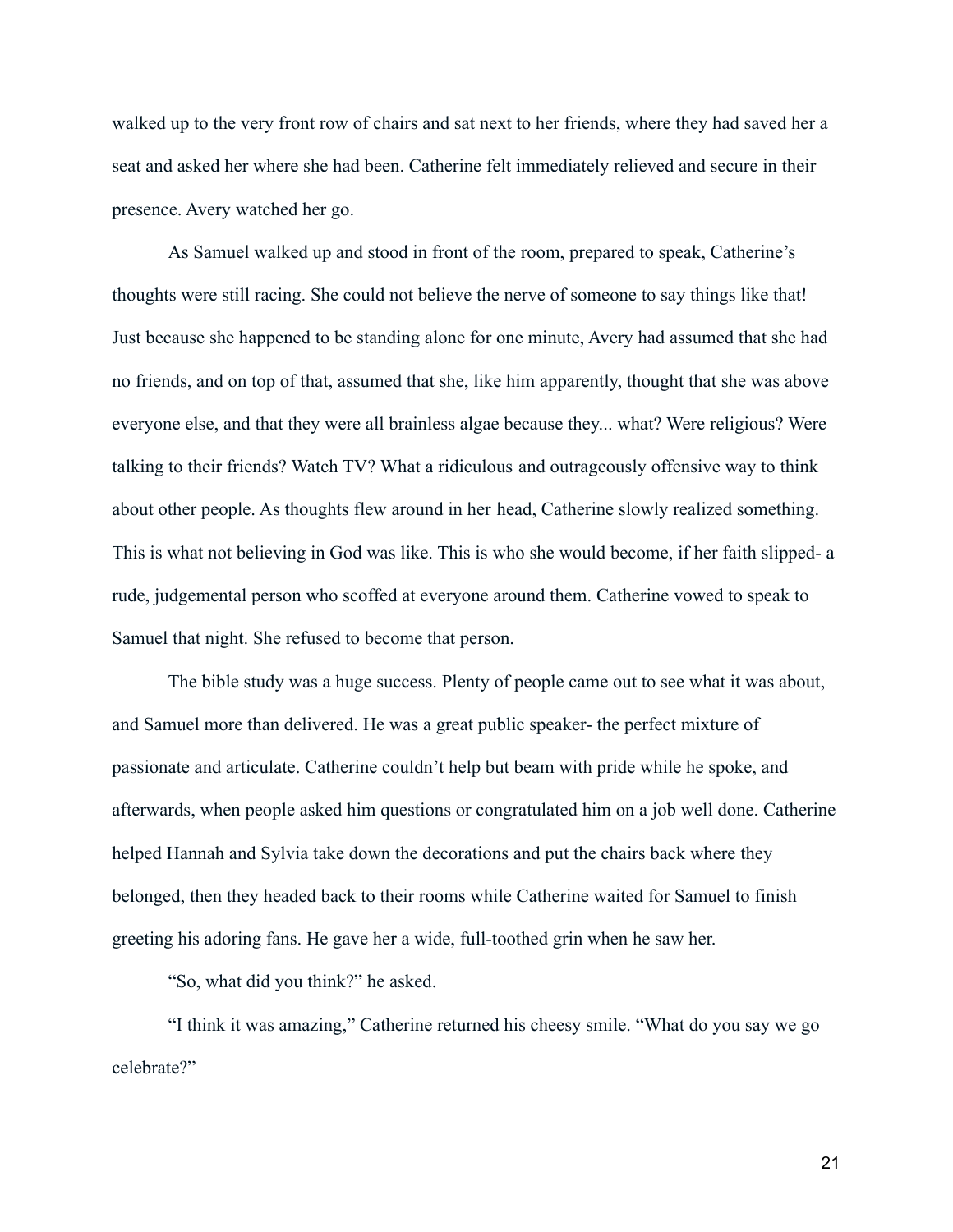walked up to the very front row of chairs and sat next to her friends, where they had saved her a seat and asked her where she had been. Catherine felt immediately relieved and secure in their presence. Avery watched her go.

As Samuel walked up and stood in front of the room, prepared to speak, Catherine's thoughts were still racing. She could not believe the nerve of someone to say things like that! Just because she happened to be standing alone for one minute, Avery had assumed that she had no friends, and on top of that, assumed that she, like him apparently, thought that she was above everyone else, and that they were all brainless algae because they... what? Were religious? Were talking to their friends? Watch TV? What a ridiculous and outrageously offensive way to think about other people. As thoughts flew around in her head, Catherine slowly realized something. This is what not believing in God was like. This is who she would become, if her faith slipped- a rude, judgemental person who scoffed at everyone around them. Catherine vowed to speak to Samuel that night. She refused to become that person.

The bible study was a huge success. Plenty of people came out to see what it was about, and Samuel more than delivered. He was a great public speaker- the perfect mixture of passionate and articulate. Catherine couldn't help but beam with pride while he spoke, and afterwards, when people asked him questions or congratulated him on a job well done. Catherine helped Hannah and Sylvia take down the decorations and put the chairs back where they belonged, then they headed back to their rooms while Catherine waited for Samuel to finish greeting his adoring fans. He gave her a wide, full-toothed grin when he saw her.

"So, what did you think?" he asked.

"I think it was amazing," Catherine returned his cheesy smile. "What do you say we go celebrate?"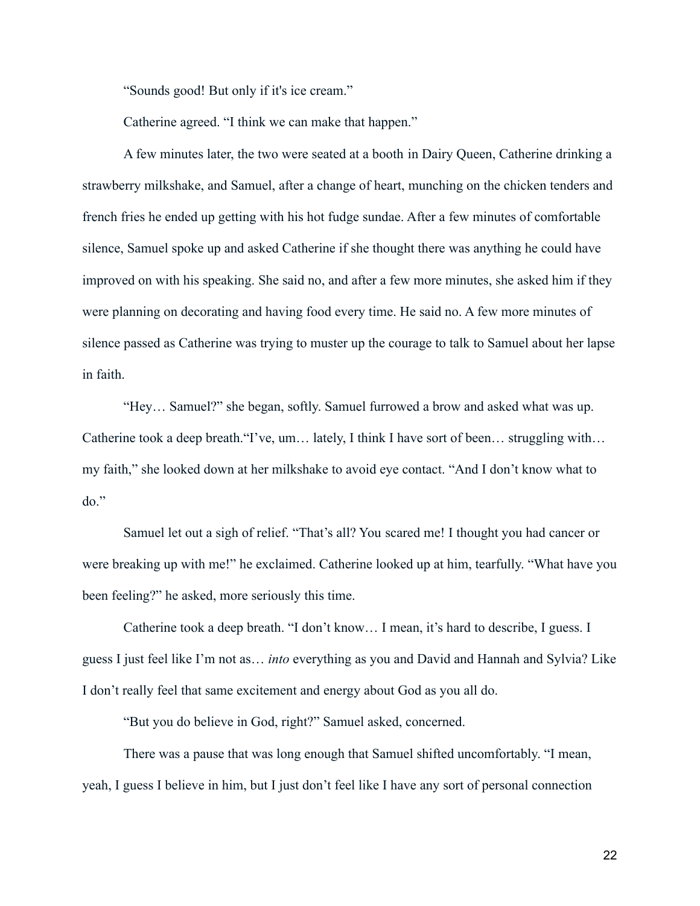"Sounds good! But only if it's ice cream."

Catherine agreed. "I think we can make that happen."

A few minutes later, the two were seated at a booth in Dairy Queen, Catherine drinking a strawberry milkshake, and Samuel, after a change of heart, munching on the chicken tenders and french fries he ended up getting with his hot fudge sundae. After a few minutes of comfortable silence, Samuel spoke up and asked Catherine if she thought there was anything he could have improved on with his speaking. She said no, and after a few more minutes, she asked him if they were planning on decorating and having food every time. He said no. A few more minutes of silence passed as Catherine was trying to muster up the courage to talk to Samuel about her lapse in faith.

"Hey… Samuel?" she began, softly. Samuel furrowed a brow and asked what was up. Catherine took a deep breath."I've, um… lately, I think I have sort of been… struggling with… my faith," she looked down at her milkshake to avoid eye contact. "And I don't know what to do."

Samuel let out a sigh of relief. "That's all? You scared me! I thought you had cancer or were breaking up with me!" he exclaimed. Catherine looked up at him, tearfully. "What have you been feeling?" he asked, more seriously this time.

Catherine took a deep breath. "I don't know… I mean, it's hard to describe, I guess. I guess I just feel like I'm not as… *into* everything as you and David and Hannah and Sylvia? Like I don't really feel that same excitement and energy about God as you all do.

"But you do believe in God, right?" Samuel asked, concerned.

There was a pause that was long enough that Samuel shifted uncomfortably. "I mean, yeah, I guess I believe in him, but I just don't feel like I have any sort of personal connection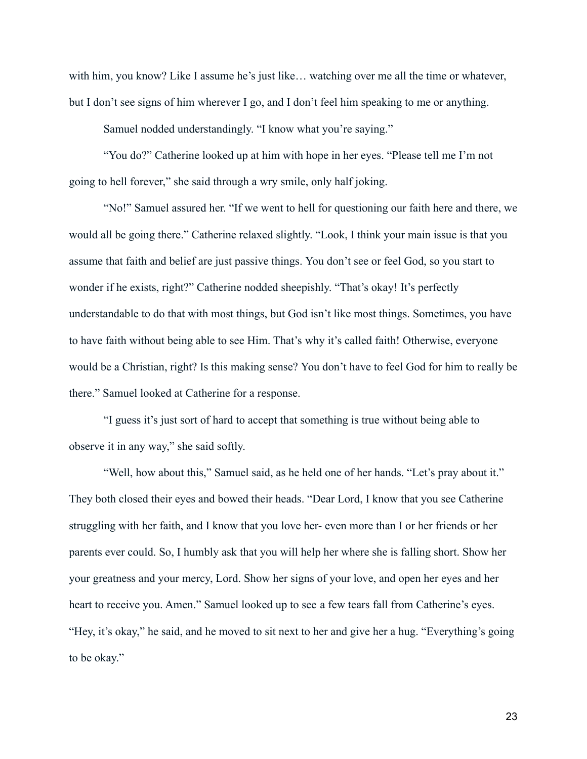with him, you know? Like I assume he's just like… watching over me all the time or whatever, but I don't see signs of him wherever I go, and I don't feel him speaking to me or anything.

Samuel nodded understandingly. "I know what you're saying."

"You do?" Catherine looked up at him with hope in her eyes. "Please tell me I'm not going to hell forever," she said through a wry smile, only half joking.

"No!" Samuel assured her. "If we went to hell for questioning our faith here and there, we would all be going there." Catherine relaxed slightly. "Look, I think your main issue is that you assume that faith and belief are just passive things. You don't see or feel God, so you start to wonder if he exists, right?" Catherine nodded sheepishly. "That's okay! It's perfectly understandable to do that with most things, but God isn't like most things. Sometimes, you have to have faith without being able to see Him. That's why it's called faith! Otherwise, everyone would be a Christian, right? Is this making sense? You don't have to feel God for him to really be there." Samuel looked at Catherine for a response.

"I guess it's just sort of hard to accept that something is true without being able to observe it in any way," she said softly.

"Well, how about this," Samuel said, as he held one of her hands. "Let's pray about it." They both closed their eyes and bowed their heads. "Dear Lord, I know that you see Catherine struggling with her faith, and I know that you love her- even more than I or her friends or her parents ever could. So, I humbly ask that you will help her where she is falling short. Show her your greatness and your mercy, Lord. Show her signs of your love, and open her eyes and her heart to receive you. Amen." Samuel looked up to see a few tears fall from Catherine's eyes. "Hey, it's okay," he said, and he moved to sit next to her and give her a hug. "Everything's going to be okay."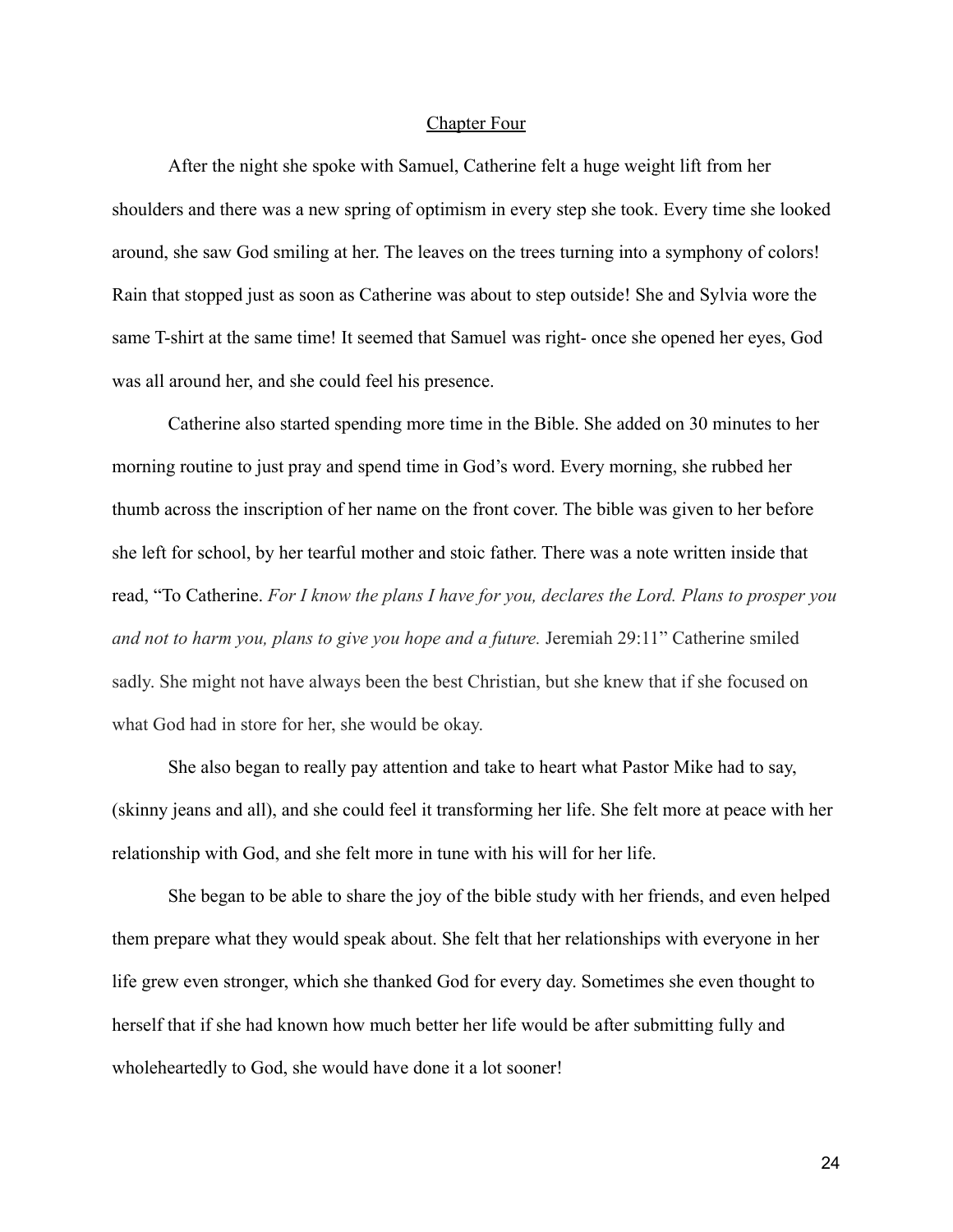## Chapter Four

After the night she spoke with Samuel, Catherine felt a huge weight lift from her shoulders and there was a new spring of optimism in every step she took. Every time she looked around, she saw God smiling at her. The leaves on the trees turning into a symphony of colors! Rain that stopped just as soon as Catherine was about to step outside! She and Sylvia wore the same T-shirt at the same time! It seemed that Samuel was right- once she opened her eyes, God was all around her, and she could feel his presence.

Catherine also started spending more time in the Bible. She added on 30 minutes to her morning routine to just pray and spend time in God's word. Every morning, she rubbed her thumb across the inscription of her name on the front cover. The bible was given to her before she left for school, by her tearful mother and stoic father. There was a note written inside that read, "To Catherine. *For I know the plans I have for you, declares the Lord. Plans to prosper you and not to harm you, plans to give you hope and a future.* Jeremiah 29:11" Catherine smiled sadly. She might not have always been the best Christian, but she knew that if she focused on what God had in store for her, she would be okay.

She also began to really pay attention and take to heart what Pastor Mike had to say, (skinny jeans and all), and she could feel it transforming her life. She felt more at peace with her relationship with God, and she felt more in tune with his will for her life.

She began to be able to share the joy of the bible study with her friends, and even helped them prepare what they would speak about. She felt that her relationships with everyone in her life grew even stronger, which she thanked God for every day. Sometimes she even thought to herself that if she had known how much better her life would be after submitting fully and wholeheartedly to God, she would have done it a lot sooner!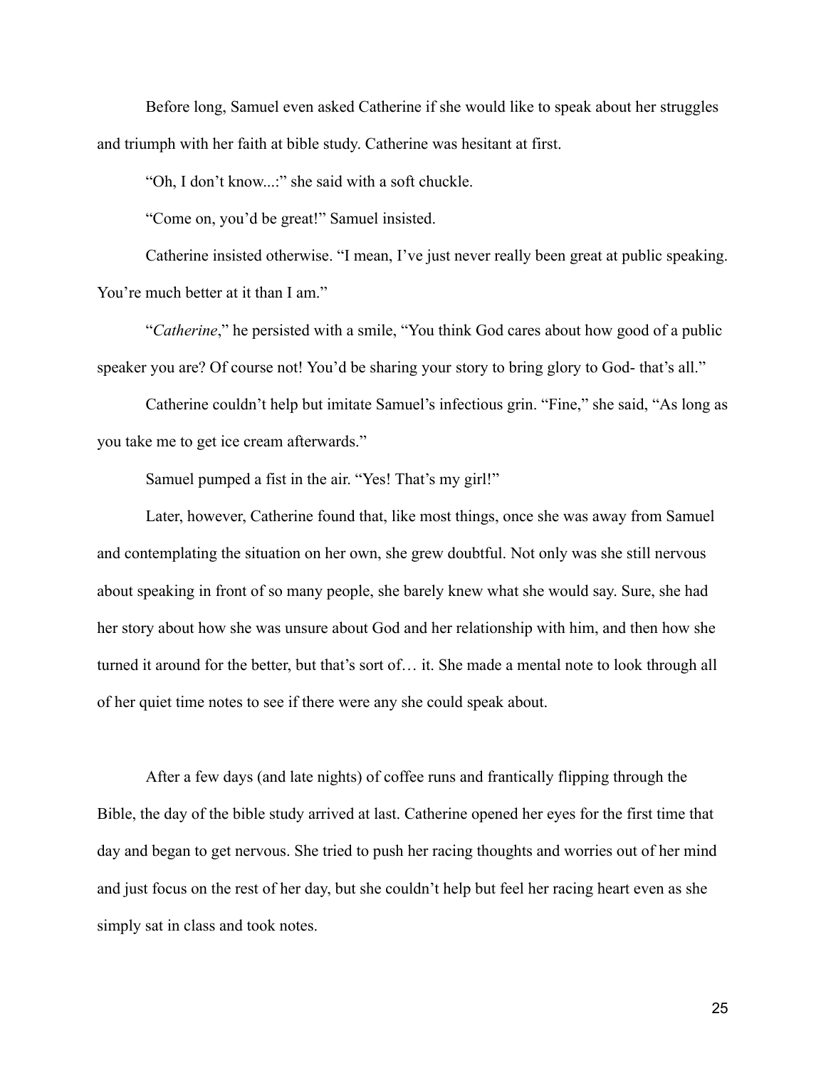Before long, Samuel even asked Catherine if she would like to speak about her struggles and triumph with her faith at bible study. Catherine was hesitant at first.

"Oh, I don't know...:" she said with a soft chuckle.

"Come on, you'd be great!" Samuel insisted.

Catherine insisted otherwise. "I mean, I've just never really been great at public speaking. You're much better at it than I am."

"*Catherine*," he persisted with a smile, "You think God cares about how good of a public speaker you are? Of course not! You'd be sharing your story to bring glory to God- that's all."

Catherine couldn't help but imitate Samuel's infectious grin. "Fine," she said, "As long as you take me to get ice cream afterwards."

Samuel pumped a fist in the air. "Yes! That's my girl!"

Later, however, Catherine found that, like most things, once she was away from Samuel and contemplating the situation on her own, she grew doubtful. Not only was she still nervous about speaking in front of so many people, she barely knew what she would say. Sure, she had her story about how she was unsure about God and her relationship with him, and then how she turned it around for the better, but that's sort of… it. She made a mental note to look through all of her quiet time notes to see if there were any she could speak about.

After a few days (and late nights) of coffee runs and frantically flipping through the Bible, the day of the bible study arrived at last. Catherine opened her eyes for the first time that day and began to get nervous. She tried to push her racing thoughts and worries out of her mind and just focus on the rest of her day, but she couldn't help but feel her racing heart even as she simply sat in class and took notes.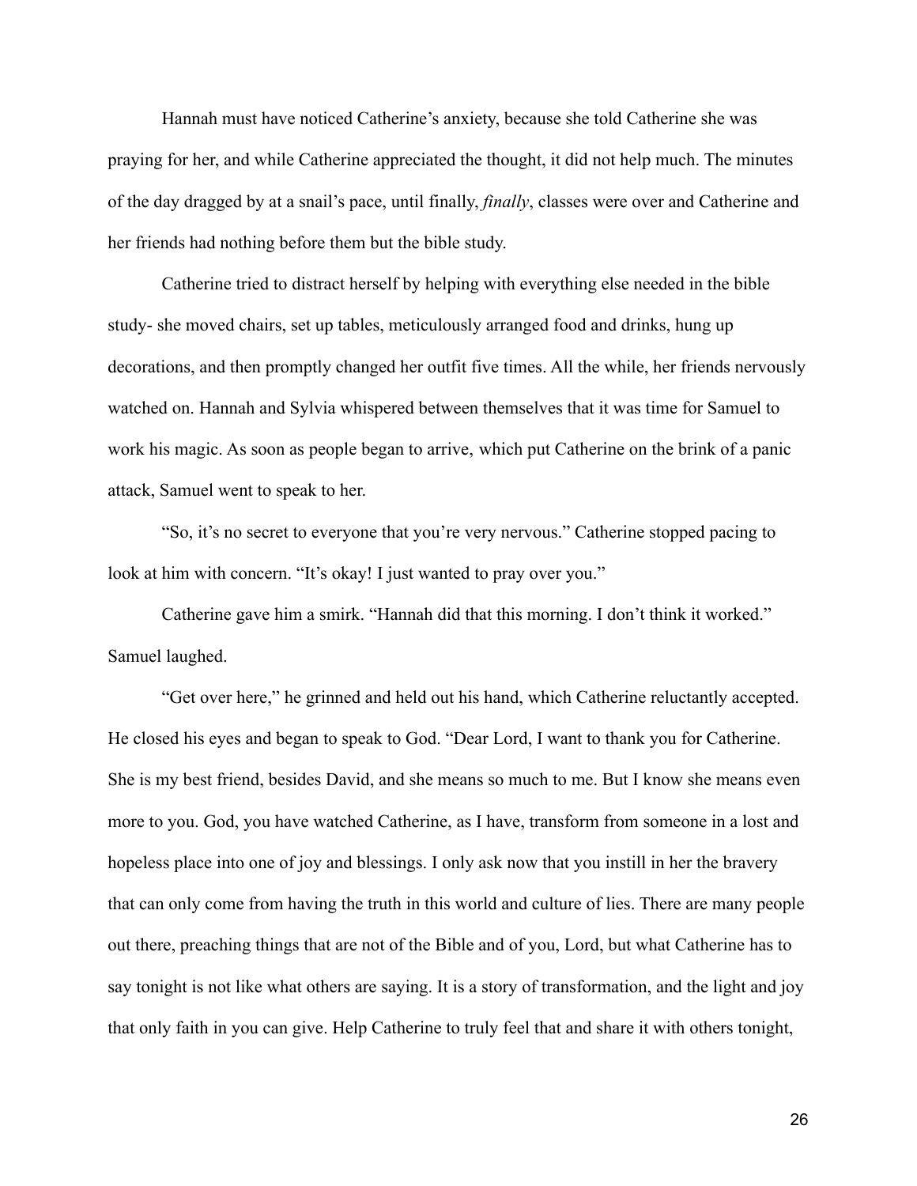Hannah must have noticed Catherine's anxiety, because she told Catherine she was praying for her, and while Catherine appreciated the thought, it did not help much. The minutes of the day dragged by at a snail's pace, until finally, *finally*, classes were over and Catherine and her friends had nothing before them but the bible study.

Catherine tried to distract herself by helping with everything else needed in the bible study- she moved chairs, set up tables, meticulously arranged food and drinks, hung up decorations, and then promptly changed her outfit five times. All the while, her friends nervously watched on. Hannah and Sylvia whispered between themselves that it was time for Samuel to work his magic. As soon as people began to arrive, which put Catherine on the brink of a panic attack, Samuel went to speak to her.

"So, it's no secret to everyone that you're very nervous." Catherine stopped pacing to look at him with concern. "It's okay! I just wanted to pray over you."

Catherine gave him a smirk. "Hannah did that this morning. I don't think it worked." Samuel laughed.

"Get over here," he grinned and held out his hand, which Catherine reluctantly accepted. He closed his eyes and began to speak to God. "Dear Lord, I want to thank you for Catherine. She is my best friend, besides David, and she means so much to me. But I know she means even more to you. God, you have watched Catherine, as I have, transform from someone in a lost and hopeless place into one of joy and blessings. I only ask now that you instill in her the bravery that can only come from having the truth in this world and culture of lies. There are many people out there, preaching things that are not of the Bible and of you, Lord, but what Catherine has to say tonight is not like what others are saying. It is a story of transformation, and the light and joy that only faith in you can give. Help Catherine to truly feel that and share it with others tonight,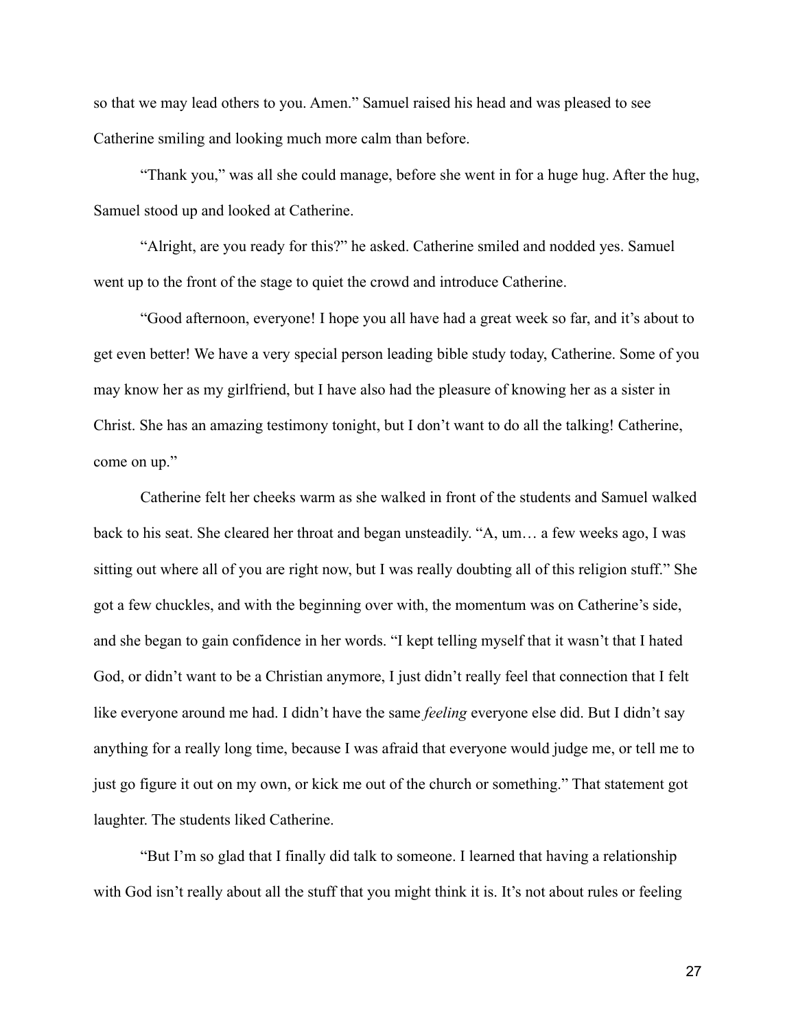so that we may lead others to you. Amen." Samuel raised his head and was pleased to see Catherine smiling and looking much more calm than before.

"Thank you," was all she could manage, before she went in for a huge hug. After the hug, Samuel stood up and looked at Catherine.

"Alright, are you ready for this?" he asked. Catherine smiled and nodded yes. Samuel went up to the front of the stage to quiet the crowd and introduce Catherine.

"Good afternoon, everyone! I hope you all have had a great week so far, and it's about to get even better! We have a very special person leading bible study today, Catherine. Some of you may know her as my girlfriend, but I have also had the pleasure of knowing her as a sister in Christ. She has an amazing testimony tonight, but I don't want to do all the talking! Catherine, come on up."

Catherine felt her cheeks warm as she walked in front of the students and Samuel walked back to his seat. She cleared her throat and began unsteadily. "A, um… a few weeks ago, I was sitting out where all of you are right now, but I was really doubting all of this religion stuff." She got a few chuckles, and with the beginning over with, the momentum was on Catherine's side, and she began to gain confidence in her words. "I kept telling myself that it wasn't that I hated God, or didn't want to be a Christian anymore, I just didn't really feel that connection that I felt like everyone around me had. I didn't have the same *feeling* everyone else did. But I didn't say anything for a really long time, because I was afraid that everyone would judge me, or tell me to just go figure it out on my own, or kick me out of the church or something." That statement got laughter. The students liked Catherine.

"But I'm so glad that I finally did talk to someone. I learned that having a relationship with God isn't really about all the stuff that you might think it is. It's not about rules or feeling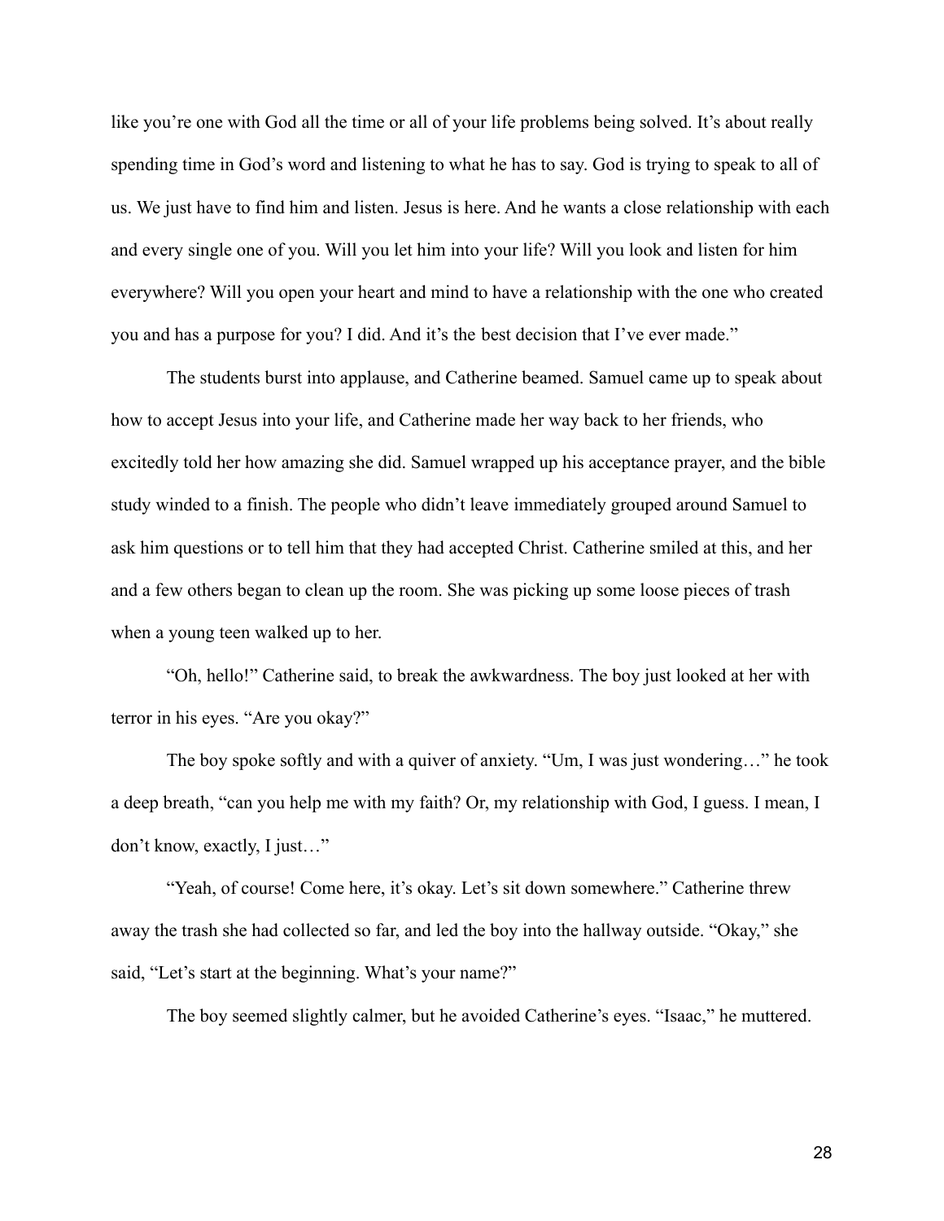like you're one with God all the time or all of your life problems being solved. It's about really spending time in God's word and listening to what he has to say. God is trying to speak to all of us. We just have to find him and listen. Jesus is here. And he wants a close relationship with each and every single one of you. Will you let him into your life? Will you look and listen for him everywhere? Will you open your heart and mind to have a relationship with the one who created you and has a purpose for you? I did. And it's the best decision that I've ever made."

The students burst into applause, and Catherine beamed. Samuel came up to speak about how to accept Jesus into your life, and Catherine made her way back to her friends, who excitedly told her how amazing she did. Samuel wrapped up his acceptance prayer, and the bible study winded to a finish. The people who didn't leave immediately grouped around Samuel to ask him questions or to tell him that they had accepted Christ. Catherine smiled at this, and her and a few others began to clean up the room. She was picking up some loose pieces of trash when a young teen walked up to her.

"Oh, hello!" Catherine said, to break the awkwardness. The boy just looked at her with terror in his eyes. "Are you okay?"

The boy spoke softly and with a quiver of anxiety. "Um, I was just wondering…" he took a deep breath, "can you help me with my faith? Or, my relationship with God, I guess. I mean, I don't know, exactly, I just…"

"Yeah, of course! Come here, it's okay. Let's sit down somewhere." Catherine threw away the trash she had collected so far, and led the boy into the hallway outside. "Okay," she said, "Let's start at the beginning. What's your name?"

The boy seemed slightly calmer, but he avoided Catherine's eyes. "Isaac," he muttered.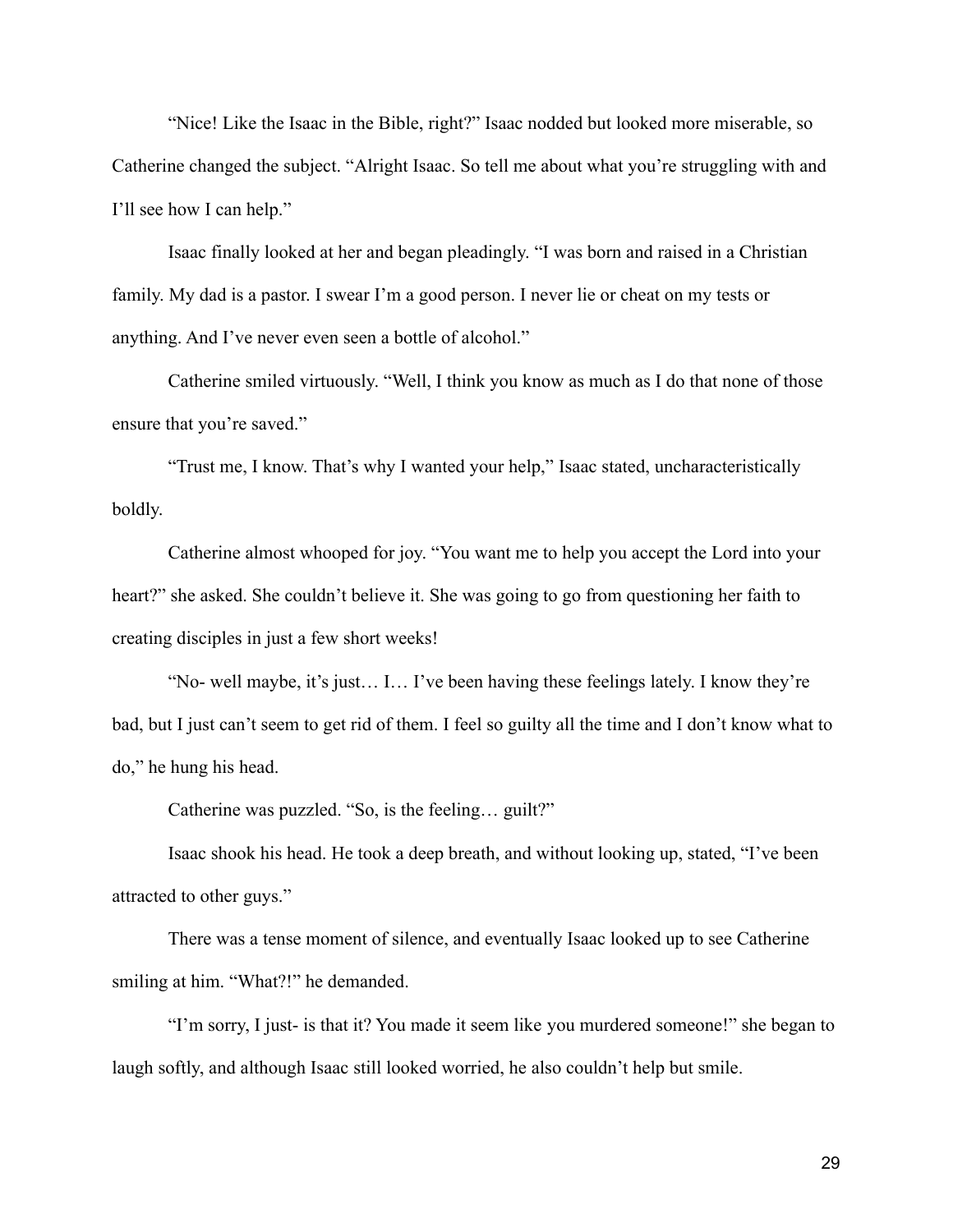"Nice! Like the Isaac in the Bible, right?" Isaac nodded but looked more miserable, so Catherine changed the subject. "Alright Isaac. So tell me about what you're struggling with and I'll see how I can help."

Isaac finally looked at her and began pleadingly. "I was born and raised in a Christian family. My dad is a pastor. I swear I'm a good person. I never lie or cheat on my tests or anything. And I've never even seen a bottle of alcohol."

Catherine smiled virtuously. "Well, I think you know as much as I do that none of those ensure that you're saved."

"Trust me, I know. That's why I wanted your help," Isaac stated, uncharacteristically boldly.

Catherine almost whooped for joy. "You want me to help you accept the Lord into your heart?" she asked. She couldn't believe it. She was going to go from questioning her faith to creating disciples in just a few short weeks!

"No- well maybe, it's just… I… I've been having these feelings lately. I know they're bad, but I just can't seem to get rid of them. I feel so guilty all the time and I don't know what to do," he hung his head.

Catherine was puzzled. "So, is the feeling… guilt?"

Isaac shook his head. He took a deep breath, and without looking up, stated, "I've been attracted to other guys."

There was a tense moment of silence, and eventually Isaac looked up to see Catherine smiling at him. "What?!" he demanded.

"I'm sorry, I just- is that it? You made it seem like you murdered someone!" she began to laugh softly, and although Isaac still looked worried, he also couldn't help but smile.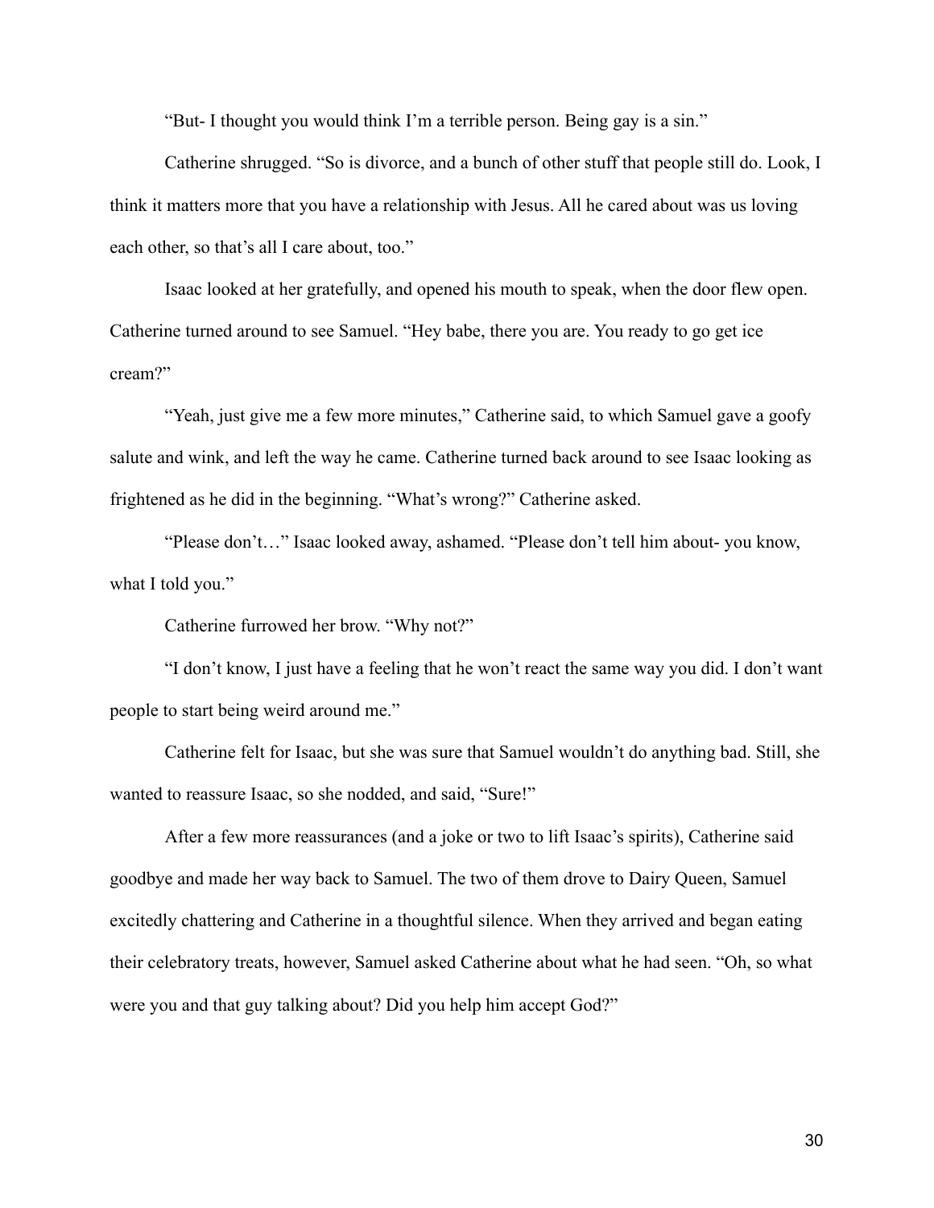"But- I thought you would think I'm a terrible person. Being gay is a sin."

Catherine shrugged. "So is divorce, and a bunch of other stuff that people still do. Look, I think it matters more that you have a relationship with Jesus. All he cared about was us loving each other, so that's all I care about, too."

Isaac looked at her gratefully, and opened his mouth to speak, when the door flew open. Catherine turned around to see Samuel. "Hey babe, there you are. You ready to go get ice cream?"

"Yeah, just give me a few more minutes," Catherine said, to which Samuel gave a goofy salute and wink, and left the way he came. Catherine turned back around to see Isaac looking as frightened as he did in the beginning. "What's wrong?" Catherine asked.

"Please don't…" Isaac looked away, ashamed. "Please don't tell him about- you know, what I told you."

Catherine furrowed her brow. "Why not?"

"I don't know, I just have a feeling that he won't react the same way you did. I don't want people to start being weird around me."

Catherine felt for Isaac, but she was sure that Samuel wouldn't do anything bad. Still, she wanted to reassure Isaac, so she nodded, and said, "Sure!"

After a few more reassurances (and a joke or two to lift Isaac's spirits), Catherine said goodbye and made her way back to Samuel. The two of them drove to Dairy Queen, Samuel excitedly chattering and Catherine in a thoughtful silence. When they arrived and began eating their celebratory treats, however, Samuel asked Catherine about what he had seen. "Oh, so what were you and that guy talking about? Did you help him accept God?"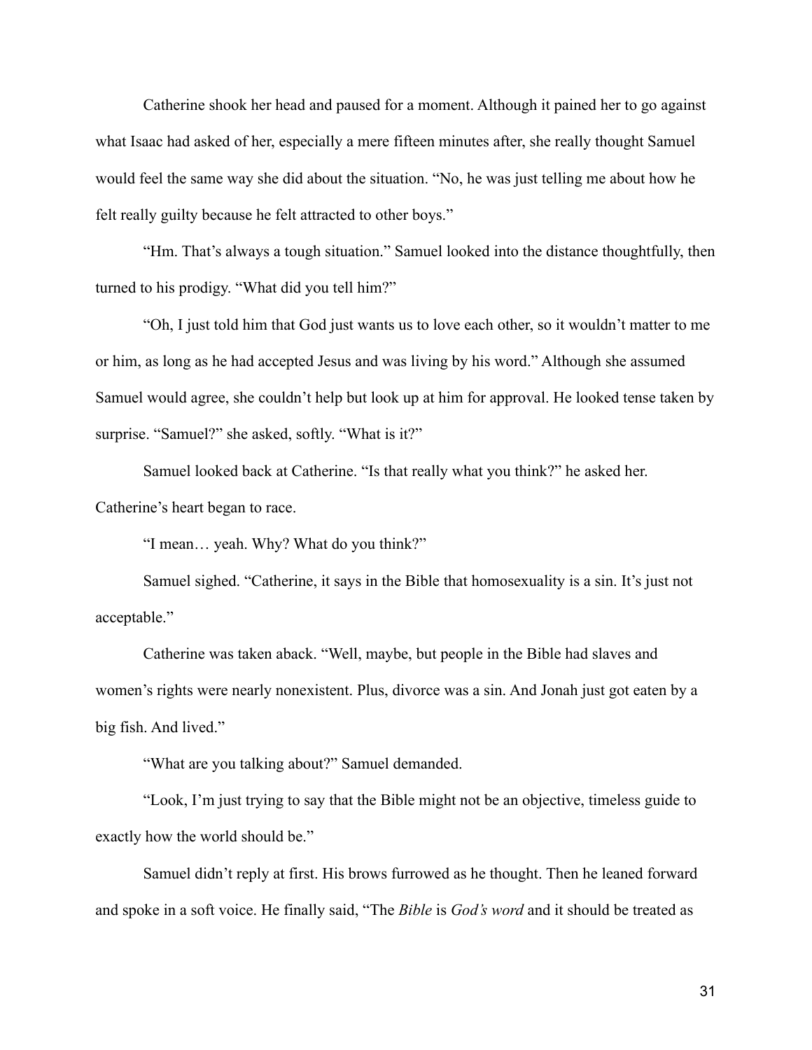Catherine shook her head and paused for a moment. Although it pained her to go against what Isaac had asked of her, especially a mere fifteen minutes after, she really thought Samuel would feel the same way she did about the situation. "No, he was just telling me about how he felt really guilty because he felt attracted to other boys."

"Hm. That's always a tough situation." Samuel looked into the distance thoughtfully, then turned to his prodigy. "What did you tell him?"

"Oh, I just told him that God just wants us to love each other, so it wouldn't matter to me or him, as long as he had accepted Jesus and was living by his word." Although she assumed Samuel would agree, she couldn't help but look up at him for approval. He looked tense taken by surprise. "Samuel?" she asked, softly. "What is it?"

Samuel looked back at Catherine. "Is that really what you think?" he asked her. Catherine's heart began to race.

"I mean… yeah. Why? What do you think?"

Samuel sighed. "Catherine, it says in the Bible that homosexuality is a sin. It's just not acceptable."

Catherine was taken aback. "Well, maybe, but people in the Bible had slaves and women's rights were nearly nonexistent. Plus, divorce was a sin. And Jonah just got eaten by a big fish. And lived."

"What are you talking about?" Samuel demanded.

"Look, I'm just trying to say that the Bible might not be an objective, timeless guide to exactly how the world should be."

Samuel didn't reply at first. His brows furrowed as he thought. Then he leaned forward and spoke in a soft voice. He finally said, "The *Bible* is *God's word* and it should be treated as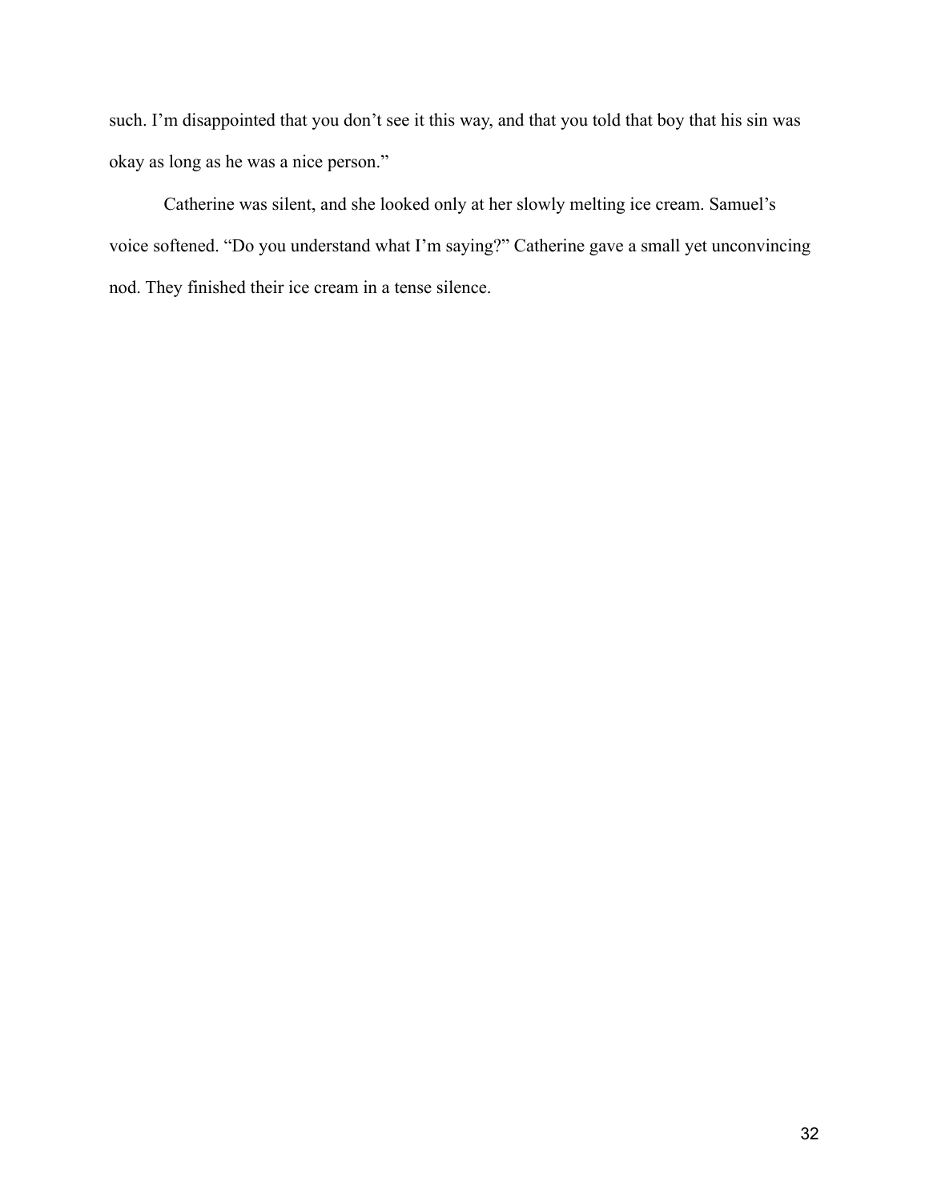such. I’m disappointed that you don’t see it this way, and that you told that boy that his sin was okay as long as he was a nice person.”

Catherine was silent, and she looked only at her slowly melting ice cream. Samuel’s voice softened. “Do you understand what I’m saying?” Catherine gave a small yet unconvincing nod. They finished their ice cream in a tense silence.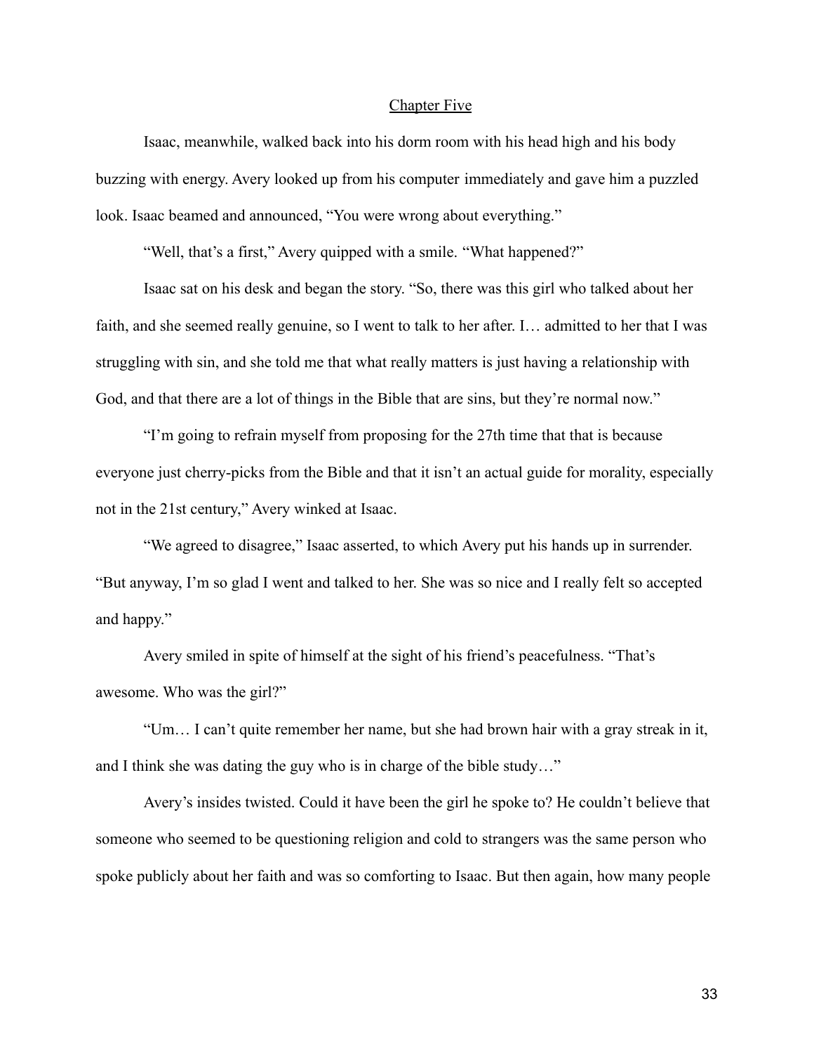## Chapter Five

Isaac, meanwhile, walked back into his dorm room with his head high and his body buzzing with energy. Avery looked up from his computer immediately and gave him a puzzled look. Isaac beamed and announced, "You were wrong about everything."

"Well, that's a first," Avery quipped with a smile. "What happened?"

Isaac sat on his desk and began the story. "So, there was this girl who talked about her faith, and she seemed really genuine, so I went to talk to her after. I… admitted to her that I was struggling with sin, and she told me that what really matters is just having a relationship with God, and that there are a lot of things in the Bible that are sins, but they're normal now."

"I'm going to refrain myself from proposing for the 27th time that that is because everyone just cherry-picks from the Bible and that it isn't an actual guide for morality, especially not in the 21st century," Avery winked at Isaac.

"We agreed to disagree," Isaac asserted, to which Avery put his hands up in surrender. "But anyway, I'm so glad I went and talked to her. She was so nice and I really felt so accepted and happy."

Avery smiled in spite of himself at the sight of his friend's peacefulness. "That's awesome. Who was the girl?"

"Um… I can't quite remember her name, but she had brown hair with a gray streak in it, and I think she was dating the guy who is in charge of the bible study…"

Avery's insides twisted. Could it have been the girl he spoke to? He couldn't believe that someone who seemed to be questioning religion and cold to strangers was the same person who spoke publicly about her faith and was so comforting to Isaac. But then again, how many people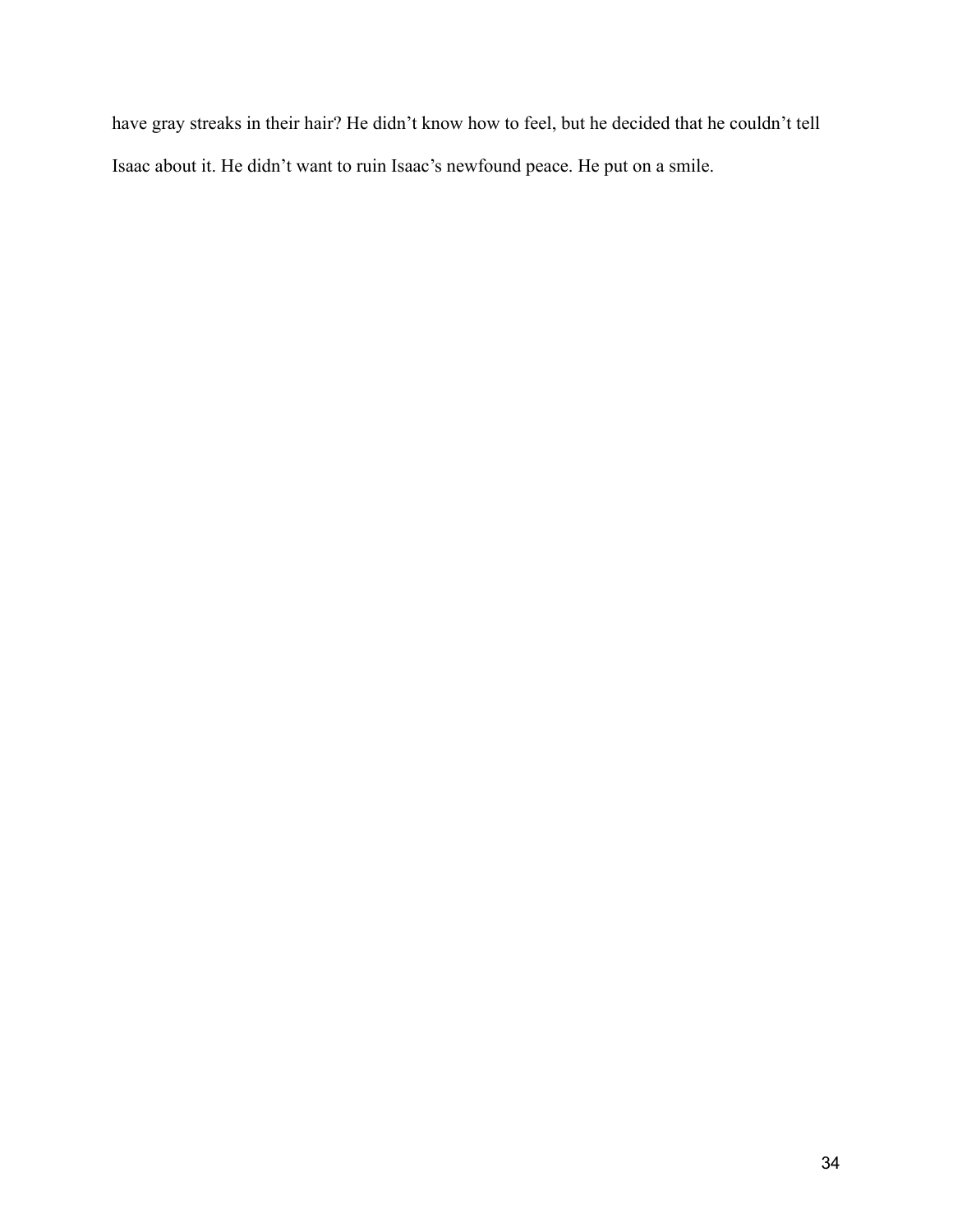have gray streaks in their hair? He didn’t know how to feel, but he decided that he couldn’t tell Isaac about it. He didn’t want to ruin Isaac’s newfound peace. He put on a smile.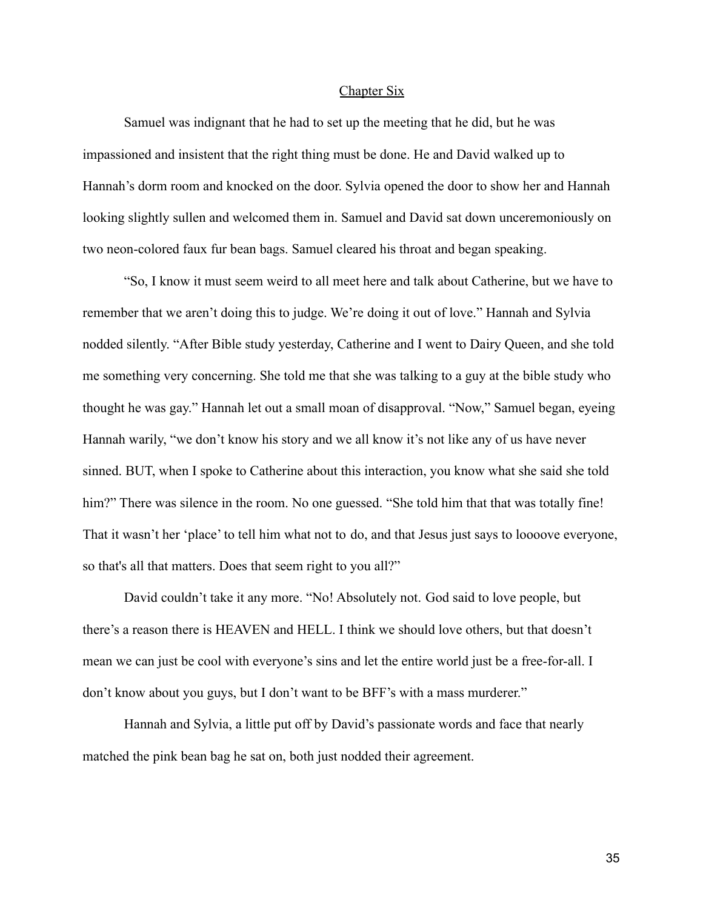## Chapter Six

Samuel was indignant that he had to set up the meeting that he did, but he was impassioned and insistent that the right thing must be done. He and David walked up to Hannah's dorm room and knocked on the door. Sylvia opened the door to show her and Hannah looking slightly sullen and welcomed them in. Samuel and David sat down unceremoniously on two neon-colored faux fur bean bags. Samuel cleared his throat and began speaking.

"So, I know it must seem weird to all meet here and talk about Catherine, but we have to remember that we aren't doing this to judge. We're doing it out of love." Hannah and Sylvia nodded silently. "After Bible study yesterday, Catherine and I went to Dairy Queen, and she told me something very concerning. She told me that she was talking to a guy at the bible study who thought he was gay." Hannah let out a small moan of disapproval. "Now," Samuel began, eyeing Hannah warily, "we don't know his story and we all know it's not like any of us have never sinned. BUT, when I spoke to Catherine about this interaction, you know what she said she told him?" There was silence in the room. No one guessed. "She told him that that was totally fine! That it wasn't her 'place' to tell him what not to do, and that Jesus just says to loooove everyone, so that's all that matters. Does that seem right to you all?"

David couldn't take it any more. "No! Absolutely not. God said to love people, but there's a reason there is HEAVEN and HELL. I think we should love others, but that doesn't mean we can just be cool with everyone's sins and let the entire world just be a free-for-all. I don't know about you guys, but I don't want to be BFF's with a mass murderer."

Hannah and Sylvia, a little put off by David's passionate words and face that nearly matched the pink bean bag he sat on, both just nodded their agreement.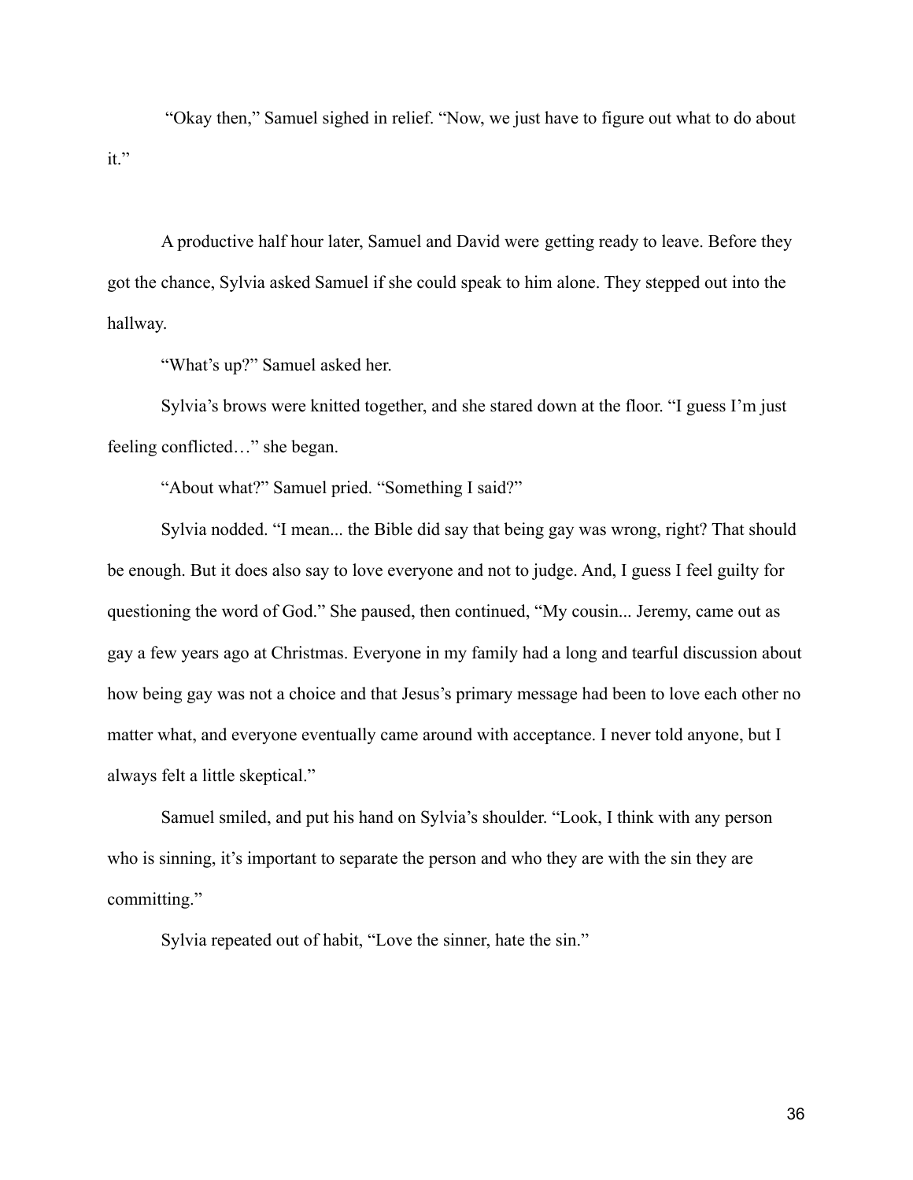"Okay then," Samuel sighed in relief. "Now, we just have to figure out what to do about it."

A productive half hour later, Samuel and David were getting ready to leave. Before they got the chance, Sylvia asked Samuel if she could speak to him alone. They stepped out into the hallway.

"What's up?" Samuel asked her.

Sylvia's brows were knitted together, and she stared down at the floor. "I guess I'm just feeling conflicted…" she began.

"About what?" Samuel pried. "Something I said?"

Sylvia nodded. "I mean... the Bible did say that being gay was wrong, right? That should be enough. But it does also say to love everyone and not to judge. And, I guess I feel guilty for questioning the word of God." She paused, then continued, "My cousin... Jeremy, came out as gay a few years ago at Christmas. Everyone in my family had a long and tearful discussion about how being gay was not a choice and that Jesus's primary message had been to love each other no matter what, and everyone eventually came around with acceptance. I never told anyone, but I always felt a little skeptical."

Samuel smiled, and put his hand on Sylvia's shoulder. "Look, I think with any person who is sinning, it's important to separate the person and who they are with the sin they are committing."

Sylvia repeated out of habit, "Love the sinner, hate the sin."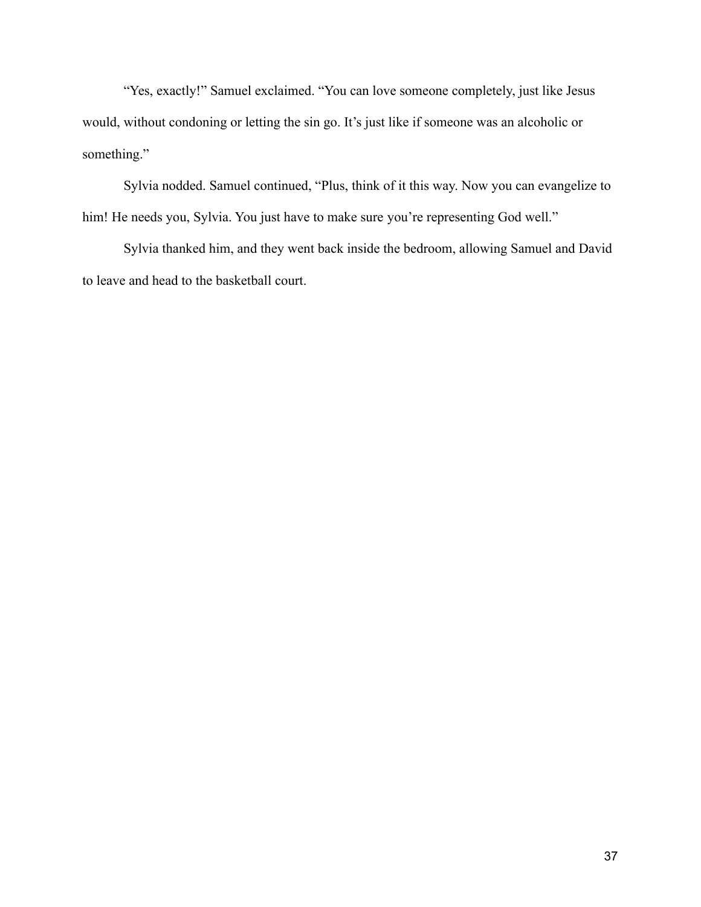"Yes, exactly!" Samuel exclaimed. "You can love someone completely, just like Jesus would, without condoning or letting the sin go. It's just like if someone was an alcoholic or something."

Sylvia nodded. Samuel continued, "Plus, think of it this way. Now you can evangelize to him! He needs you, Sylvia. You just have to make sure you're representing God well."

Sylvia thanked him, and they went back inside the bedroom, allowing Samuel and David to leave and head to the basketball court.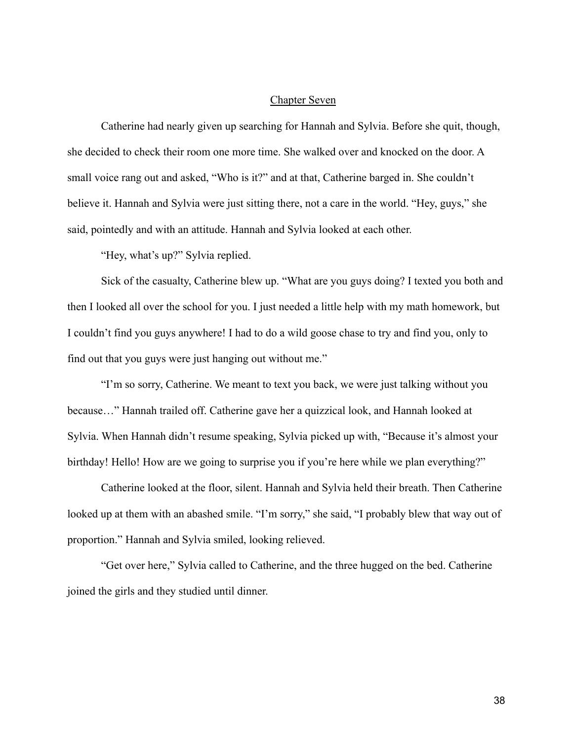## Chapter Seven

Catherine had nearly given up searching for Hannah and Sylvia. Before she quit, though, she decided to check their room one more time. She walked over and knocked on the door. A small voice rang out and asked, "Who is it?" and at that, Catherine barged in. She couldn't believe it. Hannah and Sylvia were just sitting there, not a care in the world. "Hey, guys," she said, pointedly and with an attitude. Hannah and Sylvia looked at each other.

"Hey, what's up?" Sylvia replied.

Sick of the casualty, Catherine blew up. "What are you guys doing? I texted you both and then I looked all over the school for you. I just needed a little help with my math homework, but I couldn't find you guys anywhere! I had to do a wild goose chase to try and find you, only to find out that you guys were just hanging out without me."

"I'm so sorry, Catherine. We meant to text you back, we were just talking without you because…" Hannah trailed off. Catherine gave her a quizzical look, and Hannah looked at Sylvia. When Hannah didn't resume speaking, Sylvia picked up with, "Because it's almost your birthday! Hello! How are we going to surprise you if you're here while we plan everything?"

Catherine looked at the floor, silent. Hannah and Sylvia held their breath. Then Catherine looked up at them with an abashed smile. "I'm sorry," she said, "I probably blew that way out of proportion." Hannah and Sylvia smiled, looking relieved.

"Get over here," Sylvia called to Catherine, and the three hugged on the bed. Catherine joined the girls and they studied until dinner.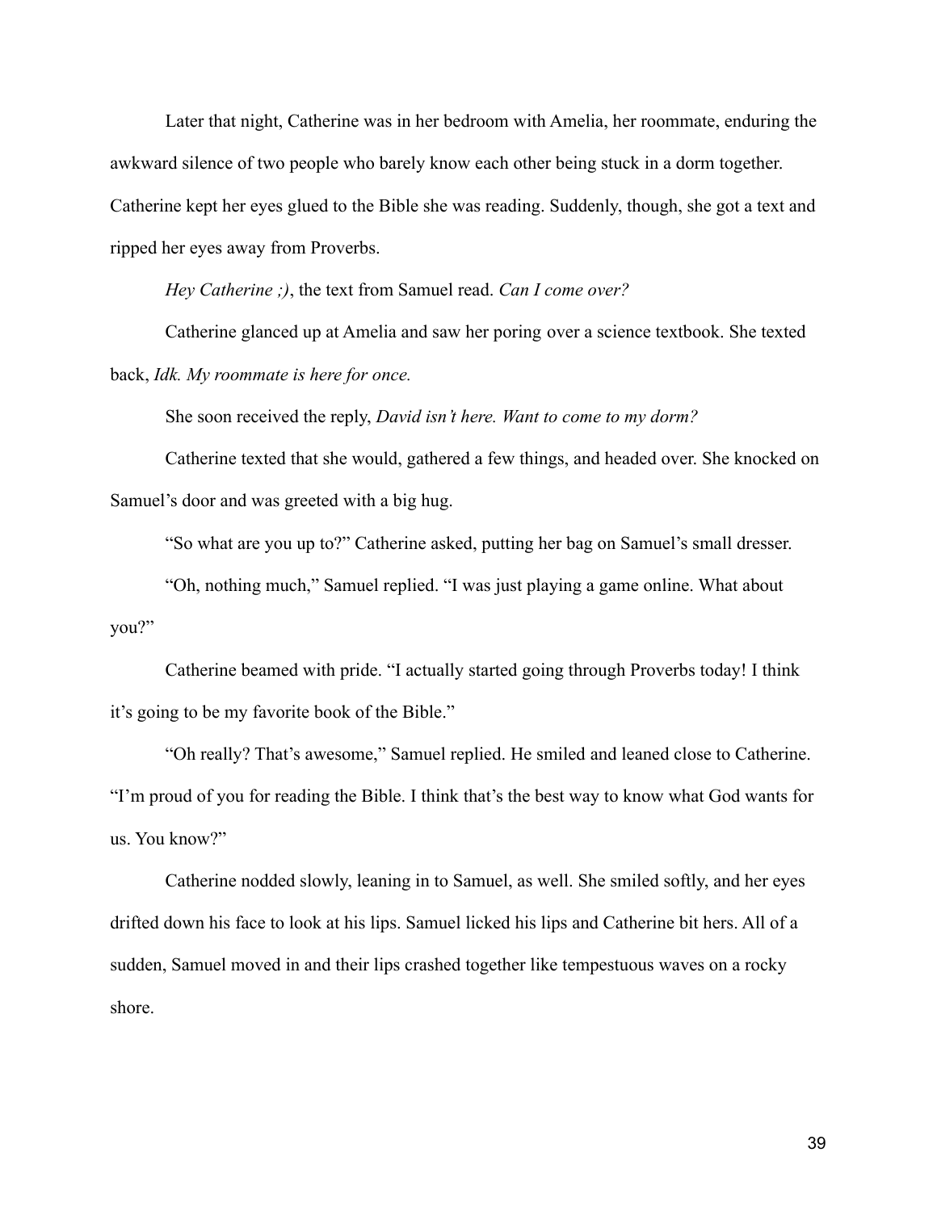Later that night, Catherine was in her bedroom with Amelia, her roommate, enduring the awkward silence of two people who barely know each other being stuck in a dorm together. Catherine kept her eyes glued to the Bible she was reading. Suddenly, though, she got a text and ripped her eyes away from Proverbs.

*Hey Catherine ;)*, the text from Samuel read. *Can I come over?*

Catherine glanced up at Amelia and saw her poring over a science textbook. She texted back, *Idk. My roommate is here for once.*

She soon received the reply, *David isn't here. Want to come to my dorm?*

Catherine texted that she would, gathered a few things, and headed over. She knocked on Samuel's door and was greeted with a big hug.

"So what are you up to?" Catherine asked, putting her bag on Samuel's small dresser.

"Oh, nothing much," Samuel replied. "I was just playing a game online. What about you?"

Catherine beamed with pride. "I actually started going through Proverbs today! I think it's going to be my favorite book of the Bible."

"Oh really? That's awesome," Samuel replied. He smiled and leaned close to Catherine. "I'm proud of you for reading the Bible. I think that's the best way to know what God wants for us. You know?"

Catherine nodded slowly, leaning in to Samuel, as well. She smiled softly, and her eyes drifted down his face to look at his lips. Samuel licked his lips and Catherine bit hers. All of a sudden, Samuel moved in and their lips crashed together like tempestuous waves on a rocky shore.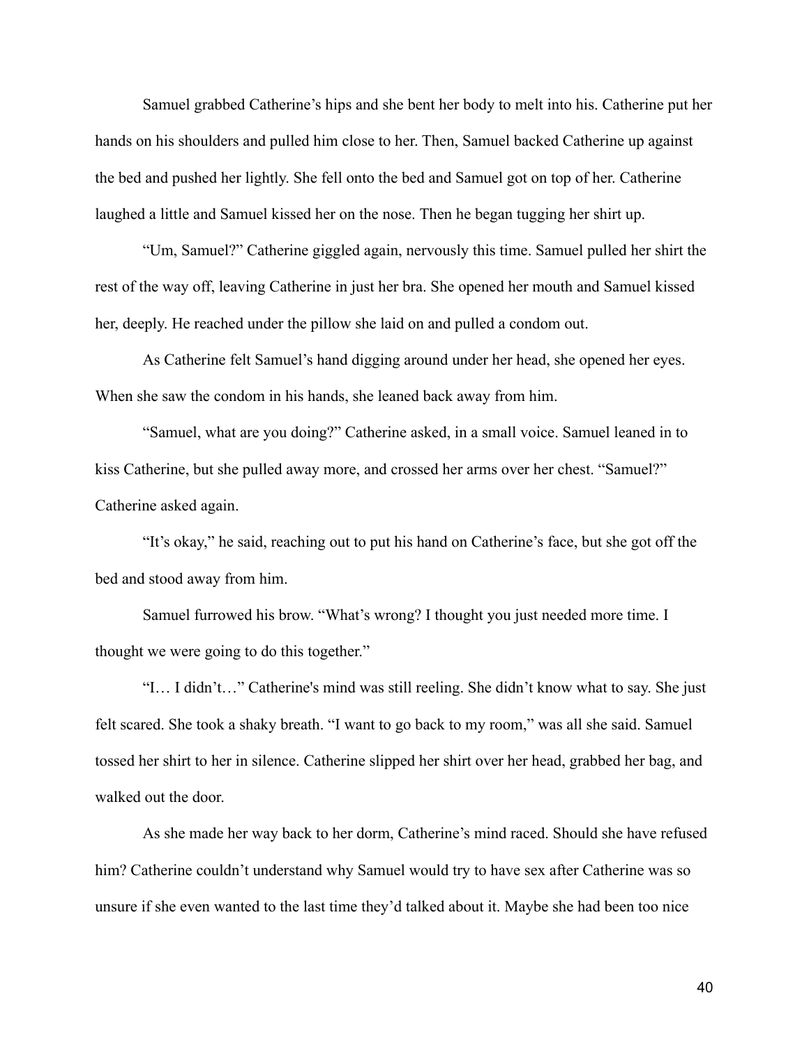Samuel grabbed Catherine's hips and she bent her body to melt into his. Catherine put her hands on his shoulders and pulled him close to her. Then, Samuel backed Catherine up against the bed and pushed her lightly. She fell onto the bed and Samuel got on top of her. Catherine laughed a little and Samuel kissed her on the nose. Then he began tugging her shirt up.

"Um, Samuel?" Catherine giggled again, nervously this time. Samuel pulled her shirt the rest of the way off, leaving Catherine in just her bra. She opened her mouth and Samuel kissed her, deeply. He reached under the pillow she laid on and pulled a condom out.

As Catherine felt Samuel's hand digging around under her head, she opened her eyes. When she saw the condom in his hands, she leaned back away from him.

"Samuel, what are you doing?" Catherine asked, in a small voice. Samuel leaned in to kiss Catherine, but she pulled away more, and crossed her arms over her chest. "Samuel?" Catherine asked again.

"It's okay," he said, reaching out to put his hand on Catherine's face, but she got off the bed and stood away from him.

Samuel furrowed his brow. "What's wrong? I thought you just needed more time. I thought we were going to do this together."

"I… I didn't…" Catherine's mind was still reeling. She didn't know what to say. She just felt scared. She took a shaky breath. "I want to go back to my room," was all she said. Samuel tossed her shirt to her in silence. Catherine slipped her shirt over her head, grabbed her bag, and walked out the door.

As she made her way back to her dorm, Catherine's mind raced. Should she have refused him? Catherine couldn't understand why Samuel would try to have sex after Catherine was so unsure if she even wanted to the last time they'd talked about it. Maybe she had been too nice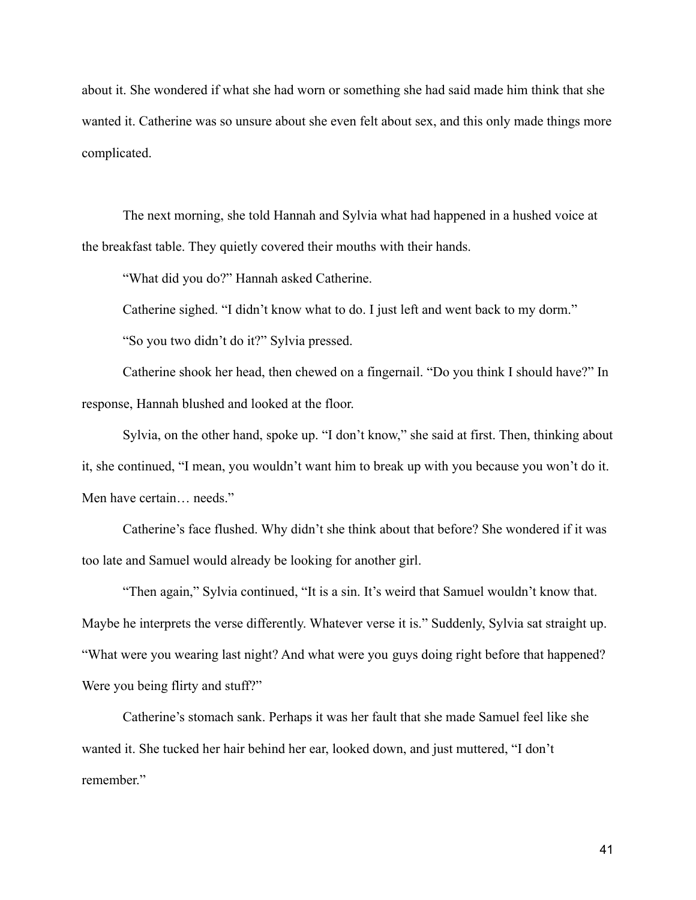about it. She wondered if what she had worn or something she had said made him think that she wanted it. Catherine was so unsure about she even felt about sex, and this only made things more complicated.

The next morning, she told Hannah and Sylvia what had happened in a hushed voice at the breakfast table. They quietly covered their mouths with their hands.

"What did you do?" Hannah asked Catherine.

Catherine sighed. "I didn't know what to do. I just left and went back to my dorm."

"So you two didn't do it?" Sylvia pressed.

Catherine shook her head, then chewed on a fingernail. "Do you think I should have?" In response, Hannah blushed and looked at the floor.

Sylvia, on the other hand, spoke up. "I don't know," she said at first. Then, thinking about it, she continued, "I mean, you wouldn't want him to break up with you because you won't do it. Men have certain… needs."

Catherine's face flushed. Why didn't she think about that before? She wondered if it was too late and Samuel would already be looking for another girl.

"Then again," Sylvia continued, "It is a sin. It's weird that Samuel wouldn't know that. Maybe he interprets the verse differently. Whatever verse it is." Suddenly, Sylvia sat straight up. "What were you wearing last night? And what were you guys doing right before that happened? Were you being flirty and stuff?"

Catherine's stomach sank. Perhaps it was her fault that she made Samuel feel like she wanted it. She tucked her hair behind her ear, looked down, and just muttered, "I don't remember."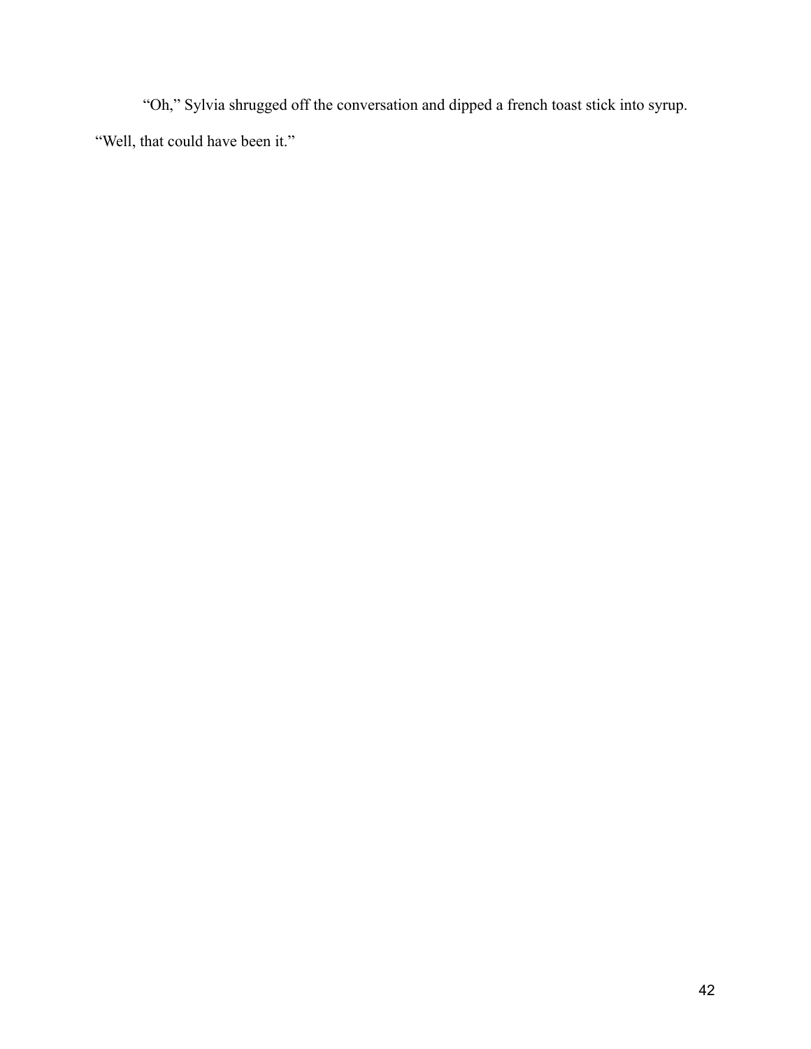"Oh," Sylvia shrugged off the conversation and dipped a french toast stick into syrup. "Well, that could have been it."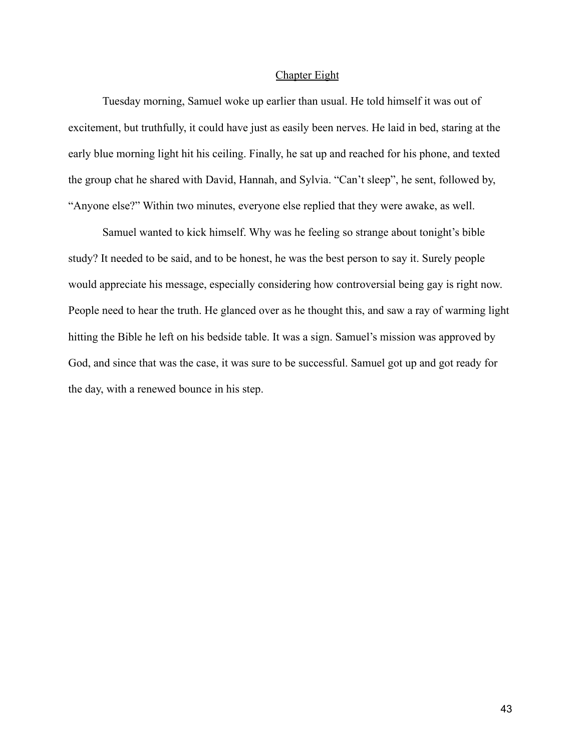## Chapter Eight

Tuesday morning, Samuel woke up earlier than usual. He told himself it was out of excitement, but truthfully, it could have just as easily been nerves. He laid in bed, staring at the early blue morning light hit his ceiling. Finally, he sat up and reached for his phone, and texted the group chat he shared with David, Hannah, and Sylvia. "Can't sleep", he sent, followed by, "Anyone else?" Within two minutes, everyone else replied that they were awake, as well.

Samuel wanted to kick himself. Why was he feeling so strange about tonight's bible study? It needed to be said, and to be honest, he was the best person to say it. Surely people would appreciate his message, especially considering how controversial being gay is right now. People need to hear the truth. He glanced over as he thought this, and saw a ray of warming light hitting the Bible he left on his bedside table. It was a sign. Samuel's mission was approved by God, and since that was the case, it was sure to be successful. Samuel got up and got ready for the day, with a renewed bounce in his step.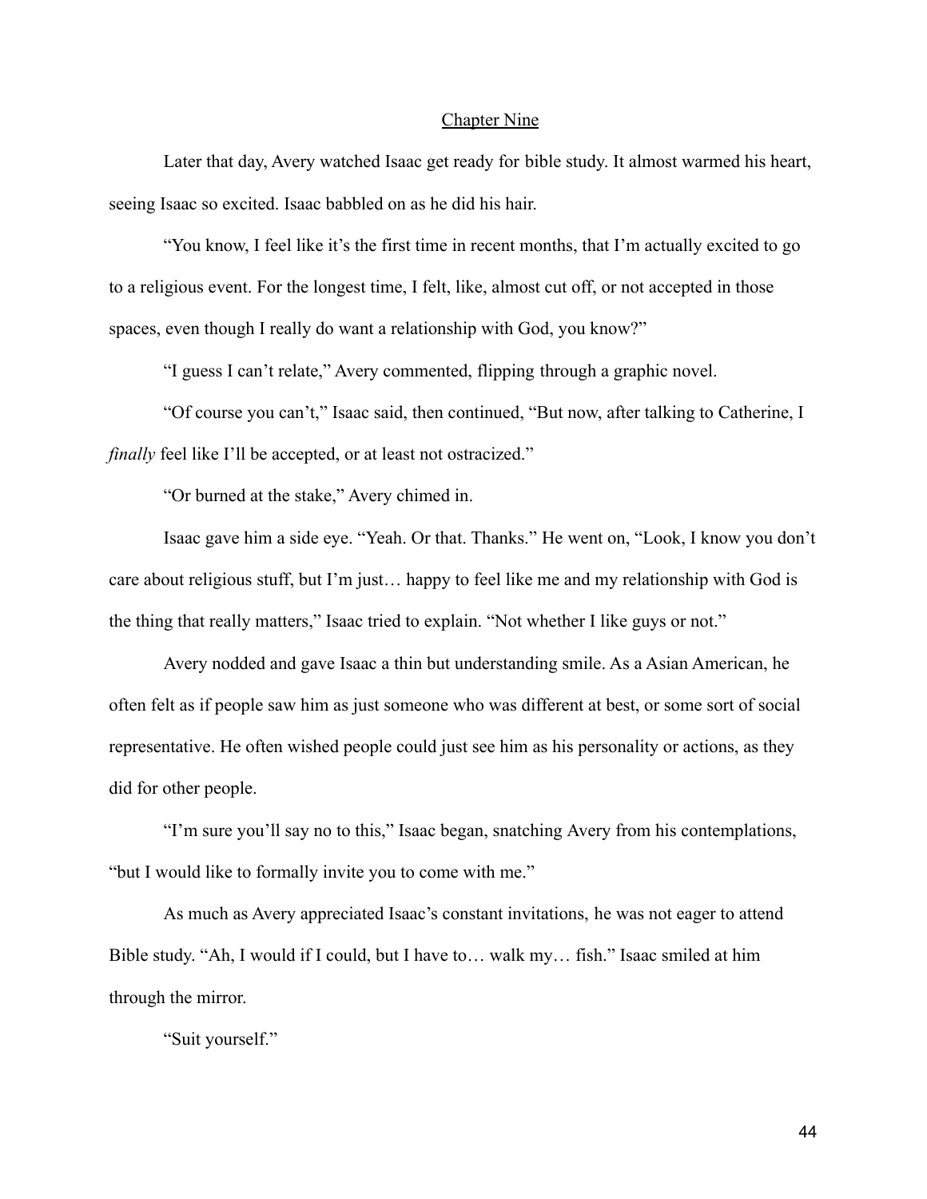## Chapter Nine

Later that day, Avery watched Isaac get ready for bible study. It almost warmed his heart, seeing Isaac so excited. Isaac babbled on as he did his hair.

"You know, I feel like it's the first time in recent months, that I'm actually excited to go to a religious event. For the longest time, I felt, like, almost cut off, or not accepted in those spaces, even though I really do want a relationship with God, you know?"

"I guess I can't relate," Avery commented, flipping through a graphic novel.

"Of course you can't," Isaac said, then continued, "But now, after talking to Catherine, I *finally* feel like I'll be accepted, or at least not ostracized."

"Or burned at the stake," Avery chimed in.

Isaac gave him a side eye. "Yeah. Or that. Thanks." He went on, "Look, I know you don't care about religious stuff, but I'm just… happy to feel like me and my relationship with God is the thing that really matters," Isaac tried to explain. "Not whether I like guys or not."

Avery nodded and gave Isaac a thin but understanding smile. As a Asian American, he often felt as if people saw him as just someone who was different at best, or some sort of social representative. He often wished people could just see him as his personality or actions, as they did for other people.

"I'm sure you'll say no to this," Isaac began, snatching Avery from his contemplations, "but I would like to formally invite you to come with me."

As much as Avery appreciated Isaac's constant invitations, he was not eager to attend Bible study. "Ah, I would if I could, but I have to… walk my… fish." Isaac smiled at him through the mirror.

"Suit yourself."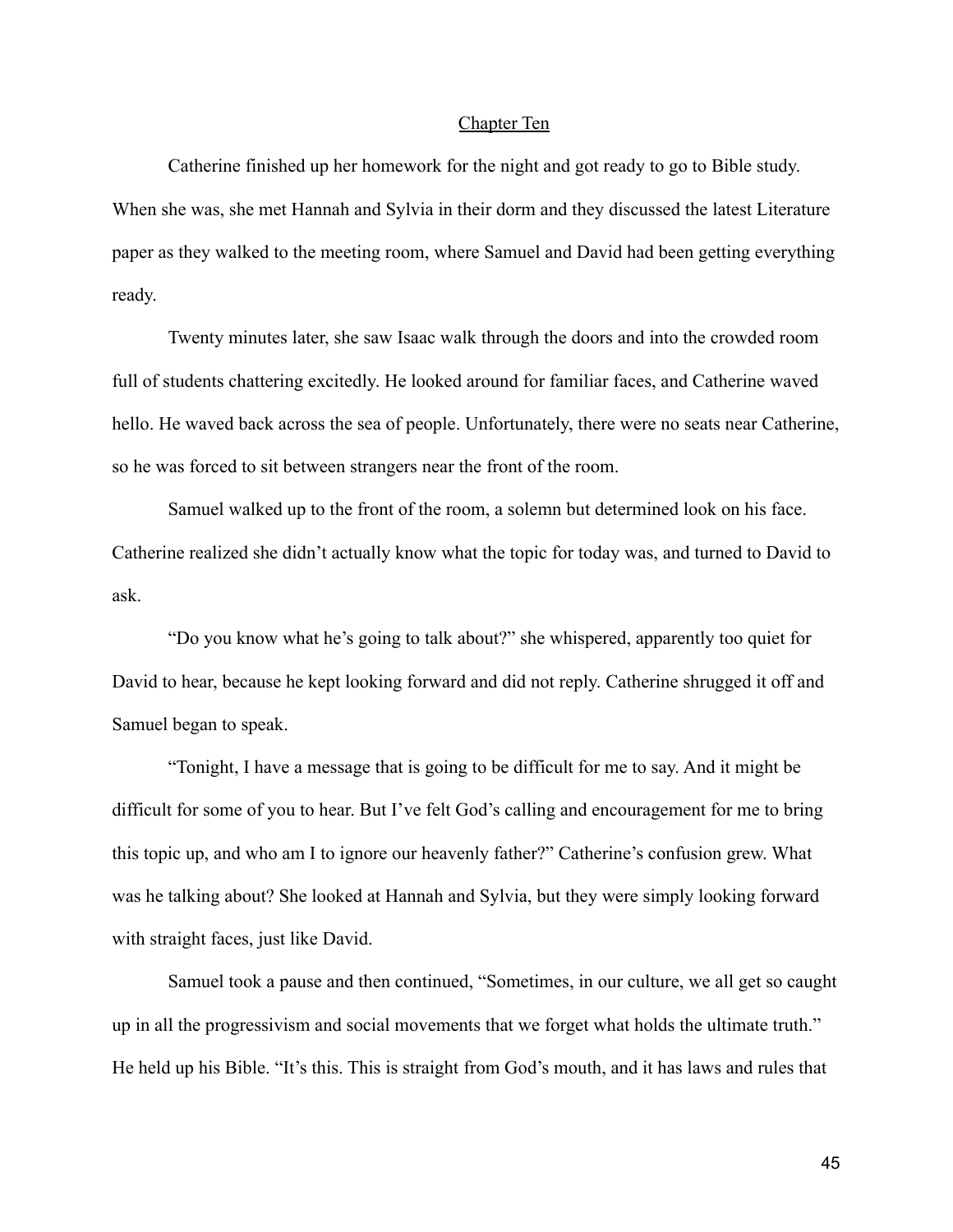## Chapter Ten

Catherine finished up her homework for the night and got ready to go to Bible study. When she was, she met Hannah and Sylvia in their dorm and they discussed the latest Literature paper as they walked to the meeting room, where Samuel and David had been getting everything ready.

Twenty minutes later, she saw Isaac walk through the doors and into the crowded room full of students chattering excitedly. He looked around for familiar faces, and Catherine waved hello. He waved back across the sea of people. Unfortunately, there were no seats near Catherine, so he was forced to sit between strangers near the front of the room.

Samuel walked up to the front of the room, a solemn but determined look on his face. Catherine realized she didn't actually know what the topic for today was, and turned to David to ask.

"Do you know what he's going to talk about?" she whispered, apparently too quiet for David to hear, because he kept looking forward and did not reply. Catherine shrugged it off and Samuel began to speak.

"Tonight, I have a message that is going to be difficult for me to say. And it might be difficult for some of you to hear. But I've felt God's calling and encouragement for me to bring this topic up, and who am I to ignore our heavenly father?" Catherine's confusion grew. What was he talking about? She looked at Hannah and Sylvia, but they were simply looking forward with straight faces, just like David.

Samuel took a pause and then continued, "Sometimes, in our culture, we all get so caught up in all the progressivism and social movements that we forget what holds the ultimate truth." He held up his Bible. "It's this. This is straight from God's mouth, and it has laws and rules that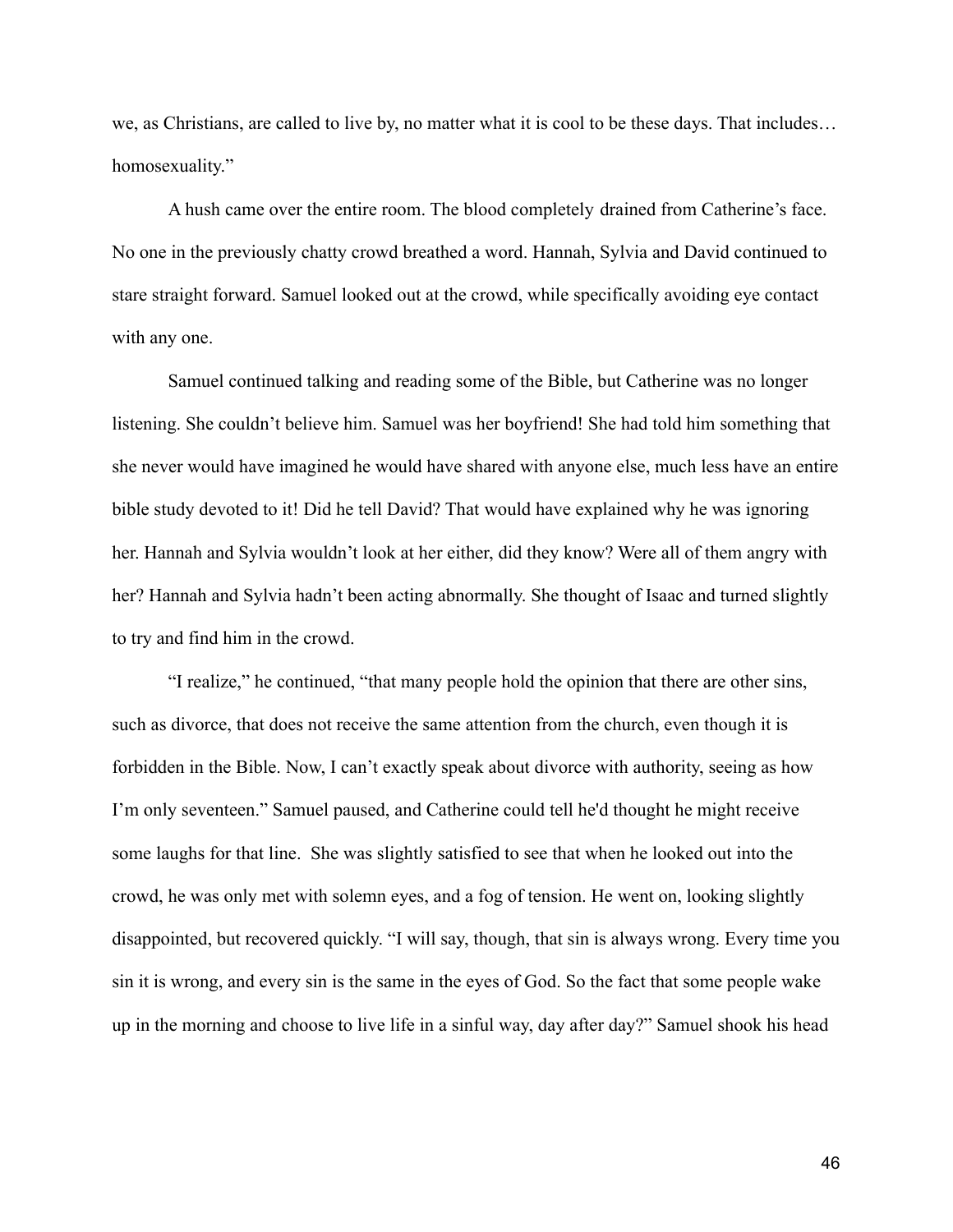we, as Christians, are called to live by, no matter what it is cool to be these days. That includes… homosexuality."

A hush came over the entire room. The blood completely drained from Catherine's face. No one in the previously chatty crowd breathed a word. Hannah, Sylvia and David continued to stare straight forward. Samuel looked out at the crowd, while specifically avoiding eye contact with any one.

Samuel continued talking and reading some of the Bible, but Catherine was no longer listening. She couldn't believe him. Samuel was her boyfriend! She had told him something that she never would have imagined he would have shared with anyone else, much less have an entire bible study devoted to it! Did he tell David? That would have explained why he was ignoring her. Hannah and Sylvia wouldn't look at her either, did they know? Were all of them angry with her? Hannah and Sylvia hadn't been acting abnormally. She thought of Isaac and turned slightly to try and find him in the crowd.

"I realize," he continued, "that many people hold the opinion that there are other sins, such as divorce, that does not receive the same attention from the church, even though it is forbidden in the Bible. Now, I can't exactly speak about divorce with authority, seeing as how I'm only seventeen." Samuel paused, and Catherine could tell he'd thought he might receive some laughs for that line. She was slightly satisfied to see that when he looked out into the crowd, he was only met with solemn eyes, and a fog of tension. He went on, looking slightly disappointed, but recovered quickly. "I will say, though, that sin is always wrong. Every time you sin it is wrong, and every sin is the same in the eyes of God. So the fact that some people wake up in the morning and choose to live life in a sinful way, day after day?" Samuel shook his head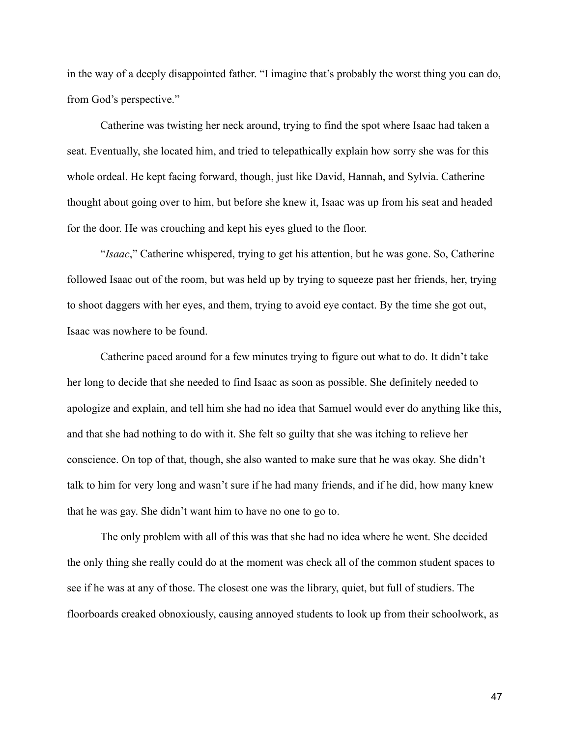in the way of a deeply disappointed father. "I imagine that's probably the worst thing you can do, from God's perspective."

Catherine was twisting her neck around, trying to find the spot where Isaac had taken a seat. Eventually, she located him, and tried to telepathically explain how sorry she was for this whole ordeal. He kept facing forward, though, just like David, Hannah, and Sylvia. Catherine thought about going over to him, but before she knew it, Isaac was up from his seat and headed for the door. He was crouching and kept his eyes glued to the floor.

"*Isaac*," Catherine whispered, trying to get his attention, but he was gone. So, Catherine followed Isaac out of the room, but was held up by trying to squeeze past her friends, her, trying to shoot daggers with her eyes, and them, trying to avoid eye contact. By the time she got out, Isaac was nowhere to be found.

Catherine paced around for a few minutes trying to figure out what to do. It didn't take her long to decide that she needed to find Isaac as soon as possible. She definitely needed to apologize and explain, and tell him she had no idea that Samuel would ever do anything like this, and that she had nothing to do with it. She felt so guilty that she was itching to relieve her conscience. On top of that, though, she also wanted to make sure that he was okay. She didn't talk to him for very long and wasn't sure if he had many friends, and if he did, how many knew that he was gay. She didn't want him to have no one to go to.

The only problem with all of this was that she had no idea where he went. She decided the only thing she really could do at the moment was check all of the common student spaces to see if he was at any of those. The closest one was the library, quiet, but full of studiers. The floorboards creaked obnoxiously, causing annoyed students to look up from their schoolwork, as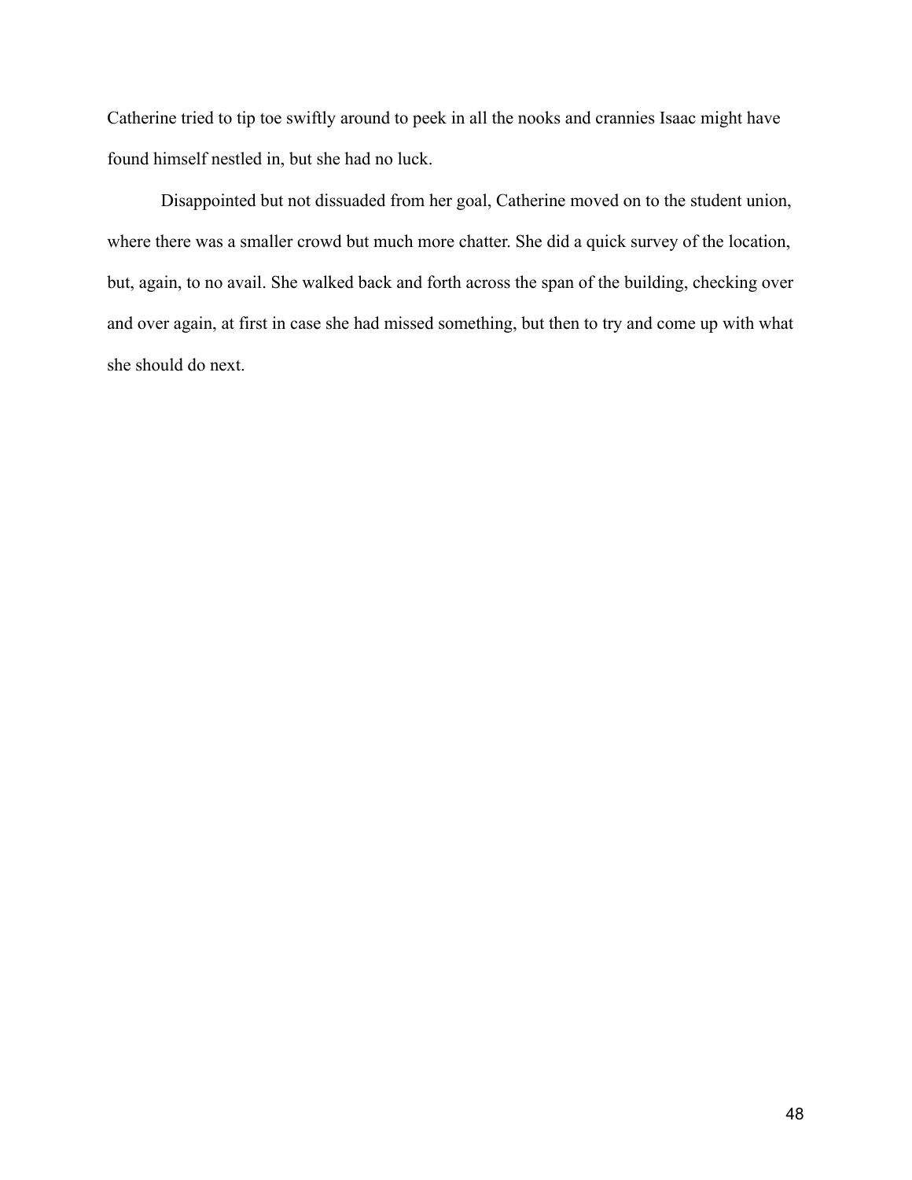Catherine tried to tip toe swiftly around to peek in all the nooks and crannies Isaac might have found himself nestled in, but she had no luck.

Disappointed but not dissuaded from her goal, Catherine moved on to the student union, where there was a smaller crowd but much more chatter. She did a quick survey of the location, but, again, to no avail. She walked back and forth across the span of the building, checking over and over again, at first in case she had missed something, but then to try and come up with what she should do next.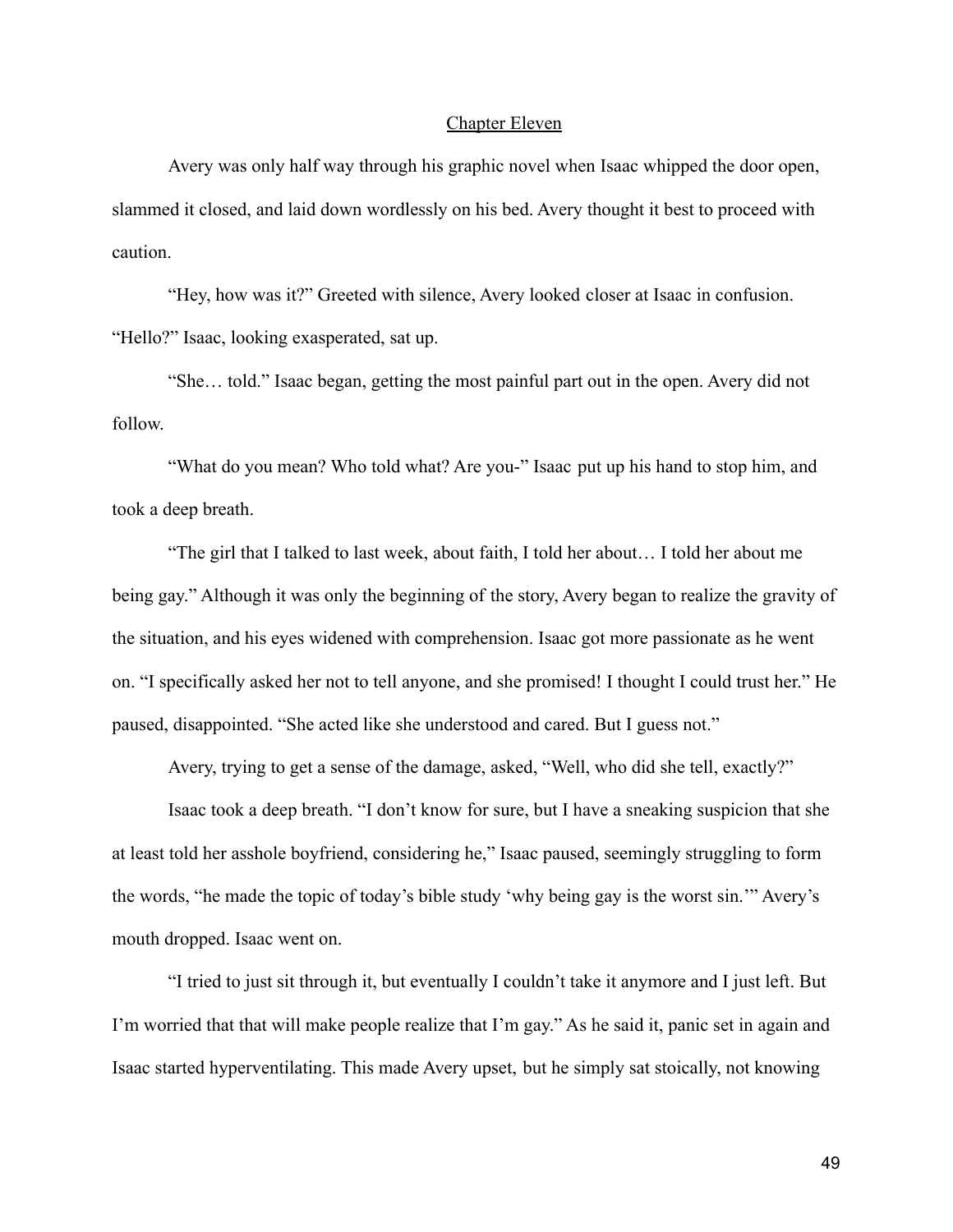## Chapter Eleven

Avery was only half way through his graphic novel when Isaac whipped the door open, slammed it closed, and laid down wordlessly on his bed. Avery thought it best to proceed with caution.

"Hey, how was it?" Greeted with silence, Avery looked closer at Isaac in confusion. "Hello?" Isaac, looking exasperated, sat up.

"She… told." Isaac began, getting the most painful part out in the open. Avery did not follow.

"What do you mean? Who told what? Are you-" Isaac put up his hand to stop him, and took a deep breath.

"The girl that I talked to last week, about faith, I told her about… I told her about me being gay." Although it was only the beginning of the story, Avery began to realize the gravity of the situation, and his eyes widened with comprehension. Isaac got more passionate as he went on. "I specifically asked her not to tell anyone, and she promised! I thought I could trust her." He paused, disappointed. "She acted like she understood and cared. But I guess not."

Avery, trying to get a sense of the damage, asked, "Well, who did she tell, exactly?"

Isaac took a deep breath. "I don't know for sure, but I have a sneaking suspicion that she at least told her asshole boyfriend, considering he," Isaac paused, seemingly struggling to form the words, "he made the topic of today's bible study 'why being gay is the worst sin.'" Avery's mouth dropped. Isaac went on.

"I tried to just sit through it, but eventually I couldn't take it anymore and I just left. But I'm worried that that will make people realize that I'm gay." As he said it, panic set in again and Isaac started hyperventilating. This made Avery upset, but he simply sat stoically, not knowing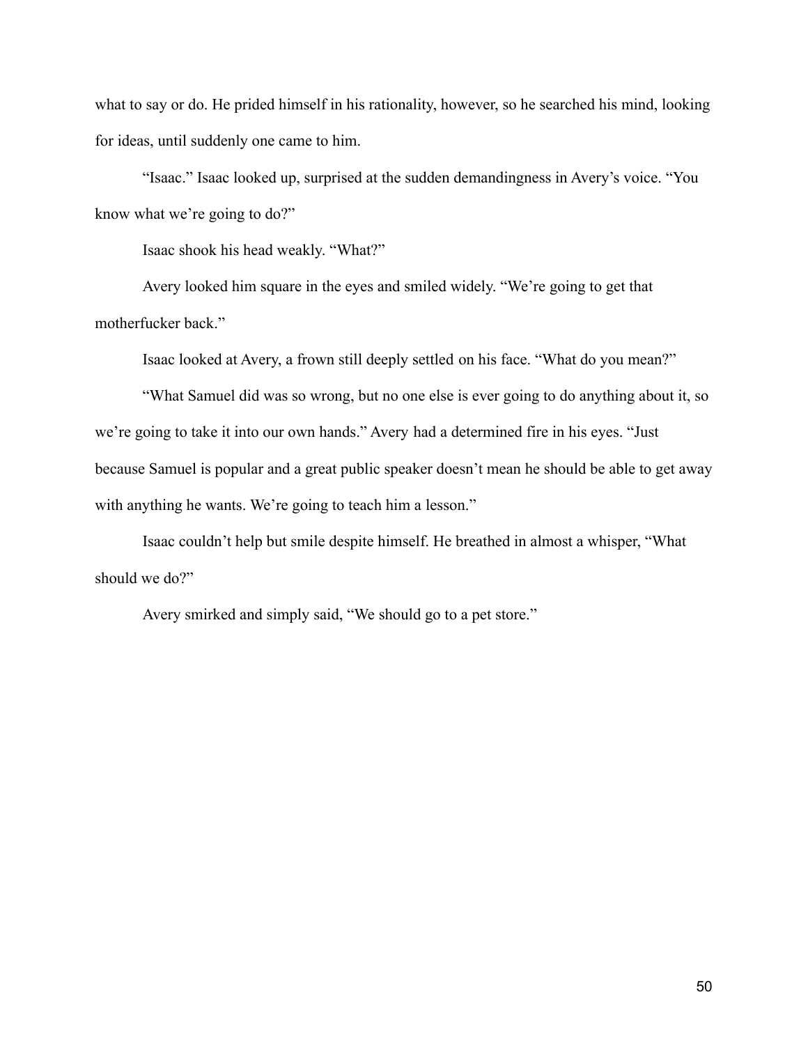what to say or do. He prided himself in his rationality, however, so he searched his mind, looking for ideas, until suddenly one came to him.

"Isaac." Isaac looked up, surprised at the sudden demandingness in Avery's voice. "You know what we're going to do?"

Isaac shook his head weakly. "What?"

Avery looked him square in the eyes and smiled widely. "We're going to get that motherfucker back."

Isaac looked at Avery, a frown still deeply settled on his face. "What do you mean?"

"What Samuel did was so wrong, but no one else is ever going to do anything about it, so we're going to take it into our own hands." Avery had a determined fire in his eyes. "Just because Samuel is popular and a great public speaker doesn't mean he should be able to get away with anything he wants. We're going to teach him a lesson."

Isaac couldn't help but smile despite himself. He breathed in almost a whisper, "What should we do?"

Avery smirked and simply said, "We should go to a pet store."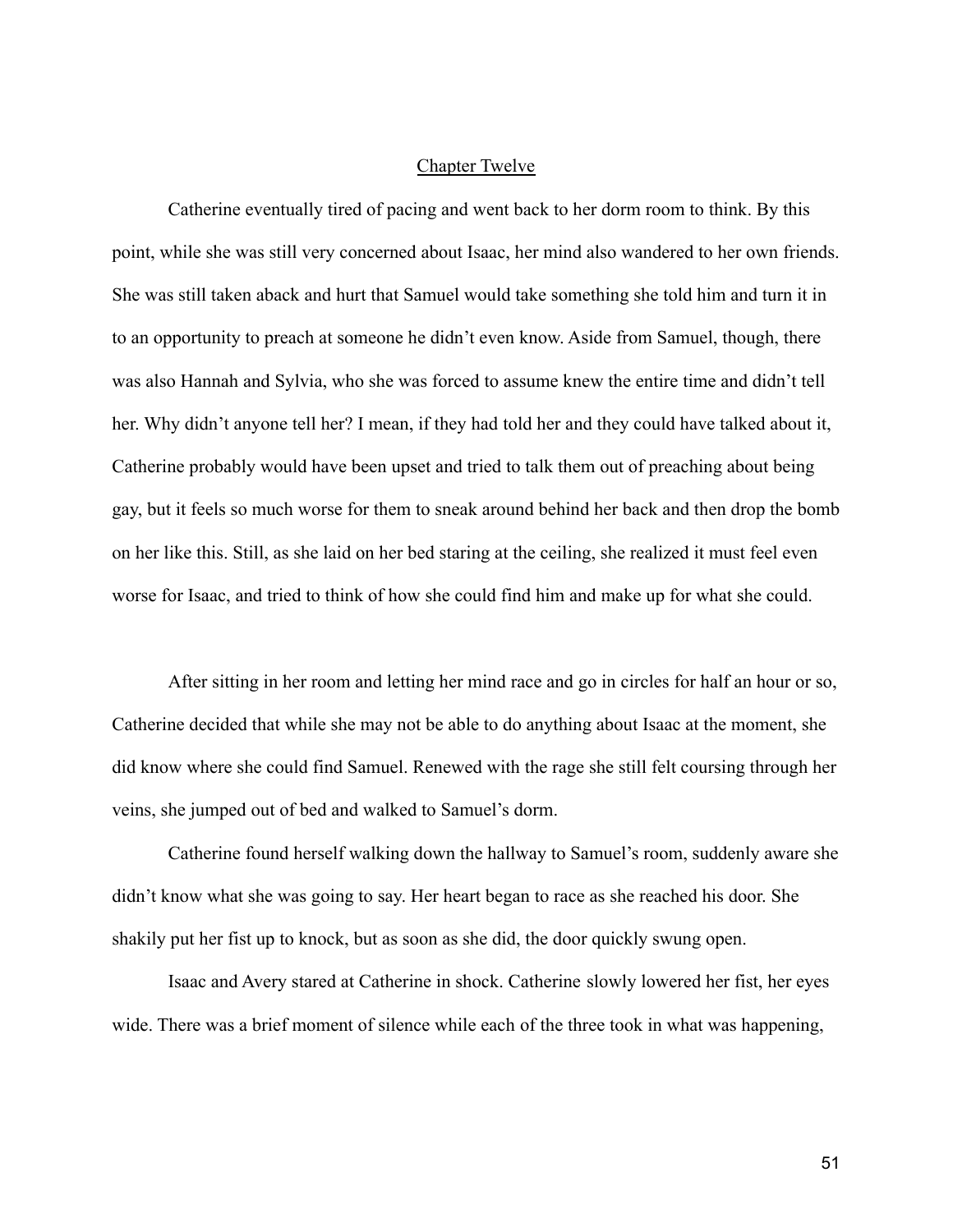## Chapter Twelve

Catherine eventually tired of pacing and went back to her dorm room to think. By this point, while she was still very concerned about Isaac, her mind also wandered to her own friends. She was still taken aback and hurt that Samuel would take something she told him and turn it in to an opportunity to preach at someone he didn't even know. Aside from Samuel, though, there was also Hannah and Sylvia, who she was forced to assume knew the entire time and didn't tell her. Why didn't anyone tell her? I mean, if they had told her and they could have talked about it, Catherine probably would have been upset and tried to talk them out of preaching about being gay, but it feels so much worse for them to sneak around behind her back and then drop the bomb on her like this. Still, as she laid on her bed staring at the ceiling, she realized it must feel even worse for Isaac, and tried to think of how she could find him and make up for what she could.

After sitting in her room and letting her mind race and go in circles for half an hour or so, Catherine decided that while she may not be able to do anything about Isaac at the moment, she did know where she could find Samuel. Renewed with the rage she still felt coursing through her veins, she jumped out of bed and walked to Samuel's dorm.

Catherine found herself walking down the hallway to Samuel's room, suddenly aware she didn't know what she was going to say. Her heart began to race as she reached his door. She shakily put her fist up to knock, but as soon as she did, the door quickly swung open.

Isaac and Avery stared at Catherine in shock. Catherine slowly lowered her fist, her eyes wide. There was a brief moment of silence while each of the three took in what was happening,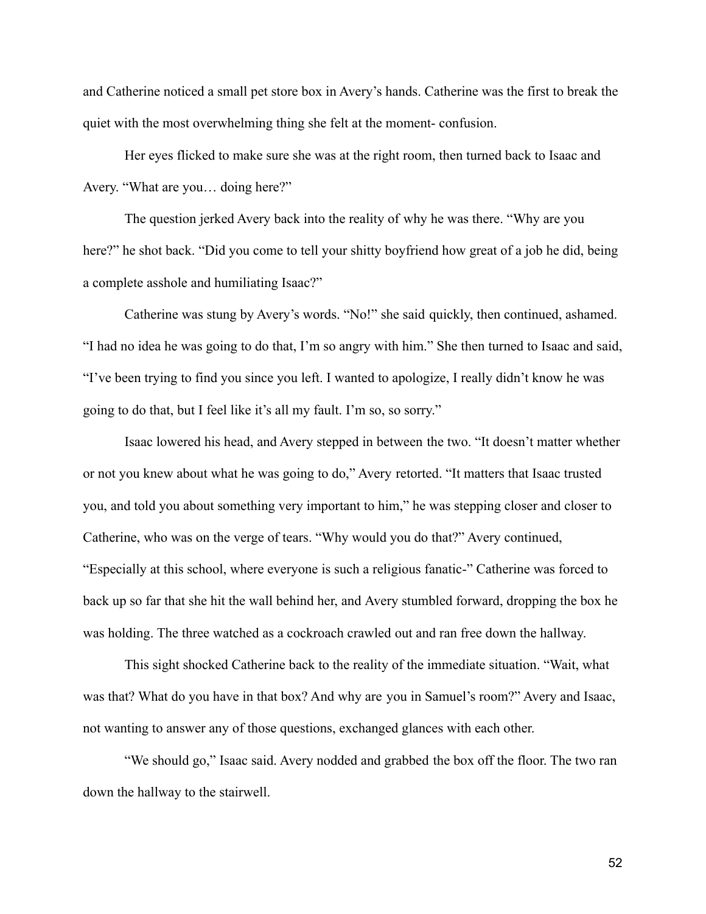and Catherine noticed a small pet store box in Avery's hands. Catherine was the first to break the quiet with the most overwhelming thing she felt at the moment- confusion.

Her eyes flicked to make sure she was at the right room, then turned back to Isaac and Avery. "What are you… doing here?"

The question jerked Avery back into the reality of why he was there. "Why are you here?" he shot back. "Did you come to tell your shitty boyfriend how great of a job he did, being a complete asshole and humiliating Isaac?"

Catherine was stung by Avery's words. "No!" she said quickly, then continued, ashamed. "I had no idea he was going to do that, I'm so angry with him." She then turned to Isaac and said, "I've been trying to find you since you left. I wanted to apologize, I really didn't know he was going to do that, but I feel like it's all my fault. I'm so, so sorry."

Isaac lowered his head, and Avery stepped in between the two. "It doesn't matter whether or not you knew about what he was going to do," Avery retorted. "It matters that Isaac trusted you, and told you about something very important to him," he was stepping closer and closer to Catherine, who was on the verge of tears. "Why would you do that?" Avery continued, "Especially at this school, where everyone is such a religious fanatic-" Catherine was forced to back up so far that she hit the wall behind her, and Avery stumbled forward, dropping the box he was holding. The three watched as a cockroach crawled out and ran free down the hallway.

This sight shocked Catherine back to the reality of the immediate situation. "Wait, what was that? What do you have in that box? And why are you in Samuel's room?" Avery and Isaac, not wanting to answer any of those questions, exchanged glances with each other.

"We should go," Isaac said. Avery nodded and grabbed the box off the floor. The two ran down the hallway to the stairwell.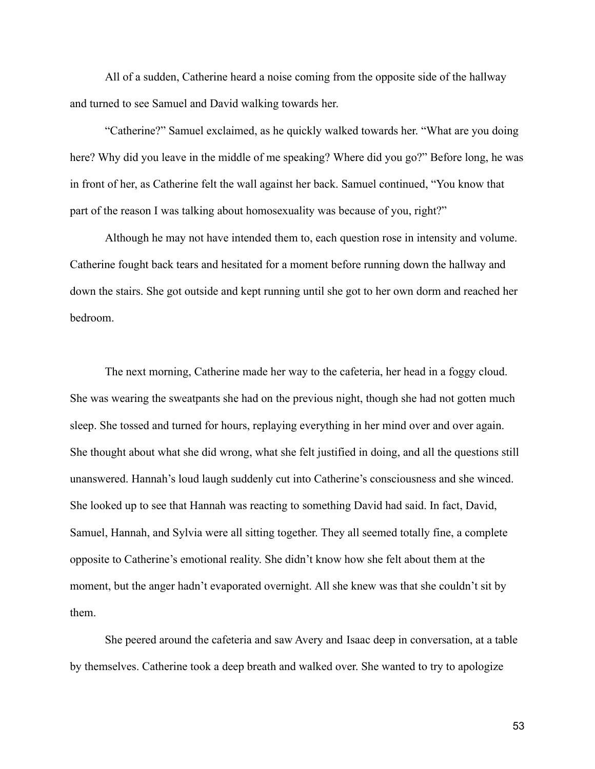All of a sudden, Catherine heard a noise coming from the opposite side of the hallway and turned to see Samuel and David walking towards her.

"Catherine?" Samuel exclaimed, as he quickly walked towards her. "What are you doing here? Why did you leave in the middle of me speaking? Where did you go?" Before long, he was in front of her, as Catherine felt the wall against her back. Samuel continued, "You know that part of the reason I was talking about homosexuality was because of you, right?"

Although he may not have intended them to, each question rose in intensity and volume. Catherine fought back tears and hesitated for a moment before running down the hallway and down the stairs. She got outside and kept running until she got to her own dorm and reached her bedroom.

The next morning, Catherine made her way to the cafeteria, her head in a foggy cloud. She was wearing the sweatpants she had on the previous night, though she had not gotten much sleep. She tossed and turned for hours, replaying everything in her mind over and over again. She thought about what she did wrong, what she felt justified in doing, and all the questions still unanswered. Hannah's loud laugh suddenly cut into Catherine's consciousness and she winced. She looked up to see that Hannah was reacting to something David had said. In fact, David, Samuel, Hannah, and Sylvia were all sitting together. They all seemed totally fine, a complete opposite to Catherine's emotional reality. She didn't know how she felt about them at the moment, but the anger hadn't evaporated overnight. All she knew was that she couldn't sit by them.

She peered around the cafeteria and saw Avery and Isaac deep in conversation, at a table by themselves. Catherine took a deep breath and walked over. She wanted to try to apologize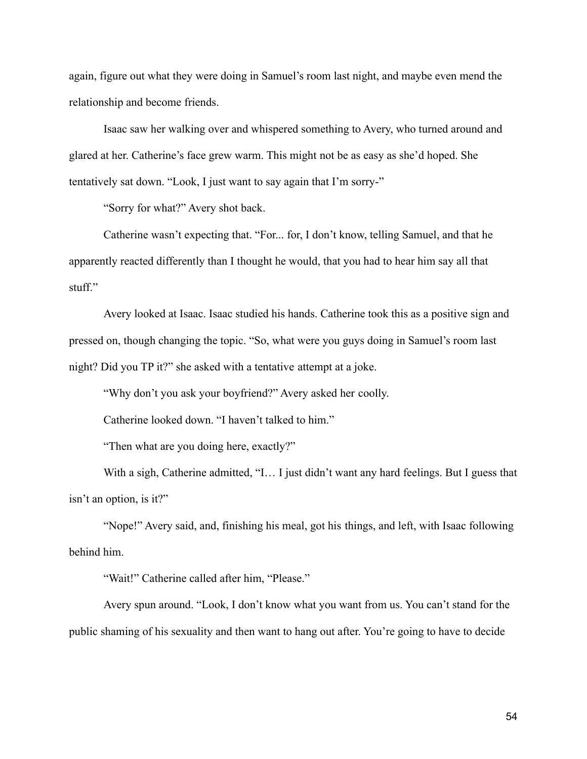again, figure out what they were doing in Samuel's room last night, and maybe even mend the relationship and become friends.

Isaac saw her walking over and whispered something to Avery, who turned around and glared at her. Catherine's face grew warm. This might not be as easy as she'd hoped. She tentatively sat down. "Look, I just want to say again that I'm sorry-"

"Sorry for what?" Avery shot back.

Catherine wasn't expecting that. "For... for, I don't know, telling Samuel, and that he apparently reacted differently than I thought he would, that you had to hear him say all that stuff."

Avery looked at Isaac. Isaac studied his hands. Catherine took this as a positive sign and pressed on, though changing the topic. "So, what were you guys doing in Samuel's room last night? Did you TP it?" she asked with a tentative attempt at a joke.

"Why don't you ask your boyfriend?" Avery asked her coolly.

Catherine looked down. "I haven't talked to him."

"Then what are you doing here, exactly?"

With a sigh, Catherine admitted, "I… I just didn't want any hard feelings. But I guess that isn't an option, is it?"

"Nope!" Avery said, and, finishing his meal, got his things, and left, with Isaac following behind him.

"Wait!" Catherine called after him, "Please."

Avery spun around. "Look, I don't know what you want from us. You can't stand for the public shaming of his sexuality and then want to hang out after. You're going to have to decide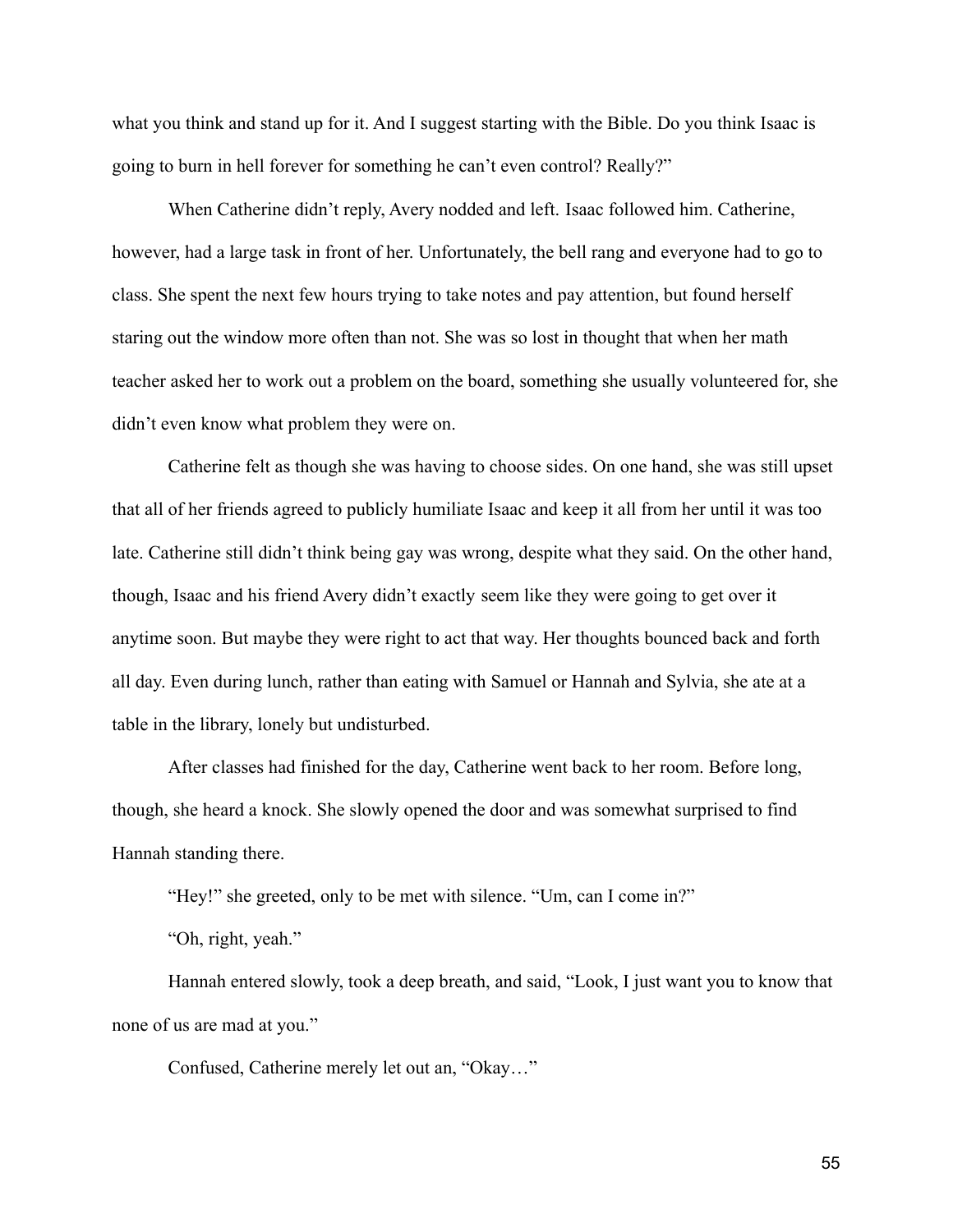what you think and stand up for it. And I suggest starting with the Bible. Do you think Isaac is going to burn in hell forever for something he can't even control? Really?"

When Catherine didn't reply, Avery nodded and left. Isaac followed him. Catherine, however, had a large task in front of her. Unfortunately, the bell rang and everyone had to go to class. She spent the next few hours trying to take notes and pay attention, but found herself staring out the window more often than not. She was so lost in thought that when her math teacher asked her to work out a problem on the board, something she usually volunteered for, she didn't even know what problem they were on.

Catherine felt as though she was having to choose sides. On one hand, she was still upset that all of her friends agreed to publicly humiliate Isaac and keep it all from her until it was too late. Catherine still didn't think being gay was wrong, despite what they said. On the other hand, though, Isaac and his friend Avery didn't exactly seem like they were going to get over it anytime soon. But maybe they were right to act that way. Her thoughts bounced back and forth all day. Even during lunch, rather than eating with Samuel or Hannah and Sylvia, she ate at a table in the library, lonely but undisturbed.

After classes had finished for the day, Catherine went back to her room. Before long, though, she heard a knock. She slowly opened the door and was somewhat surprised to find Hannah standing there.

"Hey!" she greeted, only to be met with silence. "Um, can I come in?"

"Oh, right, yeah."

Hannah entered slowly, took a deep breath, and said, "Look, I just want you to know that none of us are mad at you."

Confused, Catherine merely let out an, "Okay…"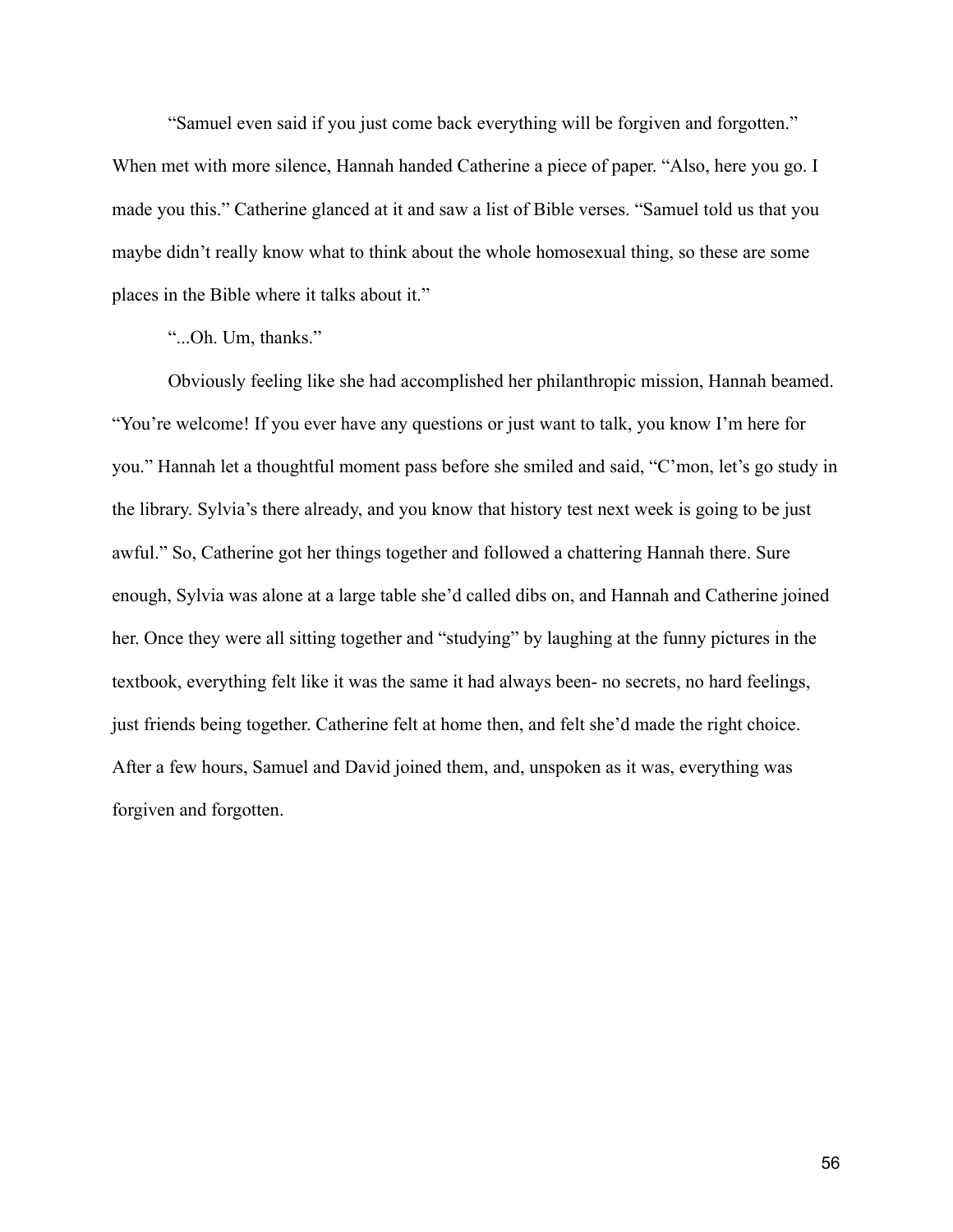"Samuel even said if you just come back everything will be forgiven and forgotten." When met with more silence, Hannah handed Catherine a piece of paper. "Also, here you go. I made you this." Catherine glanced at it and saw a list of Bible verses. "Samuel told us that you maybe didn't really know what to think about the whole homosexual thing, so these are some places in the Bible where it talks about it."

"...Oh. Um, thanks."

Obviously feeling like she had accomplished her philanthropic mission, Hannah beamed. "You're welcome! If you ever have any questions or just want to talk, you know I'm here for you." Hannah let a thoughtful moment pass before she smiled and said, "C'mon, let's go study in the library. Sylvia's there already, and you know that history test next week is going to be just awful." So, Catherine got her things together and followed a chattering Hannah there. Sure enough, Sylvia was alone at a large table she'd called dibs on, and Hannah and Catherine joined her. Once they were all sitting together and "studying" by laughing at the funny pictures in the textbook, everything felt like it was the same it had always been- no secrets, no hard feelings, just friends being together. Catherine felt at home then, and felt she'd made the right choice. After a few hours, Samuel and David joined them, and, unspoken as it was, everything was forgiven and forgotten.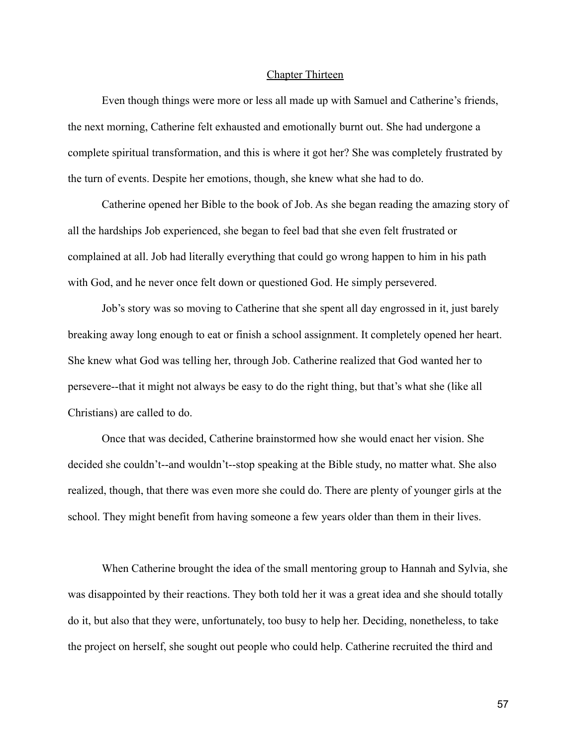## Chapter Thirteen

Even though things were more or less all made up with Samuel and Catherine's friends, the next morning, Catherine felt exhausted and emotionally burnt out. She had undergone a complete spiritual transformation, and this is where it got her? She was completely frustrated by the turn of events. Despite her emotions, though, she knew what she had to do.

Catherine opened her Bible to the book of Job. As she began reading the amazing story of all the hardships Job experienced, she began to feel bad that she even felt frustrated or complained at all. Job had literally everything that could go wrong happen to him in his path with God, and he never once felt down or questioned God. He simply persevered.

Job's story was so moving to Catherine that she spent all day engrossed in it, just barely breaking away long enough to eat or finish a school assignment. It completely opened her heart. She knew what God was telling her, through Job. Catherine realized that God wanted her to persevere--that it might not always be easy to do the right thing, but that's what she (like all Christians) are called to do.

Once that was decided, Catherine brainstormed how she would enact her vision. She decided she couldn't--and wouldn't--stop speaking at the Bible study, no matter what. She also realized, though, that there was even more she could do. There are plenty of younger girls at the school. They might benefit from having someone a few years older than them in their lives.

When Catherine brought the idea of the small mentoring group to Hannah and Sylvia, she was disappointed by their reactions. They both told her it was a great idea and she should totally do it, but also that they were, unfortunately, too busy to help her. Deciding, nonetheless, to take the project on herself, she sought out people who could help. Catherine recruited the third and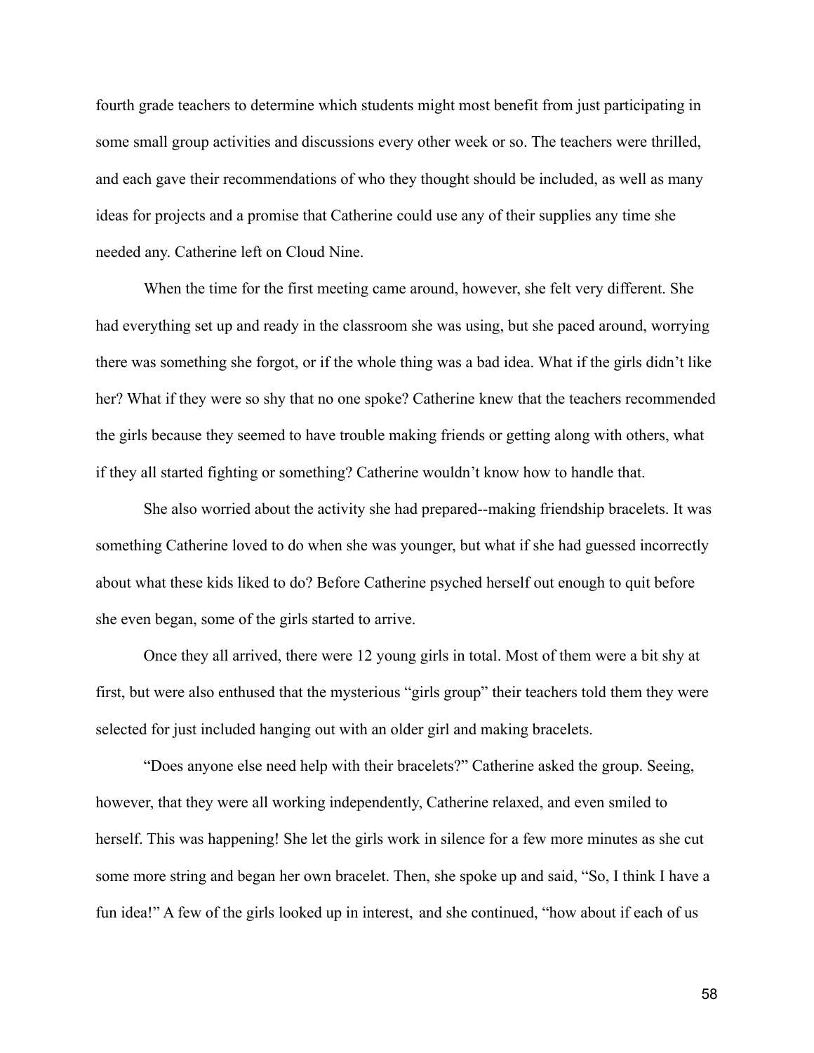fourth grade teachers to determine which students might most benefit from just participating in some small group activities and discussions every other week or so. The teachers were thrilled, and each gave their recommendations of who they thought should be included, as well as many ideas for projects and a promise that Catherine could use any of their supplies any time she needed any. Catherine left on Cloud Nine.

When the time for the first meeting came around, however, she felt very different. She had everything set up and ready in the classroom she was using, but she paced around, worrying there was something she forgot, or if the whole thing was a bad idea. What if the girls didn't like her? What if they were so shy that no one spoke? Catherine knew that the teachers recommended the girls because they seemed to have trouble making friends or getting along with others, what if they all started fighting or something? Catherine wouldn't know how to handle that.

She also worried about the activity she had prepared--making friendship bracelets. It was something Catherine loved to do when she was younger, but what if she had guessed incorrectly about what these kids liked to do? Before Catherine psyched herself out enough to quit before she even began, some of the girls started to arrive.

Once they all arrived, there were 12 young girls in total. Most of them were a bit shy at first, but were also enthused that the mysterious "girls group" their teachers told them they were selected for just included hanging out with an older girl and making bracelets.

"Does anyone else need help with their bracelets?" Catherine asked the group. Seeing, however, that they were all working independently, Catherine relaxed, and even smiled to herself. This was happening! She let the girls work in silence for a few more minutes as she cut some more string and began her own bracelet. Then, she spoke up and said, "So, I think I have a fun idea!" A few of the girls looked up in interest, and she continued, "how about if each of us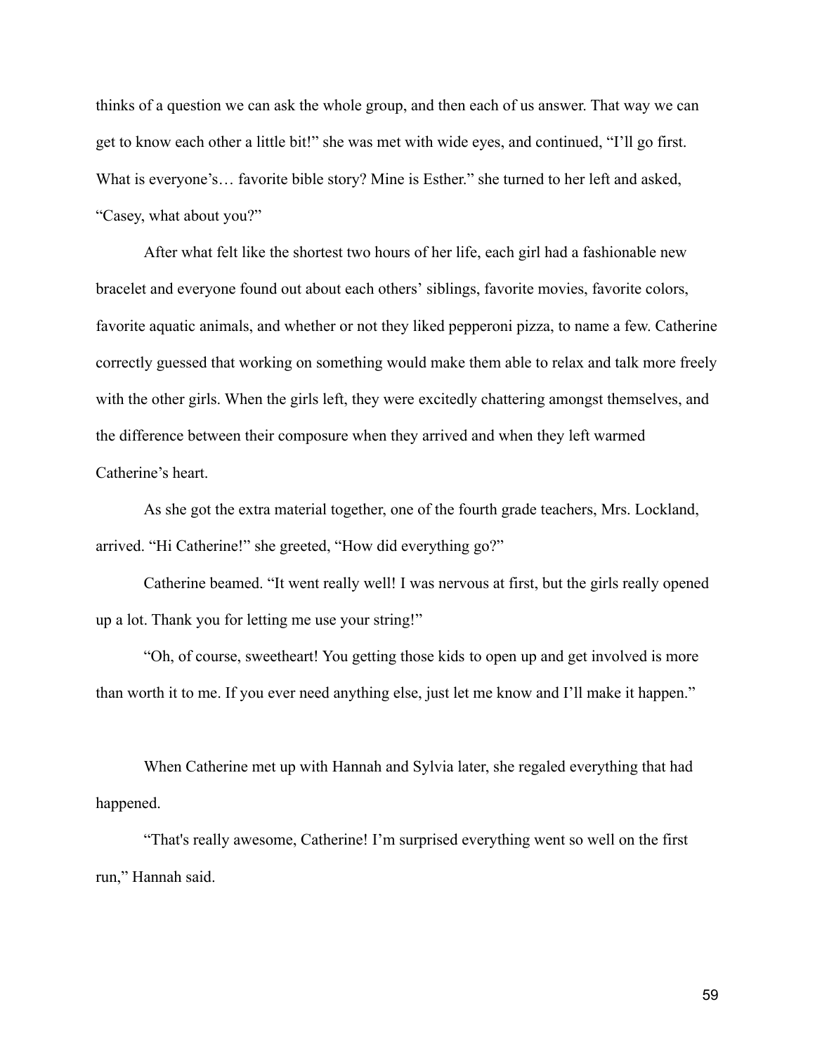thinks of a question we can ask the whole group, and then each of us answer. That way we can get to know each other a little bit!" she was met with wide eyes, and continued, "I'll go first. What is everyone's… favorite bible story? Mine is Esther." she turned to her left and asked, "Casey, what about you?"

After what felt like the shortest two hours of her life, each girl had a fashionable new bracelet and everyone found out about each others' siblings, favorite movies, favorite colors, favorite aquatic animals, and whether or not they liked pepperoni pizza, to name a few. Catherine correctly guessed that working on something would make them able to relax and talk more freely with the other girls. When the girls left, they were excitedly chattering amongst themselves, and the difference between their composure when they arrived and when they left warmed Catherine's heart.

As she got the extra material together, one of the fourth grade teachers, Mrs. Lockland, arrived. "Hi Catherine!" she greeted, "How did everything go?"

Catherine beamed. "It went really well! I was nervous at first, but the girls really opened up a lot. Thank you for letting me use your string!"

"Oh, of course, sweetheart! You getting those kids to open up and get involved is more than worth it to me. If you ever need anything else, just let me know and I'll make it happen."

When Catherine met up with Hannah and Sylvia later, she regaled everything that had happened.

"That's really awesome, Catherine! I'm surprised everything went so well on the first run," Hannah said.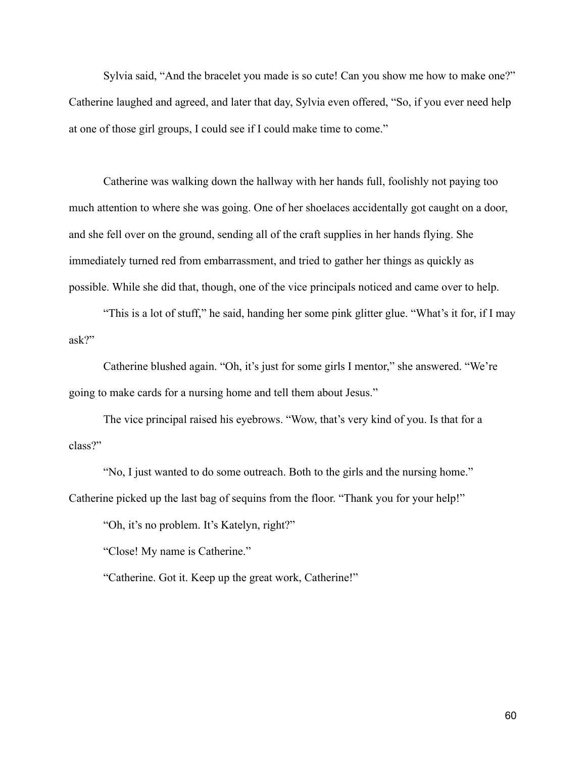Sylvia said, “And the bracelet you made is so cute! Can you show me how to make one?” Catherine laughed and agreed, and later that day, Sylvia even offered, “So, if you ever need help at one of those girl groups, I could see if I could make time to come.”

Catherine was walking down the hallway with her hands full, foolishly not paying too much attention to where she was going. One of her shoelaces accidentally got caught on a door, and she fell over on the ground, sending all of the craft supplies in her hands flying. She immediately turned red from embarrassment, and tried to gather her things as quickly as possible. While she did that, though, one of the vice principals noticed and came over to help.

“This is a lot of stuff,” he said, handing her some pink glitter glue. “What’s it for, if I may ask?”

Catherine blushed again. “Oh, it’s just for some girls I mentor,” she answered. “We’re going to make cards for a nursing home and tell them about Jesus.”

The vice principal raised his eyebrows. “Wow, that’s very kind of you. Is that for a class?”

“No, I just wanted to do some outreach. Both to the girls and the nursing home.” Catherine picked up the last bag of sequins from the floor. “Thank you for your help!”

“Oh, it’s no problem. It’s Katelyn, right?”

“Close! My name is Catherine.”

“Catherine. Got it. Keep up the great work, Catherine!”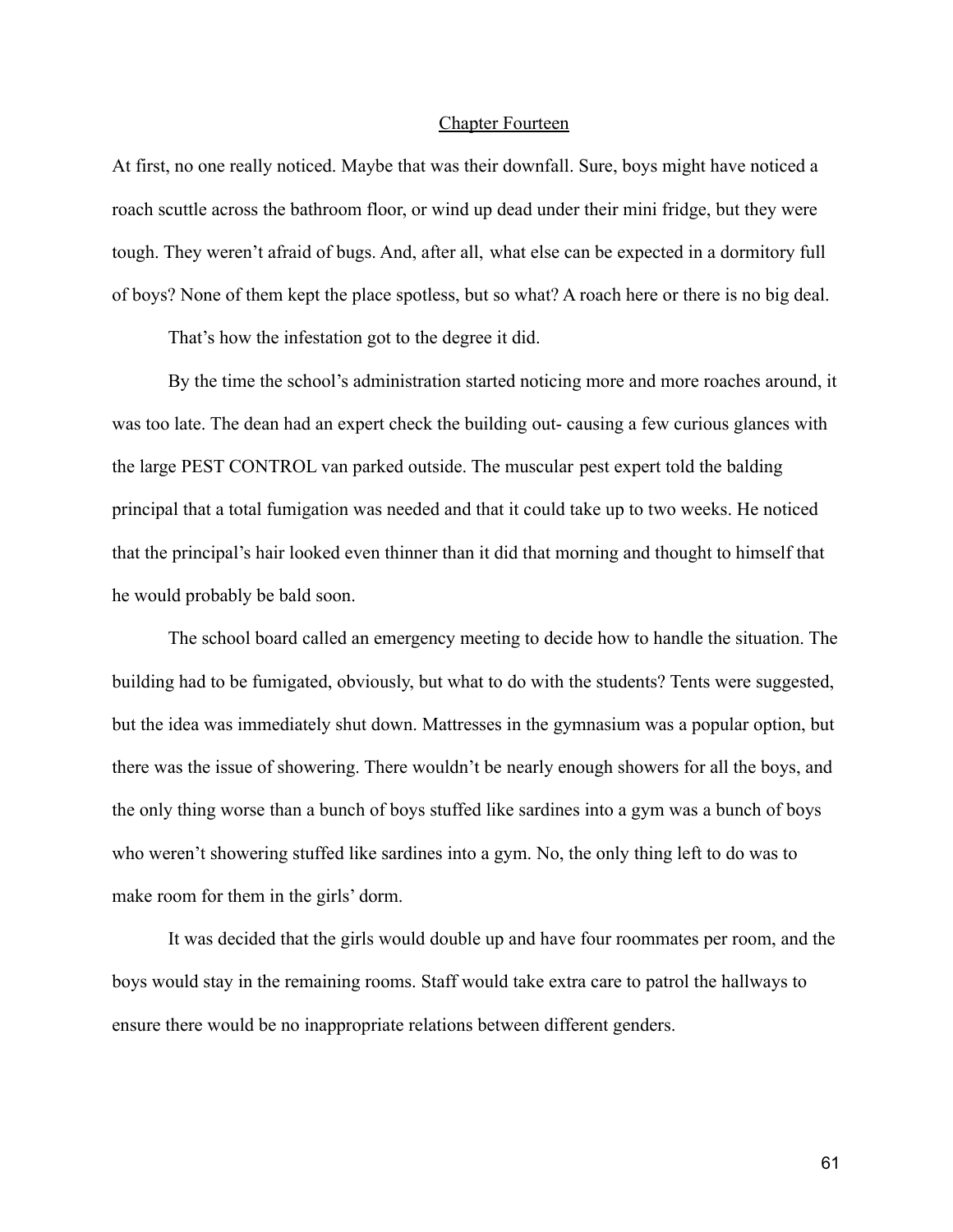## Chapter Fourteen

At first, no one really noticed. Maybe that was their downfall. Sure, boys might have noticed a roach scuttle across the bathroom floor, or wind up dead under their mini fridge, but they were tough. They weren't afraid of bugs. And, after all, what else can be expected in a dormitory full of boys? None of them kept the place spotless, but so what? A roach here or there is no big deal.

That's how the infestation got to the degree it did.

By the time the school's administration started noticing more and more roaches around, it was too late. The dean had an expert check the building out- causing a few curious glances with the large PEST CONTROL van parked outside. The muscular pest expert told the balding principal that a total fumigation was needed and that it could take up to two weeks. He noticed that the principal's hair looked even thinner than it did that morning and thought to himself that he would probably be bald soon.

The school board called an emergency meeting to decide how to handle the situation. The building had to be fumigated, obviously, but what to do with the students? Tents were suggested, but the idea was immediately shut down. Mattresses in the gymnasium was a popular option, but there was the issue of showering. There wouldn't be nearly enough showers for all the boys, and the only thing worse than a bunch of boys stuffed like sardines into a gym was a bunch of boys who weren't showering stuffed like sardines into a gym. No, the only thing left to do was to make room for them in the girls' dorm.

It was decided that the girls would double up and have four roommates per room, and the boys would stay in the remaining rooms. Staff would take extra care to patrol the hallways to ensure there would be no inappropriate relations between different genders.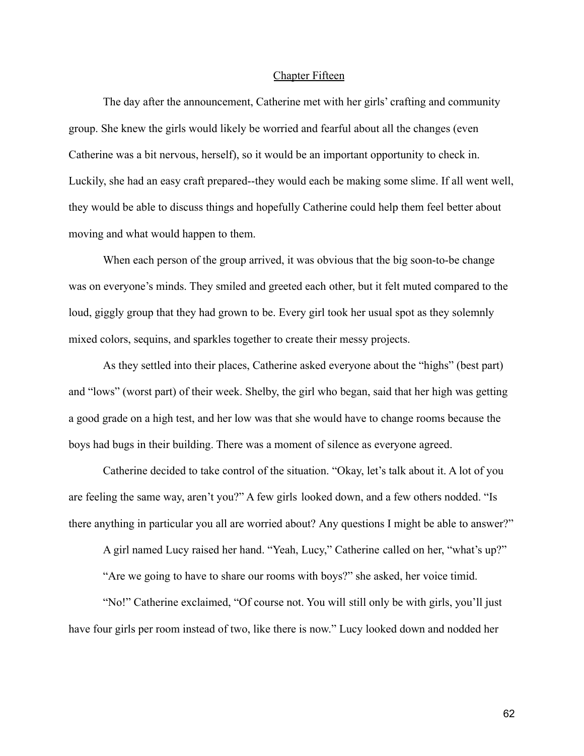## Chapter Fifteen

The day after the announcement, Catherine met with her girls' crafting and community group. She knew the girls would likely be worried and fearful about all the changes (even Catherine was a bit nervous, herself), so it would be an important opportunity to check in. Luckily, she had an easy craft prepared--they would each be making some slime. If all went well, they would be able to discuss things and hopefully Catherine could help them feel better about moving and what would happen to them.

When each person of the group arrived, it was obvious that the big soon-to-be change was on everyone's minds. They smiled and greeted each other, but it felt muted compared to the loud, giggly group that they had grown to be. Every girl took her usual spot as they solemnly mixed colors, sequins, and sparkles together to create their messy projects.

As they settled into their places, Catherine asked everyone about the "highs" (best part) and "lows" (worst part) of their week. Shelby, the girl who began, said that her high was getting a good grade on a high test, and her low was that she would have to change rooms because the boys had bugs in their building. There was a moment of silence as everyone agreed.

Catherine decided to take control of the situation. "Okay, let's talk about it. A lot of you are feeling the same way, aren't you?" A few girls looked down, and a few others nodded. "Is there anything in particular you all are worried about? Any questions I might be able to answer?"

A girl named Lucy raised her hand. "Yeah, Lucy," Catherine called on her, "what's up?"

"Are we going to have to share our rooms with boys?" she asked, her voice timid.

"No!" Catherine exclaimed, "Of course not. You will still only be with girls, you'll just have four girls per room instead of two, like there is now." Lucy looked down and nodded her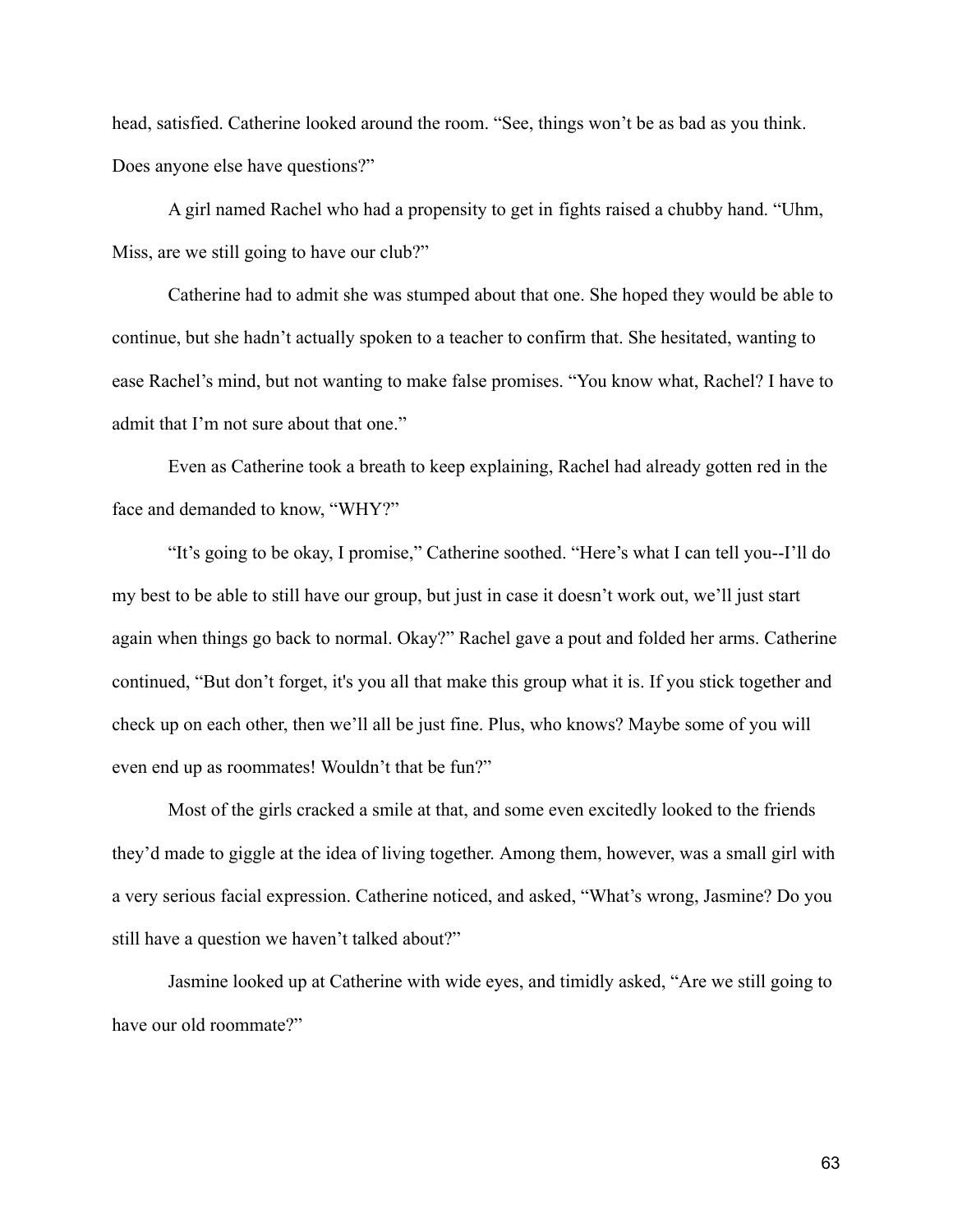head, satisfied. Catherine looked around the room. "See, things won't be as bad as you think. Does anyone else have questions?"

A girl named Rachel who had a propensity to get in fights raised a chubby hand. "Uhm, Miss, are we still going to have our club?"

Catherine had to admit she was stumped about that one. She hoped they would be able to continue, but she hadn't actually spoken to a teacher to confirm that. She hesitated, wanting to ease Rachel's mind, but not wanting to make false promises. "You know what, Rachel? I have to admit that I'm not sure about that one."

Even as Catherine took a breath to keep explaining, Rachel had already gotten red in the face and demanded to know, "WHY?"

"It's going to be okay, I promise," Catherine soothed. "Here's what I can tell you--I'll do my best to be able to still have our group, but just in case it doesn't work out, we'll just start again when things go back to normal. Okay?" Rachel gave a pout and folded her arms. Catherine continued, "But don't forget, it's you all that make this group what it is. If you stick together and check up on each other, then we'll all be just fine. Plus, who knows? Maybe some of you will even end up as roommates! Wouldn't that be fun?"

Most of the girls cracked a smile at that, and some even excitedly looked to the friends they'd made to giggle at the idea of living together. Among them, however, was a small girl with a very serious facial expression. Catherine noticed, and asked, "What's wrong, Jasmine? Do you still have a question we haven't talked about?"

Jasmine looked up at Catherine with wide eyes, and timidly asked, "Are we still going to have our old roommate?"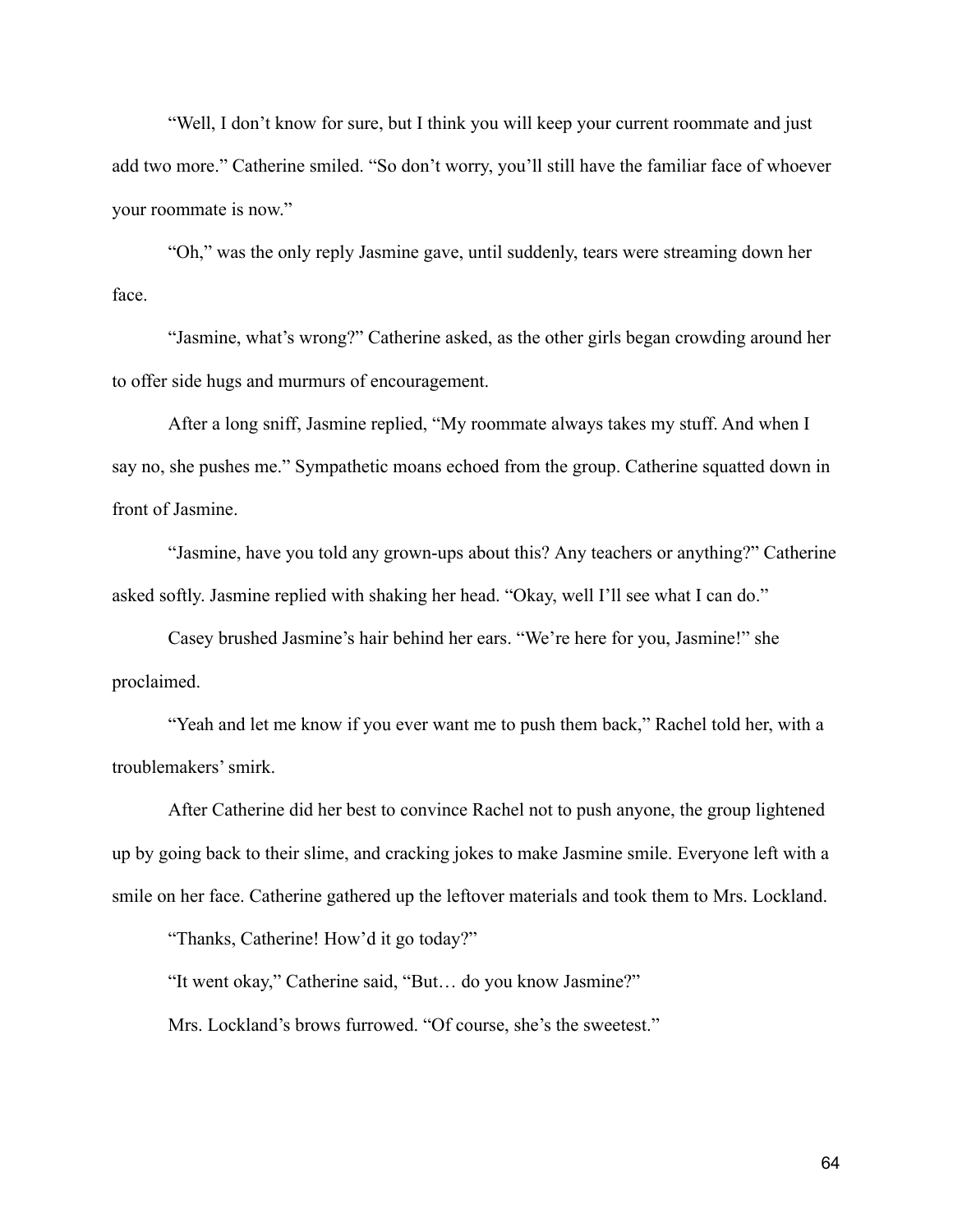"Well, I don't know for sure, but I think you will keep your current roommate and just add two more." Catherine smiled. "So don't worry, you'll still have the familiar face of whoever your roommate is now."

"Oh," was the only reply Jasmine gave, until suddenly, tears were streaming down her face.

"Jasmine, what's wrong?" Catherine asked, as the other girls began crowding around her to offer side hugs and murmurs of encouragement.

After a long sniff, Jasmine replied, "My roommate always takes my stuff. And when I say no, she pushes me." Sympathetic moans echoed from the group. Catherine squatted down in front of Jasmine.

"Jasmine, have you told any grown-ups about this? Any teachers or anything?" Catherine asked softly. Jasmine replied with shaking her head. "Okay, well I'll see what I can do."

Casey brushed Jasmine's hair behind her ears. "We're here for you, Jasmine!" she proclaimed.

"Yeah and let me know if you ever want me to push them back," Rachel told her, with a troublemakers' smirk.

After Catherine did her best to convince Rachel not to push anyone, the group lightened up by going back to their slime, and cracking jokes to make Jasmine smile. Everyone left with a smile on her face. Catherine gathered up the leftover materials and took them to Mrs. Lockland.

"Thanks, Catherine! How'd it go today?"

"It went okay," Catherine said, "But… do you know Jasmine?"

Mrs. Lockland's brows furrowed. "Of course, she's the sweetest."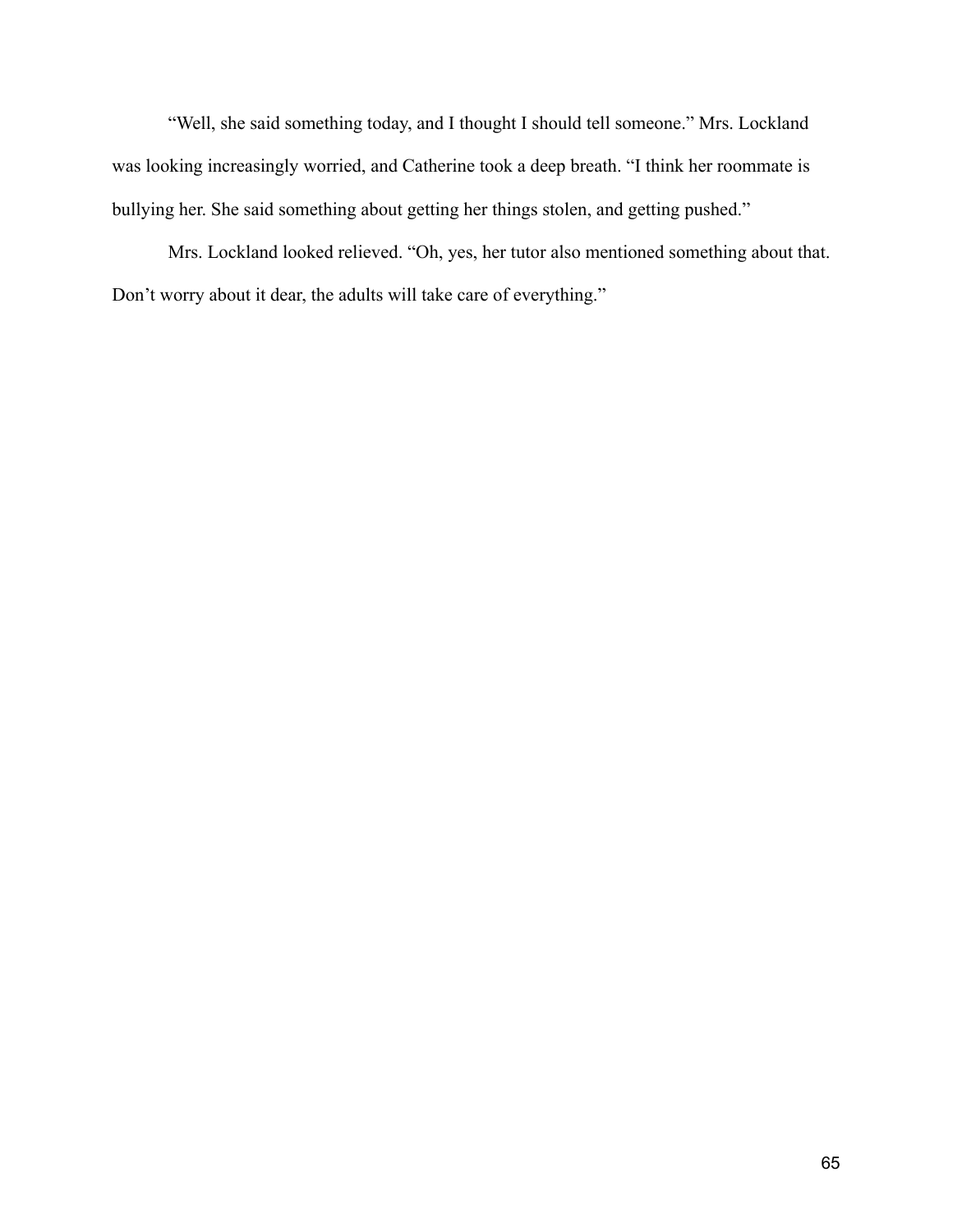"Well, she said something today, and I thought I should tell someone." Mrs. Lockland was looking increasingly worried, and Catherine took a deep breath. "I think her roommate is bullying her. She said something about getting her things stolen, and getting pushed."

Mrs. Lockland looked relieved. "Oh, yes, her tutor also mentioned something about that. Don't worry about it dear, the adults will take care of everything."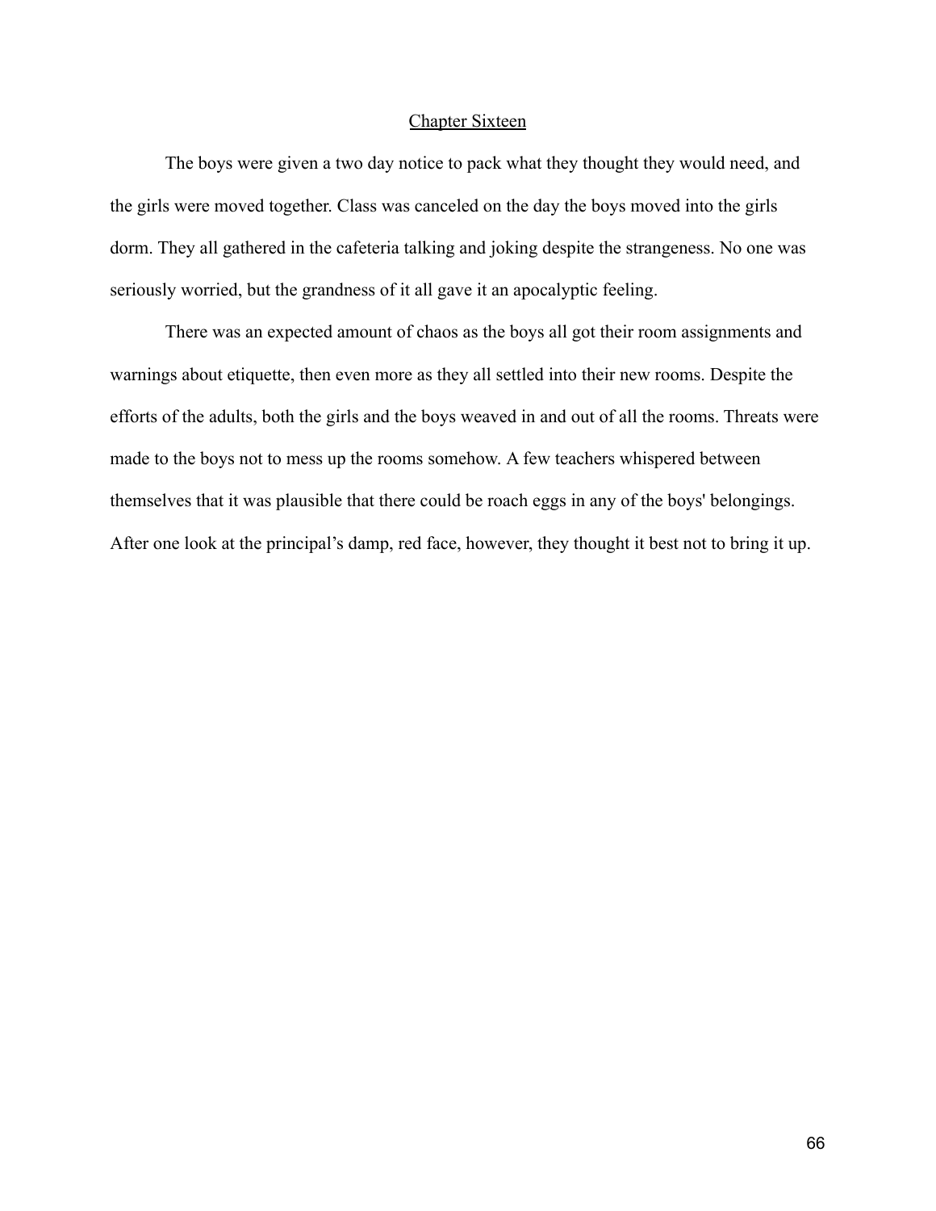## Chapter Sixteen

The boys were given a two day notice to pack what they thought they would need, and the girls were moved together. Class was canceled on the day the boys moved into the girls dorm. They all gathered in the cafeteria talking and joking despite the strangeness. No one was seriously worried, but the grandness of it all gave it an apocalyptic feeling.

There was an expected amount of chaos as the boys all got their room assignments and warnings about etiquette, then even more as they all settled into their new rooms. Despite the efforts of the adults, both the girls and the boys weaved in and out of all the rooms. Threats were made to the boys not to mess up the rooms somehow. A few teachers whispered between themselves that it was plausible that there could be roach eggs in any of the boys' belongings. After one look at the principal's damp, red face, however, they thought it best not to bring it up.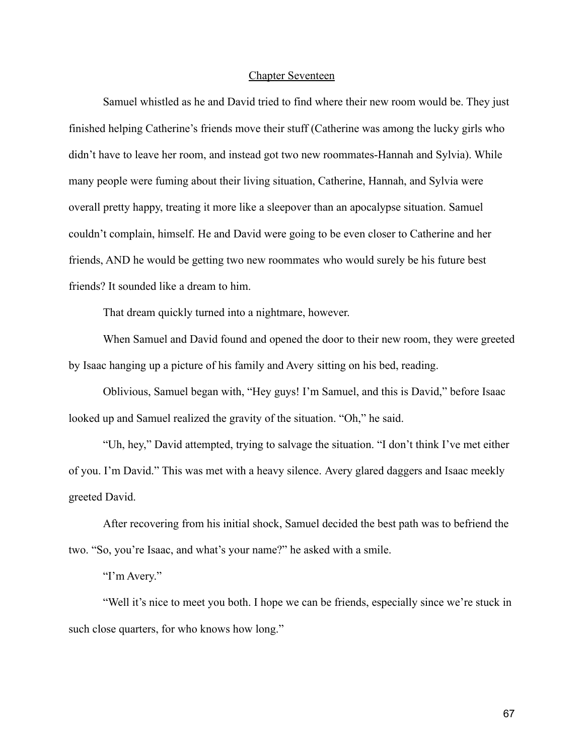## Chapter Seventeen

Samuel whistled as he and David tried to find where their new room would be. They just finished helping Catherine's friends move their stuff (Catherine was among the lucky girls who didn't have to leave her room, and instead got two new roommates-Hannah and Sylvia). While many people were fuming about their living situation, Catherine, Hannah, and Sylvia were overall pretty happy, treating it more like a sleepover than an apocalypse situation. Samuel couldn't complain, himself. He and David were going to be even closer to Catherine and her friends, AND he would be getting two new roommates who would surely be his future best friends? It sounded like a dream to him.

That dream quickly turned into a nightmare, however.

When Samuel and David found and opened the door to their new room, they were greeted by Isaac hanging up a picture of his family and Avery sitting on his bed, reading.

Oblivious, Samuel began with, "Hey guys! I'm Samuel, and this is David," before Isaac looked up and Samuel realized the gravity of the situation. "Oh," he said.

"Uh, hey," David attempted, trying to salvage the situation. "I don't think I've met either of you. I'm David." This was met with a heavy silence. Avery glared daggers and Isaac meekly greeted David.

After recovering from his initial shock, Samuel decided the best path was to befriend the two. "So, you're Isaac, and what's your name?" he asked with a smile.

"I'm Avery."

"Well it's nice to meet you both. I hope we can be friends, especially since we're stuck in such close quarters, for who knows how long."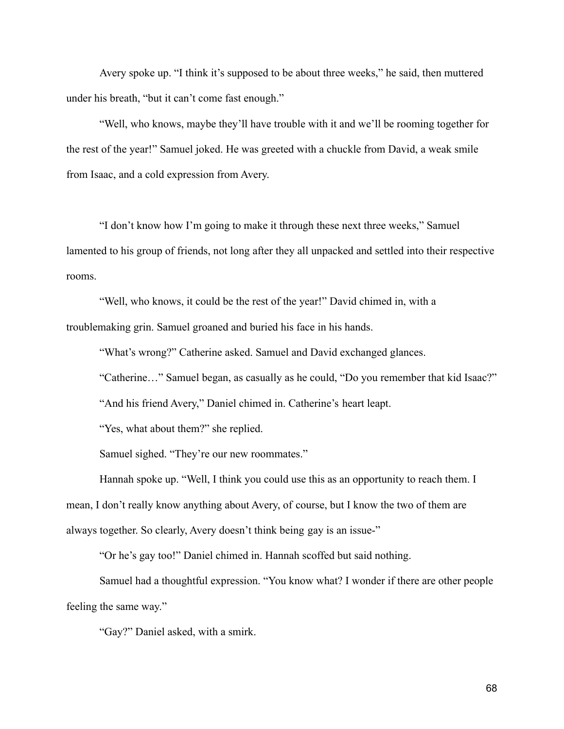Avery spoke up. “I think it’s supposed to be about three weeks,” he said, then muttered under his breath, “but it can’t come fast enough.”

“Well, who knows, maybe they’ll have trouble with it and we’ll be rooming together for the rest of the year!” Samuel joked. He was greeted with a chuckle from David, a weak smile from Isaac, and a cold expression from Avery.

“I don’t know how I’m going to make it through these next three weeks,” Samuel lamented to his group of friends, not long after they all unpacked and settled into their respective rooms.

“Well, who knows, it could be the rest of the year!” David chimed in, with a troublemaking grin. Samuel groaned and buried his face in his hands.

“What’s wrong?” Catherine asked. Samuel and David exchanged glances.

“Catherine…” Samuel began, as casually as he could, “Do you remember that kid Isaac?”

“And his friend Avery,” Daniel chimed in. Catherine’s heart leapt.

“Yes, what about them?” she replied.

Samuel sighed. “They’re our new roommates.”

Hannah spoke up. “Well, I think you could use this as an opportunity to reach them. I mean, I don’t really know anything about Avery, of course, but I know the two of them are always together. So clearly, Avery doesn’t think being gay is an issue-”

“Or he’s gay too!” Daniel chimed in. Hannah scoffed but said nothing.

Samuel had a thoughtful expression. “You know what? I wonder if there are other people feeling the same way.”

“Gay?” Daniel asked, with a smirk.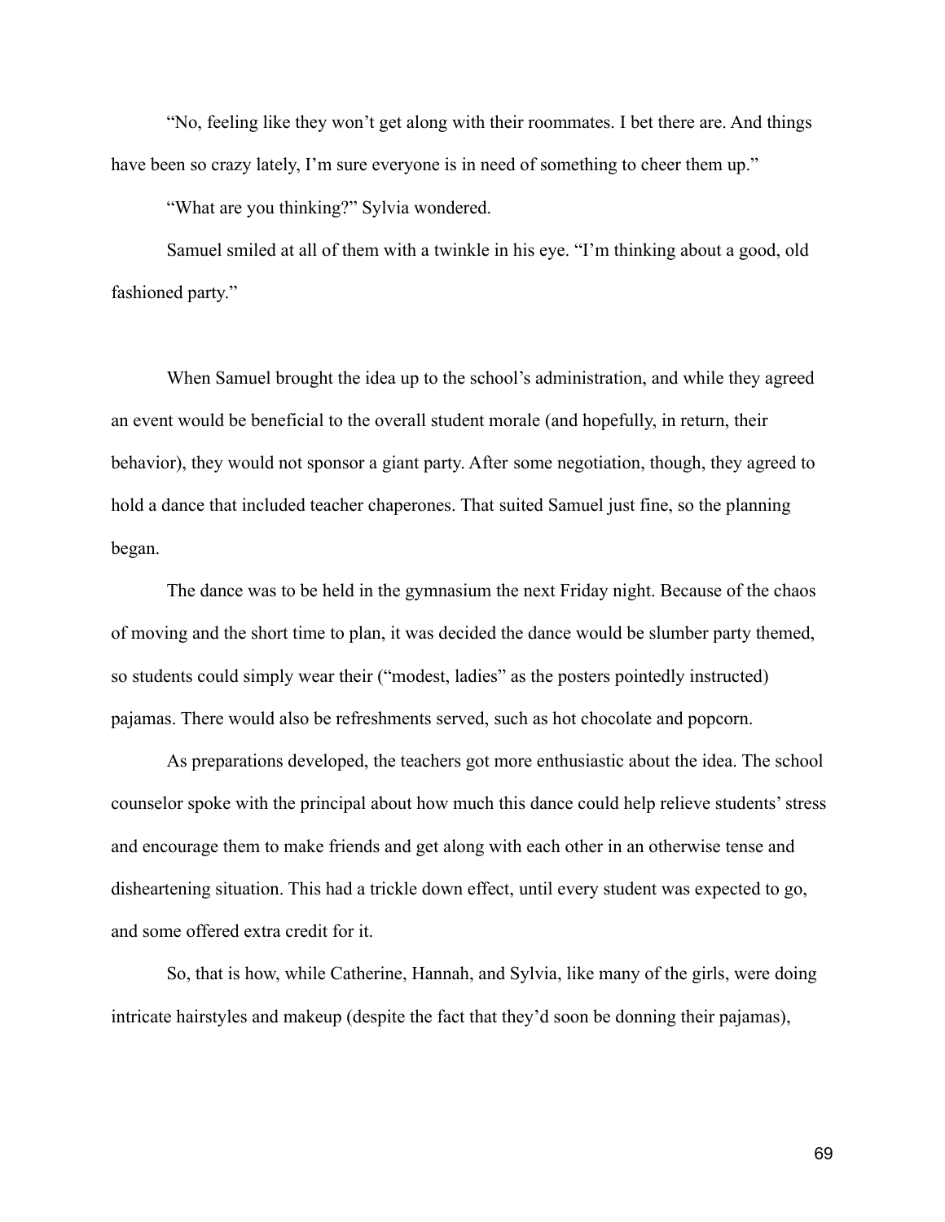"No, feeling like they won't get along with their roommates. I bet there are. And things have been so crazy lately, I'm sure everyone is in need of something to cheer them up."

"What are you thinking?" Sylvia wondered.

Samuel smiled at all of them with a twinkle in his eye. "I'm thinking about a good, old fashioned party."

When Samuel brought the idea up to the school's administration, and while they agreed an event would be beneficial to the overall student morale (and hopefully, in return, their behavior), they would not sponsor a giant party. After some negotiation, though, they agreed to hold a dance that included teacher chaperones. That suited Samuel just fine, so the planning began.

The dance was to be held in the gymnasium the next Friday night. Because of the chaos of moving and the short time to plan, it was decided the dance would be slumber party themed, so students could simply wear their ("modest, ladies" as the posters pointedly instructed) pajamas. There would also be refreshments served, such as hot chocolate and popcorn.

As preparations developed, the teachers got more enthusiastic about the idea. The school counselor spoke with the principal about how much this dance could help relieve students' stress and encourage them to make friends and get along with each other in an otherwise tense and disheartening situation. This had a trickle down effect, until every student was expected to go, and some offered extra credit for it.

So, that is how, while Catherine, Hannah, and Sylvia, like many of the girls, were doing intricate hairstyles and makeup (despite the fact that they'd soon be donning their pajamas),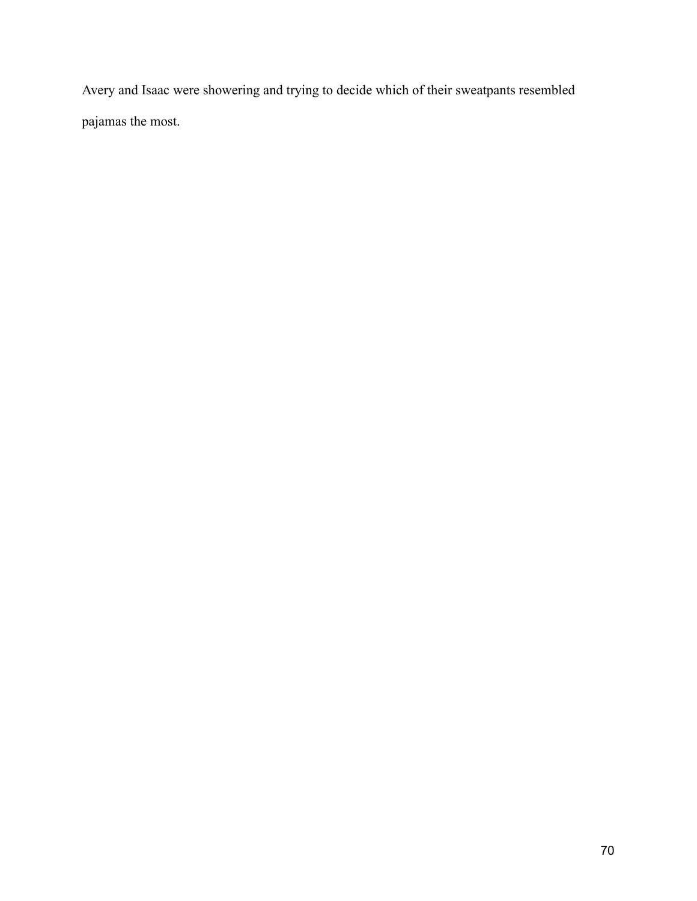Avery and Isaac were showering and trying to decide which of their sweatpants resembled pajamas the most.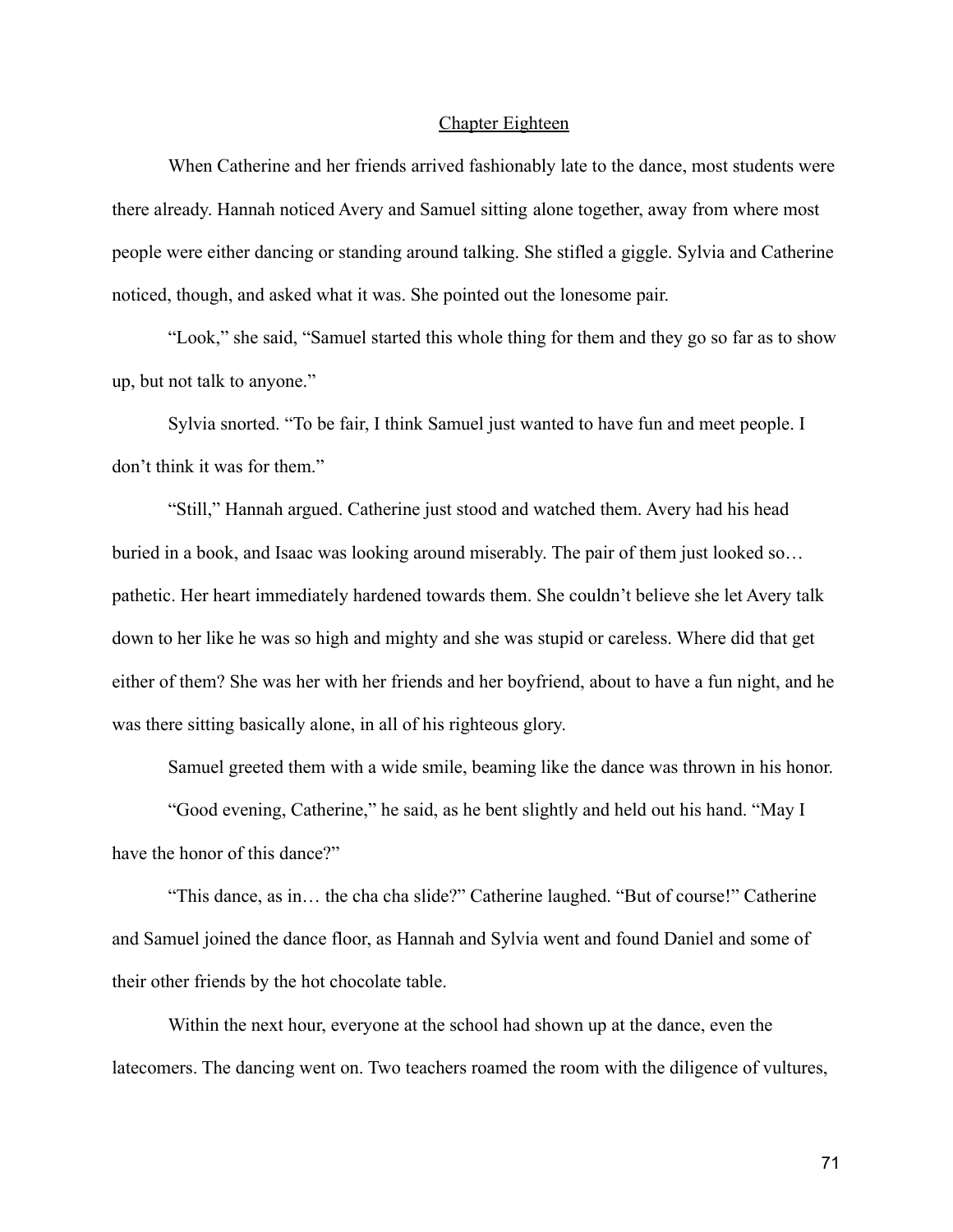## Chapter Eighteen

When Catherine and her friends arrived fashionably late to the dance, most students were there already. Hannah noticed Avery and Samuel sitting alone together, away from where most people were either dancing or standing around talking. She stifled a giggle. Sylvia and Catherine noticed, though, and asked what it was. She pointed out the lonesome pair.

"Look," she said, "Samuel started this whole thing for them and they go so far as to show up, but not talk to anyone."

Sylvia snorted. "To be fair, I think Samuel just wanted to have fun and meet people. I don't think it was for them."

"Still," Hannah argued. Catherine just stood and watched them. Avery had his head buried in a book, and Isaac was looking around miserably. The pair of them just looked so… pathetic. Her heart immediately hardened towards them. She couldn't believe she let Avery talk down to her like he was so high and mighty and she was stupid or careless. Where did that get either of them? She was her with her friends and her boyfriend, about to have a fun night, and he was there sitting basically alone, in all of his righteous glory.

Samuel greeted them with a wide smile, beaming like the dance was thrown in his honor.

"Good evening, Catherine," he said, as he bent slightly and held out his hand. "May I have the honor of this dance?"

"This dance, as in… the cha cha slide?" Catherine laughed. "But of course!" Catherine and Samuel joined the dance floor, as Hannah and Sylvia went and found Daniel and some of their other friends by the hot chocolate table.

Within the next hour, everyone at the school had shown up at the dance, even the latecomers. The dancing went on. Two teachers roamed the room with the diligence of vultures,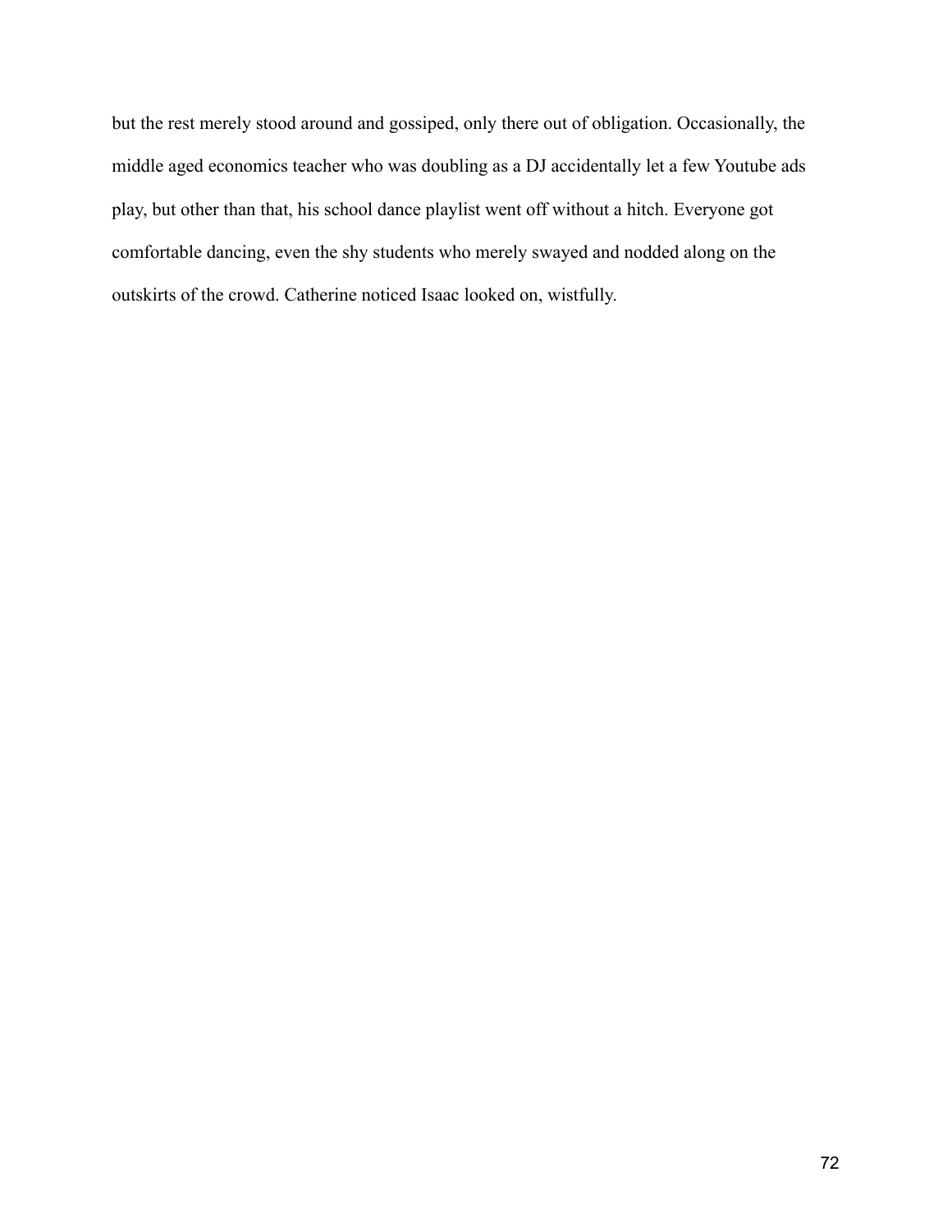but the rest merely stood around and gossiped, only there out of obligation. Occasionally, the middle aged economics teacher who was doubling as a DJ accidentally let a few Youtube ads play, but other than that, his school dance playlist went off without a hitch. Everyone got comfortable dancing, even the shy students who merely swayed and nodded along on the outskirts of the crowd. Catherine noticed Isaac looked on, wistfully.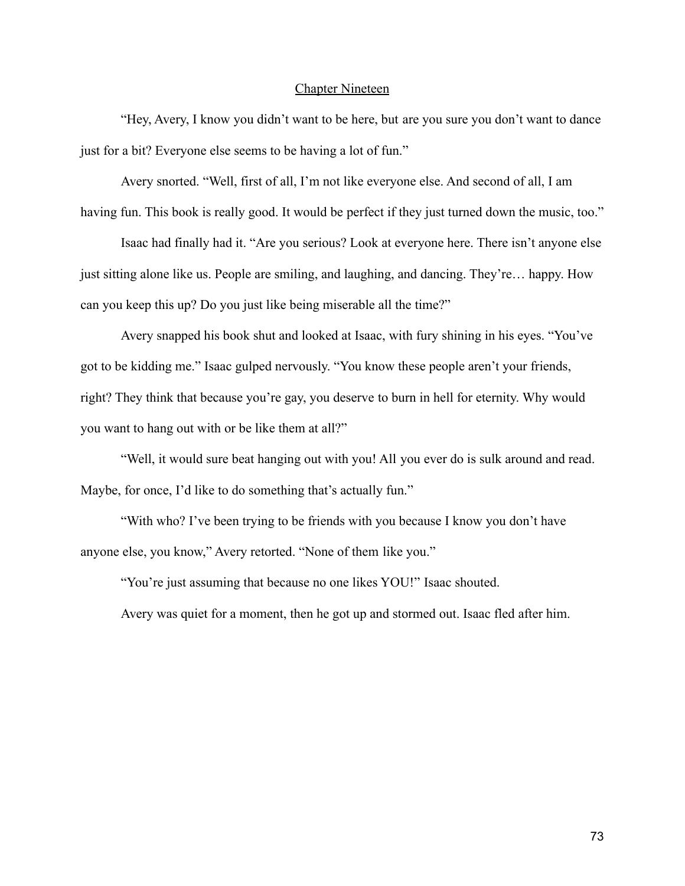## Chapter Nineteen

"Hey, Avery, I know you didn't want to be here, but are you sure you don't want to dance just for a bit? Everyone else seems to be having a lot of fun."

Avery snorted. "Well, first of all, I'm not like everyone else. And second of all, I am having fun. This book is really good. It would be perfect if they just turned down the music, too."

Isaac had finally had it. "Are you serious? Look at everyone here. There isn't anyone else just sitting alone like us. People are smiling, and laughing, and dancing. They're… happy. How can you keep this up? Do you just like being miserable all the time?"

Avery snapped his book shut and looked at Isaac, with fury shining in his eyes. "You've got to be kidding me." Isaac gulped nervously. "You know these people aren't your friends, right? They think that because you're gay, you deserve to burn in hell for eternity. Why would you want to hang out with or be like them at all?"

"Well, it would sure beat hanging out with you! All you ever do is sulk around and read. Maybe, for once, I'd like to do something that's actually fun."

"With who? I've been trying to be friends with you because I know you don't have anyone else, you know," Avery retorted. "None of them like you."

"You're just assuming that because no one likes YOU!" Isaac shouted.

Avery was quiet for a moment, then he got up and stormed out. Isaac fled after him.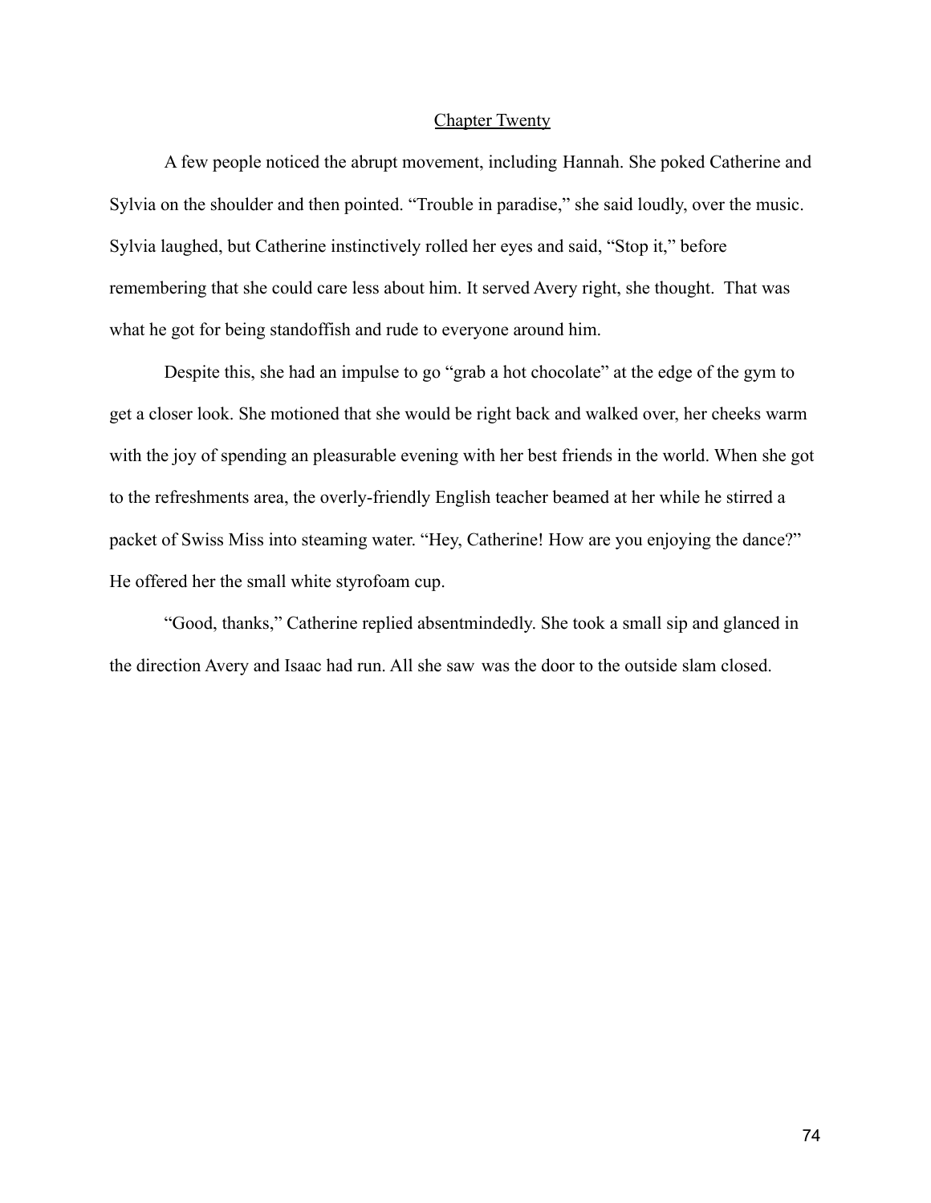## Chapter Twenty

A few people noticed the abrupt movement, including Hannah. She poked Catherine and Sylvia on the shoulder and then pointed. “Trouble in paradise,” she said loudly, over the music. Sylvia laughed, but Catherine instinctively rolled her eyes and said, “Stop it,” before remembering that she could care less about him. It served Avery right, she thought. That was what he got for being standoffish and rude to everyone around him.

Despite this, she had an impulse to go “grab a hot chocolate” at the edge of the gym to get a closer look. She motioned that she would be right back and walked over, her cheeks warm with the joy of spending an pleasurable evening with her best friends in the world. When she got to the refreshments area, the overly-friendly English teacher beamed at her while he stirred a packet of Swiss Miss into steaming water. “Hey, Catherine! How are you enjoying the dance?” He offered her the small white styrofoam cup.

“Good, thanks,” Catherine replied absentmindedly. She took a small sip and glanced in the direction Avery and Isaac had run. All she saw was the door to the outside slam closed.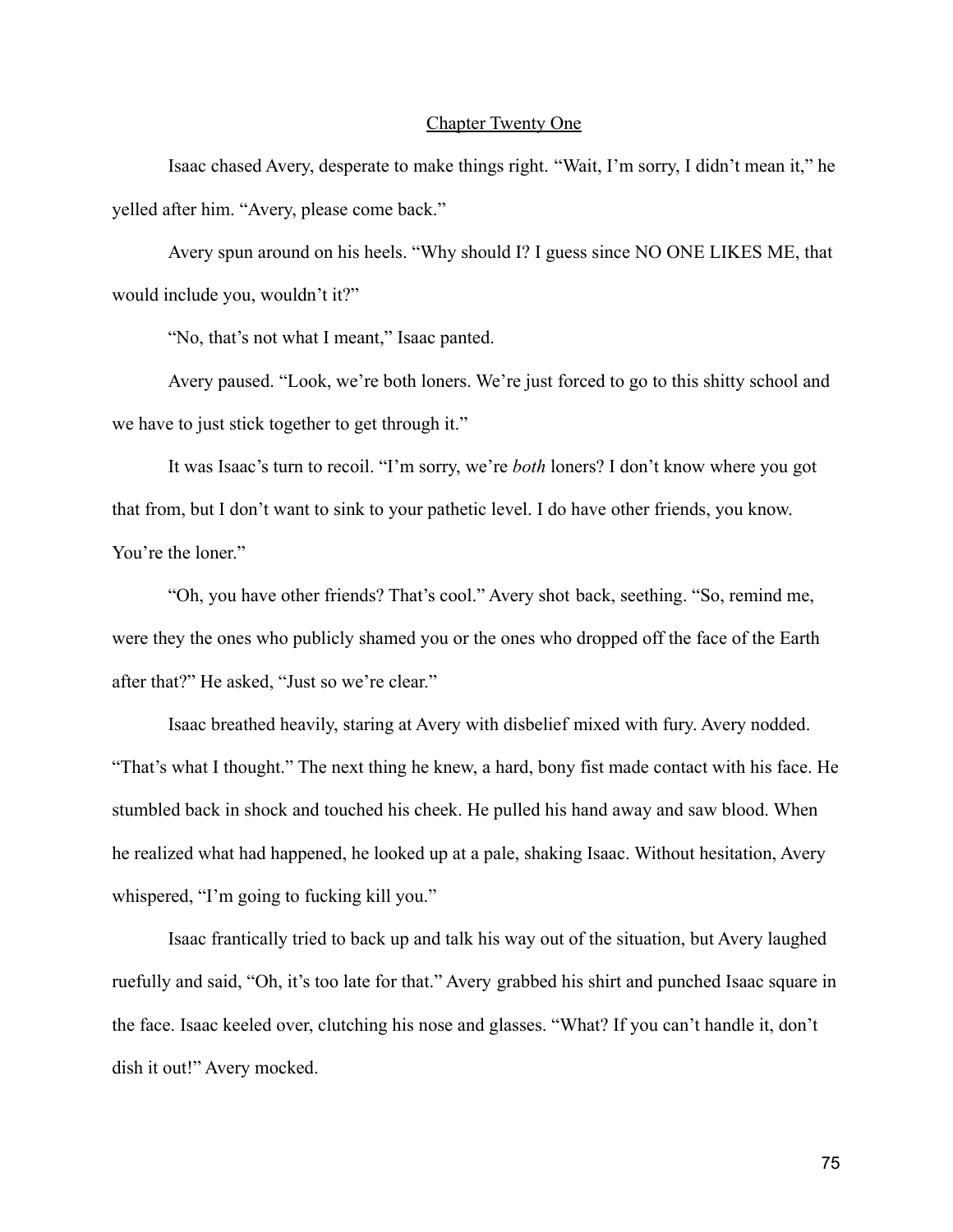## Chapter Twenty One

Isaac chased Avery, desperate to make things right. "Wait, I'm sorry, I didn't mean it," he yelled after him. "Avery, please come back."

Avery spun around on his heels. "Why should I? I guess since NO ONE LIKES ME, that would include you, wouldn't it?"

"No, that's not what I meant," Isaac panted.

Avery paused. "Look, we're both loners. We're just forced to go to this shitty school and we have to just stick together to get through it."

It was Isaac's turn to recoil. "I'm sorry, we're *both* loners? I don't know where you got that from, but I don't want to sink to your pathetic level. I do have other friends, you know. You're the loner."

"Oh, you have other friends? That's cool." Avery shot back, seething. "So, remind me, were they the ones who publicly shamed you or the ones who dropped off the face of the Earth after that?" He asked, "Just so we're clear."

Isaac breathed heavily, staring at Avery with disbelief mixed with fury. Avery nodded. "That's what I thought." The next thing he knew, a hard, bony fist made contact with his face. He stumbled back in shock and touched his cheek. He pulled his hand away and saw blood. When he realized what had happened, he looked up at a pale, shaking Isaac. Without hesitation, Avery whispered, "I'm going to fucking kill you."

Isaac frantically tried to back up and talk his way out of the situation, but Avery laughed ruefully and said, "Oh, it's too late for that." Avery grabbed his shirt and punched Isaac square in the face. Isaac keeled over, clutching his nose and glasses. "What? If you can't handle it, don't dish it out!" Avery mocked.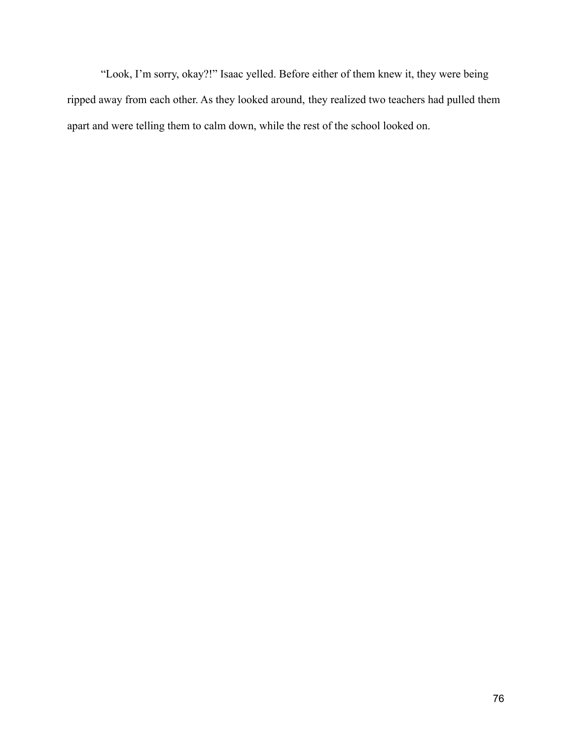"Look, I'm sorry, okay?!" Isaac yelled. Before either of them knew it, they were being ripped away from each other. As they looked around, they realized two teachers had pulled them apart and were telling them to calm down, while the rest of the school looked on.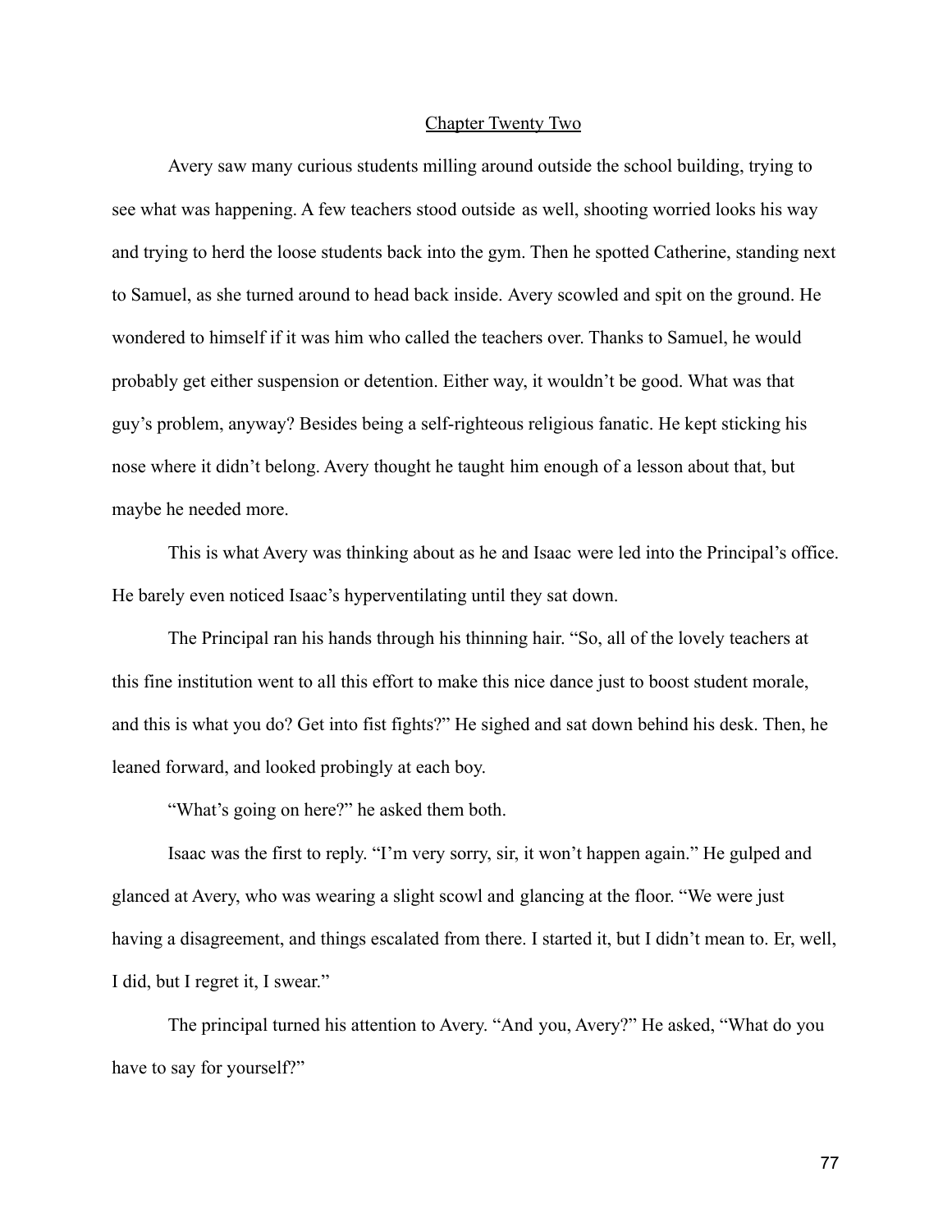## Chapter Twenty Two

Avery saw many curious students milling around outside the school building, trying to see what was happening. A few teachers stood outside as well, shooting worried looks his way and trying to herd the loose students back into the gym. Then he spotted Catherine, standing next to Samuel, as she turned around to head back inside. Avery scowled and spit on the ground. He wondered to himself if it was him who called the teachers over. Thanks to Samuel, he would probably get either suspension or detention. Either way, it wouldn't be good. What was that guy's problem, anyway? Besides being a self-righteous religious fanatic. He kept sticking his nose where it didn't belong. Avery thought he taught him enough of a lesson about that, but maybe he needed more.

This is what Avery was thinking about as he and Isaac were led into the Principal's office. He barely even noticed Isaac's hyperventilating until they sat down.

The Principal ran his hands through his thinning hair. "So, all of the lovely teachers at this fine institution went to all this effort to make this nice dance just to boost student morale, and this is what you do? Get into fist fights?" He sighed and sat down behind his desk. Then, he leaned forward, and looked probingly at each boy.

"What's going on here?" he asked them both.

Isaac was the first to reply. "I'm very sorry, sir, it won't happen again." He gulped and glanced at Avery, who was wearing a slight scowl and glancing at the floor. "We were just having a disagreement, and things escalated from there. I started it, but I didn't mean to. Er, well, I did, but I regret it, I swear."

The principal turned his attention to Avery. "And you, Avery?" He asked, "What do you have to say for yourself?"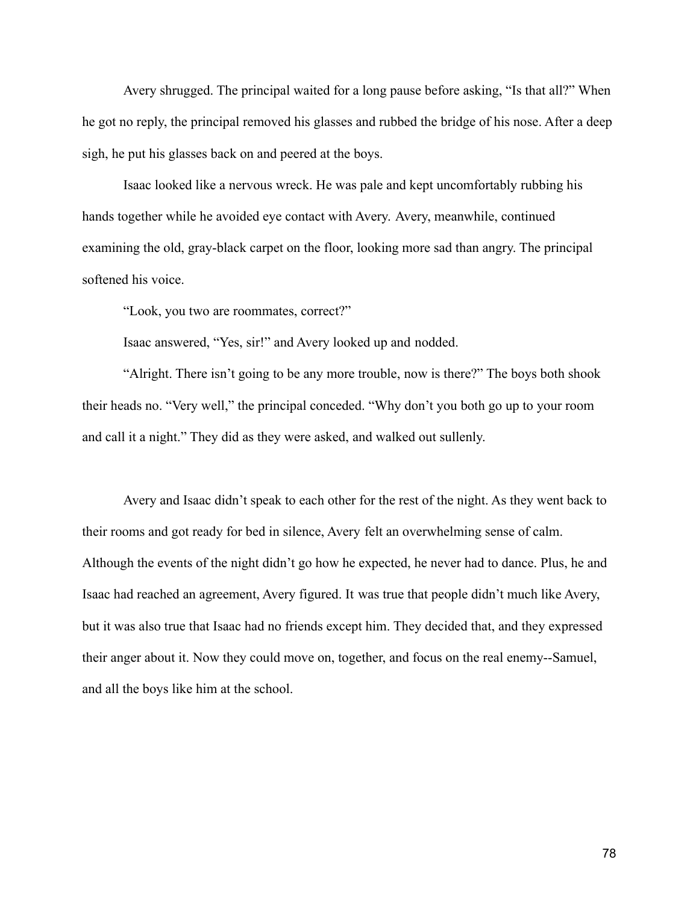Avery shrugged. The principal waited for a long pause before asking, “Is that all?” When he got no reply, the principal removed his glasses and rubbed the bridge of his nose. After a deep sigh, he put his glasses back on and peered at the boys.

Isaac looked like a nervous wreck. He was pale and kept uncomfortably rubbing his hands together while he avoided eye contact with Avery. Avery, meanwhile, continued examining the old, gray-black carpet on the floor, looking more sad than angry. The principal softened his voice.

“Look, you two are roommates, correct?”

Isaac answered, “Yes, sir!” and Avery looked up and nodded.

“Alright. There isn’t going to be any more trouble, now is there?” The boys both shook their heads no. “Very well,” the principal conceded. “Why don’t you both go up to your room and call it a night.” They did as they were asked, and walked out sullenly.

Avery and Isaac didn’t speak to each other for the rest of the night. As they went back to their rooms and got ready for bed in silence, Avery felt an overwhelming sense of calm. Although the events of the night didn’t go how he expected, he never had to dance. Plus, he and Isaac had reached an agreement, Avery figured. It was true that people didn’t much like Avery, but it was also true that Isaac had no friends except him. They decided that, and they expressed their anger about it. Now they could move on, together, and focus on the real enemy--Samuel, and all the boys like him at the school.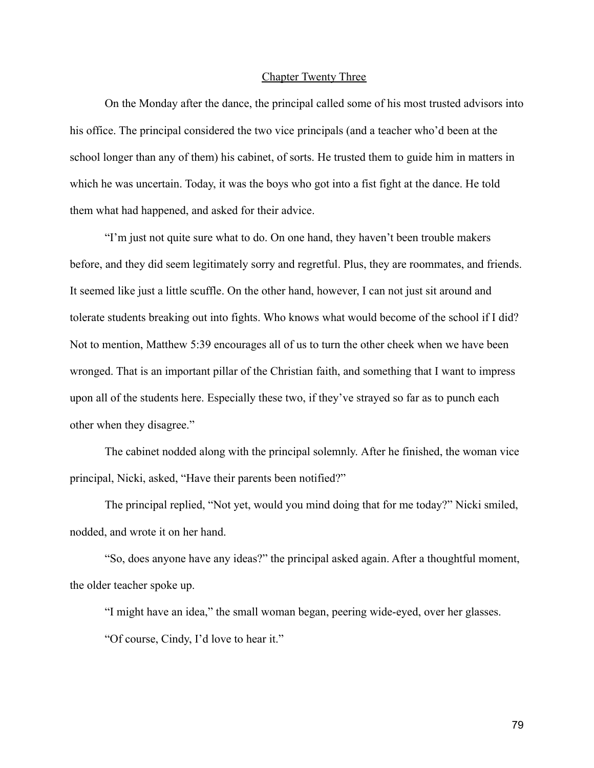## Chapter Twenty Three

On the Monday after the dance, the principal called some of his most trusted advisors into his office. The principal considered the two vice principals (and a teacher who'd been at the school longer than any of them) his cabinet, of sorts. He trusted them to guide him in matters in which he was uncertain. Today, it was the boys who got into a fist fight at the dance. He told them what had happened, and asked for their advice.

"I'm just not quite sure what to do. On one hand, they haven't been trouble makers before, and they did seem legitimately sorry and regretful. Plus, they are roommates, and friends. It seemed like just a little scuffle. On the other hand, however, I can not just sit around and tolerate students breaking out into fights. Who knows what would become of the school if I did? Not to mention, Matthew 5:39 encourages all of us to turn the other cheek when we have been wronged. That is an important pillar of the Christian faith, and something that I want to impress upon all of the students here. Especially these two, if they've strayed so far as to punch each other when they disagree."

The cabinet nodded along with the principal solemnly. After he finished, the woman vice principal, Nicki, asked, "Have their parents been notified?"

The principal replied, "Not yet, would you mind doing that for me today?" Nicki smiled, nodded, and wrote it on her hand.

"So, does anyone have any ideas?" the principal asked again. After a thoughtful moment, the older teacher spoke up.

"I might have an idea," the small woman began, peering wide-eyed, over her glasses.

"Of course, Cindy, I'd love to hear it."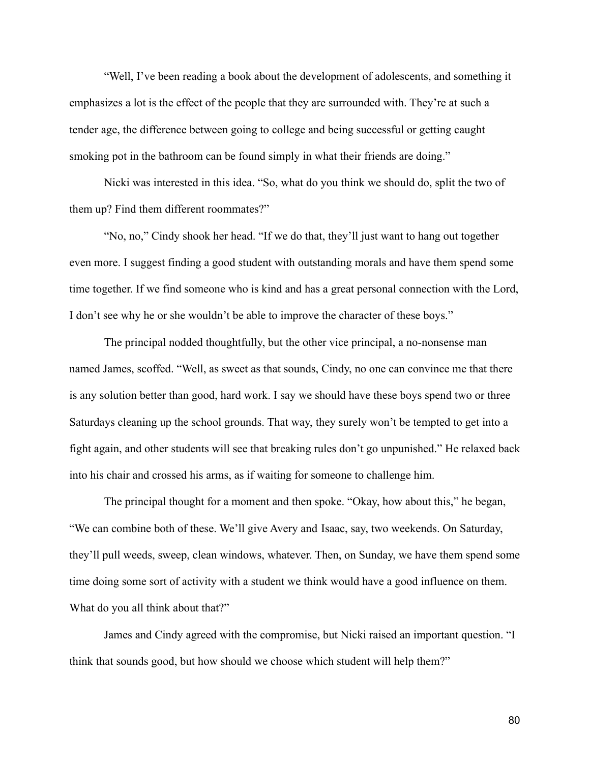"Well, I've been reading a book about the development of adolescents, and something it emphasizes a lot is the effect of the people that they are surrounded with. They're at such a tender age, the difference between going to college and being successful or getting caught smoking pot in the bathroom can be found simply in what their friends are doing."

Nicki was interested in this idea. "So, what do you think we should do, split the two of them up? Find them different roommates?"

"No, no," Cindy shook her head. "If we do that, they'll just want to hang out together even more. I suggest finding a good student with outstanding morals and have them spend some time together. If we find someone who is kind and has a great personal connection with the Lord, I don't see why he or she wouldn't be able to improve the character of these boys."

The principal nodded thoughtfully, but the other vice principal, a no-nonsense man named James, scoffed. "Well, as sweet as that sounds, Cindy, no one can convince me that there is any solution better than good, hard work. I say we should have these boys spend two or three Saturdays cleaning up the school grounds. That way, they surely won't be tempted to get into a fight again, and other students will see that breaking rules don't go unpunished." He relaxed back into his chair and crossed his arms, as if waiting for someone to challenge him.

The principal thought for a moment and then spoke. "Okay, how about this," he began, "We can combine both of these. We'll give Avery and Isaac, say, two weekends. On Saturday, they'll pull weeds, sweep, clean windows, whatever. Then, on Sunday, we have them spend some time doing some sort of activity with a student we think would have a good influence on them. What do you all think about that?"

James and Cindy agreed with the compromise, but Nicki raised an important question. "I think that sounds good, but how should we choose which student will help them?"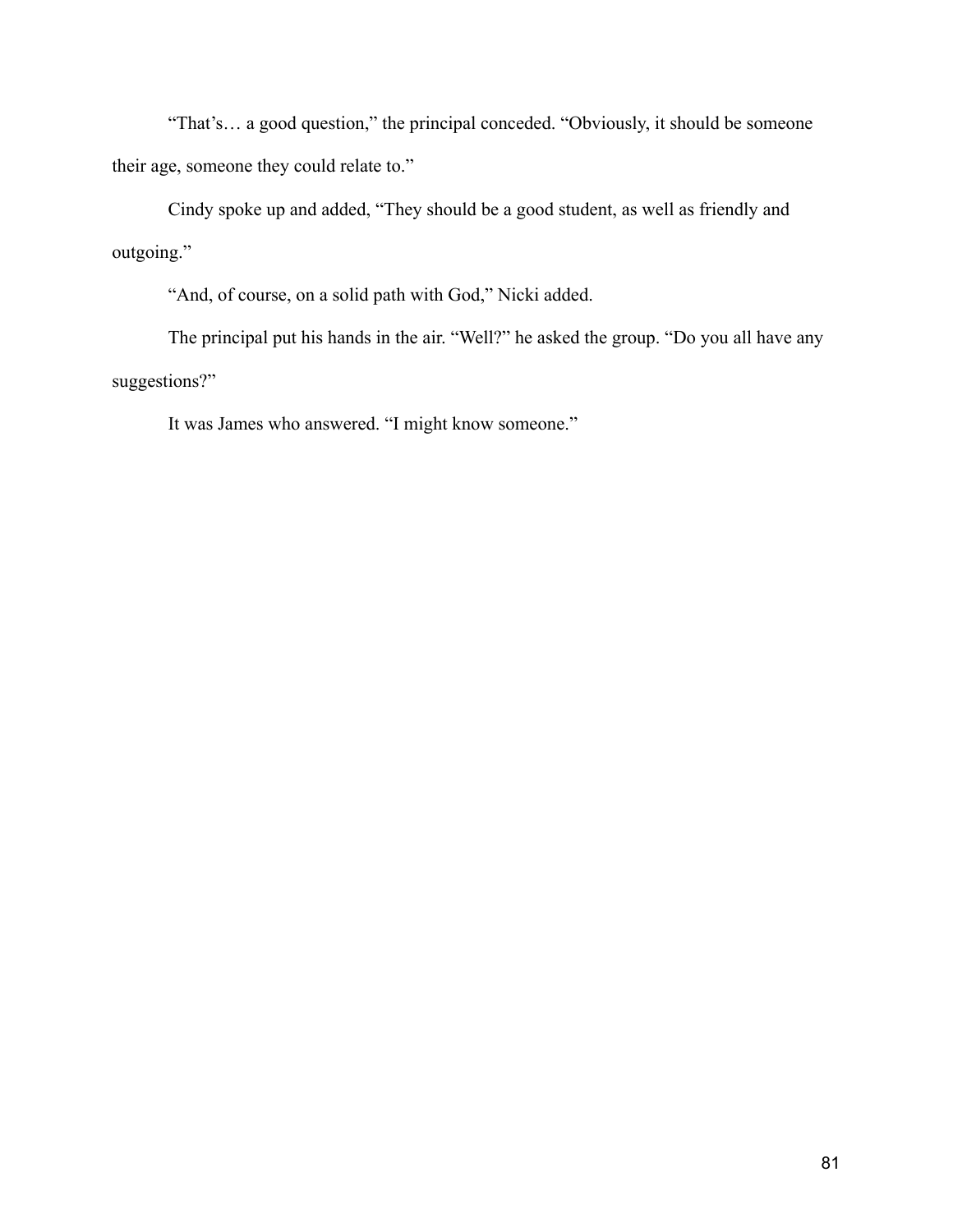"That's… a good question," the principal conceded. "Obviously, it should be someone their age, someone they could relate to."

Cindy spoke up and added, "They should be a good student, as well as friendly and outgoing."

"And, of course, on a solid path with God," Nicki added.

The principal put his hands in the air. "Well?" he asked the group. "Do you all have any suggestions?"

It was James who answered. "I might know someone."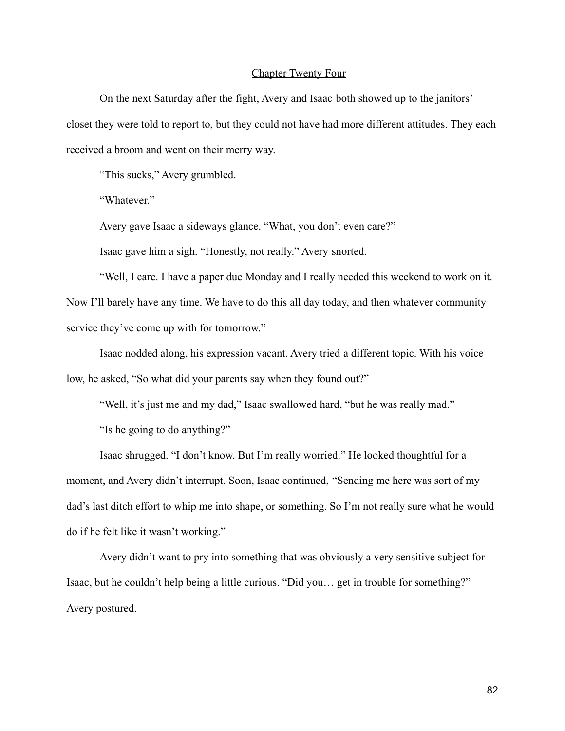## Chapter Twenty Four

On the next Saturday after the fight, Avery and Isaac both showed up to the janitors' closet they were told to report to, but they could not have had more different attitudes. They each received a broom and went on their merry way.

"This sucks," Avery grumbled.

"Whatever."

Avery gave Isaac a sideways glance. "What, you don't even care?"

Isaac gave him a sigh. "Honestly, not really." Avery snorted.

"Well, I care. I have a paper due Monday and I really needed this weekend to work on it. Now I'll barely have any time. We have to do this all day today, and then whatever community service they've come up with for tomorrow."

Isaac nodded along, his expression vacant. Avery tried a different topic. With his voice low, he asked, "So what did your parents say when they found out?"

"Well, it's just me and my dad," Isaac swallowed hard, "but he was really mad."

"Is he going to do anything?"

Isaac shrugged. "I don't know. But I'm really worried." He looked thoughtful for a moment, and Avery didn't interrupt. Soon, Isaac continued, "Sending me here was sort of my dad's last ditch effort to whip me into shape, or something. So I'm not really sure what he would do if he felt like it wasn't working."

Avery didn't want to pry into something that was obviously a very sensitive subject for Isaac, but he couldn't help being a little curious. "Did you… get in trouble for something?" Avery postured.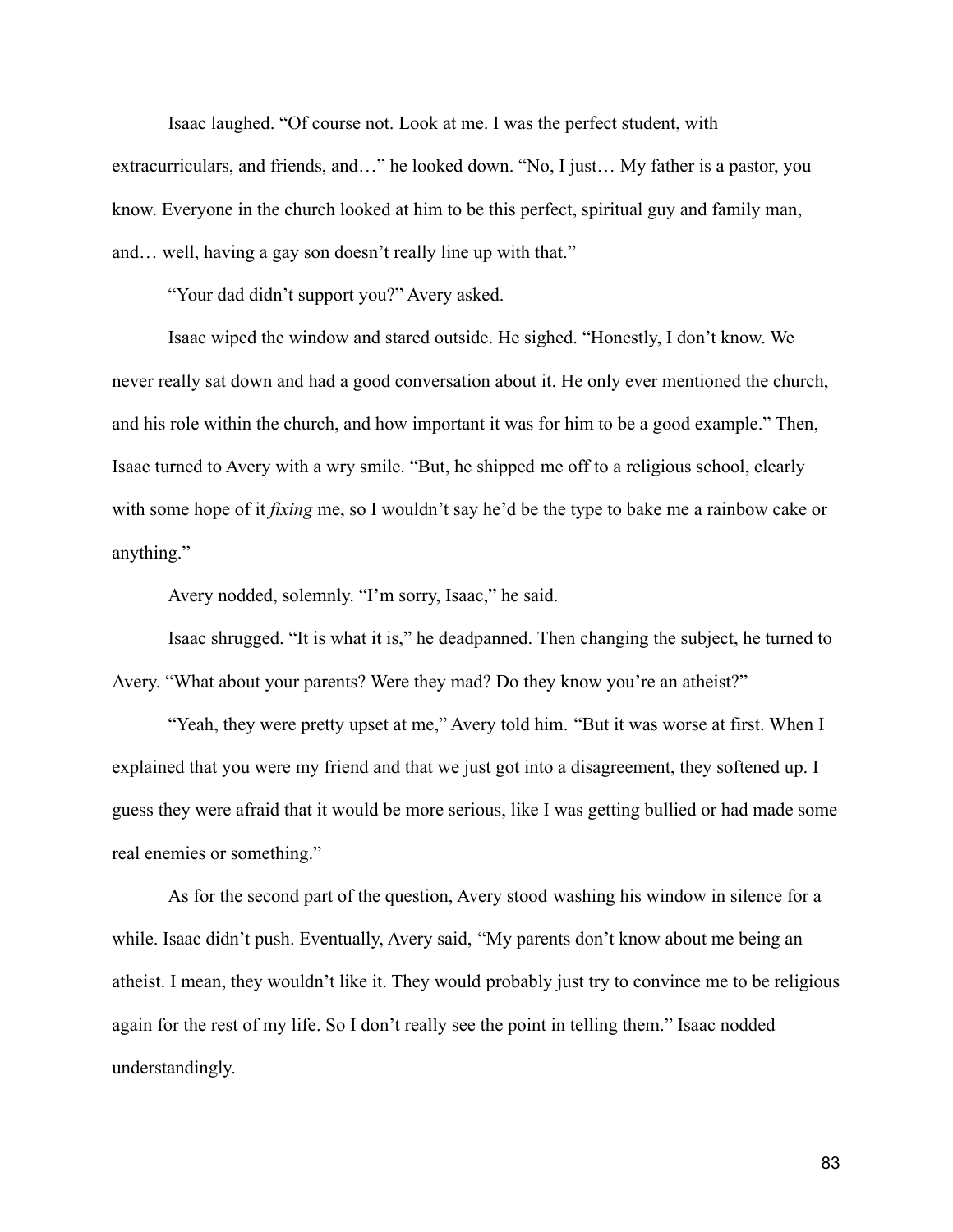Isaac laughed. “Of course not. Look at me. I was the perfect student, with extracurriculars, and friends, and…” he looked down. “No, I just… My father is a pastor, you know. Everyone in the church looked at him to be this perfect, spiritual guy and family man, and… well, having a gay son doesn’t really line up with that.”

“Your dad didn’t support you?” Avery asked.

Isaac wiped the window and stared outside. He sighed. “Honestly, I don’t know. We never really sat down and had a good conversation about it. He only ever mentioned the church, and his role within the church, and how important it was for him to be a good example.” Then, Isaac turned to Avery with a wry smile. “But, he shipped me off to a religious school, clearly with some hope of it *fixing* me, so I wouldn’t say he’d be the type to bake me a rainbow cake or anything.”

Avery nodded, solemnly. “I’m sorry, Isaac,” he said.

Isaac shrugged. “It is what it is,” he deadpanned. Then changing the subject, he turned to Avery. “What about your parents? Were they mad? Do they know you’re an atheist?”

“Yeah, they were pretty upset at me,” Avery told him. “But it was worse at first. When I explained that you were my friend and that we just got into a disagreement, they softened up. I guess they were afraid that it would be more serious, like I was getting bullied or had made some real enemies or something.”

As for the second part of the question, Avery stood washing his window in silence for a while. Isaac didn’t push. Eventually, Avery said, “My parents don’t know about me being an atheist. I mean, they wouldn’t like it. They would probably just try to convince me to be religious again for the rest of my life. So I don’t really see the point in telling them.” Isaac nodded understandingly.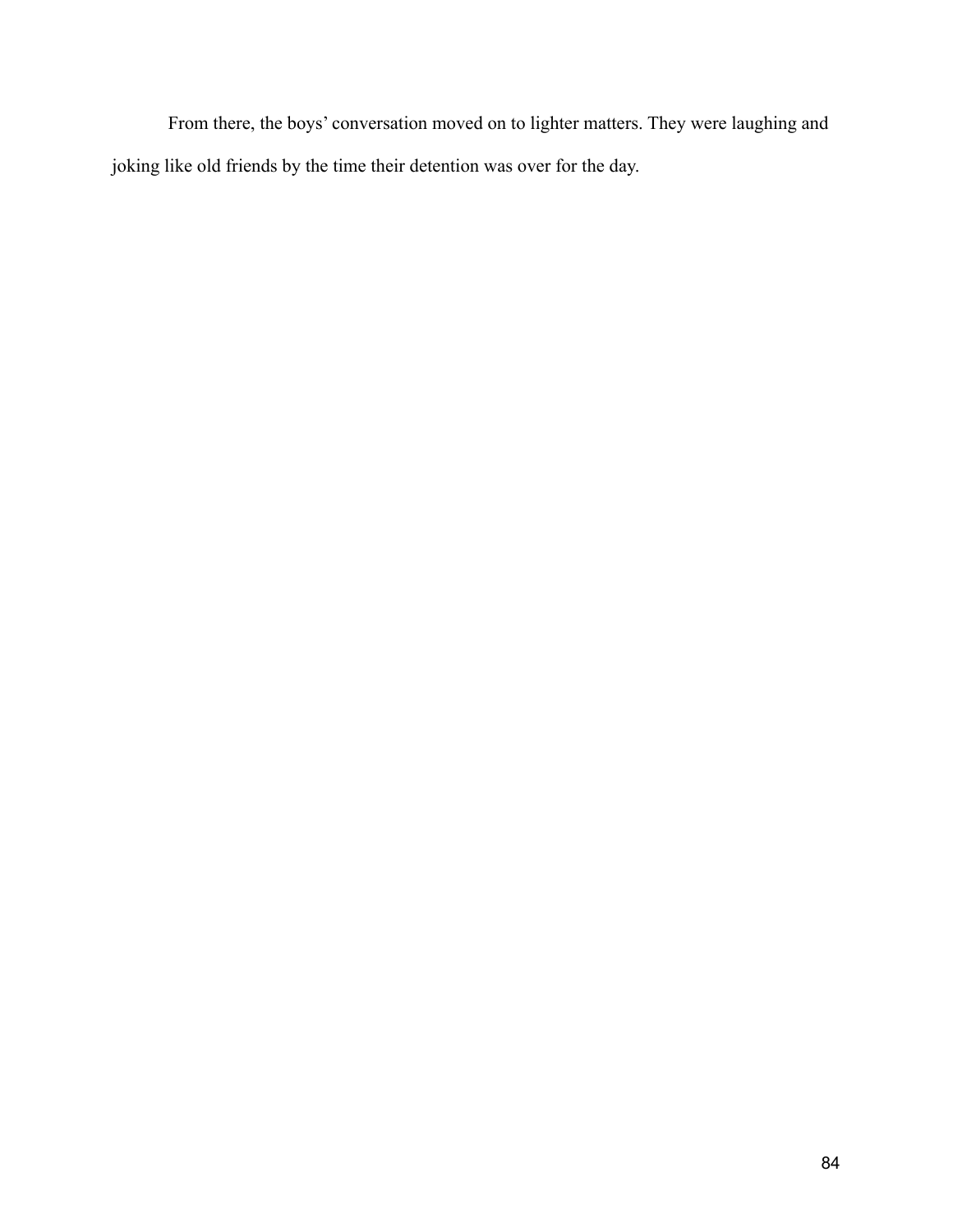From there, the boys' conversation moved on to lighter matters. They were laughing and joking like old friends by the time their detention was over for the day.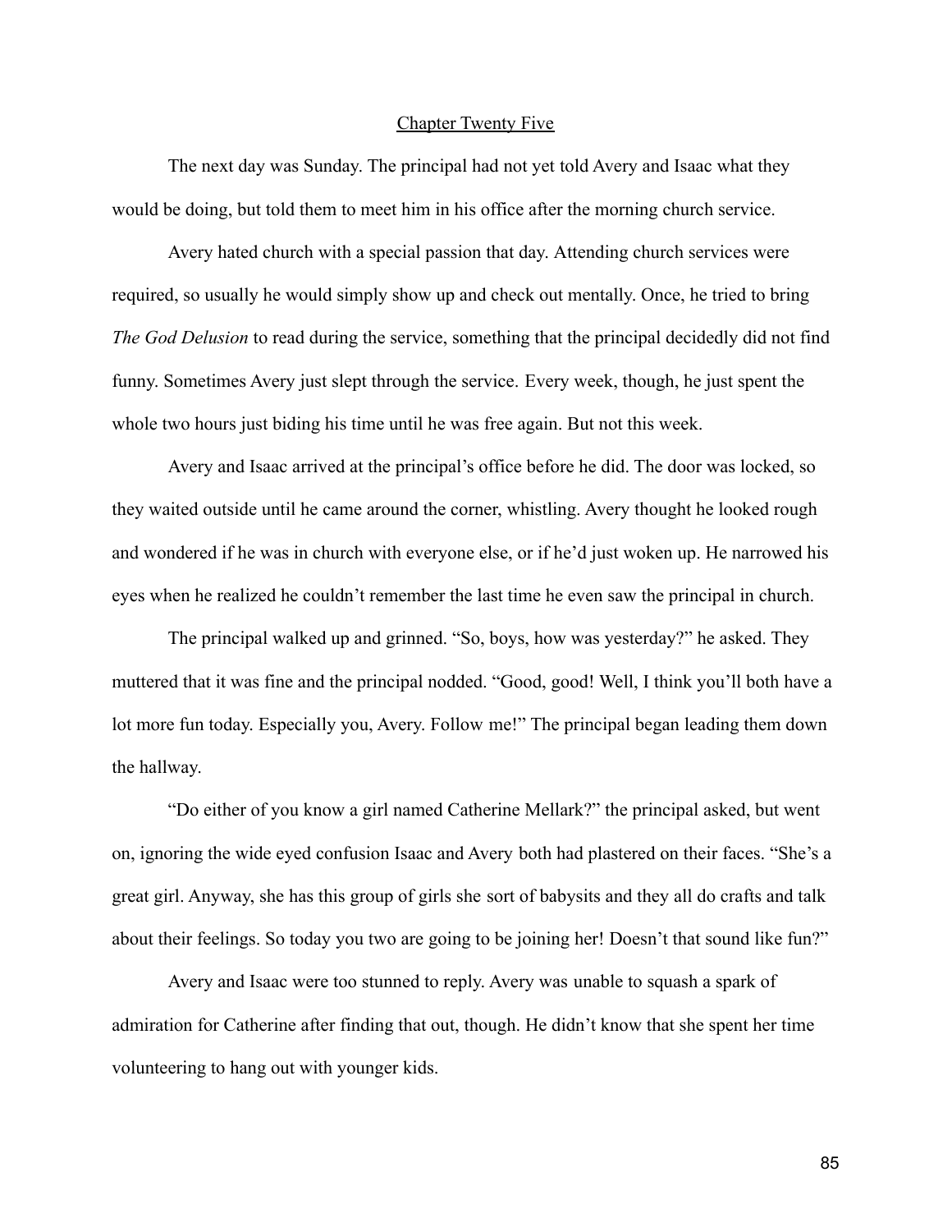## Chapter Twenty Five

The next day was Sunday. The principal had not yet told Avery and Isaac what they would be doing, but told them to meet him in his office after the morning church service.

Avery hated church with a special passion that day. Attending church services were required, so usually he would simply show up and check out mentally. Once, he tried to bring *The God Delusion* to read during the service, something that the principal decidedly did not find funny. Sometimes Avery just slept through the service. Every week, though, he just spent the whole two hours just biding his time until he was free again. But not this week.

Avery and Isaac arrived at the principal's office before he did. The door was locked, so they waited outside until he came around the corner, whistling. Avery thought he looked rough and wondered if he was in church with everyone else, or if he'd just woken up. He narrowed his eyes when he realized he couldn't remember the last time he even saw the principal in church.

The principal walked up and grinned. "So, boys, how was yesterday?" he asked. They muttered that it was fine and the principal nodded. "Good, good! Well, I think you'll both have a lot more fun today. Especially you, Avery. Follow me!" The principal began leading them down the hallway.

"Do either of you know a girl named Catherine Mellark?" the principal asked, but went on, ignoring the wide eyed confusion Isaac and Avery both had plastered on their faces. "She's a great girl. Anyway, she has this group of girls she sort of babysits and they all do crafts and talk about their feelings. So today you two are going to be joining her! Doesn't that sound like fun?"

Avery and Isaac were too stunned to reply. Avery was unable to squash a spark of admiration for Catherine after finding that out, though. He didn't know that she spent her time volunteering to hang out with younger kids.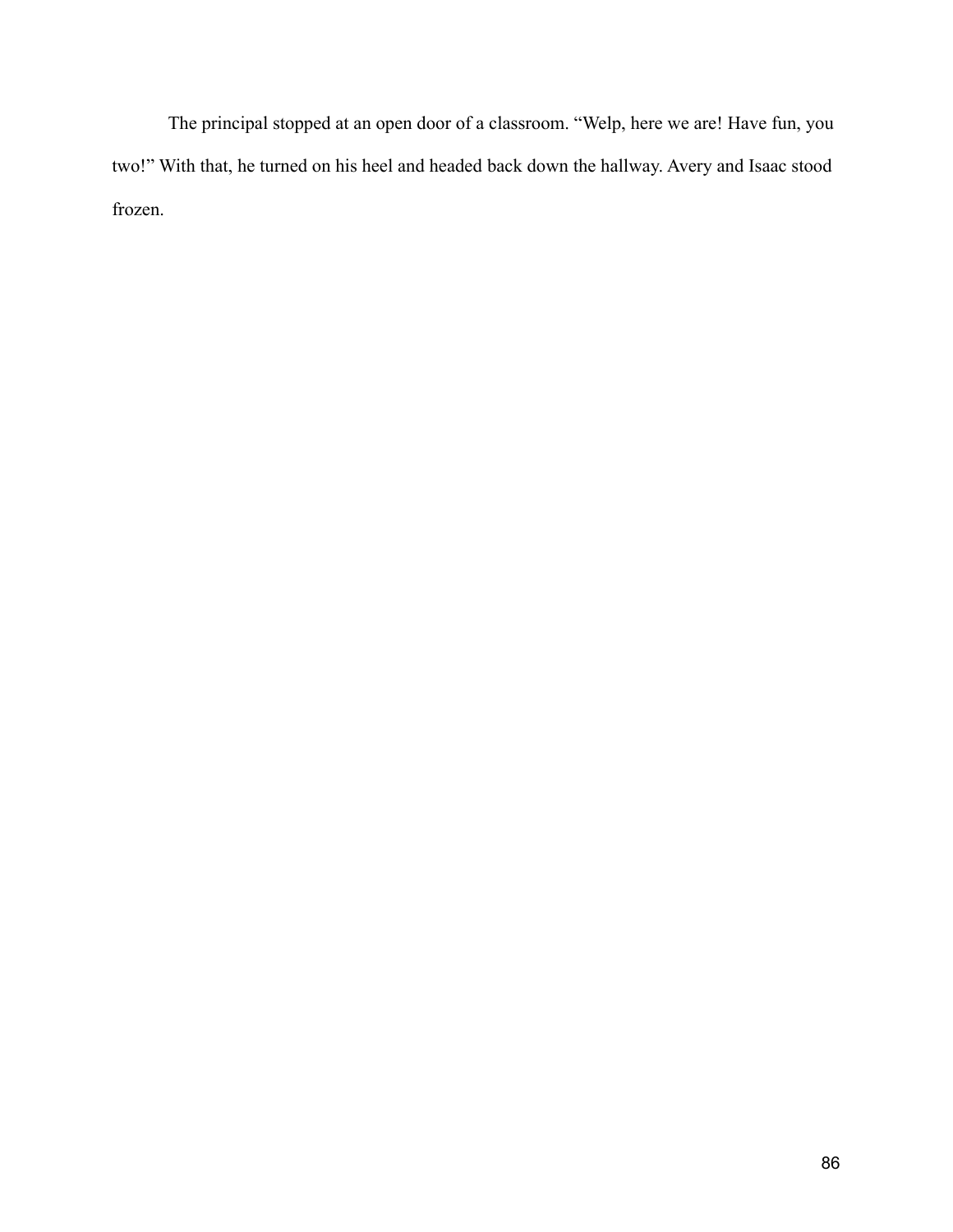The principal stopped at an open door of a classroom. “Welp, here we are! Have fun, you two!” With that, he turned on his heel and headed back down the hallway. Avery and Isaac stood frozen.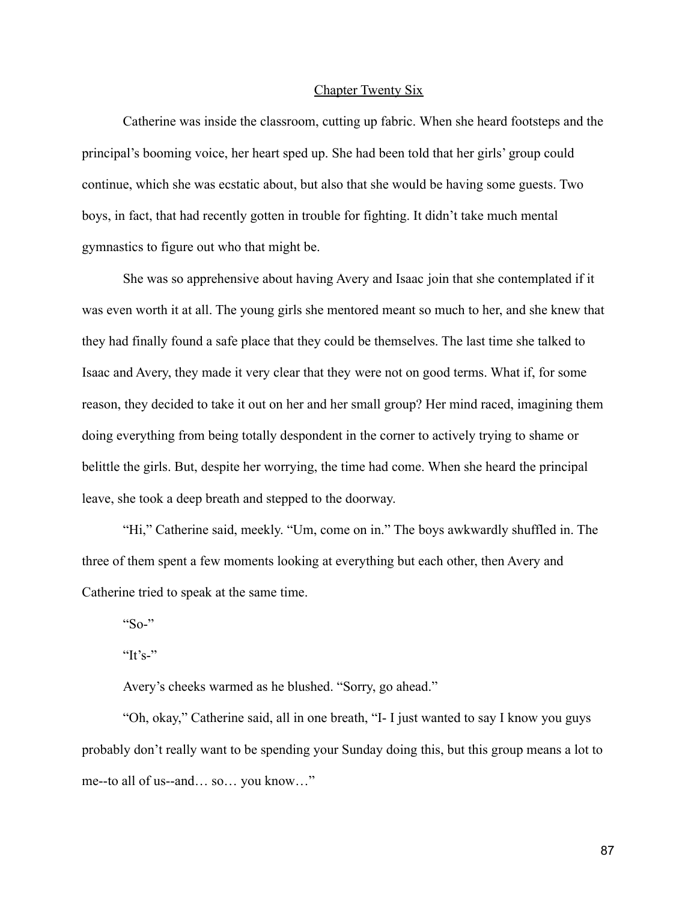## Chapter Twenty Six

Catherine was inside the classroom, cutting up fabric. When she heard footsteps and the principal's booming voice, her heart sped up. She had been told that her girls' group could continue, which she was ecstatic about, but also that she would be having some guests. Two boys, in fact, that had recently gotten in trouble for fighting. It didn't take much mental gymnastics to figure out who that might be.

She was so apprehensive about having Avery and Isaac join that she contemplated if it was even worth it at all. The young girls she mentored meant so much to her, and she knew that they had finally found a safe place that they could be themselves. The last time she talked to Isaac and Avery, they made it very clear that they were not on good terms. What if, for some reason, they decided to take it out on her and her small group? Her mind raced, imagining them doing everything from being totally despondent in the corner to actively trying to shame or belittle the girls. But, despite her worrying, the time had come. When she heard the principal leave, she took a deep breath and stepped to the doorway.

"Hi," Catherine said, meekly. "Um, come on in." The boys awkwardly shuffled in. The three of them spent a few moments looking at everything but each other, then Avery and Catherine tried to speak at the same time.

"So-"

"It's-"

Avery's cheeks warmed as he blushed. "Sorry, go ahead."

"Oh, okay," Catherine said, all in one breath, "I- I just wanted to say I know you guys probably don't really want to be spending your Sunday doing this, but this group means a lot to me--to all of us--and… so… you know…"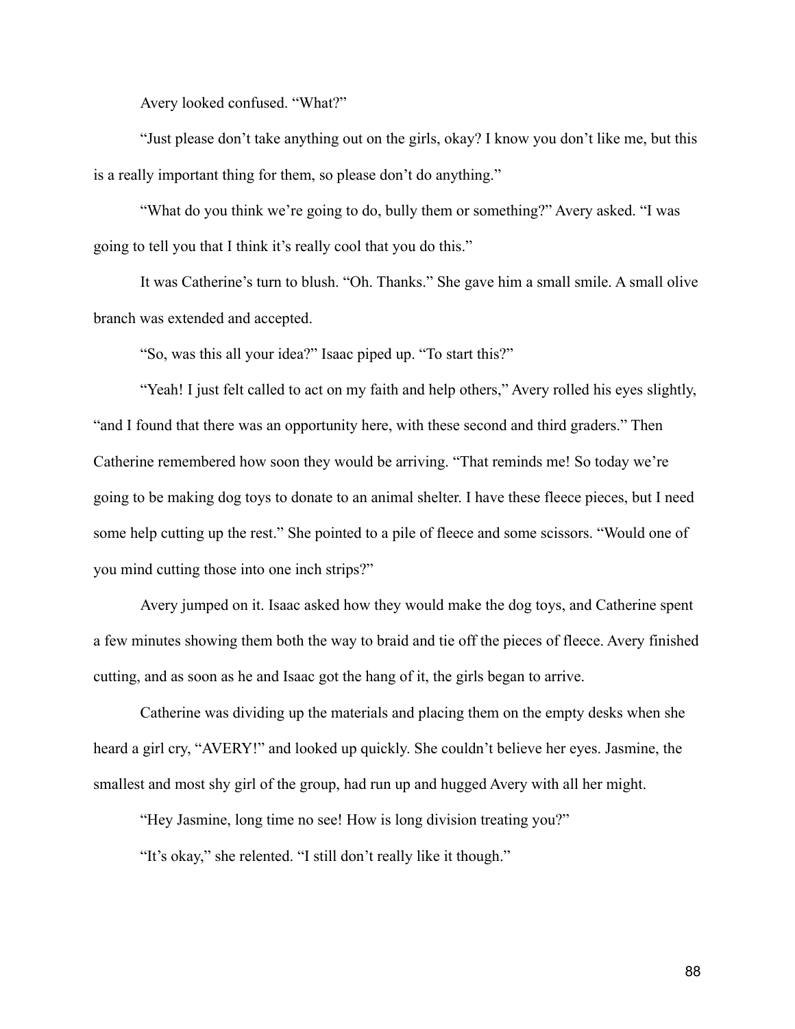Avery looked confused. “What?”

“Just please don’t take anything out on the girls, okay? I know you don’t like me, but this is a really important thing for them, so please don’t do anything.”

“What do you think we’re going to do, bully them or something?” Avery asked. “I was going to tell you that I think it’s really cool that you do this.”

It was Catherine’s turn to blush. “Oh. Thanks.” She gave him a small smile. A small olive branch was extended and accepted.

“So, was this all your idea?” Isaac piped up. “To start this?”

“Yeah! I just felt called to act on my faith and help others,” Avery rolled his eyes slightly, “and I found that there was an opportunity here, with these second and third graders.” Then Catherine remembered how soon they would be arriving. “That reminds me! So today we’re going to be making dog toys to donate to an animal shelter. I have these fleece pieces, but I need some help cutting up the rest.” She pointed to a pile of fleece and some scissors. “Would one of you mind cutting those into one inch strips?”

Avery jumped on it. Isaac asked how they would make the dog toys, and Catherine spent a few minutes showing them both the way to braid and tie off the pieces of fleece. Avery finished cutting, and as soon as he and Isaac got the hang of it, the girls began to arrive.

Catherine was dividing up the materials and placing them on the empty desks when she heard a girl cry, “AVERY!” and looked up quickly. She couldn’t believe her eyes. Jasmine, the smallest and most shy girl of the group, had run up and hugged Avery with all her might.

“Hey Jasmine, long time no see! How is long division treating you?”

“It’s okay,” she relented. “I still don’t really like it though.”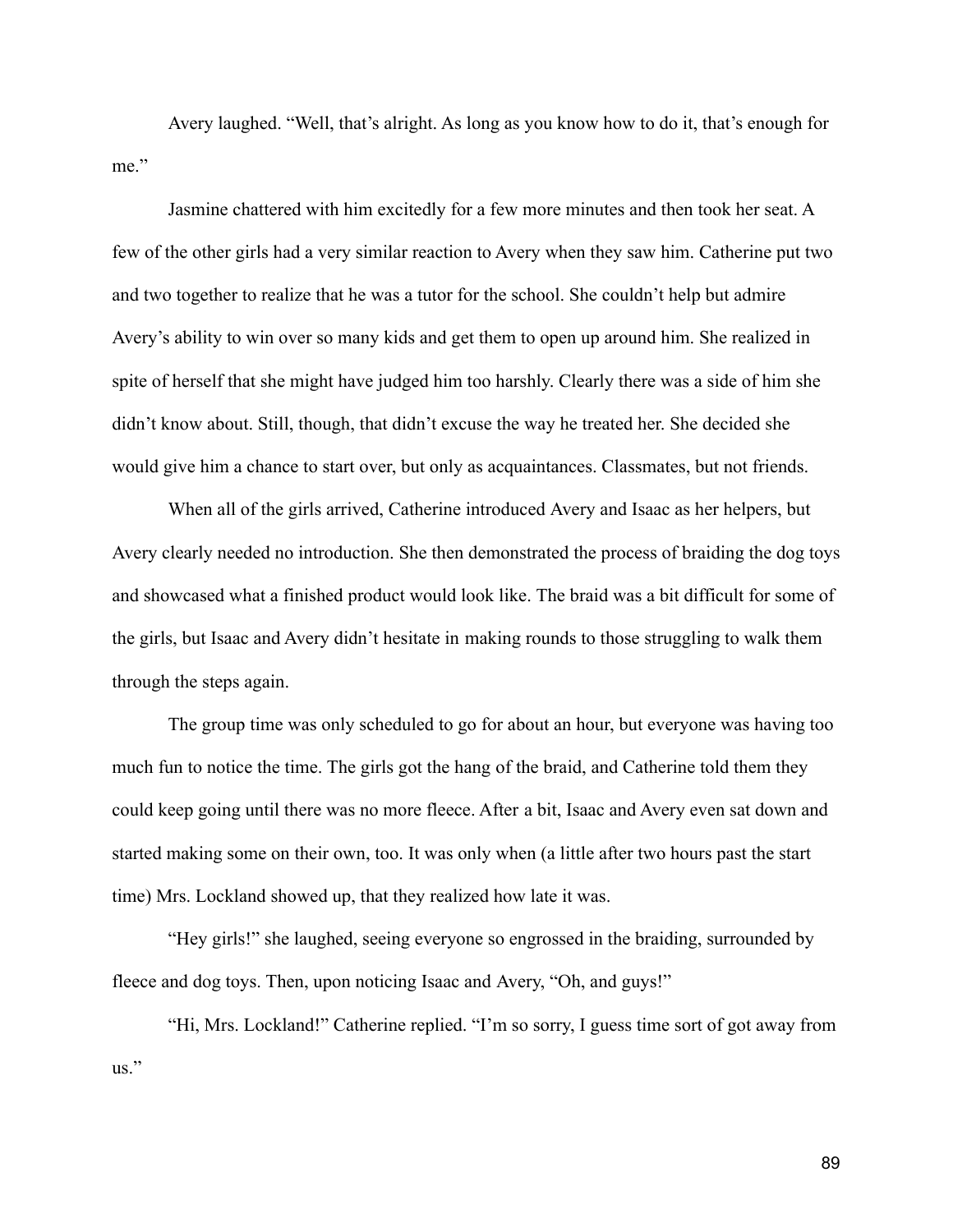Avery laughed. “Well, that’s alright. As long as you know how to do it, that’s enough for me.”

Jasmine chattered with him excitedly for a few more minutes and then took her seat. A few of the other girls had a very similar reaction to Avery when they saw him. Catherine put two and two together to realize that he was a tutor for the school. She couldn’t help but admire Avery’s ability to win over so many kids and get them to open up around him. She realized in spite of herself that she might have judged him too harshly. Clearly there was a side of him she didn’t know about. Still, though, that didn’t excuse the way he treated her. She decided she would give him a chance to start over, but only as acquaintances. Classmates, but not friends.

When all of the girls arrived, Catherine introduced Avery and Isaac as her helpers, but Avery clearly needed no introduction. She then demonstrated the process of braiding the dog toys and showcased what a finished product would look like. The braid was a bit difficult for some of the girls, but Isaac and Avery didn’t hesitate in making rounds to those struggling to walk them through the steps again.

The group time was only scheduled to go for about an hour, but everyone was having too much fun to notice the time. The girls got the hang of the braid, and Catherine told them they could keep going until there was no more fleece. After a bit, Isaac and Avery even sat down and started making some on their own, too. It was only when (a little after two hours past the start time) Mrs. Lockland showed up, that they realized how late it was.

“Hey girls!” she laughed, seeing everyone so engrossed in the braiding, surrounded by fleece and dog toys. Then, upon noticing Isaac and Avery, “Oh, and guys!”

“Hi, Mrs. Lockland!” Catherine replied. “I’m so sorry, I guess time sort of got away from us.”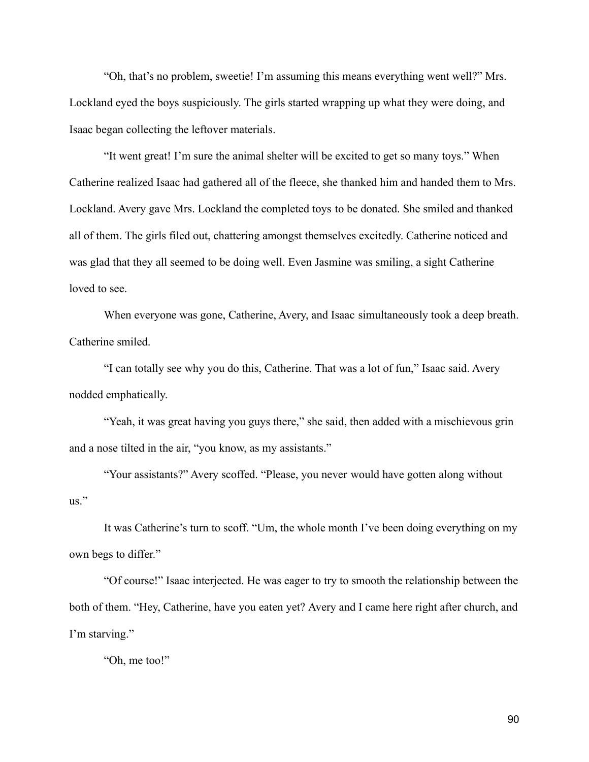"Oh, that's no problem, sweetie! I'm assuming this means everything went well?" Mrs. Lockland eyed the boys suspiciously. The girls started wrapping up what they were doing, and Isaac began collecting the leftover materials.

"It went great! I'm sure the animal shelter will be excited to get so many toys." When Catherine realized Isaac had gathered all of the fleece, she thanked him and handed them to Mrs. Lockland. Avery gave Mrs. Lockland the completed toys to be donated. She smiled and thanked all of them. The girls filed out, chattering amongst themselves excitedly. Catherine noticed and was glad that they all seemed to be doing well. Even Jasmine was smiling, a sight Catherine loved to see.

When everyone was gone, Catherine, Avery, and Isaac simultaneously took a deep breath. Catherine smiled.

"I can totally see why you do this, Catherine. That was a lot of fun," Isaac said. Avery nodded emphatically.

"Yeah, it was great having you guys there," she said, then added with a mischievous grin and a nose tilted in the air, "you know, as my assistants."

"Your assistants?" Avery scoffed. "Please, you never would have gotten along without us."

It was Catherine's turn to scoff. "Um, the whole month I've been doing everything on my own begs to differ."

"Of course!" Isaac interjected. He was eager to try to smooth the relationship between the both of them. "Hey, Catherine, have you eaten yet? Avery and I came here right after church, and I'm starving."

"Oh, me too!"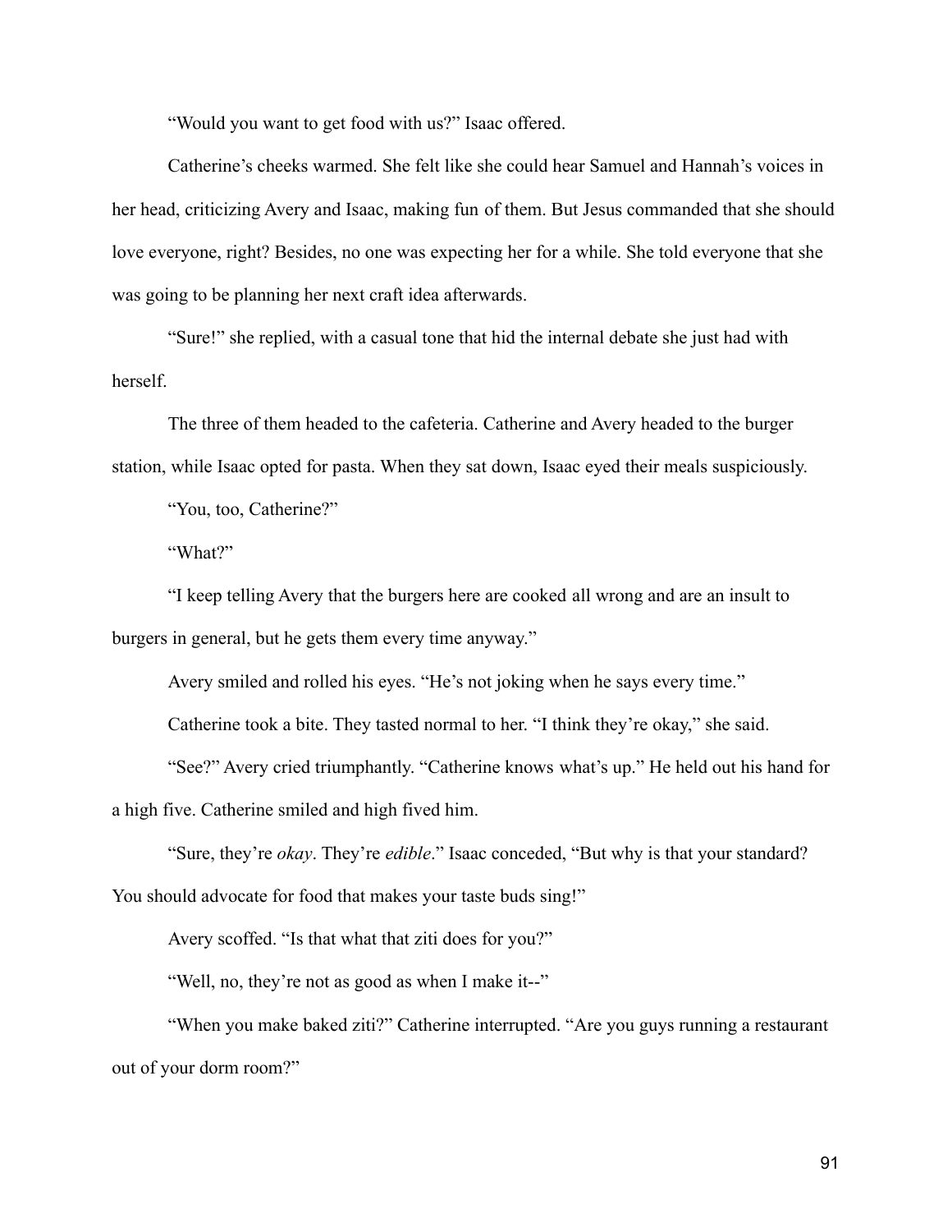"Would you want to get food with us?" Isaac offered.

Catherine's cheeks warmed. She felt like she could hear Samuel and Hannah's voices in her head, criticizing Avery and Isaac, making fun of them. But Jesus commanded that she should love everyone, right? Besides, no one was expecting her for a while. She told everyone that she was going to be planning her next craft idea afterwards.

"Sure!" she replied, with a casual tone that hid the internal debate she just had with herself.

The three of them headed to the cafeteria. Catherine and Avery headed to the burger station, while Isaac opted for pasta. When they sat down, Isaac eyed their meals suspiciously.

"You, too, Catherine?"

"What?"

"I keep telling Avery that the burgers here are cooked all wrong and are an insult to burgers in general, but he gets them every time anyway."

Avery smiled and rolled his eyes. "He's not joking when he says every time."

Catherine took a bite. They tasted normal to her. "I think they're okay," she said.

"See?" Avery cried triumphantly. "Catherine knows what's up." He held out his hand for a high five. Catherine smiled and high fived him.

"Sure, they're *okay*. They're *edible*." Isaac conceded, "But why is that your standard? You should advocate for food that makes your taste buds sing!"

Avery scoffed. "Is that what that ziti does for you?"

"Well, no, they're not as good as when I make it--"

"When you make baked ziti?" Catherine interrupted. "Are you guys running a restaurant out of your dorm room?"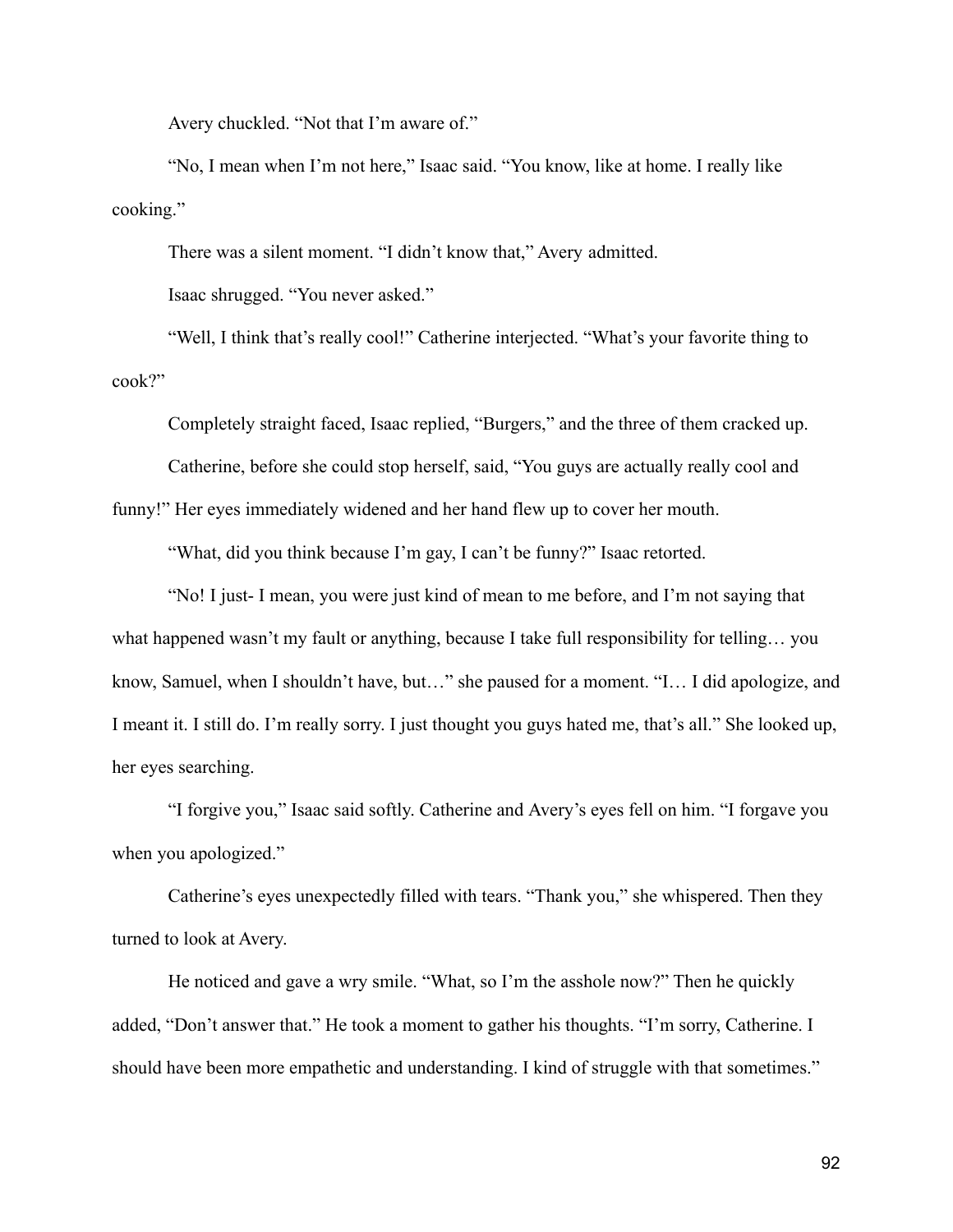Avery chuckled. "Not that I'm aware of."

"No, I mean when I'm not here," Isaac said. "You know, like at home. I really like cooking."

There was a silent moment. "I didn't know that," Avery admitted.

Isaac shrugged. "You never asked."

"Well, I think that's really cool!" Catherine interjected. "What's your favorite thing to cook?"

Completely straight faced, Isaac replied, "Burgers," and the three of them cracked up.

Catherine, before she could stop herself, said, "You guys are actually really cool and funny!" Her eyes immediately widened and her hand flew up to cover her mouth.

"What, did you think because I'm gay, I can't be funny?" Isaac retorted.

"No! I just- I mean, you were just kind of mean to me before, and I'm not saying that what happened wasn't my fault or anything, because I take full responsibility for telling… you know, Samuel, when I shouldn't have, but…" she paused for a moment. "I… I did apologize, and I meant it. I still do. I'm really sorry. I just thought you guys hated me, that's all." She looked up, her eyes searching.

"I forgive you," Isaac said softly. Catherine and Avery's eyes fell on him. "I forgave you when you apologized."

Catherine's eyes unexpectedly filled with tears. "Thank you," she whispered. Then they turned to look at Avery.

He noticed and gave a wry smile. "What, so I'm the asshole now?" Then he quickly added, "Don't answer that." He took a moment to gather his thoughts. "I'm sorry, Catherine. I should have been more empathetic and understanding. I kind of struggle with that sometimes."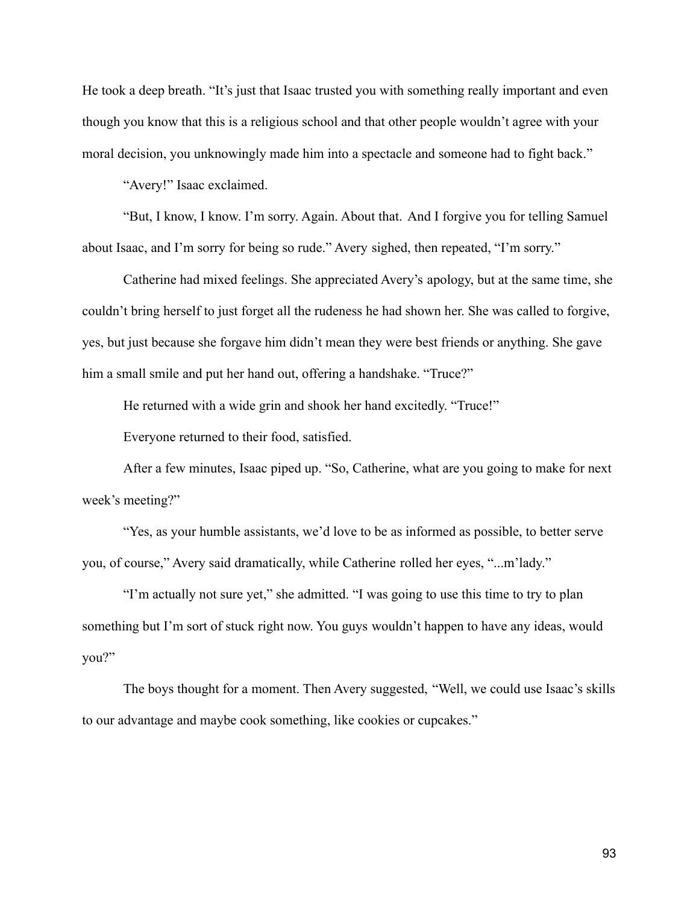He took a deep breath. "It's just that Isaac trusted you with something really important and even though you know that this is a religious school and that other people wouldn't agree with your moral decision, you unknowingly made him into a spectacle and someone had to fight back."

"Avery!" Isaac exclaimed.

"But, I know, I know. I'm sorry. Again. About that. And I forgive you for telling Samuel about Isaac, and I'm sorry for being so rude." Avery sighed, then repeated, "I'm sorry."

Catherine had mixed feelings. She appreciated Avery's apology, but at the same time, she couldn't bring herself to just forget all the rudeness he had shown her. She was called to forgive, yes, but just because she forgave him didn't mean they were best friends or anything. She gave him a small smile and put her hand out, offering a handshake. "Truce?"

He returned with a wide grin and shook her hand excitedly. "Truce!"

Everyone returned to their food, satisfied.

After a few minutes, Isaac piped up. "So, Catherine, what are you going to make for next week's meeting?"

"Yes, as your humble assistants, we'd love to be as informed as possible, to better serve you, of course," Avery said dramatically, while Catherine rolled her eyes, "...m'lady."

"I'm actually not sure yet," she admitted. "I was going to use this time to try to plan something but I'm sort of stuck right now. You guys wouldn't happen to have any ideas, would you?"

The boys thought for a moment. Then Avery suggested, "Well, we could use Isaac's skills to our advantage and maybe cook something, like cookies or cupcakes."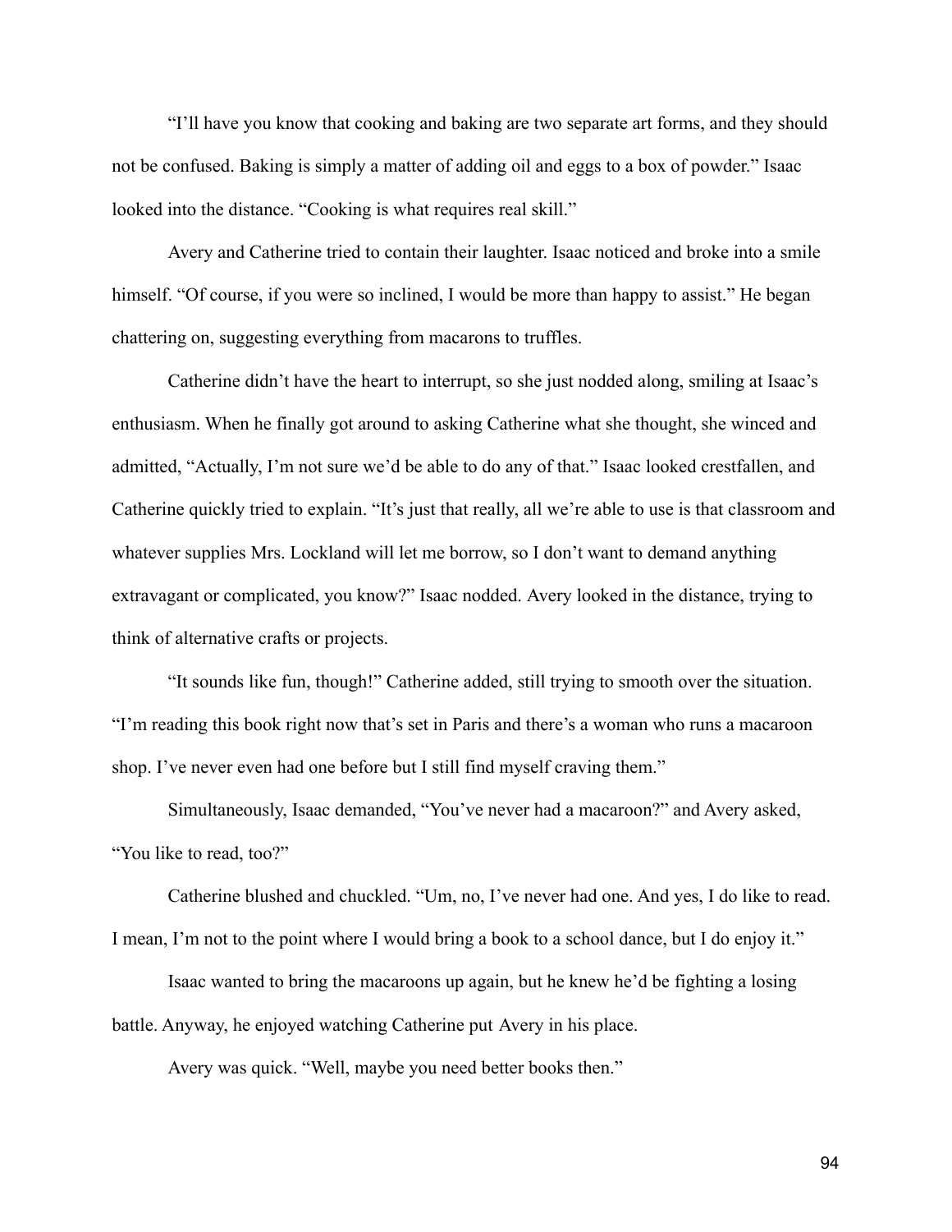"I'll have you know that cooking and baking are two separate art forms, and they should not be confused. Baking is simply a matter of adding oil and eggs to a box of powder." Isaac looked into the distance. "Cooking is what requires real skill."

Avery and Catherine tried to contain their laughter. Isaac noticed and broke into a smile himself. "Of course, if you were so inclined, I would be more than happy to assist." He began chattering on, suggesting everything from macarons to truffles.

Catherine didn't have the heart to interrupt, so she just nodded along, smiling at Isaac's enthusiasm. When he finally got around to asking Catherine what she thought, she winced and admitted, "Actually, I'm not sure we'd be able to do any of that." Isaac looked crestfallen, and Catherine quickly tried to explain. "It's just that really, all we're able to use is that classroom and whatever supplies Mrs. Lockland will let me borrow, so I don't want to demand anything extravagant or complicated, you know?" Isaac nodded. Avery looked in the distance, trying to think of alternative crafts or projects.

"It sounds like fun, though!" Catherine added, still trying to smooth over the situation. "I'm reading this book right now that's set in Paris and there's a woman who runs a macaroon shop. I've never even had one before but I still find myself craving them."

Simultaneously, Isaac demanded, "You've never had a macaroon?" and Avery asked, "You like to read, too?"

Catherine blushed and chuckled. "Um, no, I've never had one. And yes, I do like to read. I mean, I'm not to the point where I would bring a book to a school dance, but I do enjoy it."

Isaac wanted to bring the macaroons up again, but he knew he'd be fighting a losing battle. Anyway, he enjoyed watching Catherine put Avery in his place.

Avery was quick. "Well, maybe you need better books then."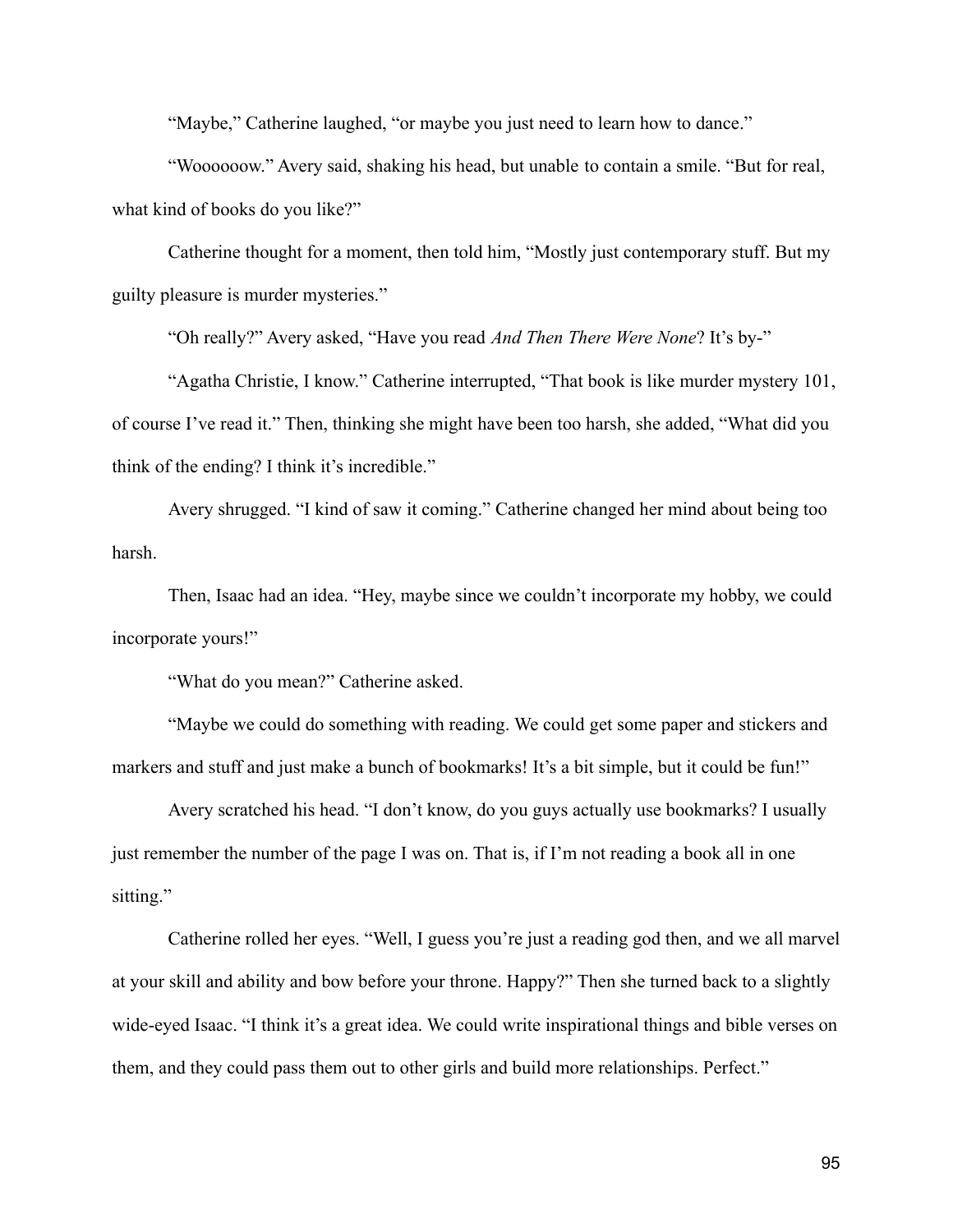"Maybe," Catherine laughed, "or maybe you just need to learn how to dance."

"Woooooow." Avery said, shaking his head, but unable to contain a smile. "But for real, what kind of books do you like?"

Catherine thought for a moment, then told him, "Mostly just contemporary stuff. But my guilty pleasure is murder mysteries."

"Oh really?" Avery asked, "Have you read *And Then There Were None*? It's by-"

"Agatha Christie, I know." Catherine interrupted, "That book is like murder mystery 101, of course I've read it." Then, thinking she might have been too harsh, she added, "What did you think of the ending? I think it's incredible."

Avery shrugged. "I kind of saw it coming." Catherine changed her mind about being too harsh.

Then, Isaac had an idea. "Hey, maybe since we couldn't incorporate my hobby, we could incorporate yours!"

"What do you mean?" Catherine asked.

"Maybe we could do something with reading. We could get some paper and stickers and markers and stuff and just make a bunch of bookmarks! It's a bit simple, but it could be fun!"

Avery scratched his head. "I don't know, do you guys actually use bookmarks? I usually just remember the number of the page I was on. That is, if I'm not reading a book all in one sitting."

Catherine rolled her eyes. "Well, I guess you're just a reading god then, and we all marvel at your skill and ability and bow before your throne. Happy?" Then she turned back to a slightly wide-eyed Isaac. "I think it's a great idea. We could write inspirational things and bible verses on them, and they could pass them out to other girls and build more relationships. Perfect."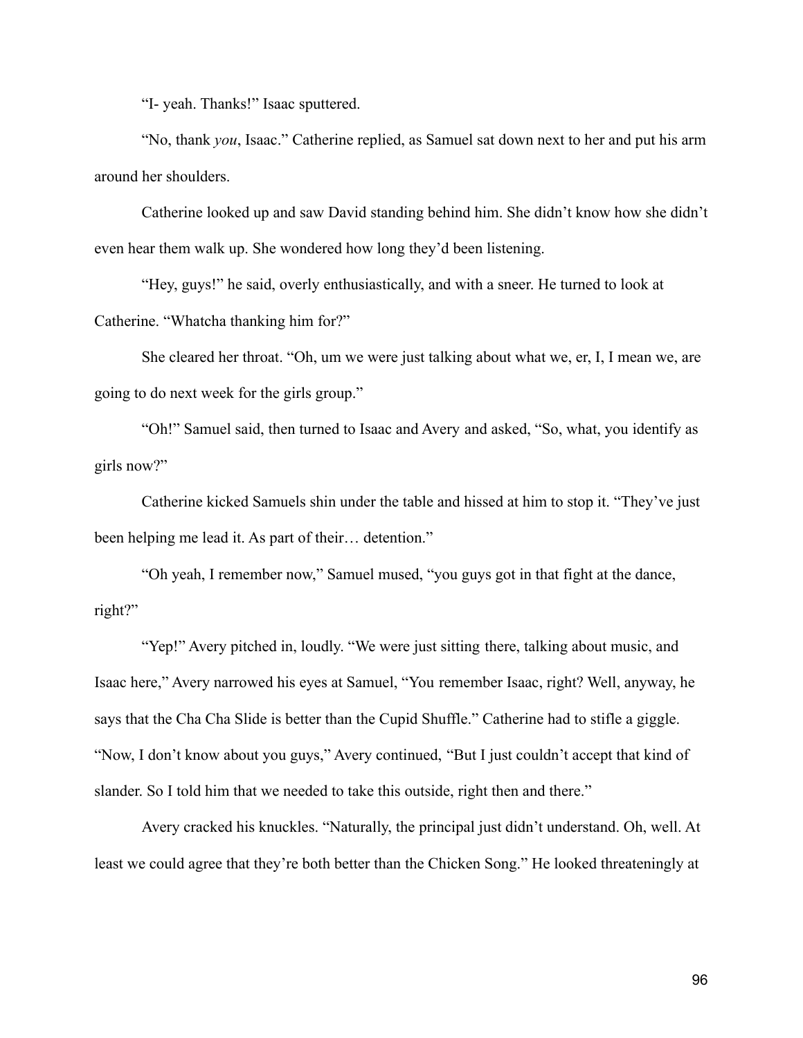“I- yeah. Thanks!” Isaac sputtered.

“No, thank *you*, Isaac.” Catherine replied, as Samuel sat down next to her and put his arm around her shoulders.

Catherine looked up and saw David standing behind him. She didn’t know how she didn’t even hear them walk up. She wondered how long they’d been listening.

“Hey, guys!” he said, overly enthusiastically, and with a sneer. He turned to look at Catherine. “Whatcha thanking him for?”

She cleared her throat. “Oh, um we were just talking about what we, er, I, I mean we, are going to do next week for the girls group.”

“Oh!” Samuel said, then turned to Isaac and Avery and asked, “So, what, you identify as girls now?”

Catherine kicked Samuels shin under the table and hissed at him to stop it. “They’ve just been helping me lead it. As part of their… detention.”

“Oh yeah, I remember now,” Samuel mused, “you guys got in that fight at the dance, right?”

“Yep!” Avery pitched in, loudly. “We were just sitting there, talking about music, and Isaac here,” Avery narrowed his eyes at Samuel, “You remember Isaac, right? Well, anyway, he says that the Cha Cha Slide is better than the Cupid Shuffle.” Catherine had to stifle a giggle. “Now, I don’t know about you guys,” Avery continued, “But I just couldn’t accept that kind of slander. So I told him that we needed to take this outside, right then and there.”

Avery cracked his knuckles. “Naturally, the principal just didn’t understand. Oh, well. At least we could agree that they’re both better than the Chicken Song.” He looked threateningly at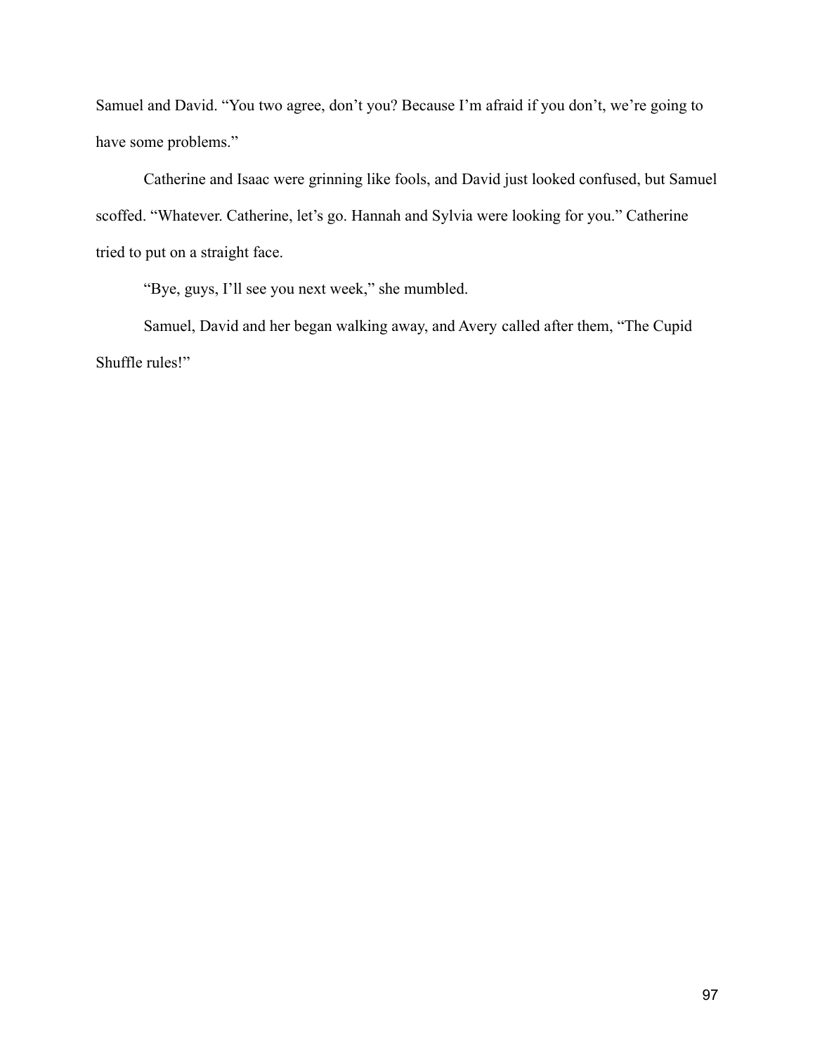Samuel and David. “You two agree, don’t you? Because I’m afraid if you don’t, we’re going to have some problems.”

Catherine and Isaac were grinning like fools, and David just looked confused, but Samuel scoffed. “Whatever. Catherine, let’s go. Hannah and Sylvia were looking for you.” Catherine tried to put on a straight face.

“Bye, guys, I’ll see you next week,” she mumbled.

Samuel, David and her began walking away, and Avery called after them, “The Cupid Shuffle rules!”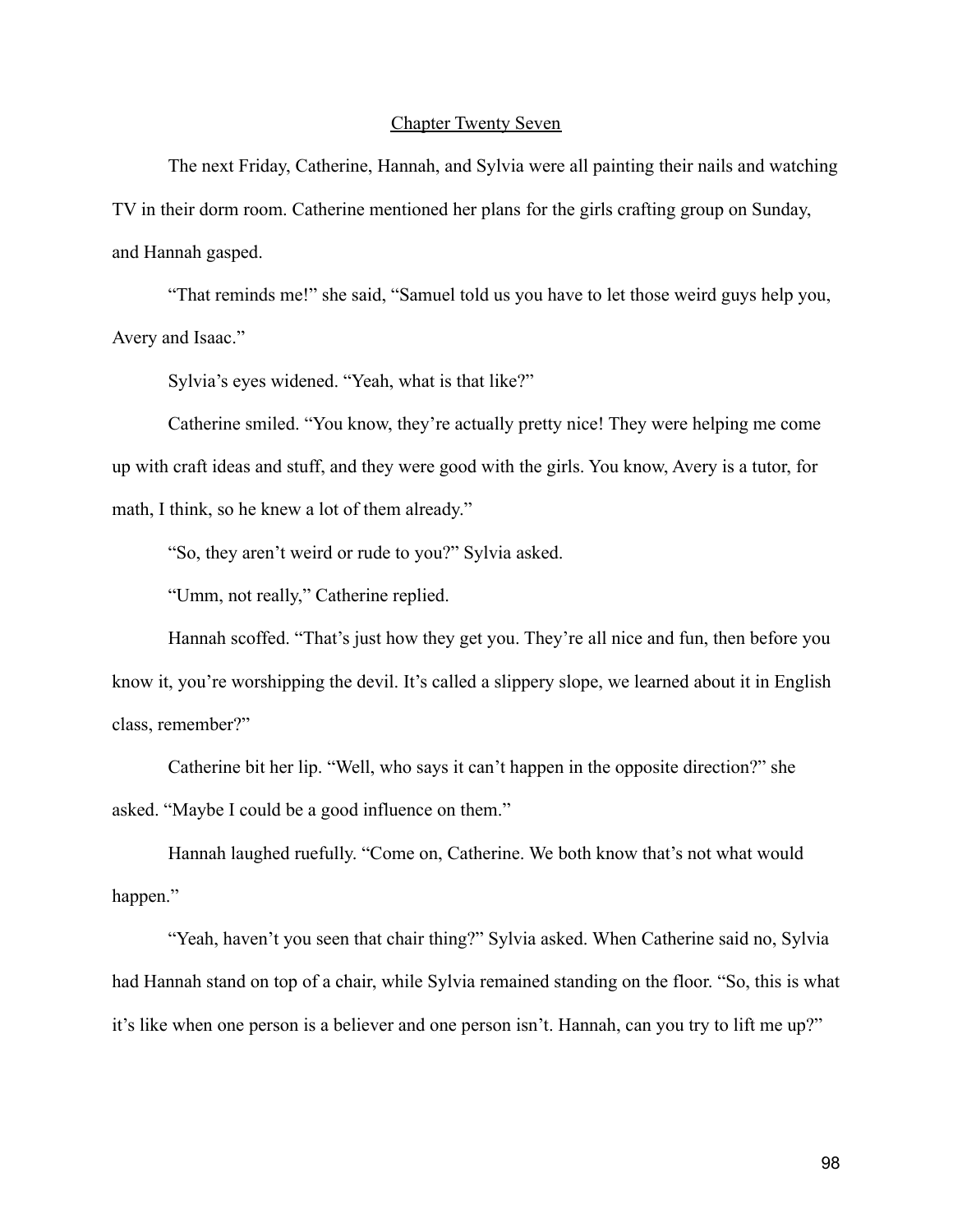## Chapter Twenty Seven

The next Friday, Catherine, Hannah, and Sylvia were all painting their nails and watching TV in their dorm room. Catherine mentioned her plans for the girls crafting group on Sunday, and Hannah gasped.

"That reminds me!" she said, "Samuel told us you have to let those weird guys help you, Avery and Isaac."

Sylvia's eyes widened. "Yeah, what is that like?"

Catherine smiled. "You know, they're actually pretty nice! They were helping me come up with craft ideas and stuff, and they were good with the girls. You know, Avery is a tutor, for math, I think, so he knew a lot of them already."

"So, they aren't weird or rude to you?" Sylvia asked.

"Umm, not really," Catherine replied.

Hannah scoffed. "That's just how they get you. They're all nice and fun, then before you know it, you're worshipping the devil. It's called a slippery slope, we learned about it in English class, remember?"

Catherine bit her lip. "Well, who says it can't happen in the opposite direction?" she asked. "Maybe I could be a good influence on them."

Hannah laughed ruefully. "Come on, Catherine. We both know that's not what would happen."

"Yeah, haven't you seen that chair thing?" Sylvia asked. When Catherine said no, Sylvia had Hannah stand on top of a chair, while Sylvia remained standing on the floor. "So, this is what it's like when one person is a believer and one person isn't. Hannah, can you try to lift me up?"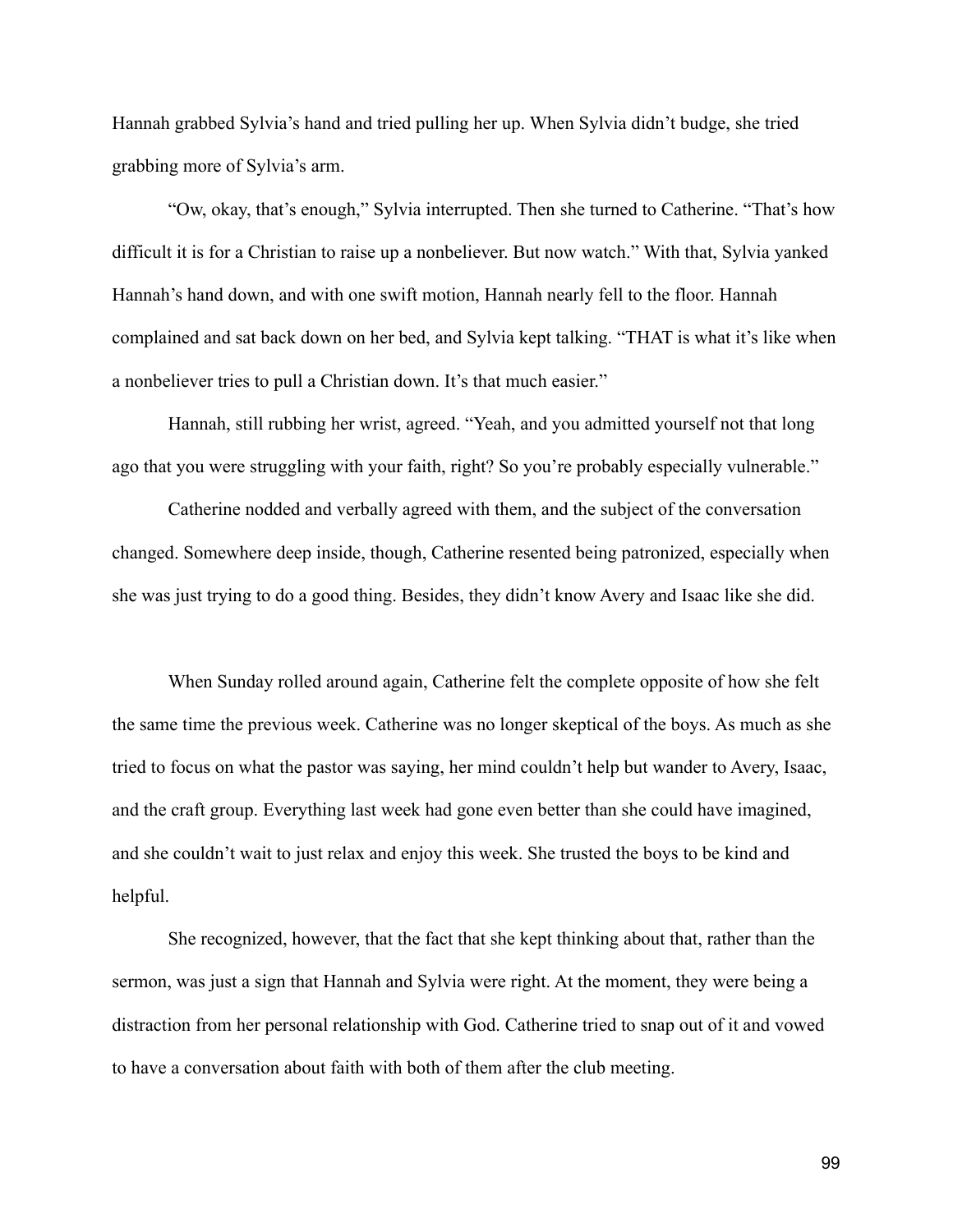Hannah grabbed Sylvia's hand and tried pulling her up. When Sylvia didn't budge, she tried grabbing more of Sylvia's arm.

"Ow, okay, that's enough," Sylvia interrupted. Then she turned to Catherine. "That's how difficult it is for a Christian to raise up a nonbeliever. But now watch." With that, Sylvia yanked Hannah's hand down, and with one swift motion, Hannah nearly fell to the floor. Hannah complained and sat back down on her bed, and Sylvia kept talking. "THAT is what it's like when a nonbeliever tries to pull a Christian down. It's that much easier."

Hannah, still rubbing her wrist, agreed. "Yeah, and you admitted yourself not that long ago that you were struggling with your faith, right? So you're probably especially vulnerable."

Catherine nodded and verbally agreed with them, and the subject of the conversation changed. Somewhere deep inside, though, Catherine resented being patronized, especially when she was just trying to do a good thing. Besides, they didn't know Avery and Isaac like she did.

When Sunday rolled around again, Catherine felt the complete opposite of how she felt the same time the previous week. Catherine was no longer skeptical of the boys. As much as she tried to focus on what the pastor was saying, her mind couldn't help but wander to Avery, Isaac, and the craft group. Everything last week had gone even better than she could have imagined, and she couldn't wait to just relax and enjoy this week. She trusted the boys to be kind and helpful.

She recognized, however, that the fact that she kept thinking about that, rather than the sermon, was just a sign that Hannah and Sylvia were right. At the moment, they were being a distraction from her personal relationship with God. Catherine tried to snap out of it and vowed to have a conversation about faith with both of them after the club meeting.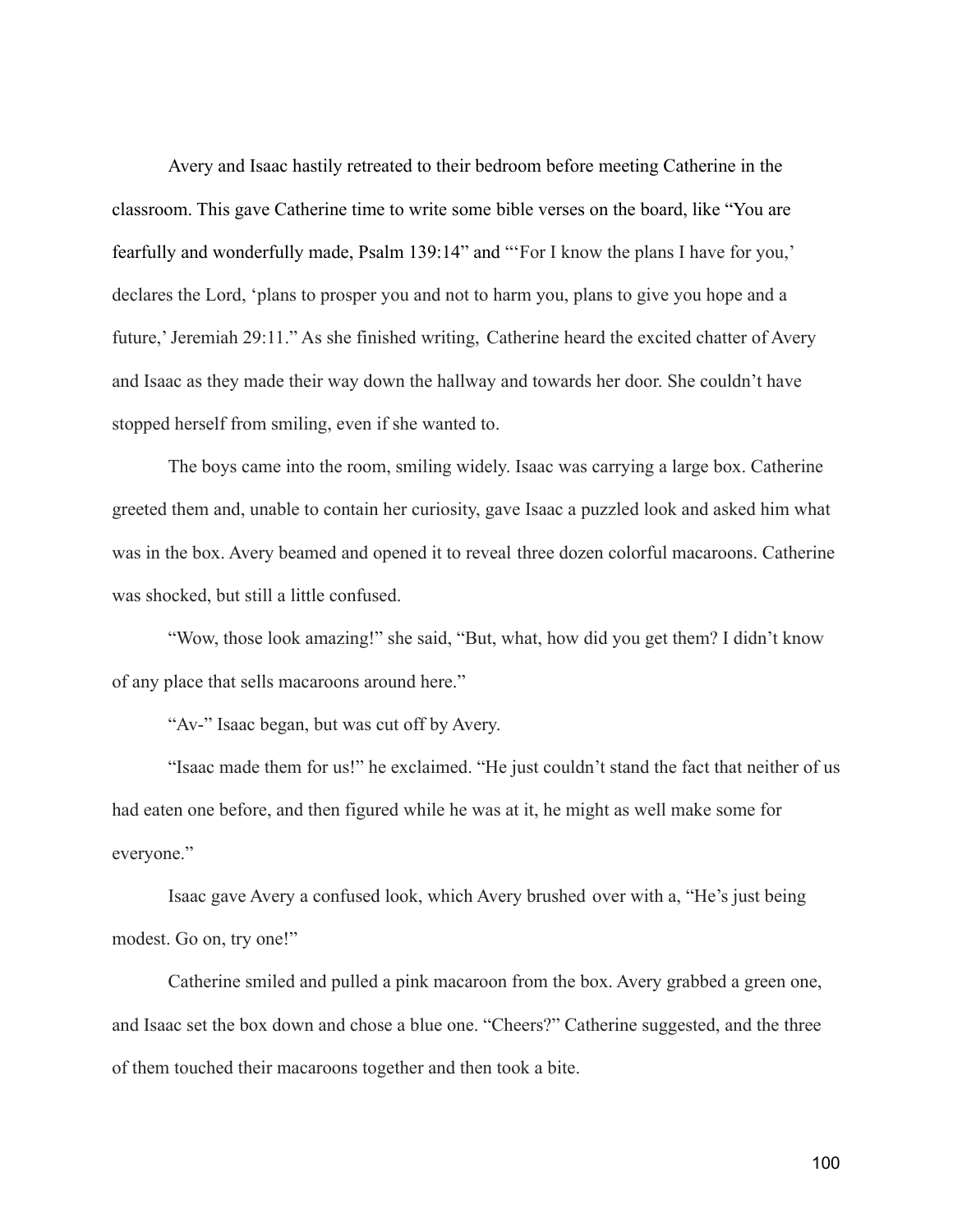Avery and Isaac hastily retreated to their bedroom before meeting Catherine in the classroom. This gave Catherine time to write some bible verses on the board, like "You are fearfully and wonderfully made, Psalm 139:14" and "'For I know the plans I have for you,' declares the Lord, 'plans to prosper you and not to harm you, plans to give you hope and a future,' Jeremiah 29:11." As she finished writing, Catherine heard the excited chatter of Avery and Isaac as they made their way down the hallway and towards her door. She couldn't have stopped herself from smiling, even if she wanted to.

The boys came into the room, smiling widely. Isaac was carrying a large box. Catherine greeted them and, unable to contain her curiosity, gave Isaac a puzzled look and asked him what was in the box. Avery beamed and opened it to reveal three dozen colorful macaroons. Catherine was shocked, but still a little confused.

"Wow, those look amazing!" she said, "But, what, how did you get them? I didn't know of any place that sells macaroons around here."

"Av-" Isaac began, but was cut off by Avery.

"Isaac made them for us!" he exclaimed. "He just couldn't stand the fact that neither of us had eaten one before, and then figured while he was at it, he might as well make some for everyone."

Isaac gave Avery a confused look, which Avery brushed over with a, "He's just being modest. Go on, try one!"

Catherine smiled and pulled a pink macaroon from the box. Avery grabbed a green one, and Isaac set the box down and chose a blue one. "Cheers?" Catherine suggested, and the three of them touched their macaroons together and then took a bite.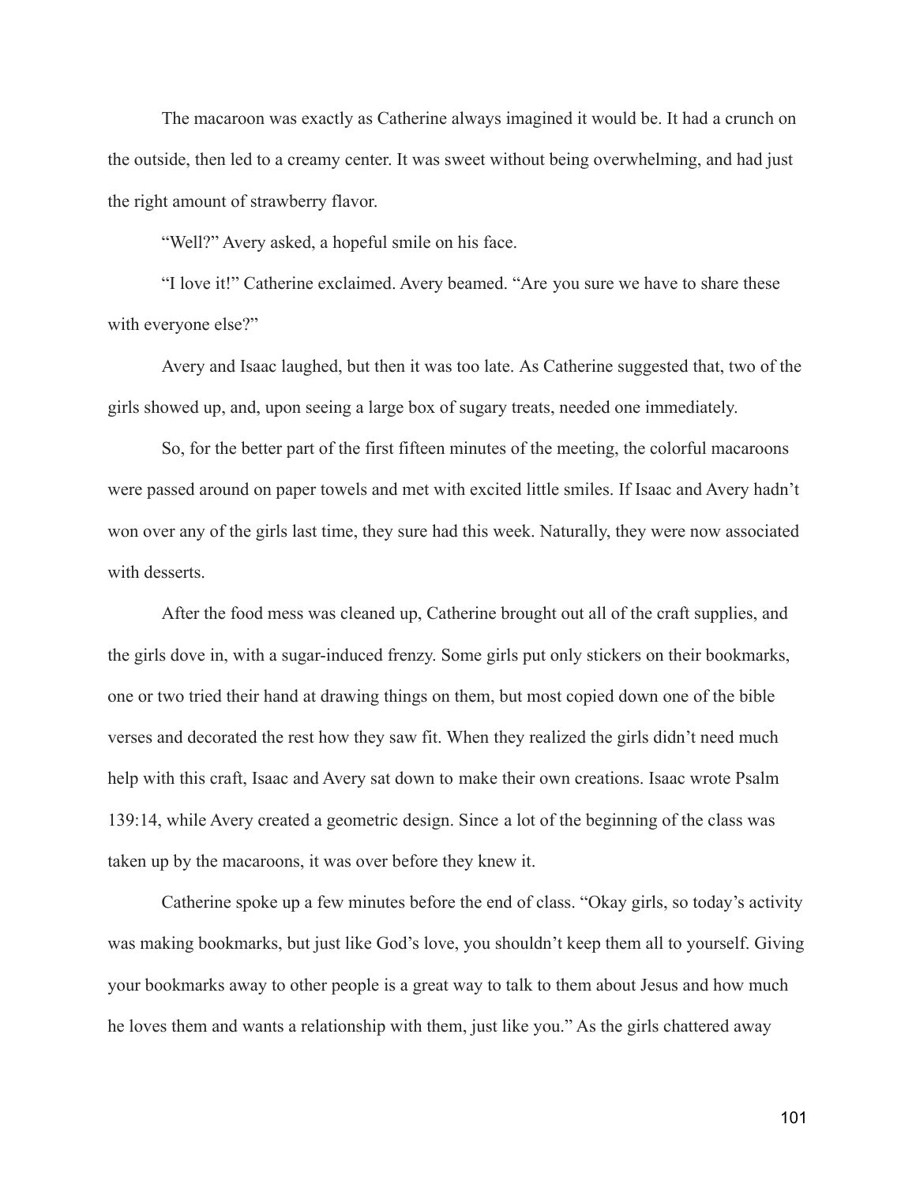The macaroon was exactly as Catherine always imagined it would be. It had a crunch on the outside, then led to a creamy center. It was sweet without being overwhelming, and had just the right amount of strawberry flavor.

"Well?" Avery asked, a hopeful smile on his face.

"I love it!" Catherine exclaimed. Avery beamed. "Are you sure we have to share these with everyone else?"

Avery and Isaac laughed, but then it was too late. As Catherine suggested that, two of the girls showed up, and, upon seeing a large box of sugary treats, needed one immediately.

So, for the better part of the first fifteen minutes of the meeting, the colorful macaroons were passed around on paper towels and met with excited little smiles. If Isaac and Avery hadn't won over any of the girls last time, they sure had this week. Naturally, they were now associated with desserts.

After the food mess was cleaned up, Catherine brought out all of the craft supplies, and the girls dove in, with a sugar-induced frenzy. Some girls put only stickers on their bookmarks, one or two tried their hand at drawing things on them, but most copied down one of the bible verses and decorated the rest how they saw fit. When they realized the girls didn't need much help with this craft, Isaac and Avery sat down to make their own creations. Isaac wrote Psalm 139:14, while Avery created a geometric design. Since a lot of the beginning of the class was taken up by the macaroons, it was over before they knew it.

Catherine spoke up a few minutes before the end of class. "Okay girls, so today's activity was making bookmarks, but just like God's love, you shouldn't keep them all to yourself. Giving your bookmarks away to other people is a great way to talk to them about Jesus and how much he loves them and wants a relationship with them, just like you." As the girls chattered away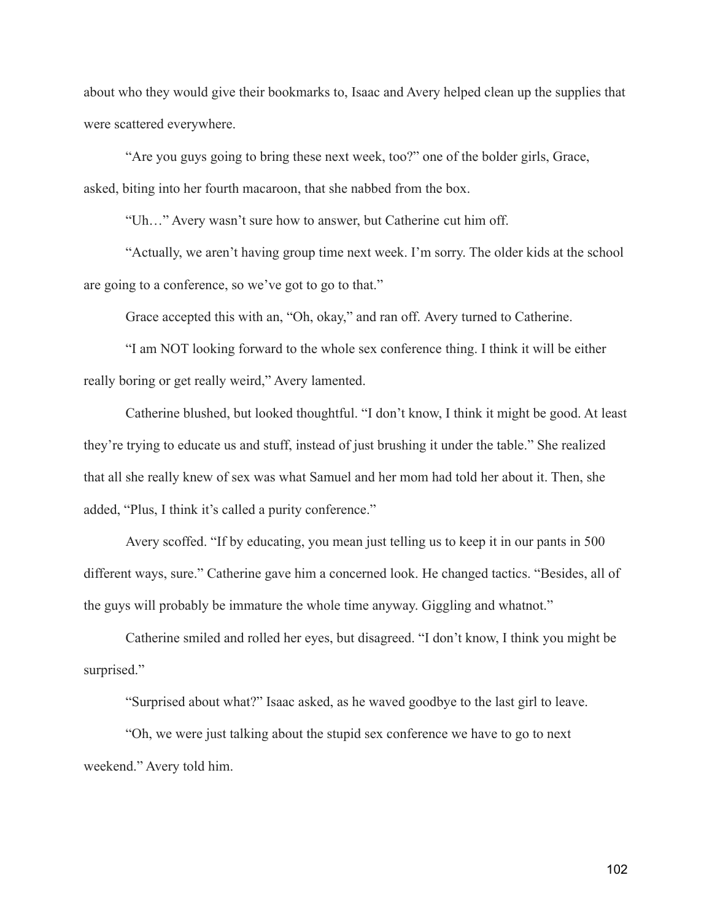about who they would give their bookmarks to, Isaac and Avery helped clean up the supplies that were scattered everywhere.

"Are you guys going to bring these next week, too?" one of the bolder girls, Grace, asked, biting into her fourth macaroon, that she nabbed from the box.

"Uh…" Avery wasn't sure how to answer, but Catherine cut him off.

"Actually, we aren't having group time next week. I'm sorry. The older kids at the school are going to a conference, so we've got to go to that."

Grace accepted this with an, "Oh, okay," and ran off. Avery turned to Catherine.

"I am NOT looking forward to the whole sex conference thing. I think it will be either really boring or get really weird," Avery lamented.

Catherine blushed, but looked thoughtful. "I don't know, I think it might be good. At least they're trying to educate us and stuff, instead of just brushing it under the table." She realized that all she really knew of sex was what Samuel and her mom had told her about it. Then, she added, "Plus, I think it's called a purity conference."

Avery scoffed. "If by educating, you mean just telling us to keep it in our pants in 500 different ways, sure." Catherine gave him a concerned look. He changed tactics. "Besides, all of the guys will probably be immature the whole time anyway. Giggling and whatnot."

Catherine smiled and rolled her eyes, but disagreed. "I don't know, I think you might be surprised."

"Surprised about what?" Isaac asked, as he waved goodbye to the last girl to leave.

"Oh, we were just talking about the stupid sex conference we have to go to next weekend." Avery told him.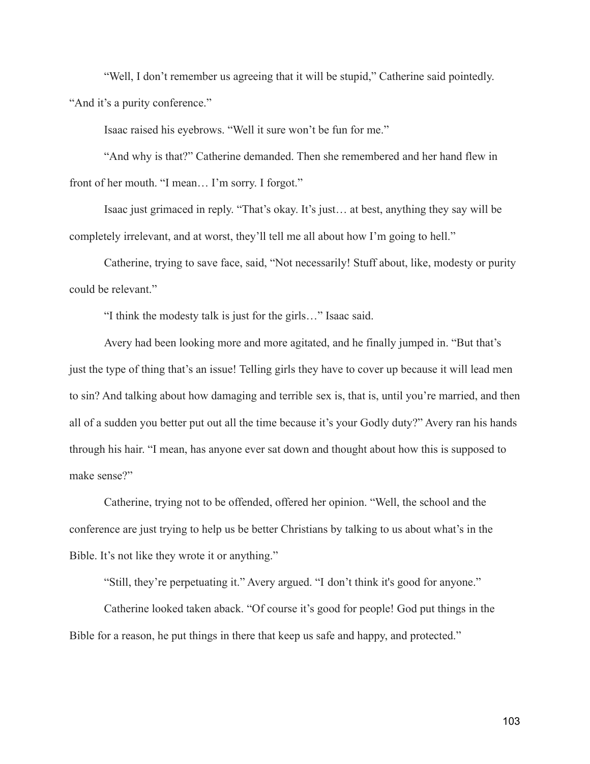"Well, I don't remember us agreeing that it will be stupid," Catherine said pointedly. "And it's a purity conference."

Isaac raised his eyebrows. "Well it sure won't be fun for me."

"And why is that?" Catherine demanded. Then she remembered and her hand flew in front of her mouth. "I mean… I'm sorry. I forgot."

Isaac just grimaced in reply. "That's okay. It's just… at best, anything they say will be completely irrelevant, and at worst, they'll tell me all about how I'm going to hell."

Catherine, trying to save face, said, "Not necessarily! Stuff about, like, modesty or purity could be relevant."

"I think the modesty talk is just for the girls…" Isaac said.

Avery had been looking more and more agitated, and he finally jumped in. "But that's just the type of thing that's an issue! Telling girls they have to cover up because it will lead men to sin? And talking about how damaging and terrible sex is, that is, until you're married, and then all of a sudden you better put out all the time because it's your Godly duty?" Avery ran his hands through his hair. "I mean, has anyone ever sat down and thought about how this is supposed to make sense?"

Catherine, trying not to be offended, offered her opinion. "Well, the school and the conference are just trying to help us be better Christians by talking to us about what's in the Bible. It's not like they wrote it or anything."

"Still, they're perpetuating it." Avery argued. "I don't think it's good for anyone."

Catherine looked taken aback. "Of course it's good for people! God put things in the Bible for a reason, he put things in there that keep us safe and happy, and protected."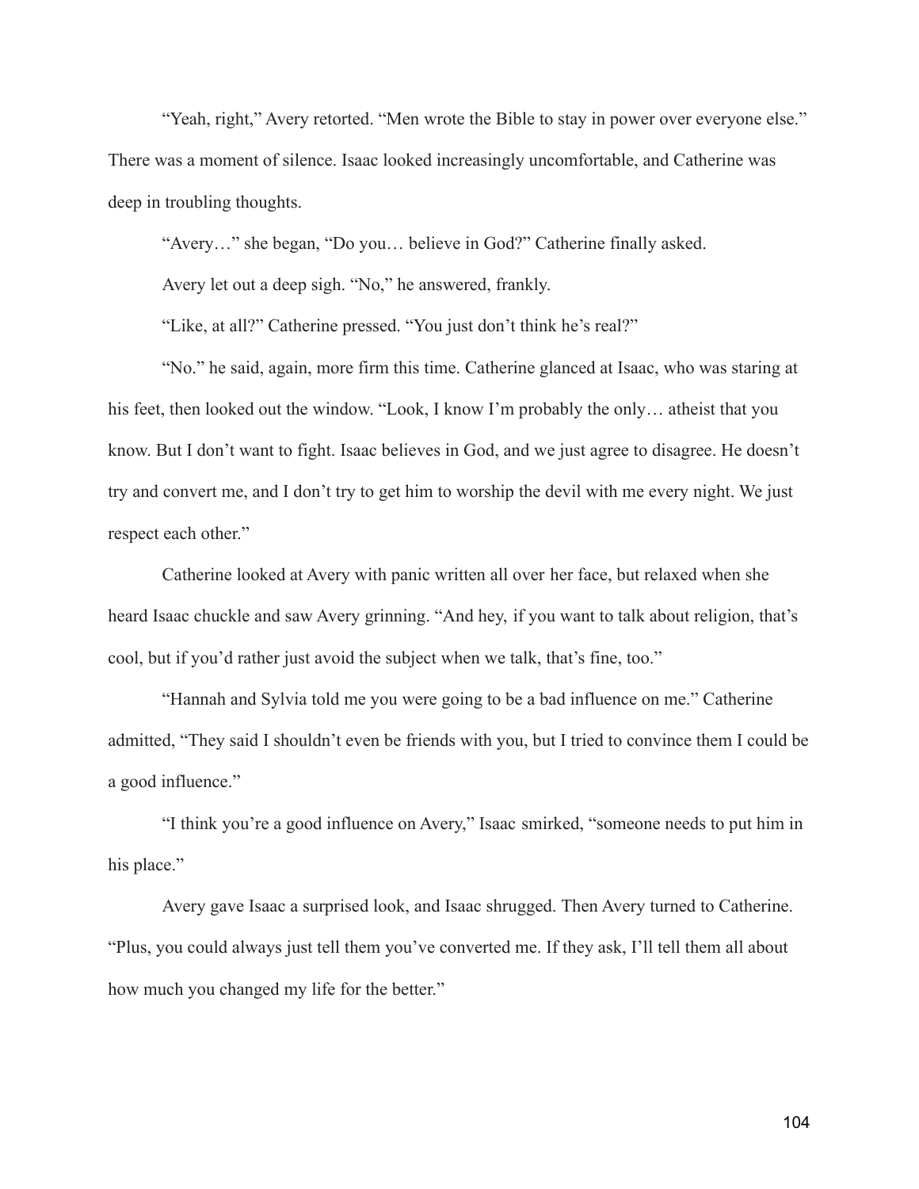"Yeah, right," Avery retorted. "Men wrote the Bible to stay in power over everyone else." There was a moment of silence. Isaac looked increasingly uncomfortable, and Catherine was deep in troubling thoughts.

"Avery…" she began, "Do you… believe in God?" Catherine finally asked.

Avery let out a deep sigh. "No," he answered, frankly.

"Like, at all?" Catherine pressed. "You just don't think he's real?"

"No." he said, again, more firm this time. Catherine glanced at Isaac, who was staring at his feet, then looked out the window. "Look, I know I'm probably the only… atheist that you know. But I don't want to fight. Isaac believes in God, and we just agree to disagree. He doesn't try and convert me, and I don't try to get him to worship the devil with me every night. We just respect each other."

Catherine looked at Avery with panic written all over her face, but relaxed when she heard Isaac chuckle and saw Avery grinning. "And hey, if you want to talk about religion, that's cool, but if you'd rather just avoid the subject when we talk, that's fine, too."

"Hannah and Sylvia told me you were going to be a bad influence on me." Catherine admitted, "They said I shouldn't even be friends with you, but I tried to convince them I could be a good influence."

"I think you're a good influence on Avery," Isaac smirked, "someone needs to put him in his place."

Avery gave Isaac a surprised look, and Isaac shrugged. Then Avery turned to Catherine. "Plus, you could always just tell them you've converted me. If they ask, I'll tell them all about how much you changed my life for the better."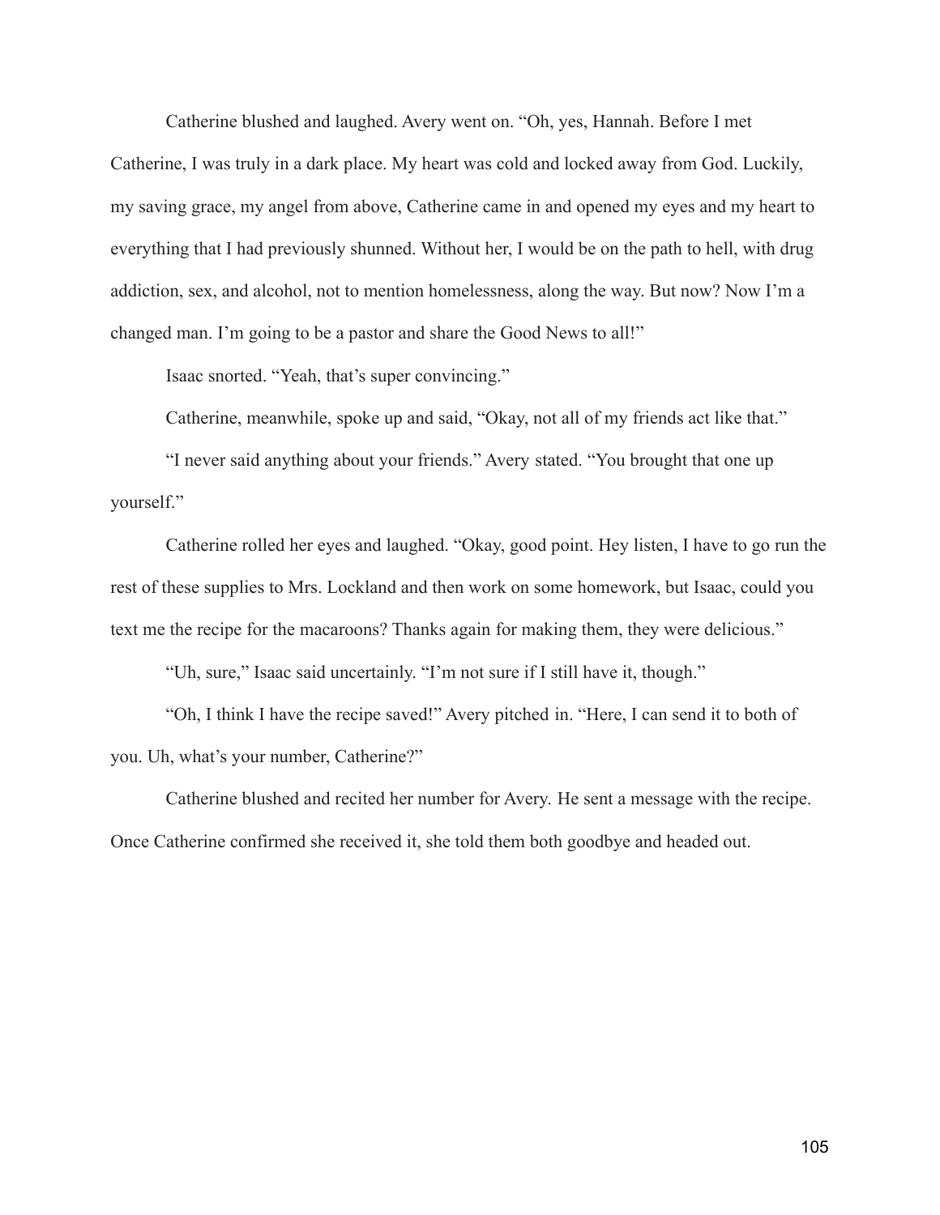Catherine blushed and laughed. Avery went on. "Oh, yes, Hannah. Before I met Catherine, I was truly in a dark place. My heart was cold and locked away from God. Luckily, my saving grace, my angel from above, Catherine came in and opened my eyes and my heart to everything that I had previously shunned. Without her, I would be on the path to hell, with drug addiction, sex, and alcohol, not to mention homelessness, along the way. But now? Now I'm a changed man. I'm going to be a pastor and share the Good News to all!"

Isaac snorted. "Yeah, that's super convincing."

Catherine, meanwhile, spoke up and said, "Okay, not all of my friends act like that."

"I never said anything about your friends." Avery stated. "You brought that one up yourself."

Catherine rolled her eyes and laughed. "Okay, good point. Hey listen, I have to go run the rest of these supplies to Mrs. Lockland and then work on some homework, but Isaac, could you text me the recipe for the macaroons? Thanks again for making them, they were delicious."

"Uh, sure," Isaac said uncertainly. "I'm not sure if I still have it, though."

"Oh, I think I have the recipe saved!" Avery pitched in. "Here, I can send it to both of you. Uh, what's your number, Catherine?"

Catherine blushed and recited her number for Avery. He sent a message with the recipe. Once Catherine confirmed she received it, she told them both goodbye and headed out.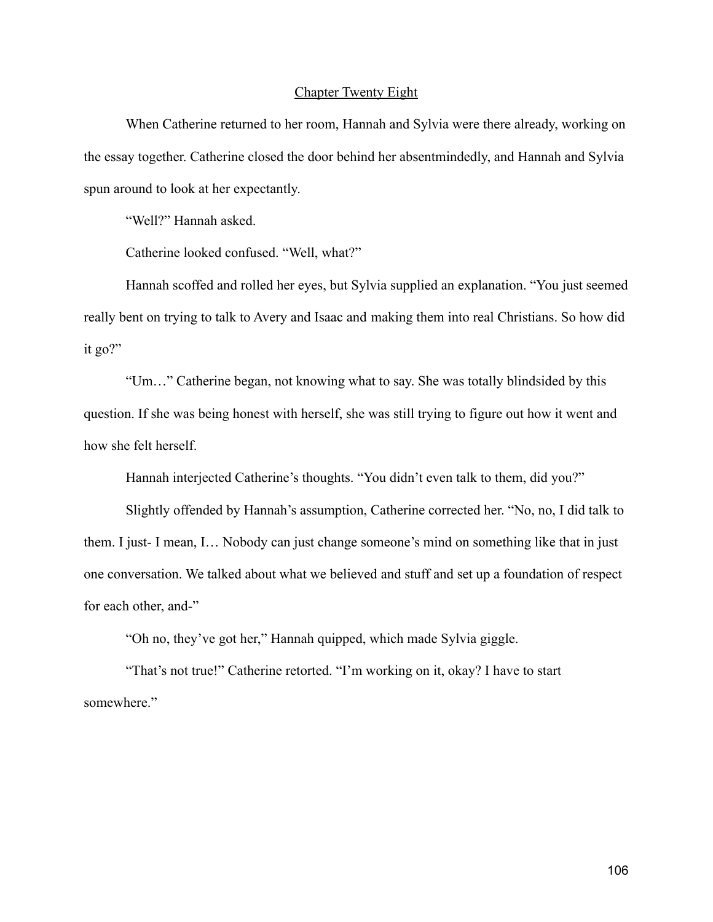## Chapter Twenty Eight

When Catherine returned to her room, Hannah and Sylvia were there already, working on the essay together. Catherine closed the door behind her absentmindedly, and Hannah and Sylvia spun around to look at her expectantly.

"Well?" Hannah asked.

Catherine looked confused. "Well, what?"

Hannah scoffed and rolled her eyes, but Sylvia supplied an explanation. "You just seemed really bent on trying to talk to Avery and Isaac and making them into real Christians. So how did it go?"

"Um…" Catherine began, not knowing what to say. She was totally blindsided by this question. If she was being honest with herself, she was still trying to figure out how it went and how she felt herself.

Hannah interjected Catherine's thoughts. "You didn't even talk to them, did you?"

Slightly offended by Hannah's assumption, Catherine corrected her. "No, no, I did talk to them. I just- I mean, I… Nobody can just change someone's mind on something like that in just one conversation. We talked about what we believed and stuff and set up a foundation of respect for each other, and-"

"Oh no, they've got her," Hannah quipped, which made Sylvia giggle.

"That's not true!" Catherine retorted. "I'm working on it, okay? I have to start somewhere."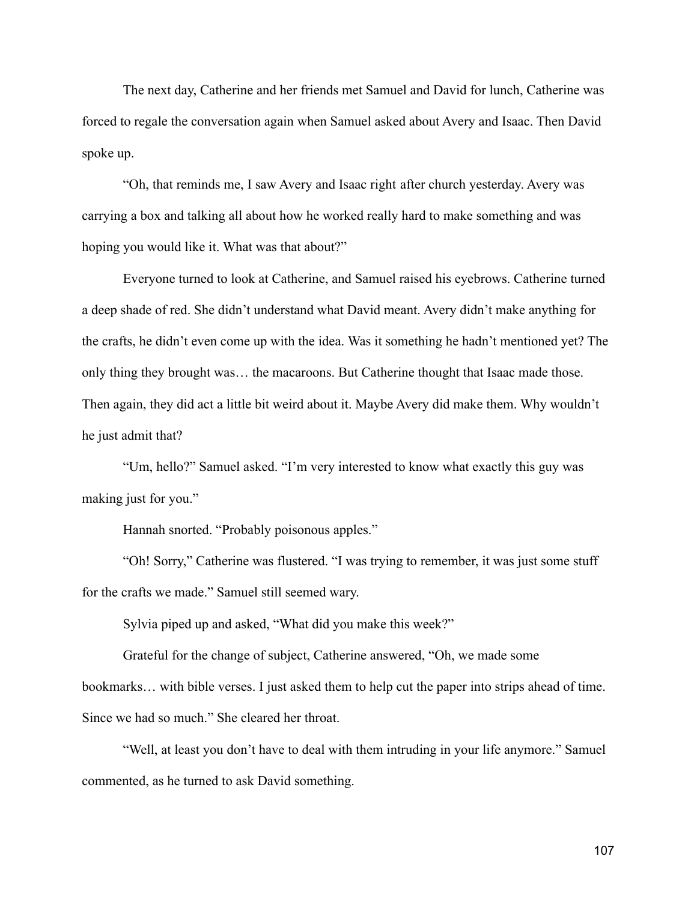The next day, Catherine and her friends met Samuel and David for lunch, Catherine was forced to regale the conversation again when Samuel asked about Avery and Isaac. Then David spoke up.

"Oh, that reminds me, I saw Avery and Isaac right after church yesterday. Avery was carrying a box and talking all about how he worked really hard to make something and was hoping you would like it. What was that about?"

Everyone turned to look at Catherine, and Samuel raised his eyebrows. Catherine turned a deep shade of red. She didn't understand what David meant. Avery didn't make anything for the crafts, he didn't even come up with the idea. Was it something he hadn't mentioned yet? The only thing they brought was… the macaroons. But Catherine thought that Isaac made those. Then again, they did act a little bit weird about it. Maybe Avery did make them. Why wouldn't he just admit that?

"Um, hello?" Samuel asked. "I'm very interested to know what exactly this guy was making just for you."

Hannah snorted. "Probably poisonous apples."

"Oh! Sorry," Catherine was flustered. "I was trying to remember, it was just some stuff for the crafts we made." Samuel still seemed wary.

Sylvia piped up and asked, "What did you make this week?"

Grateful for the change of subject, Catherine answered, "Oh, we made some bookmarks… with bible verses. I just asked them to help cut the paper into strips ahead of time. Since we had so much." She cleared her throat.

"Well, at least you don't have to deal with them intruding in your life anymore." Samuel commented, as he turned to ask David something.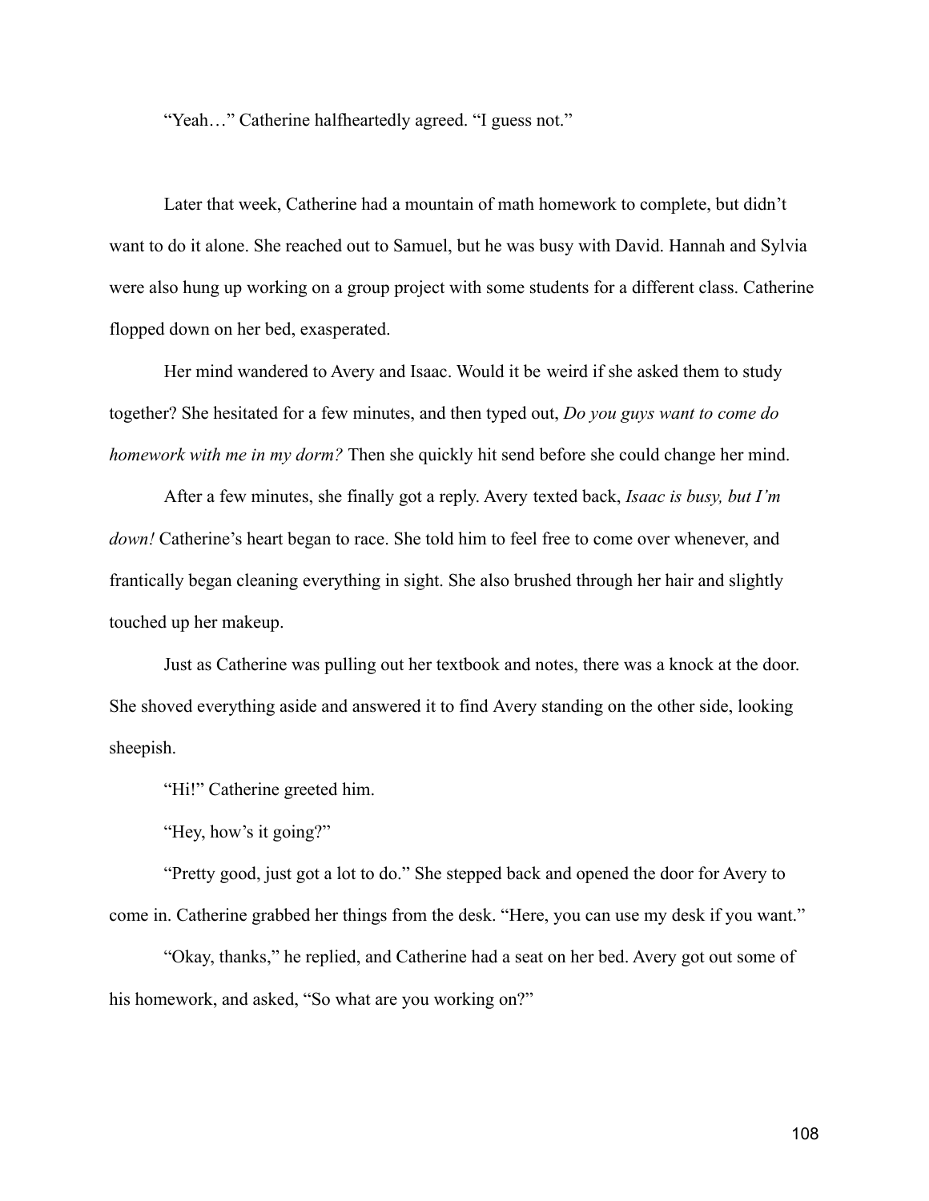"Yeah…" Catherine halfheartedly agreed. "I guess not."

Later that week, Catherine had a mountain of math homework to complete, but didn't want to do it alone. She reached out to Samuel, but he was busy with David. Hannah and Sylvia were also hung up working on a group project with some students for a different class. Catherine flopped down on her bed, exasperated.

Her mind wandered to Avery and Isaac. Would it be weird if she asked them to study together? She hesitated for a few minutes, and then typed out, *Do you guys want to come do homework with me in my dorm?* Then she quickly hit send before she could change her mind.

After a few minutes, she finally got a reply. Avery texted back, *Isaac is busy, but I'm down!* Catherine's heart began to race. She told him to feel free to come over whenever, and frantically began cleaning everything in sight. She also brushed through her hair and slightly touched up her makeup.

Just as Catherine was pulling out her textbook and notes, there was a knock at the door. She shoved everything aside and answered it to find Avery standing on the other side, looking sheepish.

"Hi!" Catherine greeted him.

"Hey, how's it going?"

"Pretty good, just got a lot to do." She stepped back and opened the door for Avery to come in. Catherine grabbed her things from the desk. "Here, you can use my desk if you want."

"Okay, thanks," he replied, and Catherine had a seat on her bed. Avery got out some of his homework, and asked, "So what are you working on?"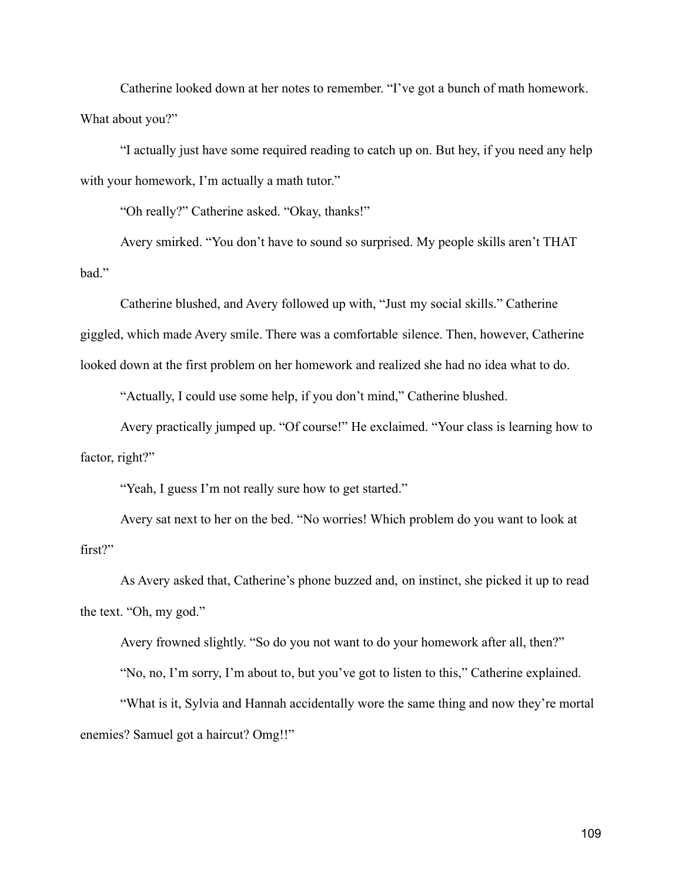Catherine looked down at her notes to remember. "I've got a bunch of math homework. What about you?"

"I actually just have some required reading to catch up on. But hey, if you need any help with your homework, I'm actually a math tutor."

"Oh really?" Catherine asked. "Okay, thanks!"

Avery smirked. "You don't have to sound so surprised. My people skills aren't THAT bad."

Catherine blushed, and Avery followed up with, "Just my social skills." Catherine giggled, which made Avery smile. There was a comfortable silence. Then, however, Catherine looked down at the first problem on her homework and realized she had no idea what to do.

"Actually, I could use some help, if you don't mind," Catherine blushed.

Avery practically jumped up. "Of course!" He exclaimed. "Your class is learning how to factor, right?"

"Yeah, I guess I'm not really sure how to get started."

Avery sat next to her on the bed. "No worries! Which problem do you want to look at first?"

As Avery asked that, Catherine's phone buzzed and, on instinct, she picked it up to read the text. "Oh, my god."

Avery frowned slightly. "So do you not want to do your homework after all, then?"

"No, no, I'm sorry, I'm about to, but you've got to listen to this," Catherine explained.

"What is it, Sylvia and Hannah accidentally wore the same thing and now they're mortal enemies? Samuel got a haircut? Omg!!"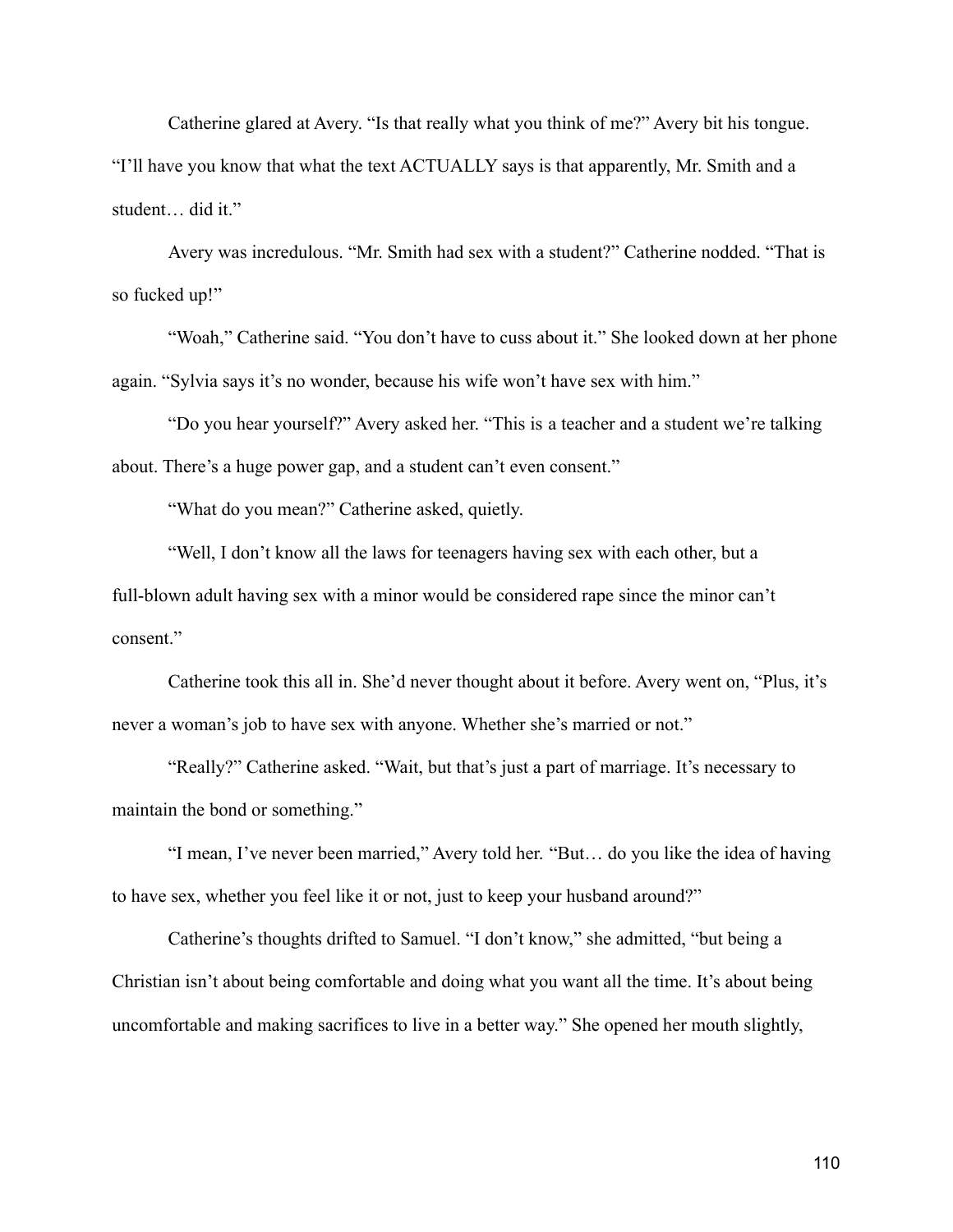Catherine glared at Avery. "Is that really what you think of me?" Avery bit his tongue. "I'll have you know that what the text ACTUALLY says is that apparently, Mr. Smith and a student… did it."

Avery was incredulous. "Mr. Smith had sex with a student?" Catherine nodded. "That is so fucked up!"

"Woah," Catherine said. "You don't have to cuss about it." She looked down at her phone again. "Sylvia says it's no wonder, because his wife won't have sex with him."

"Do you hear yourself?" Avery asked her. "This is a teacher and a student we're talking about. There's a huge power gap, and a student can't even consent."

"What do you mean?" Catherine asked, quietly.

"Well, I don't know all the laws for teenagers having sex with each other, but a full-blown adult having sex with a minor would be considered rape since the minor can't consent."

Catherine took this all in. She'd never thought about it before. Avery went on, "Plus, it's never a woman's job to have sex with anyone. Whether she's married or not."

"Really?" Catherine asked. "Wait, but that's just a part of marriage. It's necessary to maintain the bond or something."

"I mean, I've never been married," Avery told her. "But… do you like the idea of having to have sex, whether you feel like it or not, just to keep your husband around?"

Catherine's thoughts drifted to Samuel. "I don't know," she admitted, "but being a Christian isn't about being comfortable and doing what you want all the time. It's about being uncomfortable and making sacrifices to live in a better way." She opened her mouth slightly,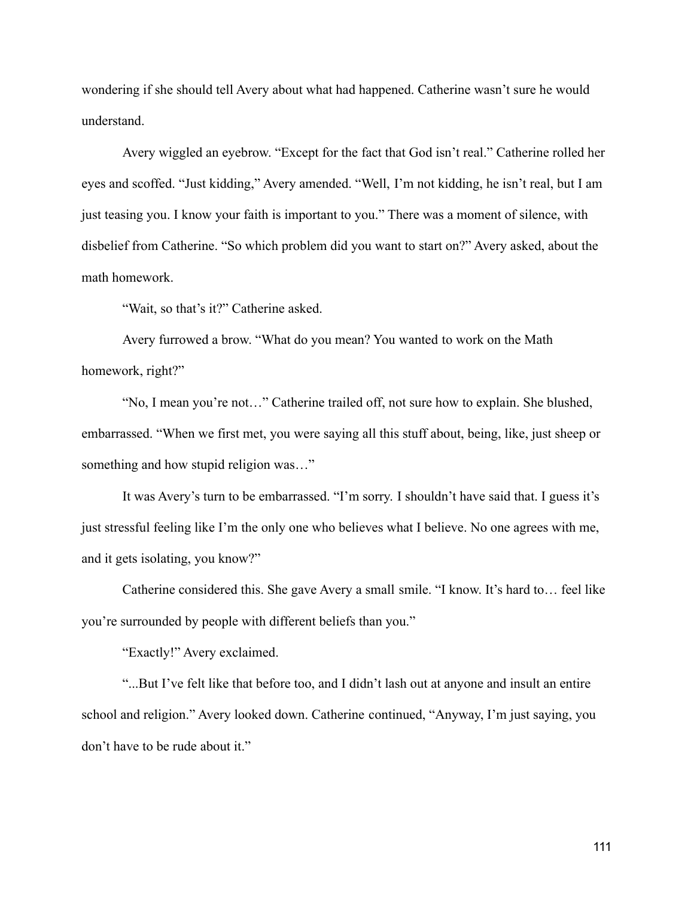wondering if she should tell Avery about what had happened. Catherine wasn't sure he would understand.

Avery wiggled an eyebrow. "Except for the fact that God isn't real." Catherine rolled her eyes and scoffed. "Just kidding," Avery amended. "Well, I'm not kidding, he isn't real, but I am just teasing you. I know your faith is important to you." There was a moment of silence, with disbelief from Catherine. "So which problem did you want to start on?" Avery asked, about the math homework.

"Wait, so that's it?" Catherine asked.

Avery furrowed a brow. "What do you mean? You wanted to work on the Math homework, right?"

"No, I mean you're not…" Catherine trailed off, not sure how to explain. She blushed, embarrassed. "When we first met, you were saying all this stuff about, being, like, just sheep or something and how stupid religion was…"

It was Avery's turn to be embarrassed. "I'm sorry. I shouldn't have said that. I guess it's just stressful feeling like I'm the only one who believes what I believe. No one agrees with me, and it gets isolating, you know?"

Catherine considered this. She gave Avery a small smile. "I know. It's hard to… feel like you're surrounded by people with different beliefs than you."

"Exactly!" Avery exclaimed.

"...But I've felt like that before too, and I didn't lash out at anyone and insult an entire school and religion." Avery looked down. Catherine continued, "Anyway, I'm just saying, you don't have to be rude about it."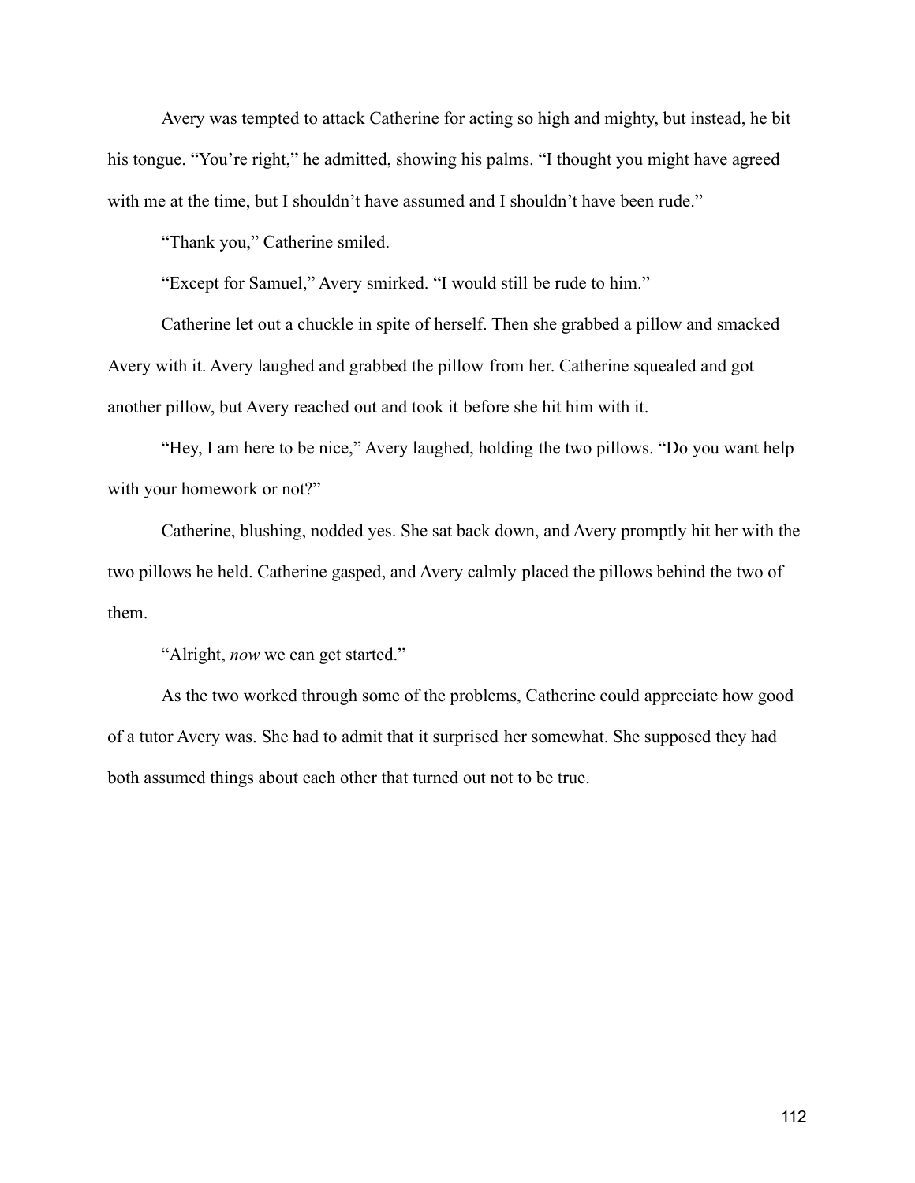Avery was tempted to attack Catherine for acting so high and mighty, but instead, he bit his tongue. "You're right," he admitted, showing his palms. "I thought you might have agreed with me at the time, but I shouldn't have assumed and I shouldn't have been rude."

"Thank you," Catherine smiled.

"Except for Samuel," Avery smirked. "I would still be rude to him."

Catherine let out a chuckle in spite of herself. Then she grabbed a pillow and smacked Avery with it. Avery laughed and grabbed the pillow from her. Catherine squealed and got another pillow, but Avery reached out and took it before she hit him with it.

"Hey, I am here to be nice," Avery laughed, holding the two pillows. "Do you want help with your homework or not?"

Catherine, blushing, nodded yes. She sat back down, and Avery promptly hit her with the two pillows he held. Catherine gasped, and Avery calmly placed the pillows behind the two of them.

"Alright, *now* we can get started."

As the two worked through some of the problems, Catherine could appreciate how good of a tutor Avery was. She had to admit that it surprised her somewhat. She supposed they had both assumed things about each other that turned out not to be true.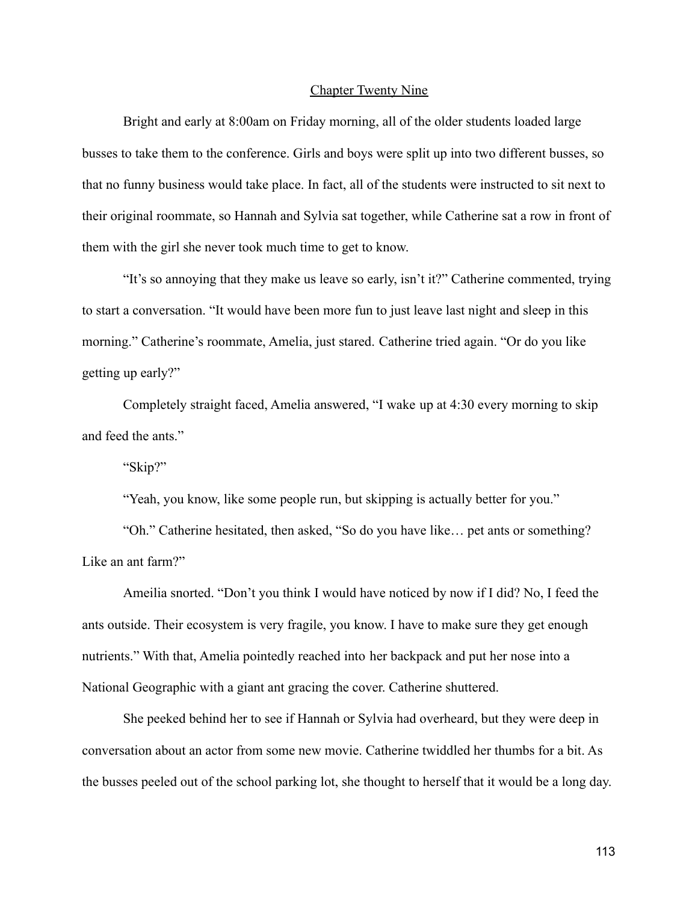<u>Chapter Twenty Nine</u>

Bright and early at 8:00am on Friday morning, all of the older students loaded large busses to take them to the conference. Girls and boys were split up into two different busses, so that no funny business would take place. In fact, all of the students were instructed to sit next to their original roommate, so Hannah and Sylvia sat together, while Catherine sat a row in front of them with the girl she never took much time to get to know.

"It's so annoying that they make us leave so early, isn't it?" Catherine commented, trying to start a conversation. "It would have been more fun to just leave last night and sleep in this morning." Catherine's roommate, Amelia, just stared. Catherine tried again. "Or do you like getting up early?"

Completely straight faced, Amelia answered, "I wake up at 4:30 every morning to skip and feed the ants."

"Skip?"

"Yeah, you know, like some people run, but skipping is actually better for you."

"Oh." Catherine hesitated, then asked, "So do you have like… pet ants or something? Like an ant farm?"

Ameilia snorted. "Don't you think I would have noticed by now if I did? No, I feed the ants outside. Their ecosystem is very fragile, you know. I have to make sure they get enough nutrients." With that, Amelia pointedly reached into her backpack and put her nose into a National Geographic with a giant ant gracing the cover. Catherine shuttered.

She peeked behind her to see if Hannah or Sylvia had overheard, but they were deep in conversation about an actor from some new movie. Catherine twiddled her thumbs for a bit. As the busses peeled out of the school parking lot, she thought to herself that it would be a long day.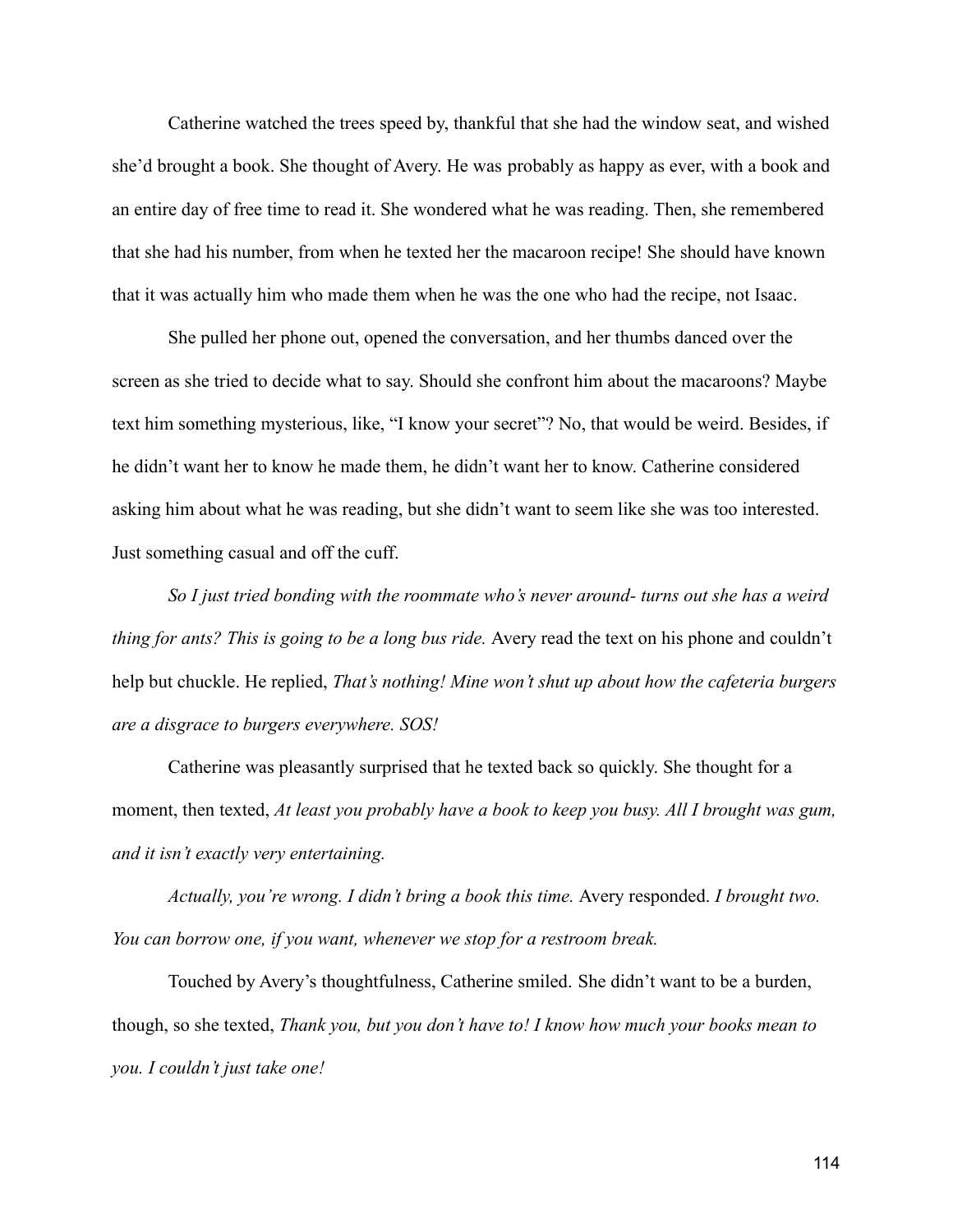Catherine watched the trees speed by, thankful that she had the window seat, and wished she'd brought a book. She thought of Avery. He was probably as happy as ever, with a book and an entire day of free time to read it. She wondered what he was reading. Then, she remembered that she had his number, from when he texted her the macaroon recipe! She should have known that it was actually him who made them when he was the one who had the recipe, not Isaac.

She pulled her phone out, opened the conversation, and her thumbs danced over the screen as she tried to decide what to say. Should she confront him about the macaroons? Maybe text him something mysterious, like, "I know your secret"? No, that would be weird. Besides, if he didn't want her to know he made them, he didn't want her to know. Catherine considered asking him about what he was reading, but she didn't want to seem like she was too interested. Just something casual and off the cuff.

*So I just tried bonding with the roommate who's never around- turns out she has a weird thing for ants? This is going to be a long bus ride.* Avery read the text on his phone and couldn't help but chuckle. He replied, *That's nothing! Mine won't shut up about how the cafeteria burgers are a disgrace to burgers everywhere. SOS!*

Catherine was pleasantly surprised that he texted back so quickly. She thought for a moment, then texted, *At least you probably have a book to keep you busy. All I brought was gum, and it isn't exactly very entertaining.*

*Actually, you're wrong. I didn't bring a book this time.* Avery responded. *I brought two. You can borrow one, if you want, whenever we stop for a restroom break.*

Touched by Avery's thoughtfulness, Catherine smiled. She didn't want to be a burden, though, so she texted, *Thank you, but you don't have to! I know how much your books mean to you. I couldn't just take one!*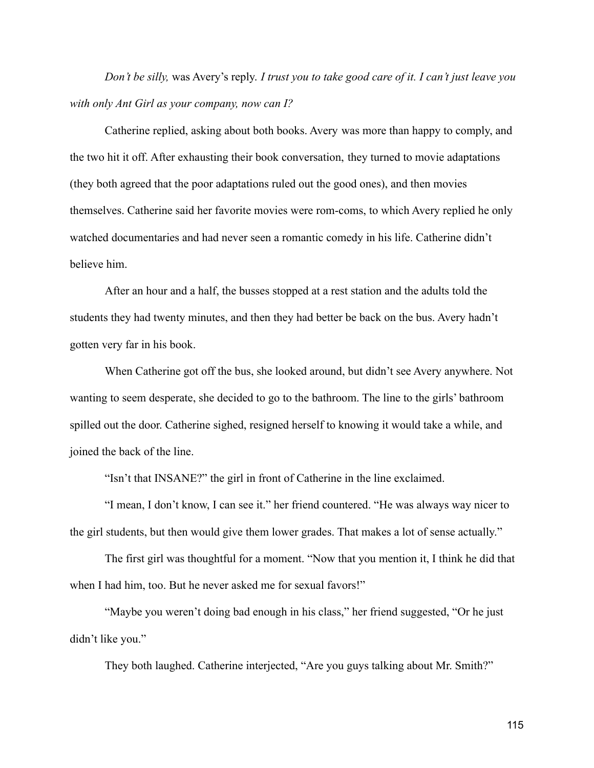*Don't be silly,* was Avery's reply. *I trust you to take good care of it. I can't just leave you with only Ant Girl as your company, now can I?*

Catherine replied, asking about both books. Avery was more than happy to comply, and the two hit it off. After exhausting their book conversation, they turned to movie adaptations (they both agreed that the poor adaptations ruled out the good ones), and then movies themselves. Catherine said her favorite movies were rom-coms, to which Avery replied he only watched documentaries and had never seen a romantic comedy in his life. Catherine didn't believe him.

After an hour and a half, the busses stopped at a rest station and the adults told the students they had twenty minutes, and then they had better be back on the bus. Avery hadn't gotten very far in his book.

When Catherine got off the bus, she looked around, but didn't see Avery anywhere. Not wanting to seem desperate, she decided to go to the bathroom. The line to the girls' bathroom spilled out the door. Catherine sighed, resigned herself to knowing it would take a while, and joined the back of the line.

"Isn't that INSANE?" the girl in front of Catherine in the line exclaimed.

"I mean, I don't know, I can see it." her friend countered. "He was always way nicer to the girl students, but then would give them lower grades. That makes a lot of sense actually."

The first girl was thoughtful for a moment. "Now that you mention it, I think he did that when I had him, too. But he never asked me for sexual favors!"

"Maybe you weren't doing bad enough in his class," her friend suggested, "Or he just didn't like you."

They both laughed. Catherine interjected, "Are you guys talking about Mr. Smith?"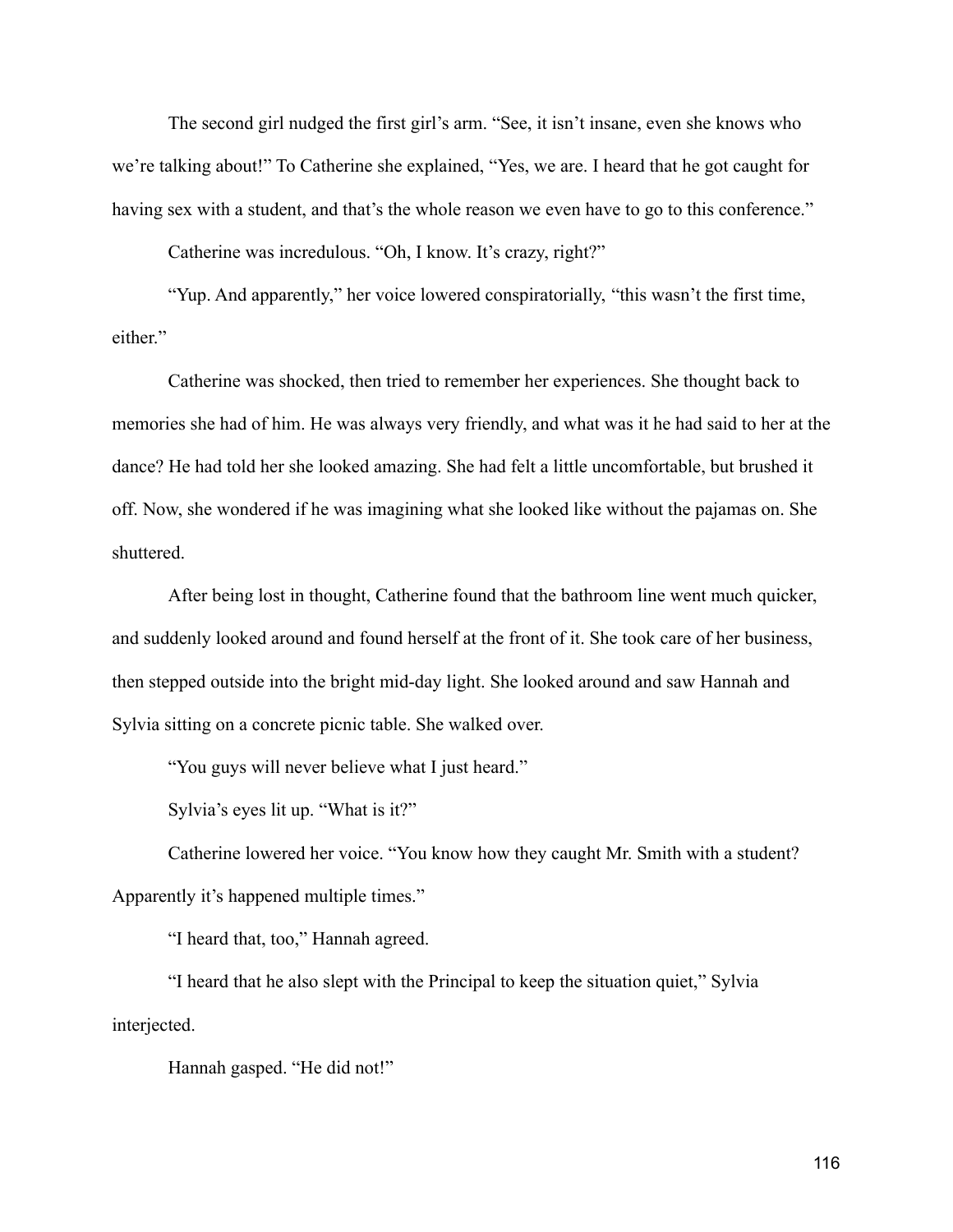The second girl nudged the first girl's arm. "See, it isn't insane, even she knows who we're talking about!" To Catherine she explained, "Yes, we are. I heard that he got caught for having sex with a student, and that's the whole reason we even have to go to this conference."

Catherine was incredulous. "Oh, I know. It's crazy, right?"

"Yup. And apparently," her voice lowered conspiratorially, "this wasn't the first time, either."

Catherine was shocked, then tried to remember her experiences. She thought back to memories she had of him. He was always very friendly, and what was it he had said to her at the dance? He had told her she looked amazing. She had felt a little uncomfortable, but brushed it off. Now, she wondered if he was imagining what she looked like without the pajamas on. She shuttered.

After being lost in thought, Catherine found that the bathroom line went much quicker, and suddenly looked around and found herself at the front of it. She took care of her business, then stepped outside into the bright mid-day light. She looked around and saw Hannah and Sylvia sitting on a concrete picnic table. She walked over.

"You guys will never believe what I just heard."

Sylvia's eyes lit up. "What is it?"

Catherine lowered her voice. "You know how they caught Mr. Smith with a student? Apparently it's happened multiple times."

"I heard that, too," Hannah agreed.

"I heard that he also slept with the Principal to keep the situation quiet," Sylvia interjected.

Hannah gasped. "He did not!"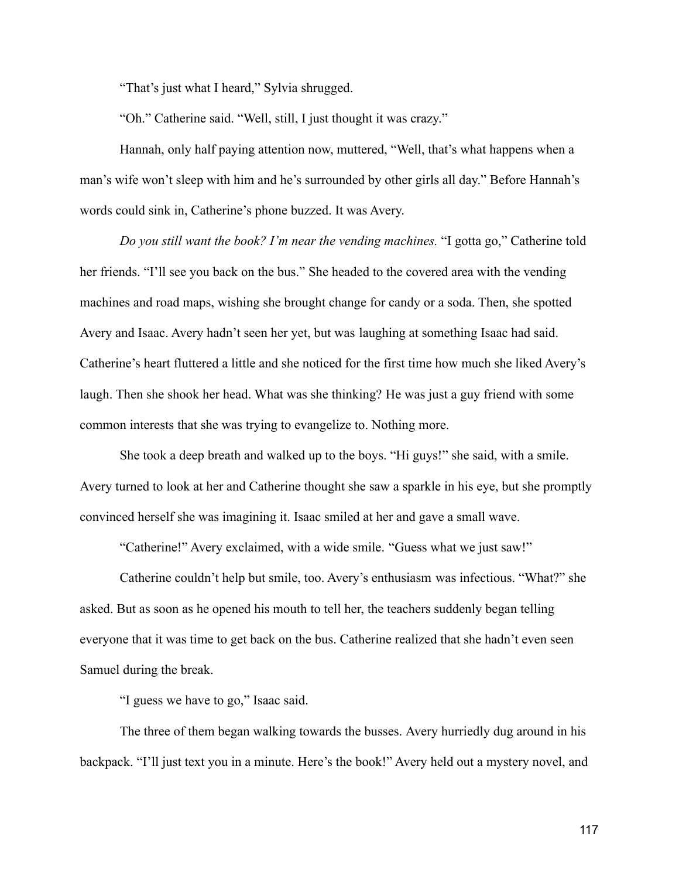"That's just what I heard," Sylvia shrugged.

"Oh." Catherine said. "Well, still, I just thought it was crazy."

Hannah, only half paying attention now, muttered, "Well, that's what happens when a man's wife won't sleep with him and he's surrounded by other girls all day." Before Hannah's words could sink in, Catherine's phone buzzed. It was Avery.

*Do you still want the book? I'm near the vending machines.* "I gotta go," Catherine told her friends. "I'll see you back on the bus." She headed to the covered area with the vending machines and road maps, wishing she brought change for candy or a soda. Then, she spotted Avery and Isaac. Avery hadn't seen her yet, but was laughing at something Isaac had said. Catherine's heart fluttered a little and she noticed for the first time how much she liked Avery's laugh. Then she shook her head. What was she thinking? He was just a guy friend with some common interests that she was trying to evangelize to. Nothing more.

She took a deep breath and walked up to the boys. "Hi guys!" she said, with a smile. Avery turned to look at her and Catherine thought she saw a sparkle in his eye, but she promptly convinced herself she was imagining it. Isaac smiled at her and gave a small wave.

"Catherine!" Avery exclaimed, with a wide smile. "Guess what we just saw!"

Catherine couldn't help but smile, too. Avery's enthusiasm was infectious. "What?" she asked. But as soon as he opened his mouth to tell her, the teachers suddenly began telling everyone that it was time to get back on the bus. Catherine realized that she hadn't even seen Samuel during the break.

"I guess we have to go," Isaac said.

The three of them began walking towards the busses. Avery hurriedly dug around in his backpack. "I'll just text you in a minute. Here's the book!" Avery held out a mystery novel, and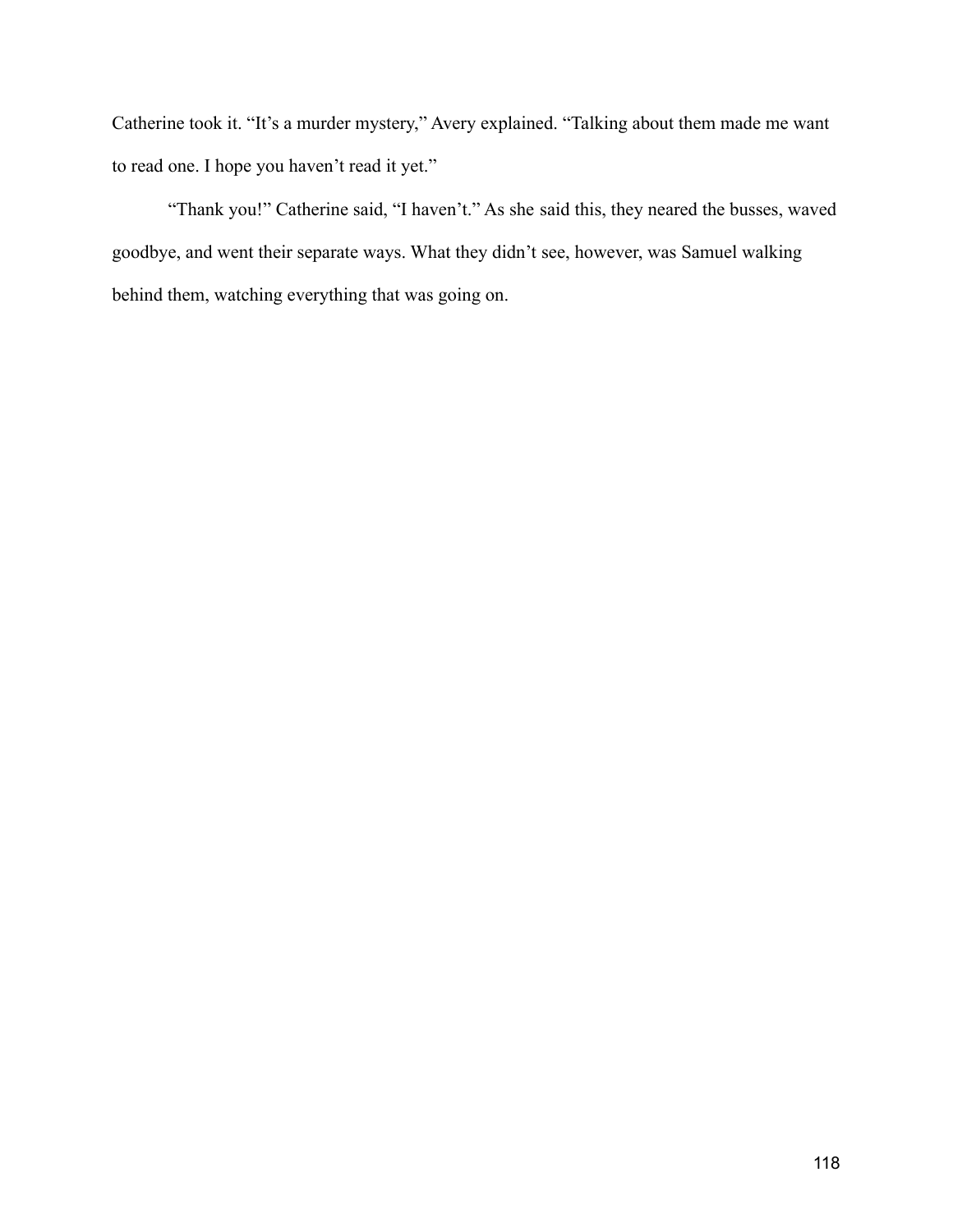Catherine took it. "It's a murder mystery," Avery explained. "Talking about them made me want to read one. I hope you haven't read it yet."

"Thank you!" Catherine said, "I haven't." As she said this, they neared the busses, waved goodbye, and went their separate ways. What they didn't see, however, was Samuel walking behind them, watching everything that was going on.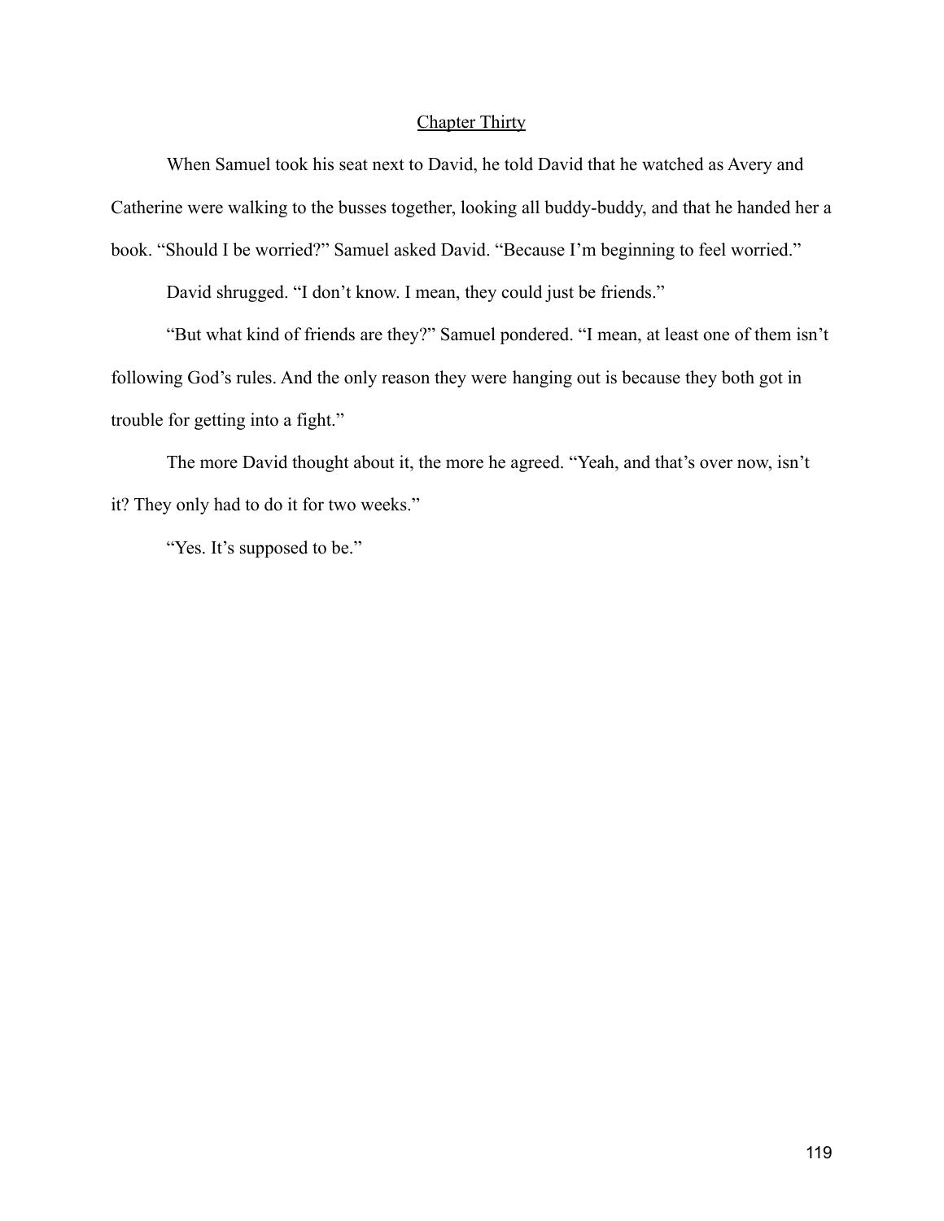## Chapter Thirty

When Samuel took his seat next to David, he told David that he watched as Avery and Catherine were walking to the busses together, looking all buddy-buddy, and that he handed her a book. “Should I be worried?” Samuel asked David. “Because I’m beginning to feel worried.”

David shrugged. “I don’t know. I mean, they could just be friends.”

“But what kind of friends are they?” Samuel pondered. “I mean, at least one of them isn’t following God’s rules. And the only reason they were hanging out is because they both got in trouble for getting into a fight.”

The more David thought about it, the more he agreed. “Yeah, and that’s over now, isn’t it? They only had to do it for two weeks.”

“Yes. It’s supposed to be.”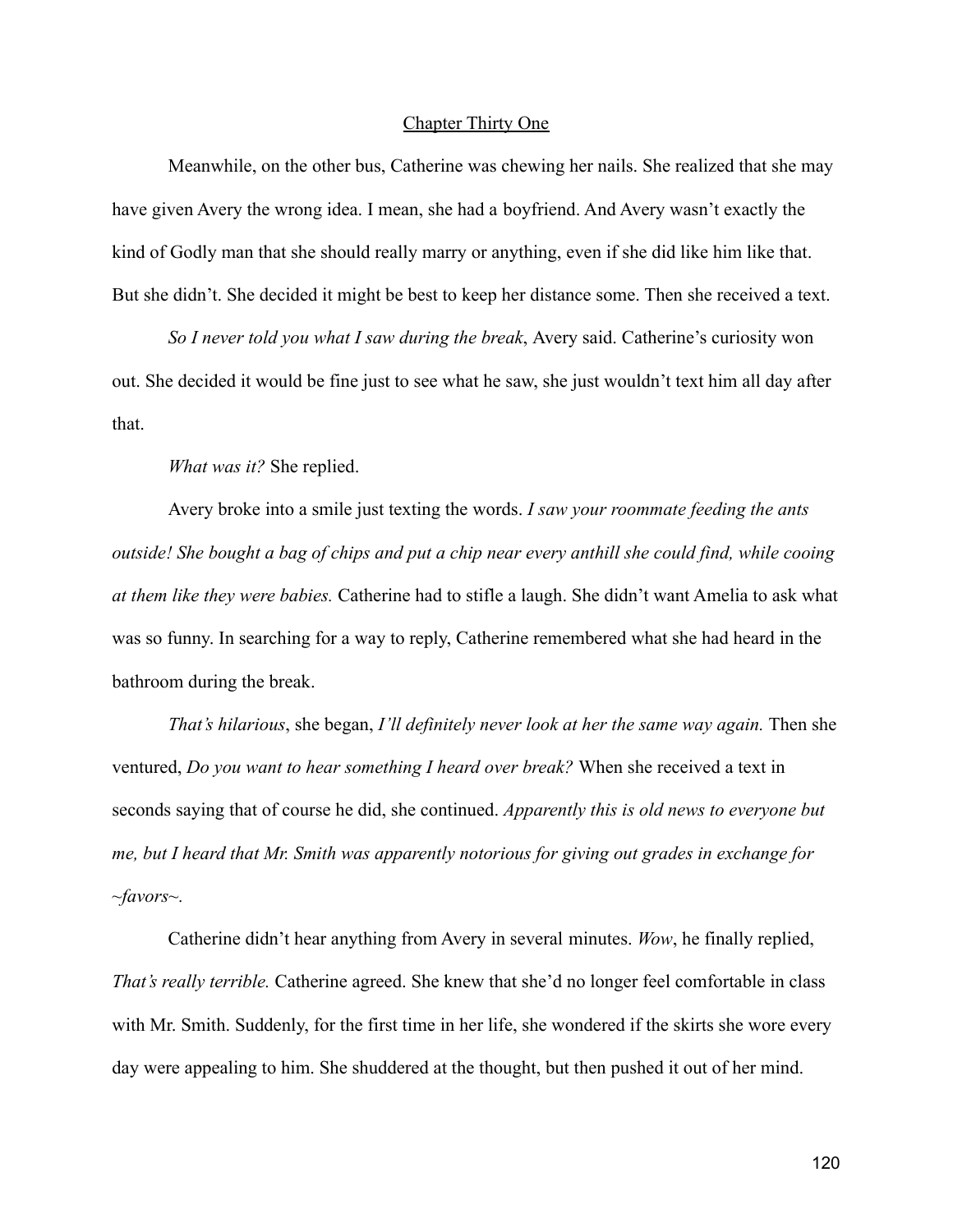Chapter Thirty One

Meanwhile, on the other bus, Catherine was chewing her nails. She realized that she may have given Avery the wrong idea. I mean, she had a boyfriend. And Avery wasn't exactly the kind of Godly man that she should really marry or anything, even if she did like him like that. But she didn't. She decided it might be best to keep her distance some. Then she received a text.

*So I never told you what I saw during the break*, Avery said. Catherine's curiosity won out. She decided it would be fine just to see what he saw, she just wouldn't text him all day after that.

*What was it?* She replied.

Avery broke into a smile just texting the words. *I saw your roommate feeding the ants outside! She bought a bag of chips and put a chip near every anthill she could find, while cooing at them like they were babies.* Catherine had to stifle a laugh. She didn't want Amelia to ask what was so funny. In searching for a way to reply, Catherine remembered what she had heard in the bathroom during the break.

*That's hilarious*, she began, *I'll definitely never look at her the same way again.* Then she ventured, *Do you want to hear something I heard over break?* When she received a text in seconds saying that of course he did, she continued. *Apparently this is old news to everyone but me, but I heard that Mr. Smith was apparently notorious for giving out grades in exchange for ~favors~.*

Catherine didn't hear anything from Avery in several minutes. *Wow*, he finally replied, *That's really terrible.* Catherine agreed. She knew that she'd no longer feel comfortable in class with Mr. Smith. Suddenly, for the first time in her life, she wondered if the skirts she wore every day were appealing to him. She shuddered at the thought, but then pushed it out of her mind.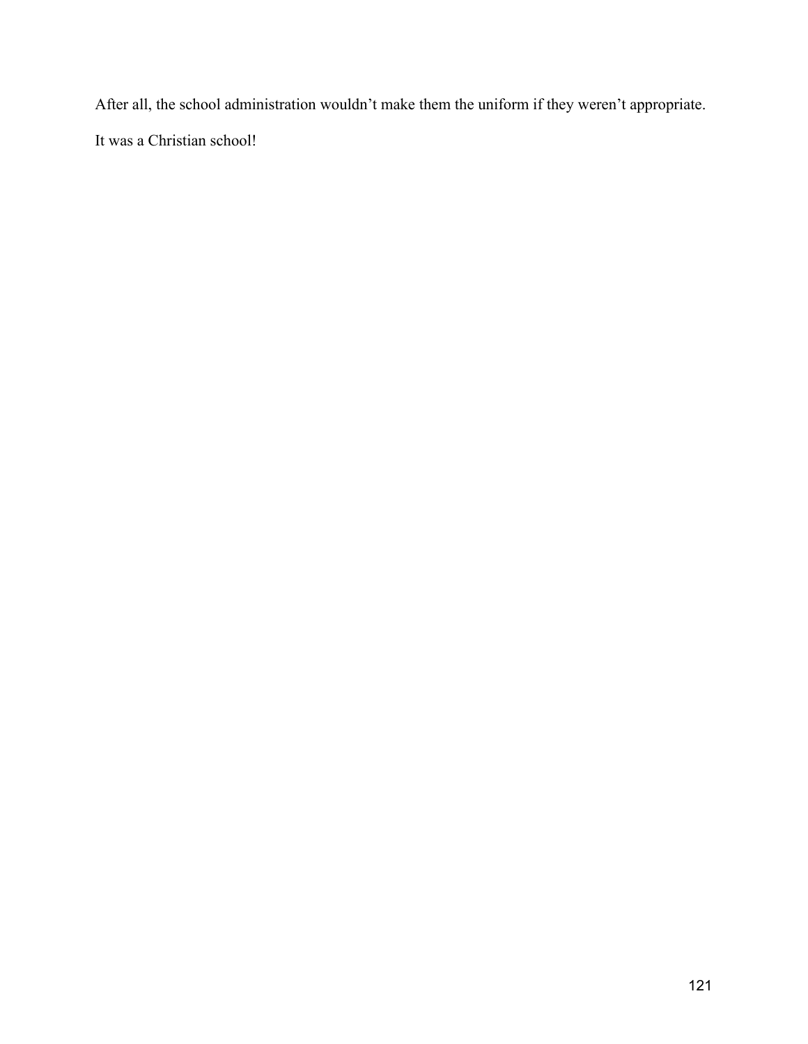After all, the school administration wouldn’t make them the uniform if they weren’t appropriate.

It was a Christian school!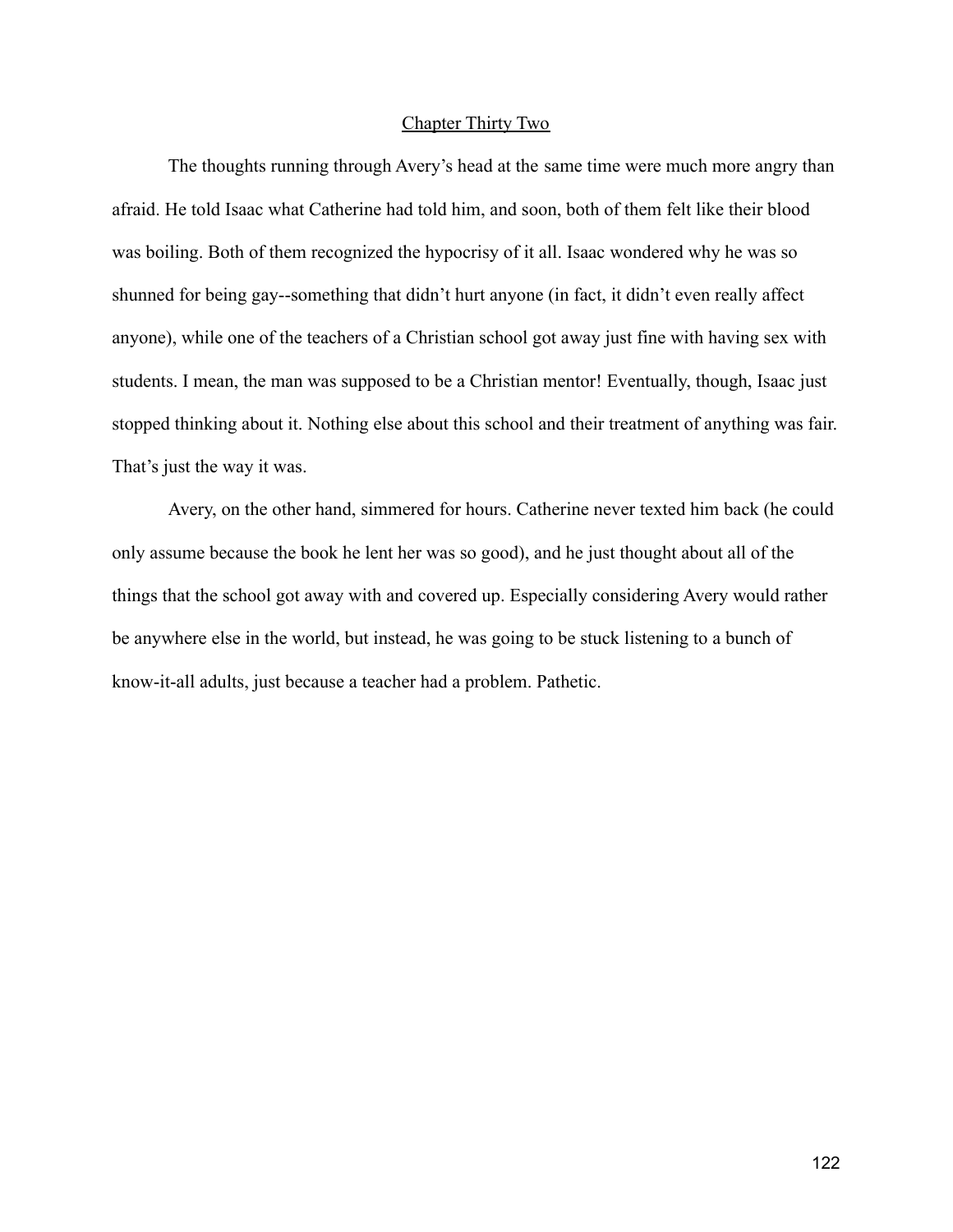## Chapter Thirty Two

The thoughts running through Avery's head at the same time were much more angry than afraid. He told Isaac what Catherine had told him, and soon, both of them felt like their blood was boiling. Both of them recognized the hypocrisy of it all. Isaac wondered why he was so shunned for being gay--something that didn't hurt anyone (in fact, it didn't even really affect anyone), while one of the teachers of a Christian school got away just fine with having sex with students. I mean, the man was supposed to be a Christian mentor! Eventually, though, Isaac just stopped thinking about it. Nothing else about this school and their treatment of anything was fair. That's just the way it was.

Avery, on the other hand, simmered for hours. Catherine never texted him back (he could only assume because the book he lent her was so good), and he just thought about all of the things that the school got away with and covered up. Especially considering Avery would rather be anywhere else in the world, but instead, he was going to be stuck listening to a bunch of know-it-all adults, just because a teacher had a problem. Pathetic.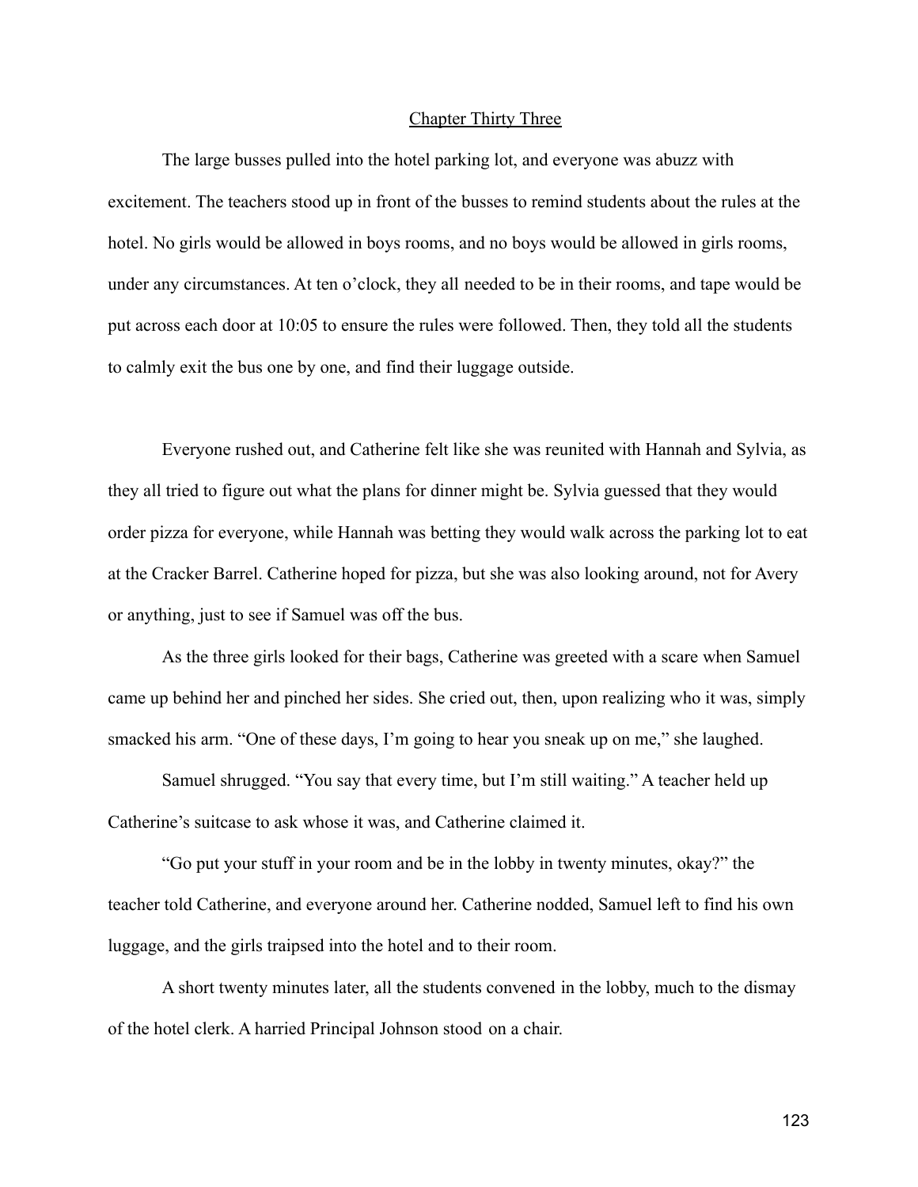## Chapter Thirty Three

The large busses pulled into the hotel parking lot, and everyone was abuzz with excitement. The teachers stood up in front of the busses to remind students about the rules at the hotel. No girls would be allowed in boys rooms, and no boys would be allowed in girls rooms, under any circumstances. At ten o'clock, they all needed to be in their rooms, and tape would be put across each door at 10:05 to ensure the rules were followed. Then, they told all the students to calmly exit the bus one by one, and find their luggage outside.

Everyone rushed out, and Catherine felt like she was reunited with Hannah and Sylvia, as they all tried to figure out what the plans for dinner might be. Sylvia guessed that they would order pizza for everyone, while Hannah was betting they would walk across the parking lot to eat at the Cracker Barrel. Catherine hoped for pizza, but she was also looking around, not for Avery or anything, just to see if Samuel was off the bus.

As the three girls looked for their bags, Catherine was greeted with a scare when Samuel came up behind her and pinched her sides. She cried out, then, upon realizing who it was, simply smacked his arm. "One of these days, I'm going to hear you sneak up on me," she laughed.

Samuel shrugged. "You say that every time, but I'm still waiting." A teacher held up Catherine's suitcase to ask whose it was, and Catherine claimed it.

"Go put your stuff in your room and be in the lobby in twenty minutes, okay?" the teacher told Catherine, and everyone around her. Catherine nodded, Samuel left to find his own luggage, and the girls traipsed into the hotel and to their room.

A short twenty minutes later, all the students convened in the lobby, much to the dismay of the hotel clerk. A harried Principal Johnson stood on a chair.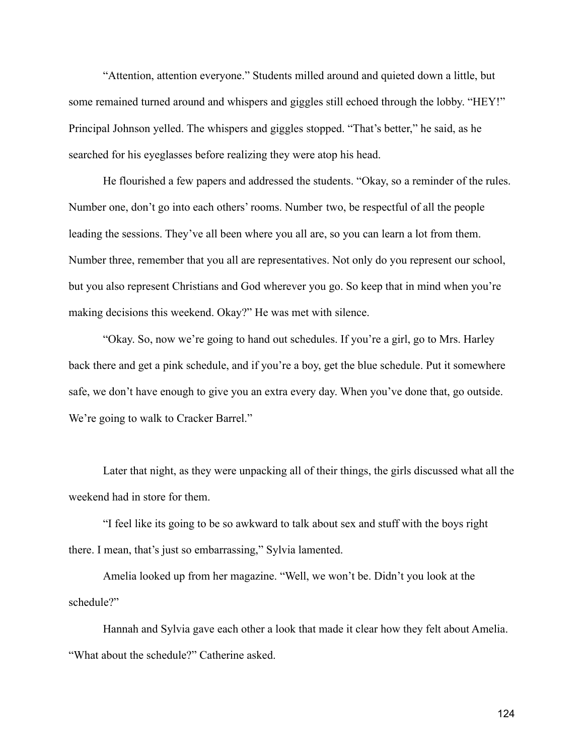“Attention, attention everyone.” Students milled around and quieted down a little, but some remained turned around and whispers and giggles still echoed through the lobby. “HEY!” Principal Johnson yelled. The whispers and giggles stopped. “That’s better,” he said, as he searched for his eyeglasses before realizing they were atop his head.

He flourished a few papers and addressed the students. “Okay, so a reminder of the rules. Number one, don’t go into each others’ rooms. Number two, be respectful of all the people leading the sessions. They’ve all been where you all are, so you can learn a lot from them. Number three, remember that you all are representatives. Not only do you represent our school, but you also represent Christians and God wherever you go. So keep that in mind when you’re making decisions this weekend. Okay?” He was met with silence.

“Okay. So, now we’re going to hand out schedules. If you’re a girl, go to Mrs. Harley back there and get a pink schedule, and if you’re a boy, get the blue schedule. Put it somewhere safe, we don’t have enough to give you an extra every day. When you’ve done that, go outside. We’re going to walk to Cracker Barrel.”

Later that night, as they were unpacking all of their things, the girls discussed what all the weekend had in store for them.

“I feel like its going to be so awkward to talk about sex and stuff with the boys right there. I mean, that’s just so embarrassing,” Sylvia lamented.

Amelia looked up from her magazine. “Well, we won’t be. Didn’t you look at the schedule?”

Hannah and Sylvia gave each other a look that made it clear how they felt about Amelia. “What about the schedule?” Catherine asked.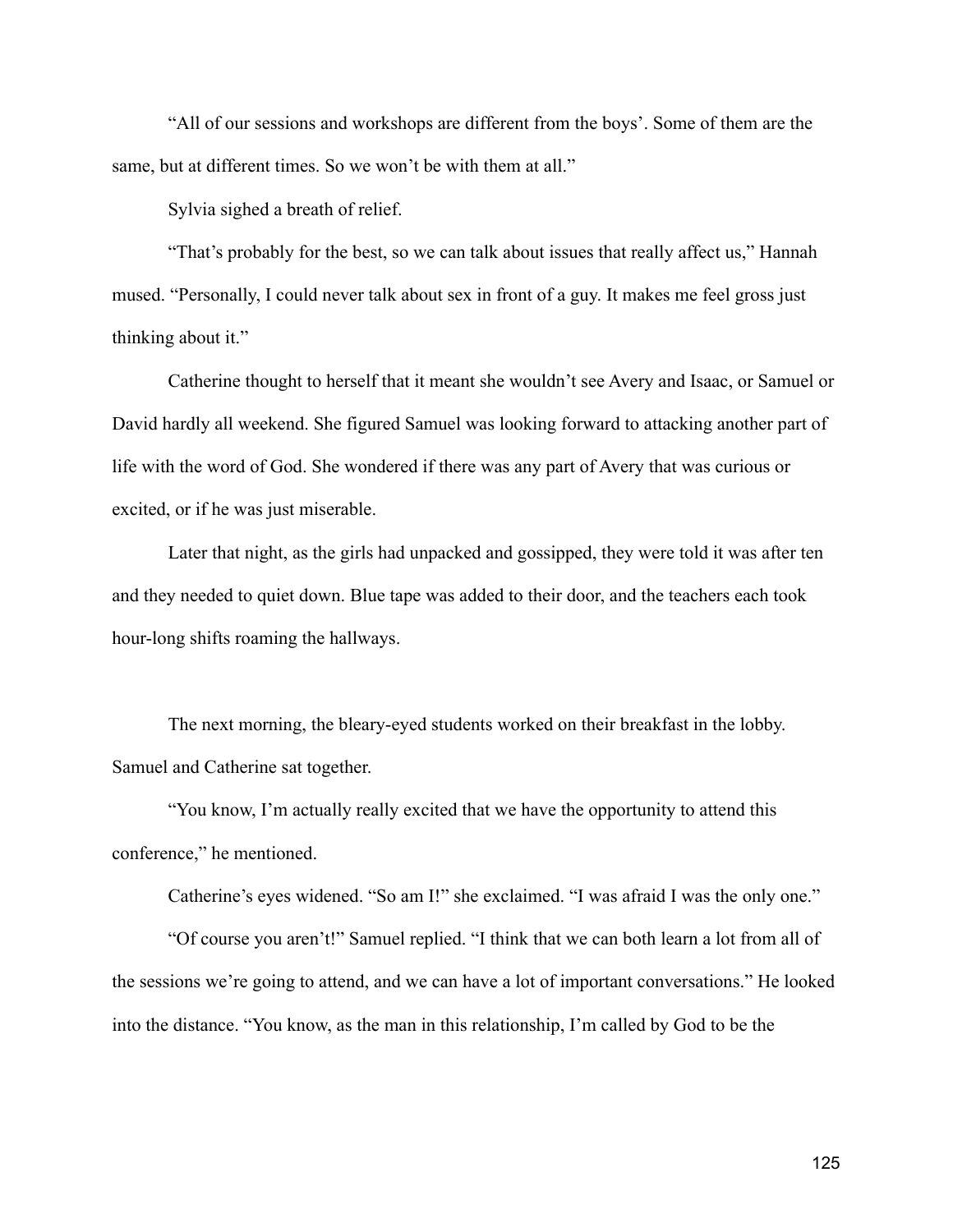"All of our sessions and workshops are different from the boys'. Some of them are the same, but at different times. So we won't be with them at all."

Sylvia sighed a breath of relief.

"That's probably for the best, so we can talk about issues that really affect us," Hannah mused. "Personally, I could never talk about sex in front of a guy. It makes me feel gross just thinking about it."

Catherine thought to herself that it meant she wouldn't see Avery and Isaac, or Samuel or David hardly all weekend. She figured Samuel was looking forward to attacking another part of life with the word of God. She wondered if there was any part of Avery that was curious or excited, or if he was just miserable.

Later that night, as the girls had unpacked and gossipped, they were told it was after ten and they needed to quiet down. Blue tape was added to their door, and the teachers each took hour-long shifts roaming the hallways.

The next morning, the bleary-eyed students worked on their breakfast in the lobby. Samuel and Catherine sat together.

"You know, I'm actually really excited that we have the opportunity to attend this conference," he mentioned.

Catherine's eyes widened. "So am I!" she exclaimed. "I was afraid I was the only one."

"Of course you aren't!" Samuel replied. "I think that we can both learn a lot from all of the sessions we're going to attend, and we can have a lot of important conversations." He looked into the distance. "You know, as the man in this relationship, I'm called by God to be the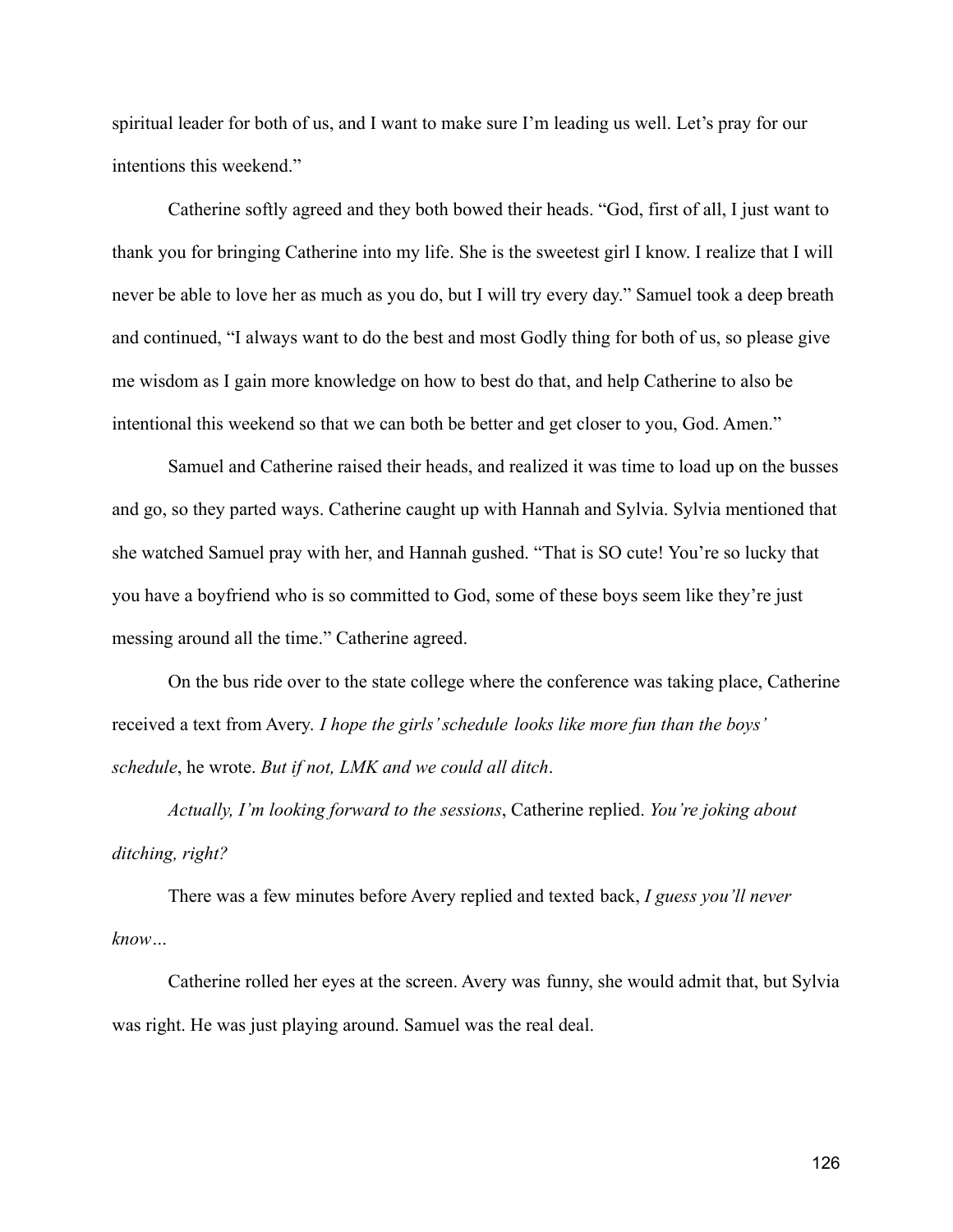spiritual leader for both of us, and I want to make sure I'm leading us well. Let's pray for our intentions this weekend."

Catherine softly agreed and they both bowed their heads. "God, first of all, I just want to thank you for bringing Catherine into my life. She is the sweetest girl I know. I realize that I will never be able to love her as much as you do, but I will try every day." Samuel took a deep breath and continued, "I always want to do the best and most Godly thing for both of us, so please give me wisdom as I gain more knowledge on how to best do that, and help Catherine to also be intentional this weekend so that we can both be better and get closer to you, God. Amen."

Samuel and Catherine raised their heads, and realized it was time to load up on the busses and go, so they parted ways. Catherine caught up with Hannah and Sylvia. Sylvia mentioned that she watched Samuel pray with her, and Hannah gushed. "That is SO cute! You're so lucky that you have a boyfriend who is so committed to God, some of these boys seem like they're just messing around all the time." Catherine agreed.

On the bus ride over to the state college where the conference was taking place, Catherine received a text from Avery. *I hope the girls' schedule looks like more fun than the boys' schedule*, he wrote. *But if not, LMK and we could all ditch*.

*Actually, I'm looking forward to the sessions*, Catherine replied. *You're joking about ditching, right?*

There was a few minutes before Avery replied and texted back, *I guess you'll never know…*

Catherine rolled her eyes at the screen. Avery was funny, she would admit that, but Sylvia was right. He was just playing around. Samuel was the real deal.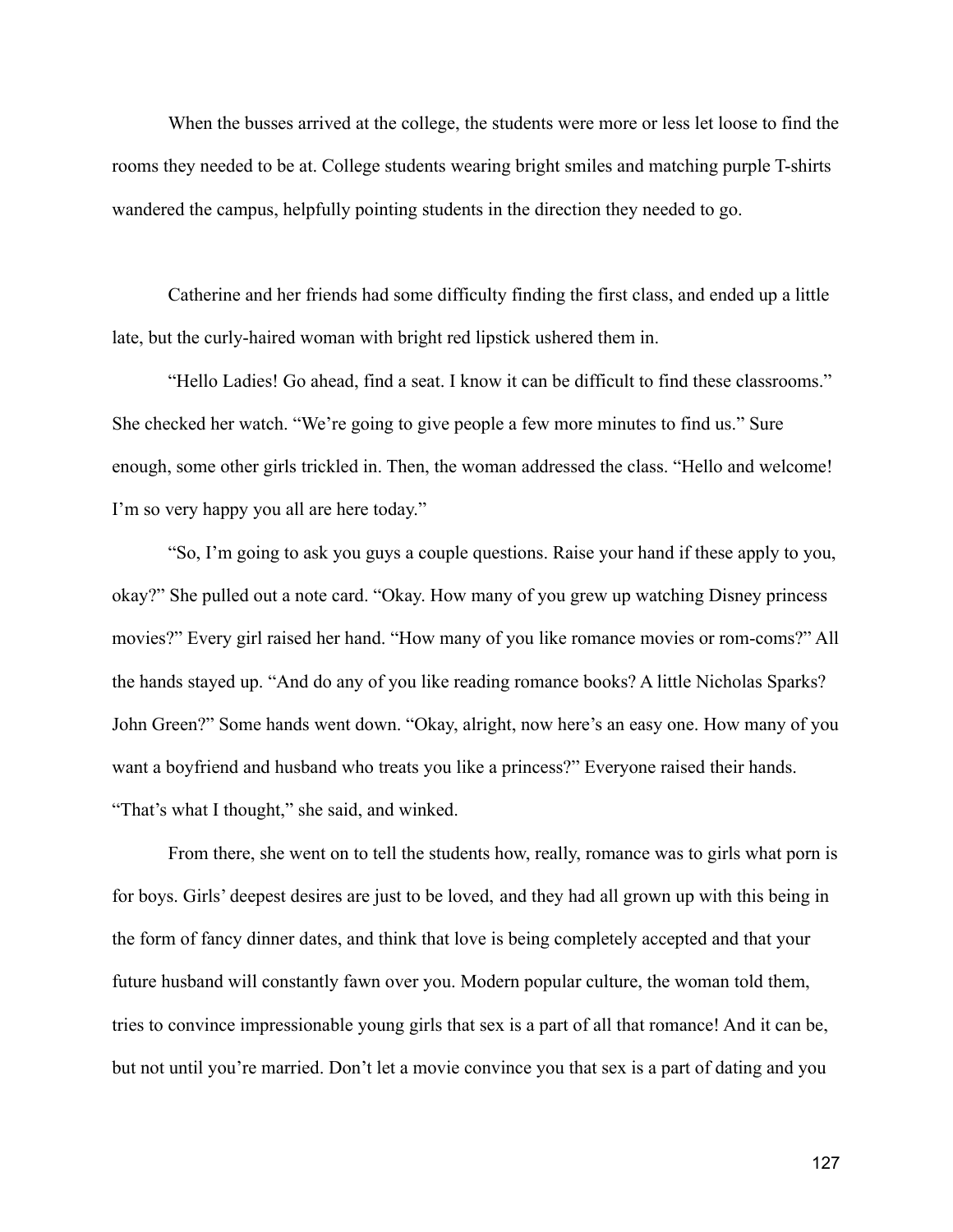When the busses arrived at the college, the students were more or less let loose to find the rooms they needed to be at. College students wearing bright smiles and matching purple T-shirts wandered the campus, helpfully pointing students in the direction they needed to go.

Catherine and her friends had some difficulty finding the first class, and ended up a little late, but the curly-haired woman with bright red lipstick ushered them in.

"Hello Ladies! Go ahead, find a seat. I know it can be difficult to find these classrooms." She checked her watch. "We're going to give people a few more minutes to find us." Sure enough, some other girls trickled in. Then, the woman addressed the class. "Hello and welcome! I'm so very happy you all are here today."

"So, I'm going to ask you guys a couple questions. Raise your hand if these apply to you, okay?" She pulled out a note card. "Okay. How many of you grew up watching Disney princess movies?" Every girl raised her hand. "How many of you like romance movies or rom-coms?" All the hands stayed up. "And do any of you like reading romance books? A little Nicholas Sparks? John Green?" Some hands went down. "Okay, alright, now here's an easy one. How many of you want a boyfriend and husband who treats you like a princess?" Everyone raised their hands. "That's what I thought," she said, and winked.

From there, she went on to tell the students how, really, romance was to girls what porn is for boys. Girls' deepest desires are just to be loved, and they had all grown up with this being in the form of fancy dinner dates, and think that love is being completely accepted and that your future husband will constantly fawn over you. Modern popular culture, the woman told them, tries to convince impressionable young girls that sex is a part of all that romance! And it can be, but not until you're married. Don't let a movie convince you that sex is a part of dating and you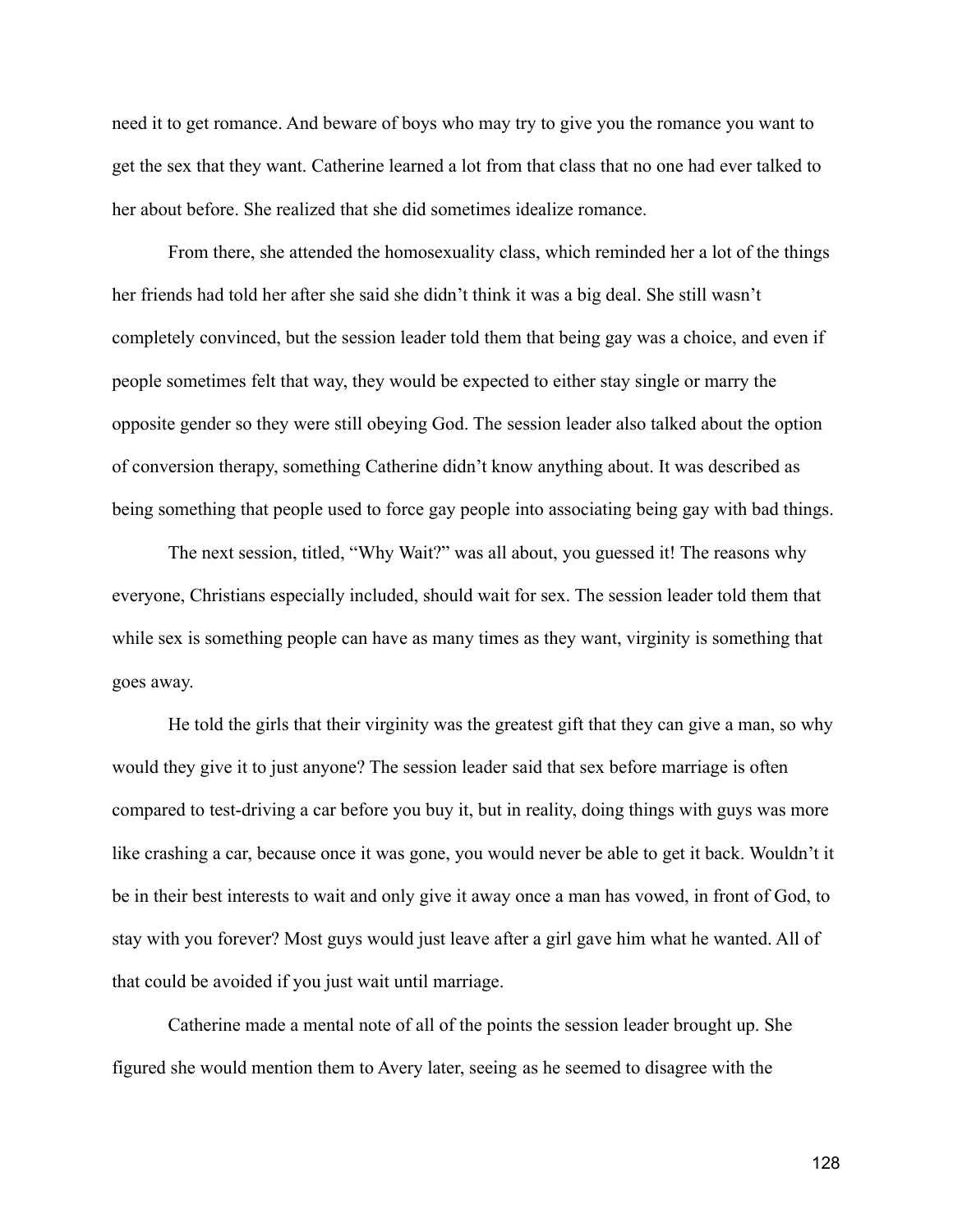need it to get romance. And beware of boys who may try to give you the romance you want to get the sex that they want. Catherine learned a lot from that class that no one had ever talked to her about before. She realized that she did sometimes idealize romance.

From there, she attended the homosexuality class, which reminded her a lot of the things her friends had told her after she said she didn't think it was a big deal. She still wasn't completely convinced, but the session leader told them that being gay was a choice, and even if people sometimes felt that way, they would be expected to either stay single or marry the opposite gender so they were still obeying God. The session leader also talked about the option of conversion therapy, something Catherine didn't know anything about. It was described as being something that people used to force gay people into associating being gay with bad things.

The next session, titled, "Why Wait?" was all about, you guessed it! The reasons why everyone, Christians especially included, should wait for sex. The session leader told them that while sex is something people can have as many times as they want, virginity is something that goes away.

He told the girls that their virginity was the greatest gift that they can give a man, so why would they give it to just anyone? The session leader said that sex before marriage is often compared to test-driving a car before you buy it, but in reality, doing things with guys was more like crashing a car, because once it was gone, you would never be able to get it back. Wouldn't it be in their best interests to wait and only give it away once a man has vowed, in front of God, to stay with you forever? Most guys would just leave after a girl gave him what he wanted. All of that could be avoided if you just wait until marriage.

Catherine made a mental note of all of the points the session leader brought up. She figured she would mention them to Avery later, seeing as he seemed to disagree with the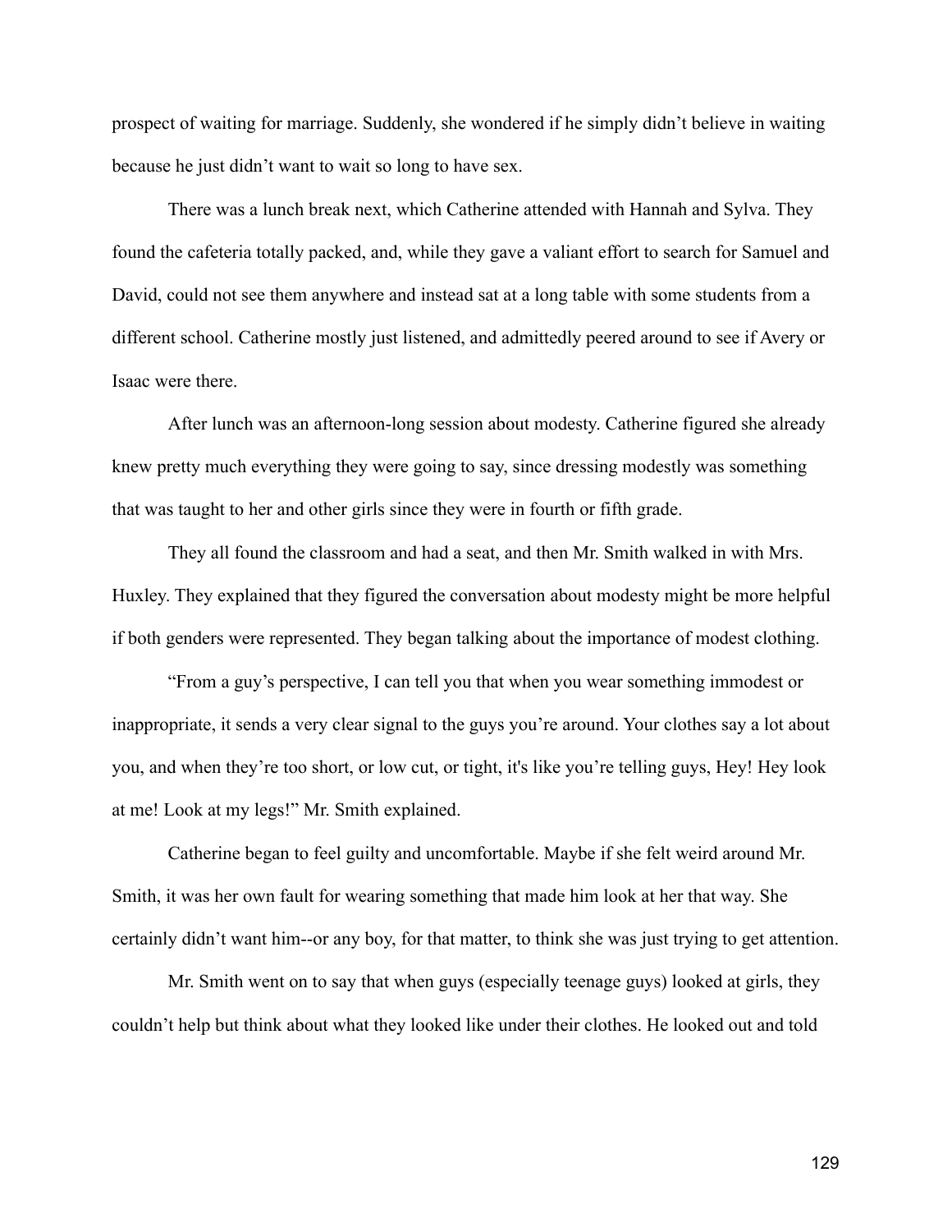prospect of waiting for marriage. Suddenly, she wondered if he simply didn't believe in waiting because he just didn't want to wait so long to have sex.

There was a lunch break next, which Catherine attended with Hannah and Sylva. They found the cafeteria totally packed, and, while they gave a valiant effort to search for Samuel and David, could not see them anywhere and instead sat at a long table with some students from a different school. Catherine mostly just listened, and admittedly peered around to see if Avery or Isaac were there.

After lunch was an afternoon-long session about modesty. Catherine figured she already knew pretty much everything they were going to say, since dressing modestly was something that was taught to her and other girls since they were in fourth or fifth grade.

They all found the classroom and had a seat, and then Mr. Smith walked in with Mrs. Huxley. They explained that they figured the conversation about modesty might be more helpful if both genders were represented. They began talking about the importance of modest clothing.

"From a guy's perspective, I can tell you that when you wear something immodest or inappropriate, it sends a very clear signal to the guys you're around. Your clothes say a lot about you, and when they're too short, or low cut, or tight, it's like you're telling guys, Hey! Hey look at me! Look at my legs!" Mr. Smith explained.

Catherine began to feel guilty and uncomfortable. Maybe if she felt weird around Mr. Smith, it was her own fault for wearing something that made him look at her that way. She certainly didn't want him--or any boy, for that matter, to think she was just trying to get attention.

Mr. Smith went on to say that when guys (especially teenage guys) looked at girls, they couldn't help but think about what they looked like under their clothes. He looked out and told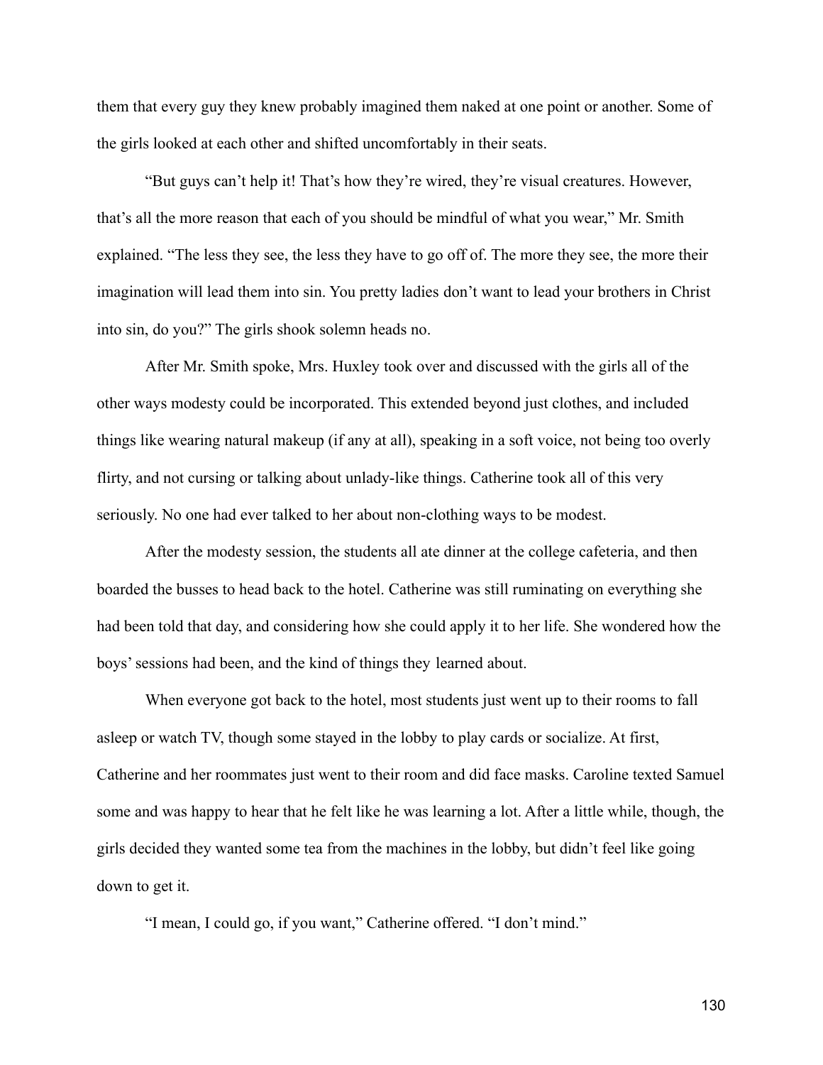them that every guy they knew probably imagined them naked at one point or another. Some of the girls looked at each other and shifted uncomfortably in their seats.

"But guys can't help it! That's how they're wired, they're visual creatures. However, that's all the more reason that each of you should be mindful of what you wear," Mr. Smith explained. "The less they see, the less they have to go off of. The more they see, the more their imagination will lead them into sin. You pretty ladies don't want to lead your brothers in Christ into sin, do you?" The girls shook solemn heads no.

After Mr. Smith spoke, Mrs. Huxley took over and discussed with the girls all of the other ways modesty could be incorporated. This extended beyond just clothes, and included things like wearing natural makeup (if any at all), speaking in a soft voice, not being too overly flirty, and not cursing or talking about unlady-like things. Catherine took all of this very seriously. No one had ever talked to her about non-clothing ways to be modest.

After the modesty session, the students all ate dinner at the college cafeteria, and then boarded the busses to head back to the hotel. Catherine was still ruminating on everything she had been told that day, and considering how she could apply it to her life. She wondered how the boys' sessions had been, and the kind of things they learned about.

When everyone got back to the hotel, most students just went up to their rooms to fall asleep or watch TV, though some stayed in the lobby to play cards or socialize. At first, Catherine and her roommates just went to their room and did face masks. Caroline texted Samuel some and was happy to hear that he felt like he was learning a lot. After a little while, though, the girls decided they wanted some tea from the machines in the lobby, but didn't feel like going down to get it.

"I mean, I could go, if you want," Catherine offered. "I don't mind."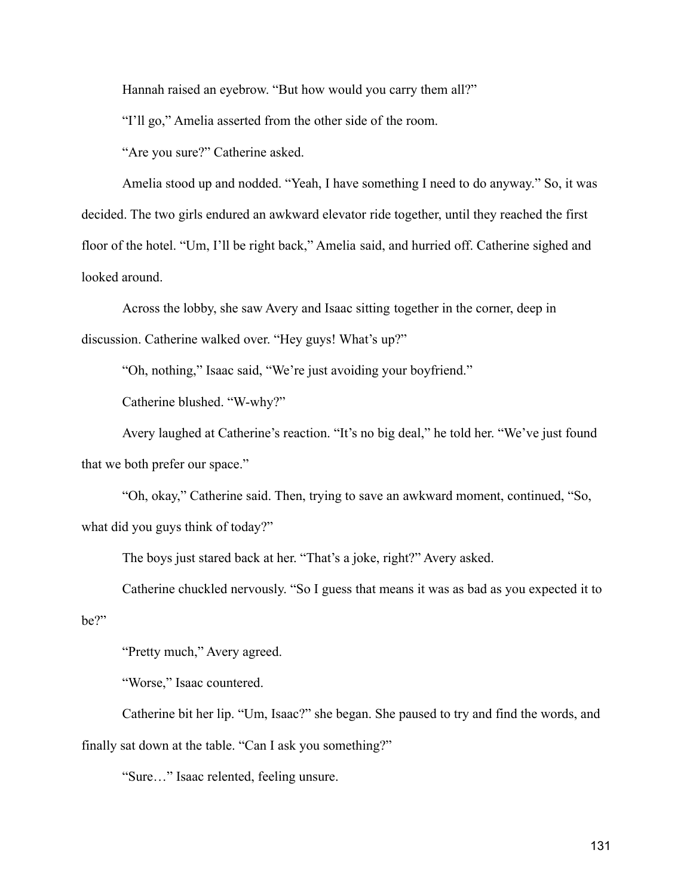Hannah raised an eyebrow. "But how would you carry them all?"

"I'll go," Amelia asserted from the other side of the room.

"Are you sure?" Catherine asked.

Amelia stood up and nodded. "Yeah, I have something I need to do anyway." So, it was decided. The two girls endured an awkward elevator ride together, until they reached the first floor of the hotel. "Um, I'll be right back," Amelia said, and hurried off. Catherine sighed and looked around.

Across the lobby, she saw Avery and Isaac sitting together in the corner, deep in discussion. Catherine walked over. "Hey guys! What's up?"

"Oh, nothing," Isaac said, "We're just avoiding your boyfriend."

Catherine blushed. "W-why?"

Avery laughed at Catherine's reaction. "It's no big deal," he told her. "We've just found that we both prefer our space."

"Oh, okay," Catherine said. Then, trying to save an awkward moment, continued, "So, what did you guys think of today?"

The boys just stared back at her. "That's a joke, right?" Avery asked.

Catherine chuckled nervously. "So I guess that means it was as bad as you expected it to be?"

"Pretty much," Avery agreed.

"Worse," Isaac countered.

Catherine bit her lip. "Um, Isaac?" she began. She paused to try and find the words, and finally sat down at the table. "Can I ask you something?"

"Sure…" Isaac relented, feeling unsure.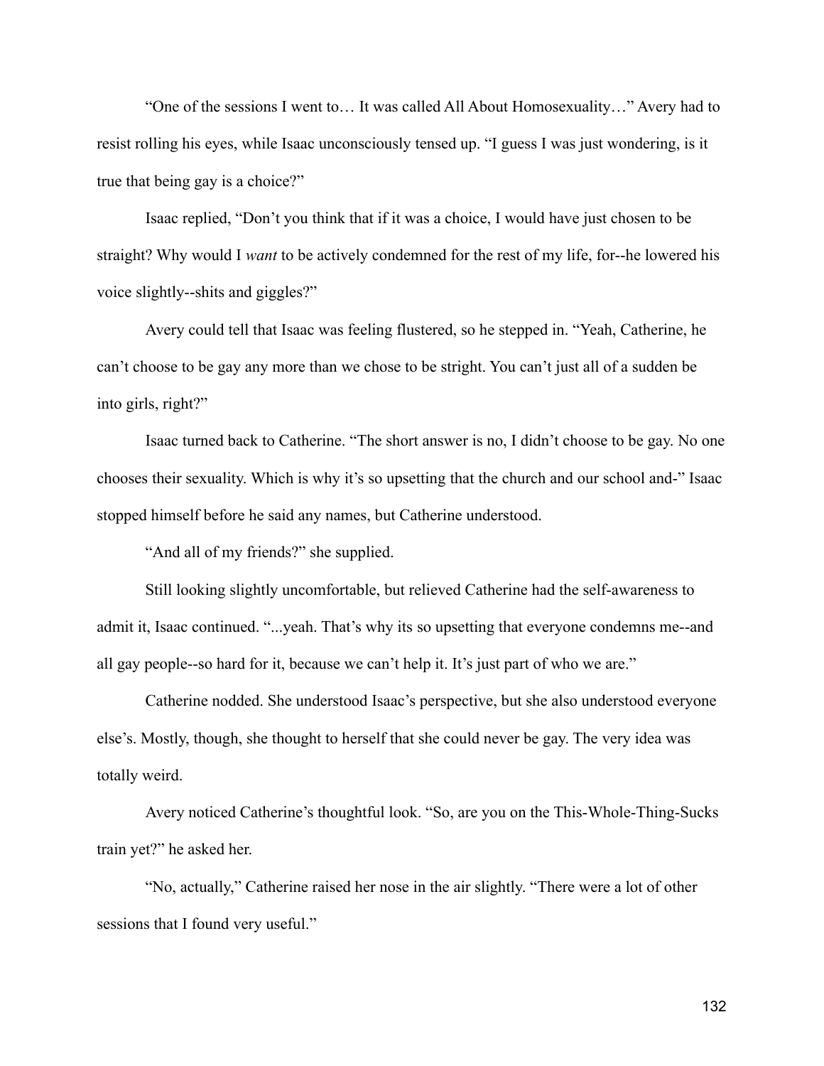"One of the sessions I went to… It was called All About Homosexuality…" Avery had to resist rolling his eyes, while Isaac unconsciously tensed up. "I guess I was just wondering, is it true that being gay is a choice?"

Isaac replied, "Don't you think that if it was a choice, I would have just chosen to be straight? Why would I *want* to be actively condemned for the rest of my life, for--he lowered his voice slightly--shits and giggles?"

Avery could tell that Isaac was feeling flustered, so he stepped in. "Yeah, Catherine, he can't choose to be gay any more than we chose to be stright. You can't just all of a sudden be into girls, right?"

Isaac turned back to Catherine. "The short answer is no, I didn't choose to be gay. No one chooses their sexuality. Which is why it's so upsetting that the church and our school and-" Isaac stopped himself before he said any names, but Catherine understood.

"And all of my friends?" she supplied.

Still looking slightly uncomfortable, but relieved Catherine had the self-awareness to admit it, Isaac continued. "...yeah. That's why its so upsetting that everyone condemns me--and all gay people--so hard for it, because we can't help it. It's just part of who we are."

Catherine nodded. She understood Isaac's perspective, but she also understood everyone else's. Mostly, though, she thought to herself that she could never be gay. The very idea was totally weird.

Avery noticed Catherine's thoughtful look. "So, are you on the This-Whole-Thing-Sucks train yet?" he asked her.

"No, actually," Catherine raised her nose in the air slightly. "There were a lot of other sessions that I found very useful."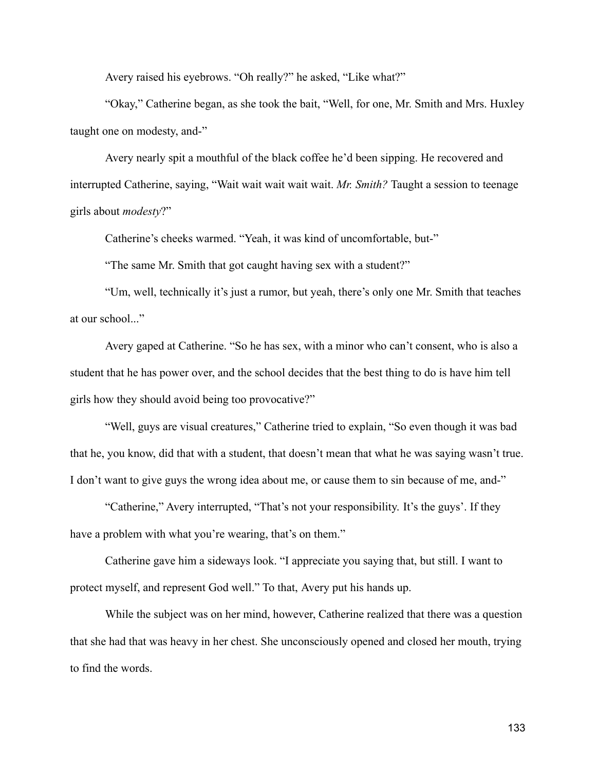Avery raised his eyebrows. “Oh really?” he asked, “Like what?”

“Okay,” Catherine began, as she took the bait, “Well, for one, Mr. Smith and Mrs. Huxley taught one on modesty, and-”

Avery nearly spit a mouthful of the black coffee he’d been sipping. He recovered and interrupted Catherine, saying, “Wait wait wait wait wait. *Mr. Smith?* Taught a session to teenage girls about *modesty*?”

Catherine’s cheeks warmed. “Yeah, it was kind of uncomfortable, but-”

“The same Mr. Smith that got caught having sex with a student?”

“Um, well, technically it’s just a rumor, but yeah, there’s only one Mr. Smith that teaches at our school...”

Avery gaped at Catherine. “So he has sex, with a minor who can’t consent, who is also a student that he has power over, and the school decides that the best thing to do is have him tell girls how they should avoid being too provocative?”

“Well, guys are visual creatures,” Catherine tried to explain, “So even though it was bad that he, you know, did that with a student, that doesn’t mean that what he was saying wasn’t true. I don’t want to give guys the wrong idea about me, or cause them to sin because of me, and-”

“Catherine,” Avery interrupted, “That’s not your responsibility. It’s the guys’. If they have a problem with what you’re wearing, that’s on them.”

Catherine gave him a sideways look. “I appreciate you saying that, but still. I want to protect myself, and represent God well.” To that, Avery put his hands up.

While the subject was on her mind, however, Catherine realized that there was a question that she had that was heavy in her chest. She unconsciously opened and closed her mouth, trying to find the words.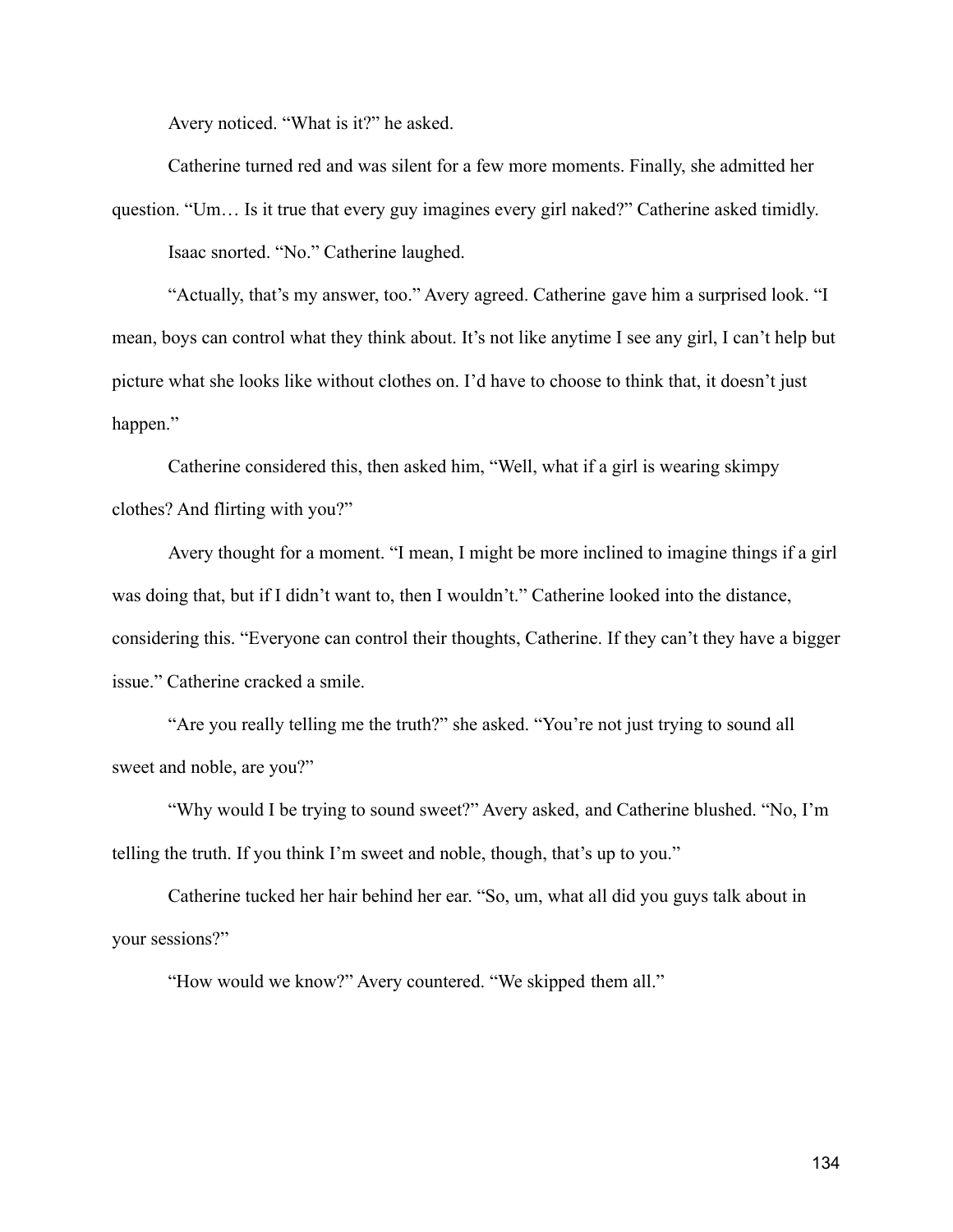Avery noticed. “What is it?” he asked.

Catherine turned red and was silent for a few more moments. Finally, she admitted her question. “Um… Is it true that every guy imagines every girl naked?” Catherine asked timidly.

Isaac snorted. “No.” Catherine laughed.

“Actually, that’s my answer, too.” Avery agreed. Catherine gave him a surprised look. “I mean, boys can control what they think about. It’s not like anytime I see any girl, I can’t help but picture what she looks like without clothes on. I’d have to choose to think that, it doesn’t just happen.”

Catherine considered this, then asked him, “Well, what if a girl is wearing skimpy clothes? And flirting with you?”

Avery thought for a moment. “I mean, I might be more inclined to imagine things if a girl was doing that, but if I didn’t want to, then I wouldn’t.” Catherine looked into the distance, considering this. “Everyone can control their thoughts, Catherine. If they can’t they have a bigger issue.” Catherine cracked a smile.

“Are you really telling me the truth?” she asked. “You’re not just trying to sound all sweet and noble, are you?”

“Why would I be trying to sound sweet?” Avery asked, and Catherine blushed. “No, I’m telling the truth. If you think I’m sweet and noble, though, that’s up to you.”

Catherine tucked her hair behind her ear. “So, um, what all did you guys talk about in your sessions?”

“How would we know?” Avery countered. “We skipped them all.”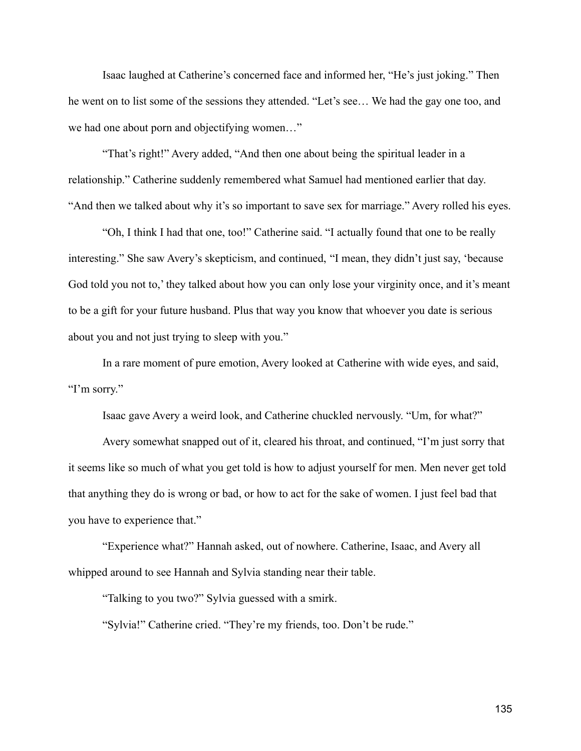Isaac laughed at Catherine's concerned face and informed her, "He's just joking." Then he went on to list some of the sessions they attended. "Let's see… We had the gay one too, and we had one about porn and objectifying women…"

"That's right!" Avery added, "And then one about being the spiritual leader in a relationship." Catherine suddenly remembered what Samuel had mentioned earlier that day. "And then we talked about why it's so important to save sex for marriage." Avery rolled his eyes.

"Oh, I think I had that one, too!" Catherine said. "I actually found that one to be really interesting." She saw Avery's skepticism, and continued, "I mean, they didn't just say, 'because God told you not to,' they talked about how you can only lose your virginity once, and it's meant to be a gift for your future husband. Plus that way you know that whoever you date is serious about you and not just trying to sleep with you."

In a rare moment of pure emotion, Avery looked at Catherine with wide eyes, and said, "I'm sorry."

Isaac gave Avery a weird look, and Catherine chuckled nervously. "Um, for what?"

Avery somewhat snapped out of it, cleared his throat, and continued, "I'm just sorry that it seems like so much of what you get told is how to adjust yourself for men. Men never get told that anything they do is wrong or bad, or how to act for the sake of women. I just feel bad that you have to experience that."

"Experience what?" Hannah asked, out of nowhere. Catherine, Isaac, and Avery all whipped around to see Hannah and Sylvia standing near their table.

"Talking to you two?" Sylvia guessed with a smirk.

"Sylvia!" Catherine cried. "They're my friends, too. Don't be rude."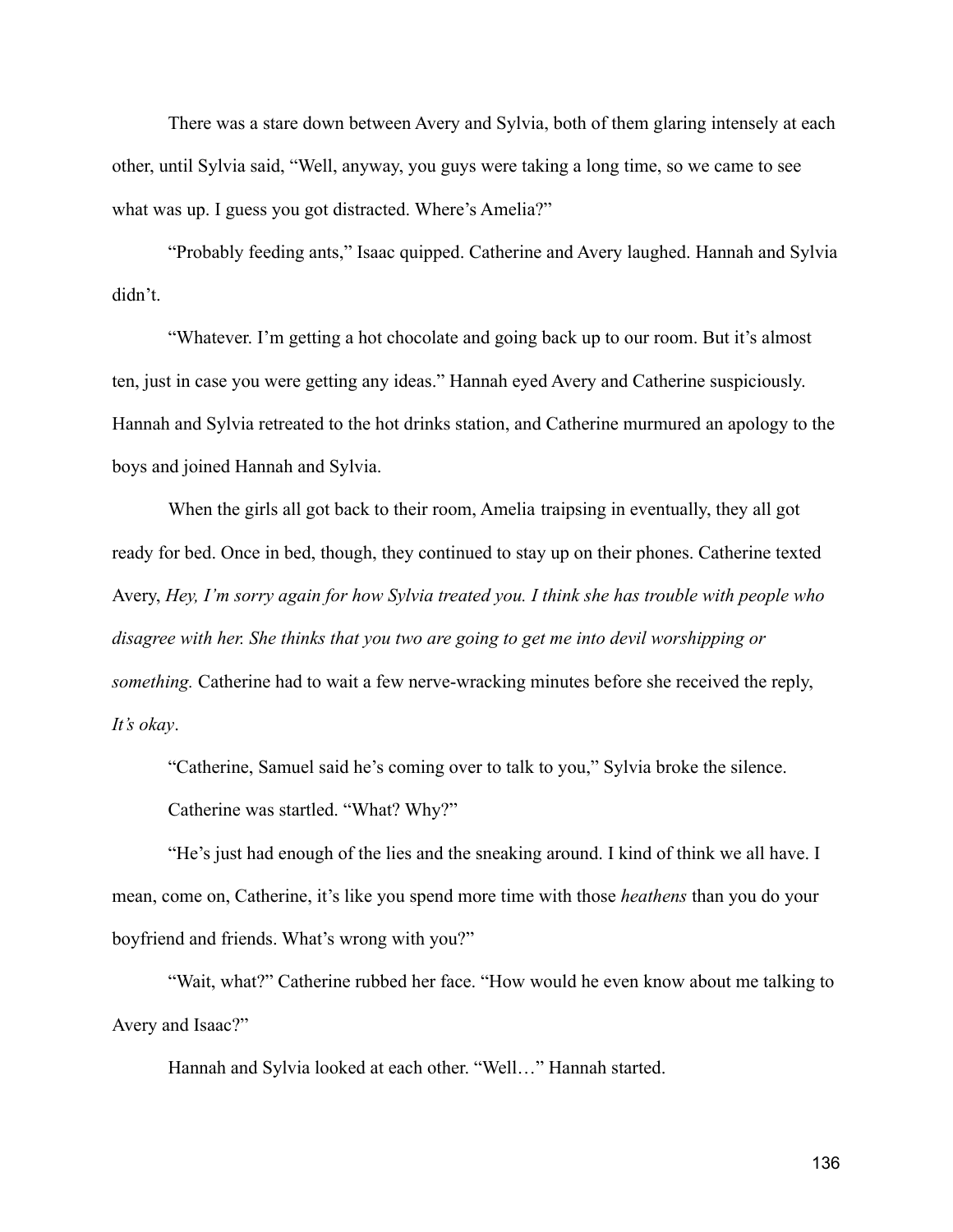There was a stare down between Avery and Sylvia, both of them glaring intensely at each other, until Sylvia said, "Well, anyway, you guys were taking a long time, so we came to see what was up. I guess you got distracted. Where's Amelia?"

"Probably feeding ants," Isaac quipped. Catherine and Avery laughed. Hannah and Sylvia didn't.

"Whatever. I'm getting a hot chocolate and going back up to our room. But it's almost ten, just in case you were getting any ideas." Hannah eyed Avery and Catherine suspiciously. Hannah and Sylvia retreated to the hot drinks station, and Catherine murmured an apology to the boys and joined Hannah and Sylvia.

When the girls all got back to their room, Amelia traipsing in eventually, they all got ready for bed. Once in bed, though, they continued to stay up on their phones. Catherine texted Avery, *Hey, I'm sorry again for how Sylvia treated you. I think she has trouble with people who disagree with her. She thinks that you two are going to get me into devil worshipping or something.* Catherine had to wait a few nerve-wracking minutes before she received the reply, *It's okay*.

"Catherine, Samuel said he's coming over to talk to you," Sylvia broke the silence.

Catherine was startled. "What? Why?"

"He's just had enough of the lies and the sneaking around. I kind of think we all have. I mean, come on, Catherine, it's like you spend more time with those *heathens* than you do your boyfriend and friends. What's wrong with you?"

"Wait, what?" Catherine rubbed her face. "How would he even know about me talking to Avery and Isaac?"

Hannah and Sylvia looked at each other. "Well…" Hannah started.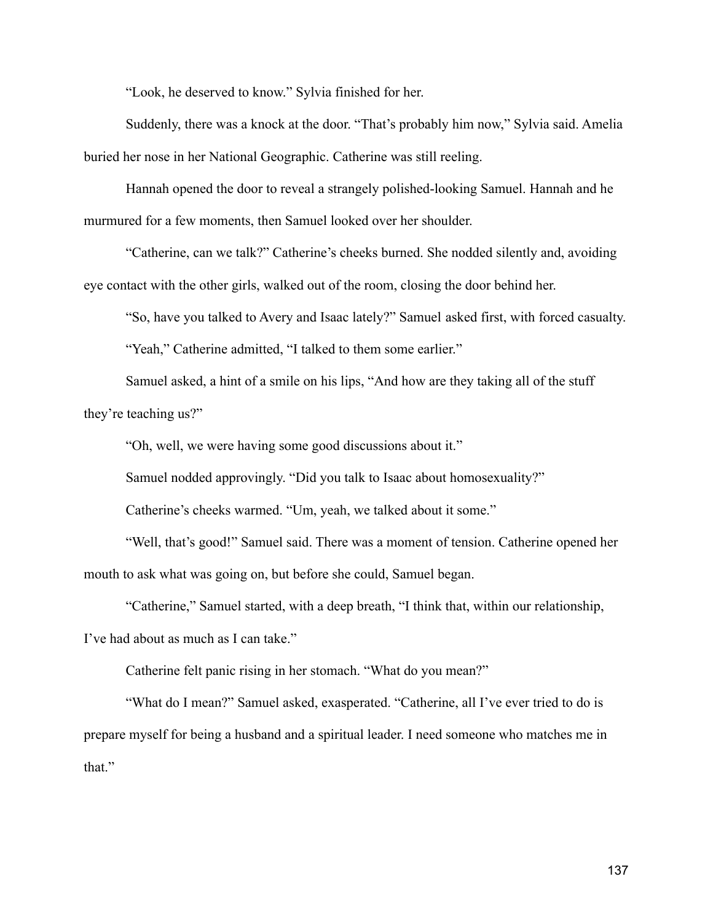"Look, he deserved to know." Sylvia finished for her.

Suddenly, there was a knock at the door. "That's probably him now," Sylvia said. Amelia buried her nose in her National Geographic. Catherine was still reeling.

Hannah opened the door to reveal a strangely polished-looking Samuel. Hannah and he murmured for a few moments, then Samuel looked over her shoulder.

"Catherine, can we talk?" Catherine's cheeks burned. She nodded silently and, avoiding eye contact with the other girls, walked out of the room, closing the door behind her.

"So, have you talked to Avery and Isaac lately?" Samuel asked first, with forced casualty.

"Yeah," Catherine admitted, "I talked to them some earlier."

Samuel asked, a hint of a smile on his lips, "And how are they taking all of the stuff they're teaching us?"

"Oh, well, we were having some good discussions about it."

Samuel nodded approvingly. "Did you talk to Isaac about homosexuality?"

Catherine's cheeks warmed. "Um, yeah, we talked about it some."

"Well, that's good!" Samuel said. There was a moment of tension. Catherine opened her mouth to ask what was going on, but before she could, Samuel began.

"Catherine," Samuel started, with a deep breath, "I think that, within our relationship, I've had about as much as I can take."

Catherine felt panic rising in her stomach. "What do you mean?"

"What do I mean?" Samuel asked, exasperated. "Catherine, all I've ever tried to do is prepare myself for being a husband and a spiritual leader. I need someone who matches me in that."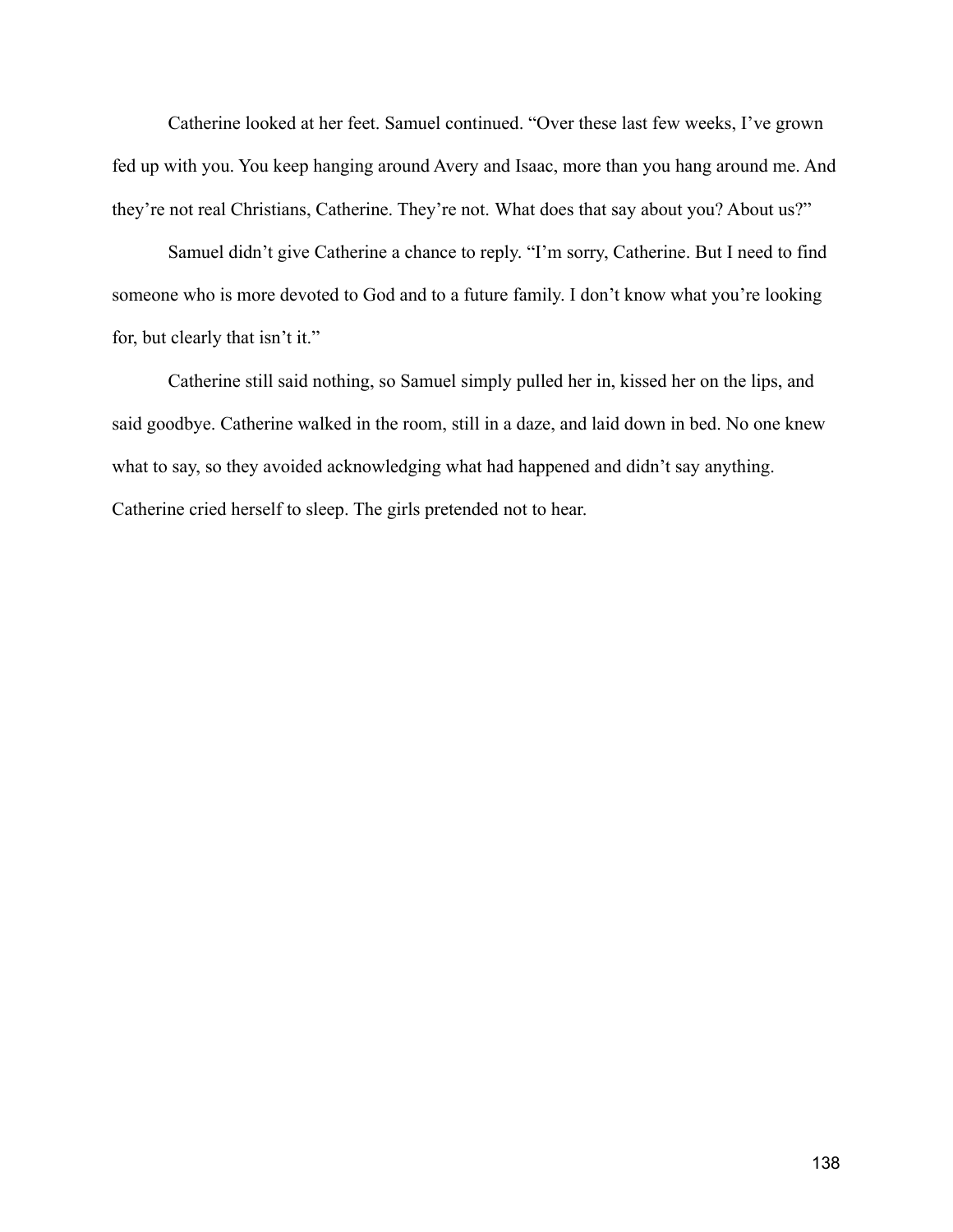Catherine looked at her feet. Samuel continued. “Over these last few weeks, I’ve grown fed up with you. You keep hanging around Avery and Isaac, more than you hang around me. And they’re not real Christians, Catherine. They’re not. What does that say about you? About us?”

Samuel didn’t give Catherine a chance to reply. “I’m sorry, Catherine. But I need to find someone who is more devoted to God and to a future family. I don’t know what you’re looking for, but clearly that isn’t it.”

Catherine still said nothing, so Samuel simply pulled her in, kissed her on the lips, and said goodbye. Catherine walked in the room, still in a daze, and laid down in bed. No one knew what to say, so they avoided acknowledging what had happened and didn’t say anything. Catherine cried herself to sleep. The girls pretended not to hear.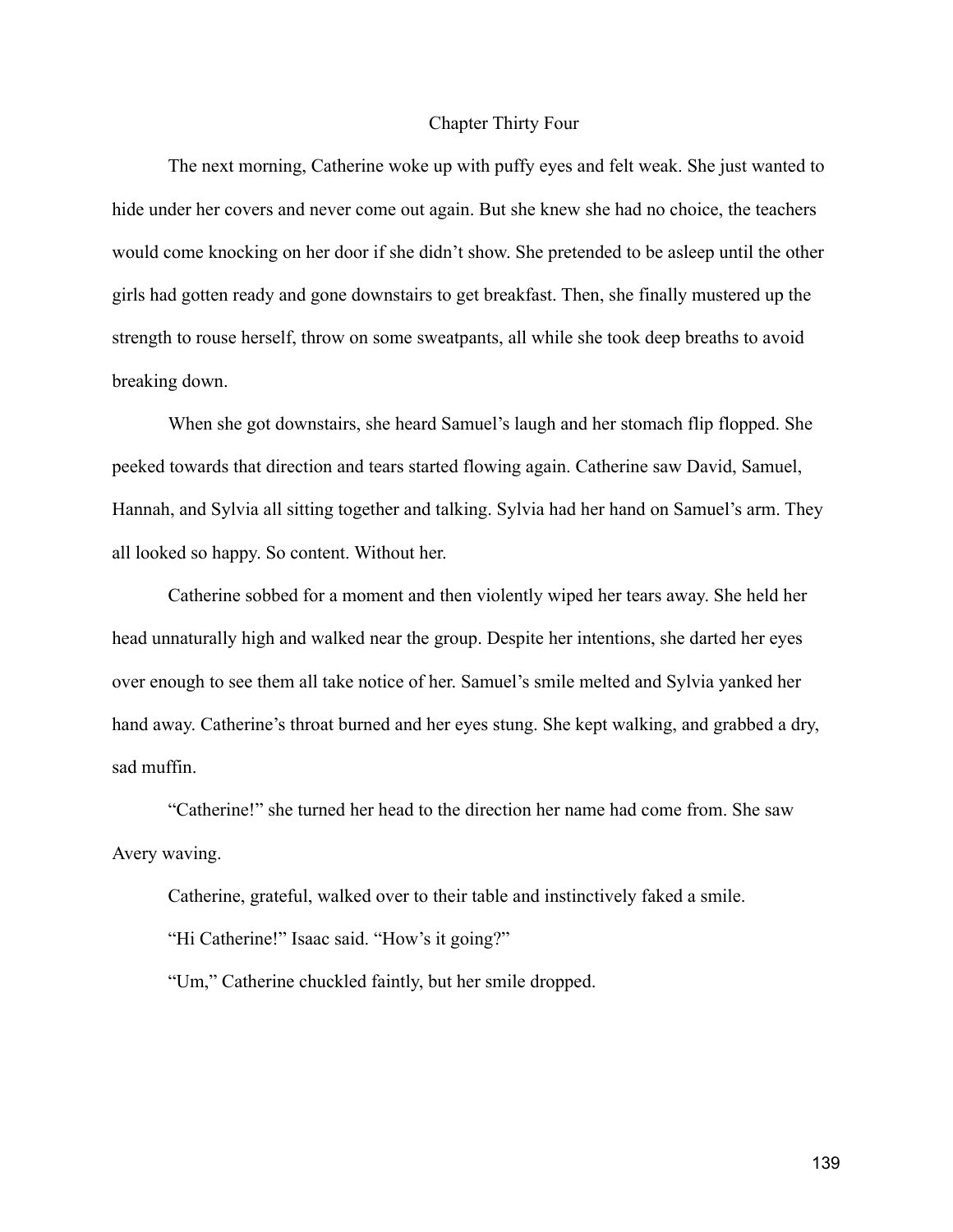## Chapter Thirty Four

The next morning, Catherine woke up with puffy eyes and felt weak. She just wanted to hide under her covers and never come out again. But she knew she had no choice, the teachers would come knocking on her door if she didn't show. She pretended to be asleep until the other girls had gotten ready and gone downstairs to get breakfast. Then, she finally mustered up the strength to rouse herself, throw on some sweatpants, all while she took deep breaths to avoid breaking down.

When she got downstairs, she heard Samuel's laugh and her stomach flip flopped. She peeked towards that direction and tears started flowing again. Catherine saw David, Samuel, Hannah, and Sylvia all sitting together and talking. Sylvia had her hand on Samuel's arm. They all looked so happy. So content. Without her.

Catherine sobbed for a moment and then violently wiped her tears away. She held her head unnaturally high and walked near the group. Despite her intentions, she darted her eyes over enough to see them all take notice of her. Samuel's smile melted and Sylvia yanked her hand away. Catherine's throat burned and her eyes stung. She kept walking, and grabbed a dry, sad muffin.

"Catherine!" she turned her head to the direction her name had come from. She saw Avery waving.

Catherine, grateful, walked over to their table and instinctively faked a smile.

"Hi Catherine!" Isaac said. "How's it going?"

"Um," Catherine chuckled faintly, but her smile dropped.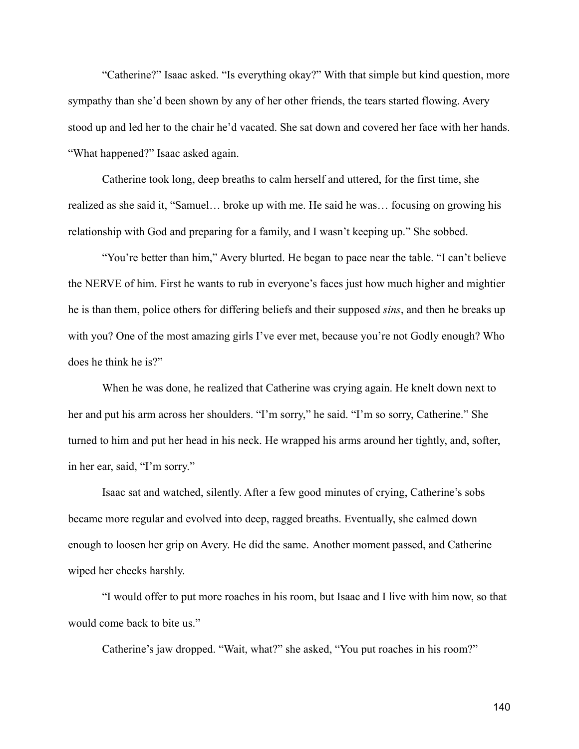“Catherine?” Isaac asked. “Is everything okay?” With that simple but kind question, more sympathy than she’d been shown by any of her other friends, the tears started flowing. Avery stood up and led her to the chair he’d vacated. She sat down and covered her face with her hands. “What happened?” Isaac asked again.

Catherine took long, deep breaths to calm herself and uttered, for the first time, she realized as she said it, “Samuel… broke up with me. He said he was… focusing on growing his relationship with God and preparing for a family, and I wasn’t keeping up.” She sobbed.

“You’re better than him,” Avery blurted. He began to pace near the table. “I can’t believe the NERVE of him. First he wants to rub in everyone’s faces just how much higher and mightier he is than them, police others for differing beliefs and their supposed *sins*, and then he breaks up with you? One of the most amazing girls I’ve ever met, because you’re not Godly enough? Who does he think he is?”

When he was done, he realized that Catherine was crying again. He knelt down next to her and put his arm across her shoulders. “I’m sorry,” he said. “I’m so sorry, Catherine.” She turned to him and put her head in his neck. He wrapped his arms around her tightly, and, softer, in her ear, said, “I’m sorry.”

Isaac sat and watched, silently. After a few good minutes of crying, Catherine’s sobs became more regular and evolved into deep, ragged breaths. Eventually, she calmed down enough to loosen her grip on Avery. He did the same. Another moment passed, and Catherine wiped her cheeks harshly.

“I would offer to put more roaches in his room, but Isaac and I live with him now, so that would come back to bite us.”

Catherine’s jaw dropped. “Wait, what?” she asked, “You put roaches in his room?”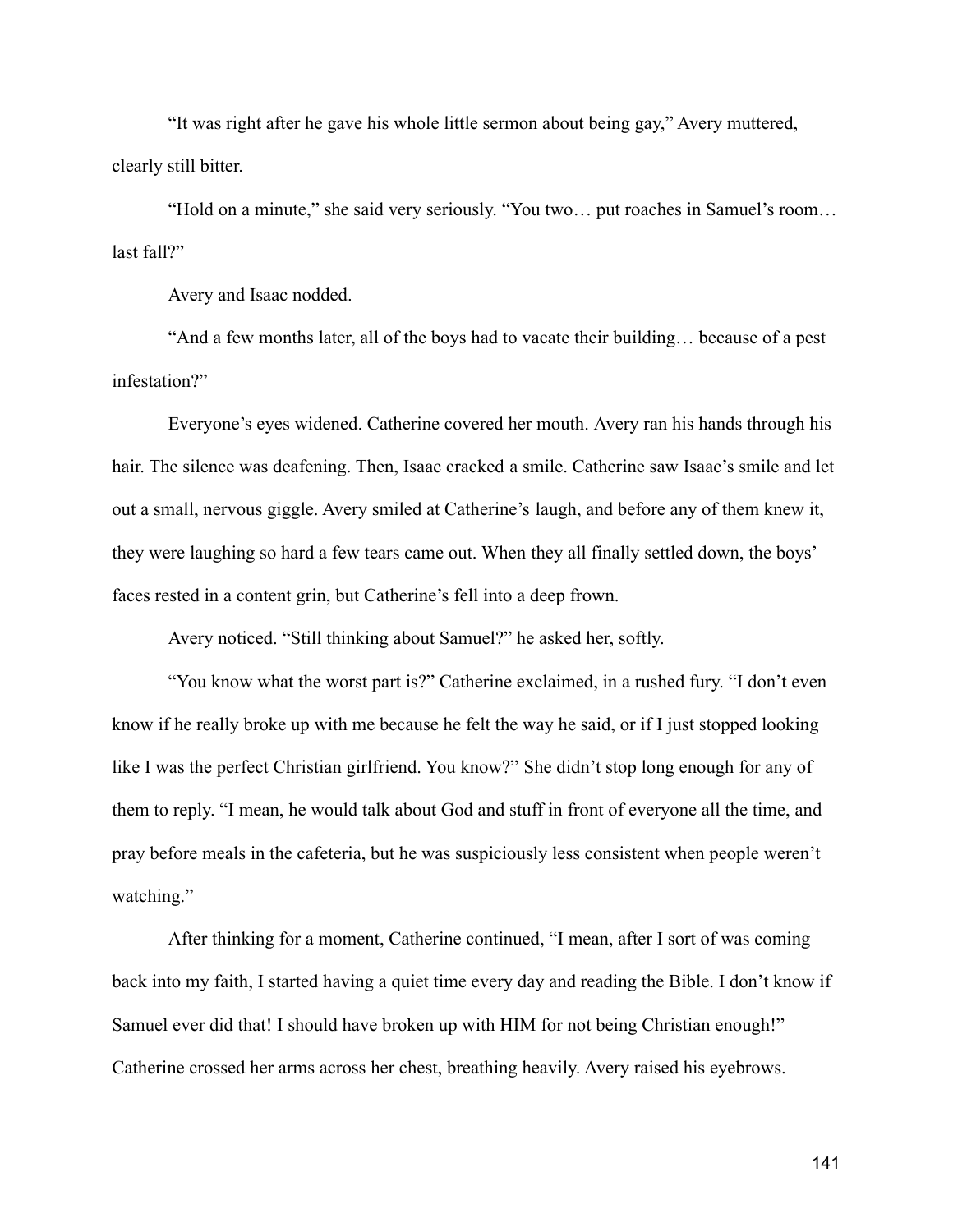"It was right after he gave his whole little sermon about being gay," Avery muttered, clearly still bitter.

"Hold on a minute," she said very seriously. "You two… put roaches in Samuel's room… last fall?"

Avery and Isaac nodded.

"And a few months later, all of the boys had to vacate their building… because of a pest infestation?"

Everyone's eyes widened. Catherine covered her mouth. Avery ran his hands through his hair. The silence was deafening. Then, Isaac cracked a smile. Catherine saw Isaac's smile and let out a small, nervous giggle. Avery smiled at Catherine's laugh, and before any of them knew it, they were laughing so hard a few tears came out. When they all finally settled down, the boys' faces rested in a content grin, but Catherine's fell into a deep frown.

Avery noticed. "Still thinking about Samuel?" he asked her, softly.

"You know what the worst part is?" Catherine exclaimed, in a rushed fury. "I don't even know if he really broke up with me because he felt the way he said, or if I just stopped looking like I was the perfect Christian girlfriend. You know?" She didn't stop long enough for any of them to reply. "I mean, he would talk about God and stuff in front of everyone all the time, and pray before meals in the cafeteria, but he was suspiciously less consistent when people weren't watching."

After thinking for a moment, Catherine continued, "I mean, after I sort of was coming back into my faith, I started having a quiet time every day and reading the Bible. I don't know if Samuel ever did that! I should have broken up with HIM for not being Christian enough!" Catherine crossed her arms across her chest, breathing heavily. Avery raised his eyebrows.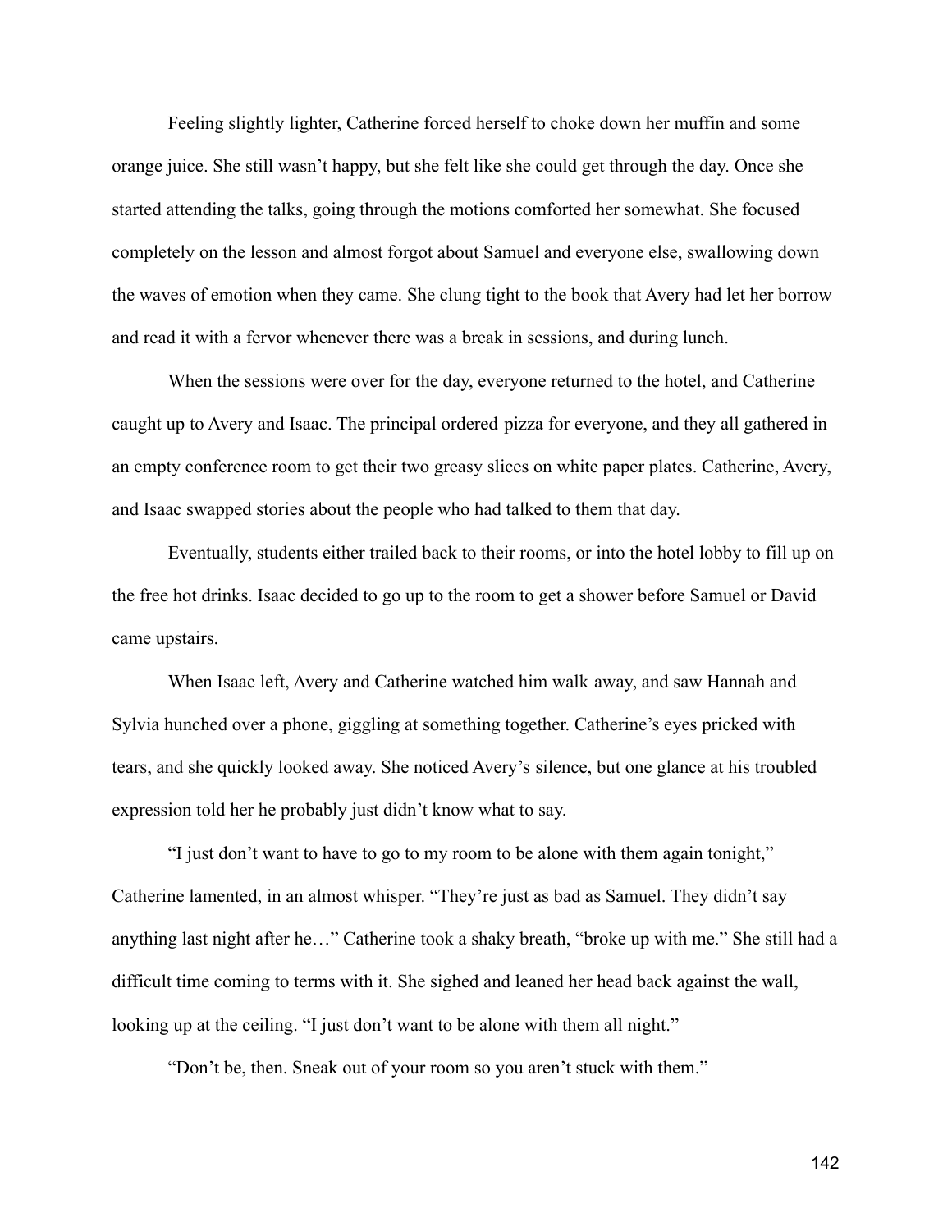Feeling slightly lighter, Catherine forced herself to choke down her muffin and some orange juice. She still wasn't happy, but she felt like she could get through the day. Once she started attending the talks, going through the motions comforted her somewhat. She focused completely on the lesson and almost forgot about Samuel and everyone else, swallowing down the waves of emotion when they came. She clung tight to the book that Avery had let her borrow and read it with a fervor whenever there was a break in sessions, and during lunch.

When the sessions were over for the day, everyone returned to the hotel, and Catherine caught up to Avery and Isaac. The principal ordered pizza for everyone, and they all gathered in an empty conference room to get their two greasy slices on white paper plates. Catherine, Avery, and Isaac swapped stories about the people who had talked to them that day.

Eventually, students either trailed back to their rooms, or into the hotel lobby to fill up on the free hot drinks. Isaac decided to go up to the room to get a shower before Samuel or David came upstairs.

When Isaac left, Avery and Catherine watched him walk away, and saw Hannah and Sylvia hunched over a phone, giggling at something together. Catherine's eyes pricked with tears, and she quickly looked away. She noticed Avery's silence, but one glance at his troubled expression told her he probably just didn't know what to say.

"I just don't want to have to go to my room to be alone with them again tonight," Catherine lamented, in an almost whisper. "They're just as bad as Samuel. They didn't say anything last night after he…" Catherine took a shaky breath, "broke up with me." She still had a difficult time coming to terms with it. She sighed and leaned her head back against the wall, looking up at the ceiling. "I just don't want to be alone with them all night."

"Don't be, then. Sneak out of your room so you aren't stuck with them."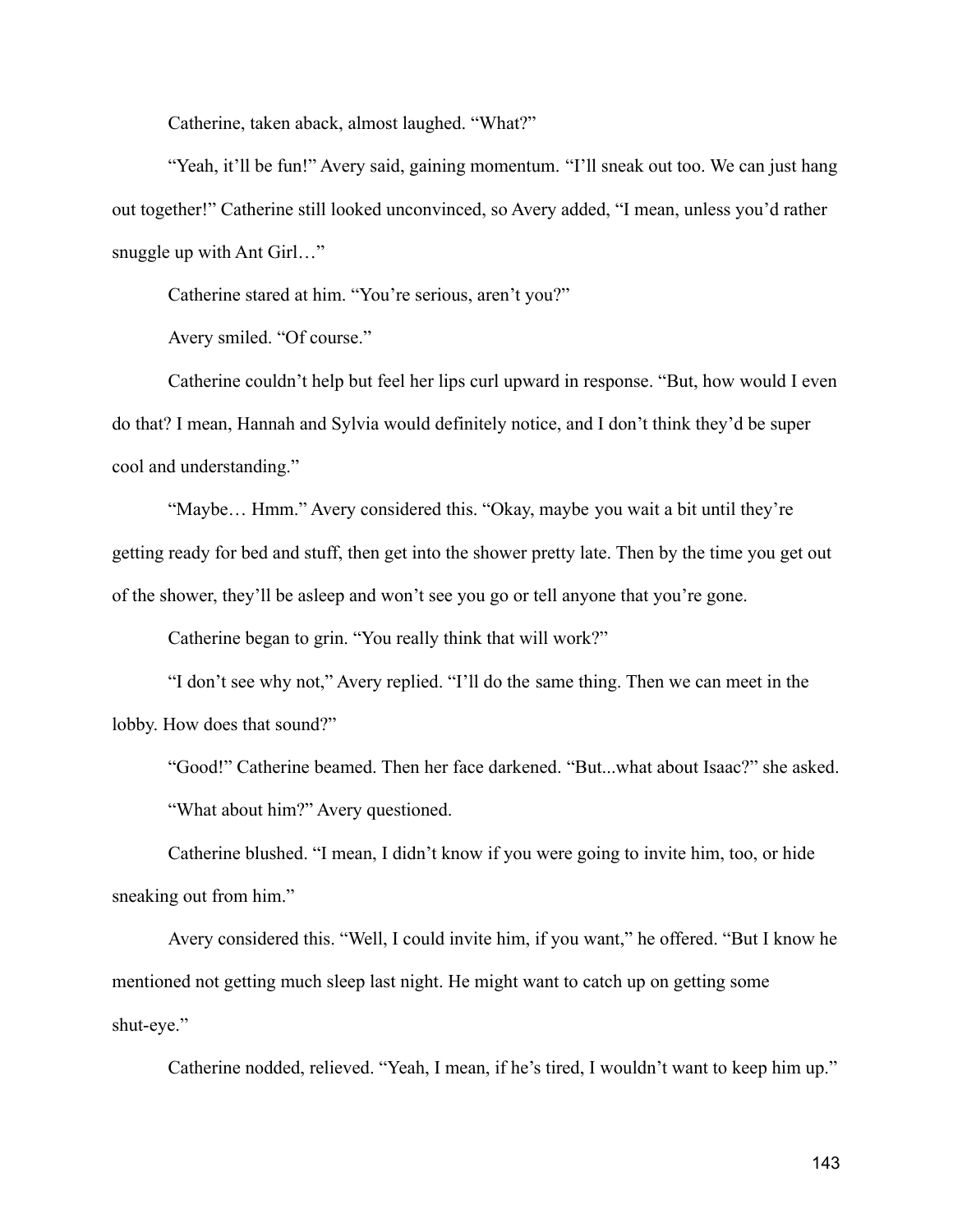Catherine, taken aback, almost laughed. “What?”

“Yeah, it’ll be fun!” Avery said, gaining momentum. “I’ll sneak out too. We can just hang out together!” Catherine still looked unconvinced, so Avery added, “I mean, unless you’d rather snuggle up with Ant Girl…”

Catherine stared at him. “You’re serious, aren’t you?”

Avery smiled. “Of course.”

Catherine couldn’t help but feel her lips curl upward in response. “But, how would I even do that? I mean, Hannah and Sylvia would definitely notice, and I don’t think they’d be super cool and understanding.”

“Maybe… Hmm.” Avery considered this. “Okay, maybe you wait a bit until they’re getting ready for bed and stuff, then get into the shower pretty late. Then by the time you get out of the shower, they’ll be asleep and won’t see you go or tell anyone that you’re gone.

Catherine began to grin. “You really think that will work?”

“I don’t see why not,” Avery replied. “I’ll do the same thing. Then we can meet in the lobby. How does that sound?”

“Good!” Catherine beamed. Then her face darkened. “But...what about Isaac?” she asked.

“What about him?” Avery questioned.

Catherine blushed. “I mean, I didn’t know if you were going to invite him, too, or hide sneaking out from him.”

Avery considered this. “Well, I could invite him, if you want,” he offered. “But I know he mentioned not getting much sleep last night. He might want to catch up on getting some shut-eye.”

Catherine nodded, relieved. “Yeah, I mean, if he’s tired, I wouldn’t want to keep him up.”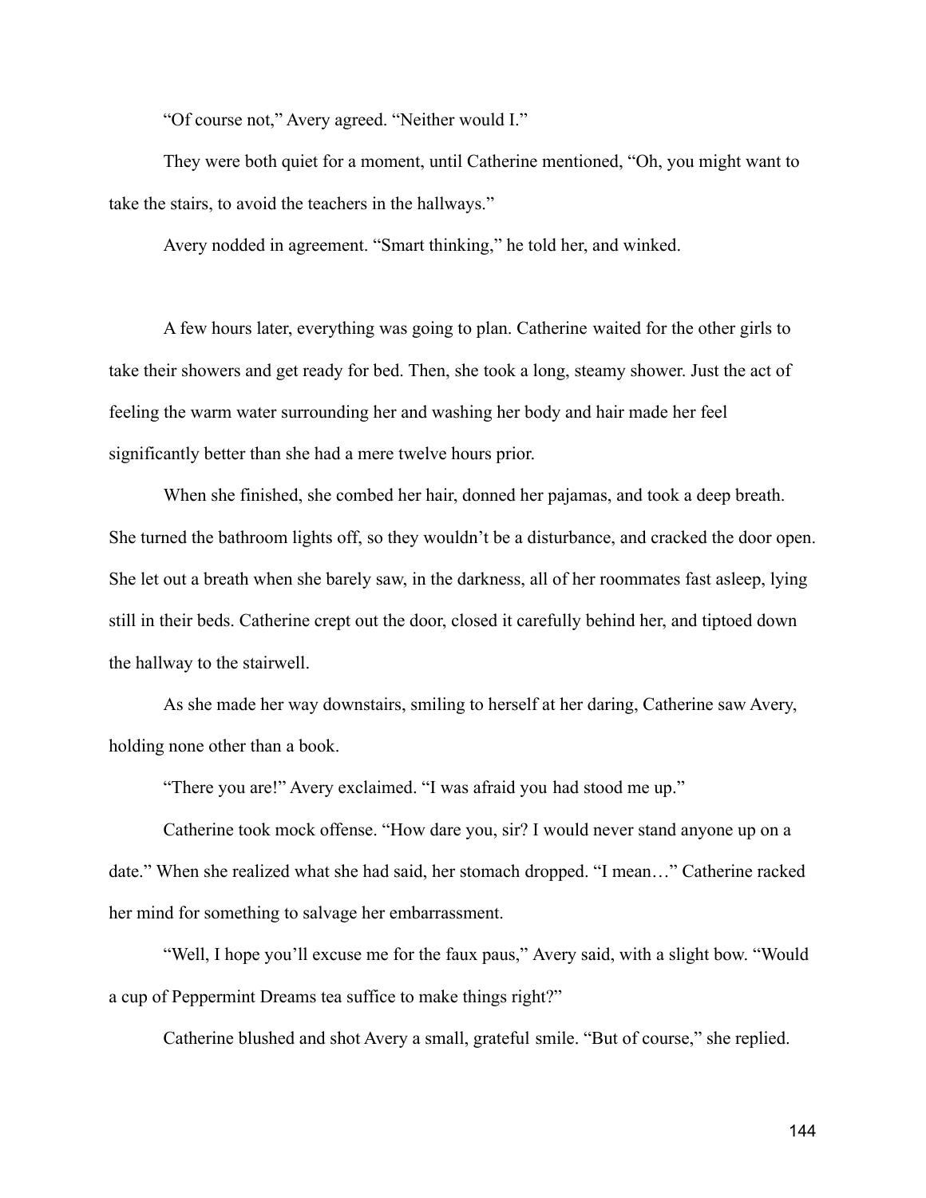"Of course not," Avery agreed. "Neither would I."

They were both quiet for a moment, until Catherine mentioned, "Oh, you might want to take the stairs, to avoid the teachers in the hallways."

Avery nodded in agreement. "Smart thinking," he told her, and winked.

A few hours later, everything was going to plan. Catherine waited for the other girls to take their showers and get ready for bed. Then, she took a long, steamy shower. Just the act of feeling the warm water surrounding her and washing her body and hair made her feel significantly better than she had a mere twelve hours prior.

When she finished, she combed her hair, donned her pajamas, and took a deep breath. She turned the bathroom lights off, so they wouldn't be a disturbance, and cracked the door open. She let out a breath when she barely saw, in the darkness, all of her roommates fast asleep, lying still in their beds. Catherine crept out the door, closed it carefully behind her, and tiptoed down the hallway to the stairwell.

As she made her way downstairs, smiling to herself at her daring, Catherine saw Avery, holding none other than a book.

"There you are!" Avery exclaimed. "I was afraid you had stood me up."

Catherine took mock offense. "How dare you, sir? I would never stand anyone up on a date." When she realized what she had said, her stomach dropped. "I mean…" Catherine racked her mind for something to salvage her embarrassment.

"Well, I hope you'll excuse me for the faux paus," Avery said, with a slight bow. "Would a cup of Peppermint Dreams tea suffice to make things right?"

Catherine blushed and shot Avery a small, grateful smile. "But of course," she replied.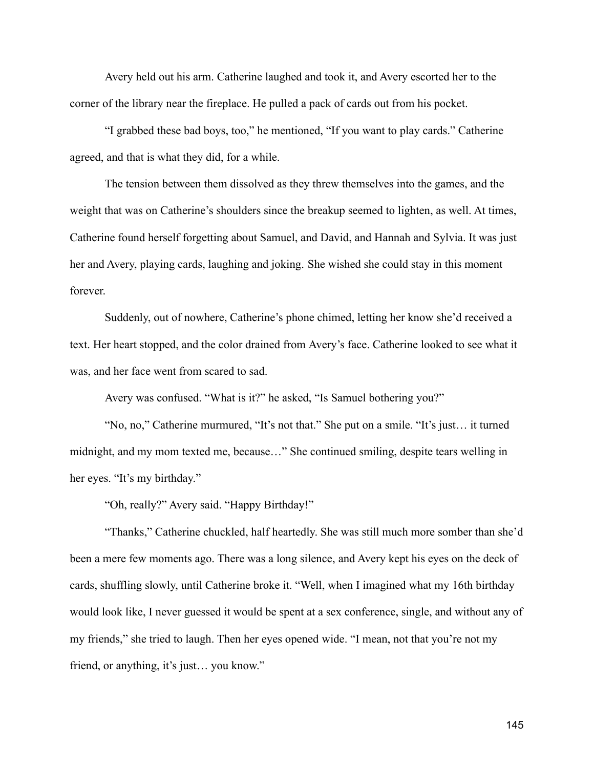Avery held out his arm. Catherine laughed and took it, and Avery escorted her to the corner of the library near the fireplace. He pulled a pack of cards out from his pocket.

"I grabbed these bad boys, too," he mentioned, "If you want to play cards." Catherine agreed, and that is what they did, for a while.

The tension between them dissolved as they threw themselves into the games, and the weight that was on Catherine's shoulders since the breakup seemed to lighten, as well. At times, Catherine found herself forgetting about Samuel, and David, and Hannah and Sylvia. It was just her and Avery, playing cards, laughing and joking. She wished she could stay in this moment forever.

Suddenly, out of nowhere, Catherine's phone chimed, letting her know she'd received a text. Her heart stopped, and the color drained from Avery's face. Catherine looked to see what it was, and her face went from scared to sad.

Avery was confused. "What is it?" he asked, "Is Samuel bothering you?"

"No, no," Catherine murmured, "It's not that." She put on a smile. "It's just… it turned midnight, and my mom texted me, because…" She continued smiling, despite tears welling in her eyes. "It's my birthday."

"Oh, really?" Avery said. "Happy Birthday!"

"Thanks," Catherine chuckled, half heartedly. She was still much more somber than she'd been a mere few moments ago. There was a long silence, and Avery kept his eyes on the deck of cards, shuffling slowly, until Catherine broke it. "Well, when I imagined what my 16th birthday would look like, I never guessed it would be spent at a sex conference, single, and without any of my friends," she tried to laugh. Then her eyes opened wide. "I mean, not that you're not my friend, or anything, it's just… you know."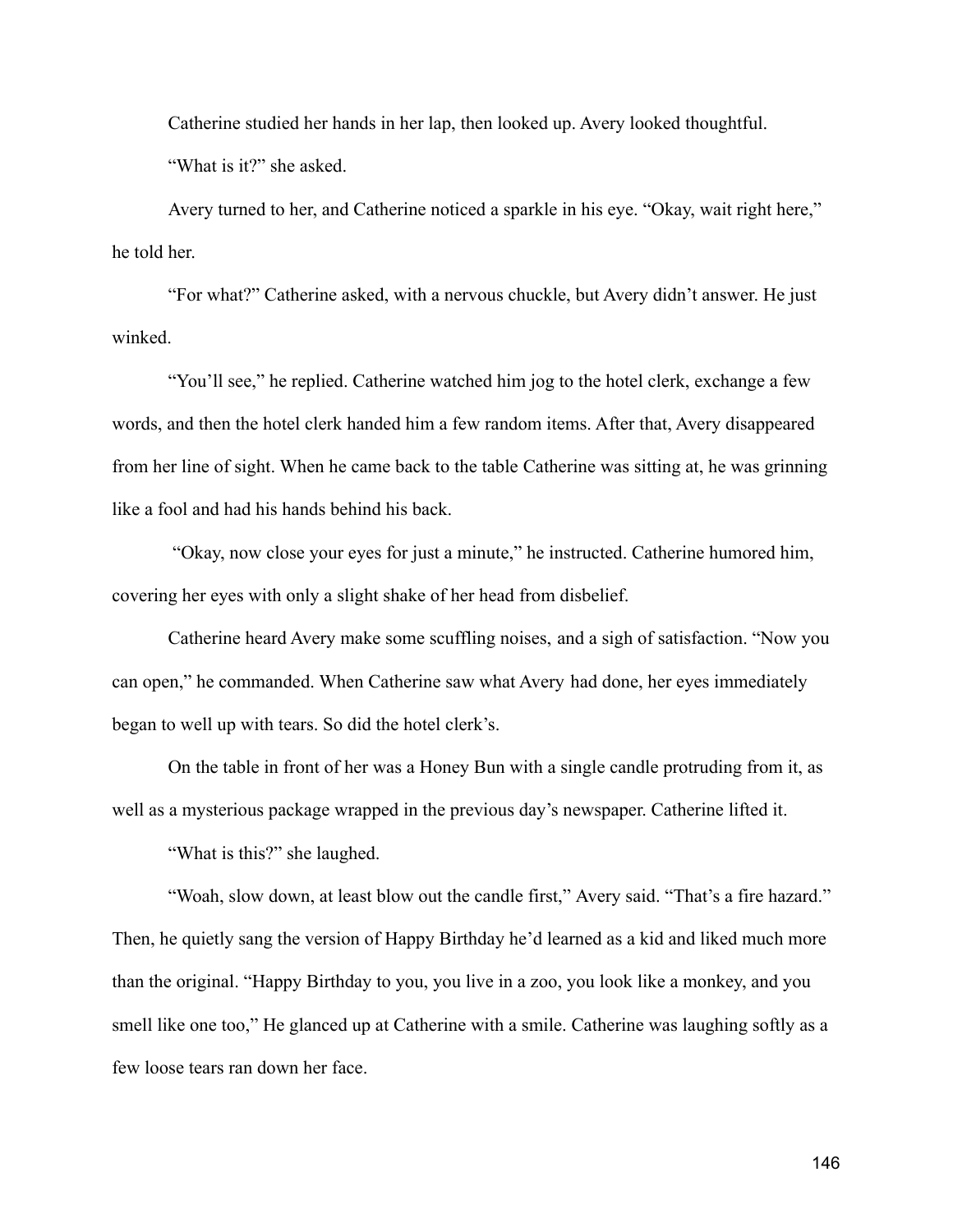Catherine studied her hands in her lap, then looked up. Avery looked thoughtful.

"What is it?" she asked.

Avery turned to her, and Catherine noticed a sparkle in his eye. "Okay, wait right here," he told her.

"For what?" Catherine asked, with a nervous chuckle, but Avery didn't answer. He just winked.

"You'll see," he replied. Catherine watched him jog to the hotel clerk, exchange a few words, and then the hotel clerk handed him a few random items. After that, Avery disappeared from her line of sight. When he came back to the table Catherine was sitting at, he was grinning like a fool and had his hands behind his back.

"Okay, now close your eyes for just a minute," he instructed. Catherine humored him, covering her eyes with only a slight shake of her head from disbelief.

Catherine heard Avery make some scuffling noises, and a sigh of satisfaction. "Now you can open," he commanded. When Catherine saw what Avery had done, her eyes immediately began to well up with tears. So did the hotel clerk's.

On the table in front of her was a Honey Bun with a single candle protruding from it, as well as a mysterious package wrapped in the previous day's newspaper. Catherine lifted it.

"What is this?" she laughed.

"Woah, slow down, at least blow out the candle first," Avery said. "That's a fire hazard." Then, he quietly sang the version of Happy Birthday he'd learned as a kid and liked much more than the original. "Happy Birthday to you, you live in a zoo, you look like a monkey, and you smell like one too," He glanced up at Catherine with a smile. Catherine was laughing softly as a few loose tears ran down her face.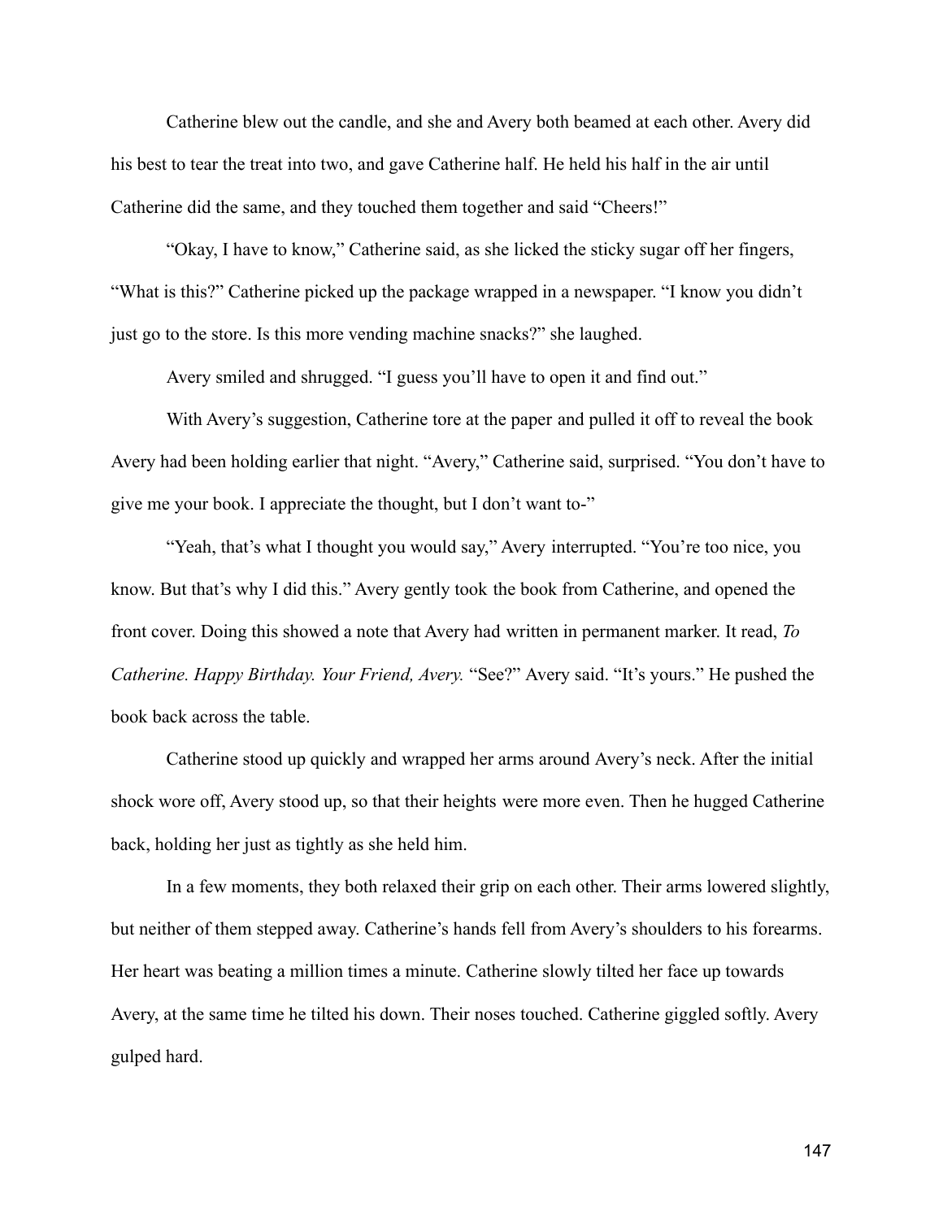Catherine blew out the candle, and she and Avery both beamed at each other. Avery did his best to tear the treat into two, and gave Catherine half. He held his half in the air until Catherine did the same, and they touched them together and said “Cheers!”

“Okay, I have to know,” Catherine said, as she licked the sticky sugar off her fingers, “What is this?” Catherine picked up the package wrapped in a newspaper. “I know you didn’t just go to the store. Is this more vending machine snacks?” she laughed.

Avery smiled and shrugged. “I guess you’ll have to open it and find out.”

With Avery’s suggestion, Catherine tore at the paper and pulled it off to reveal the book Avery had been holding earlier that night. “Avery,” Catherine said, surprised. “You don’t have to give me your book. I appreciate the thought, but I don’t want to-”

“Yeah, that’s what I thought you would say,” Avery interrupted. “You’re too nice, you know. But that’s why I did this.” Avery gently took the book from Catherine, and opened the front cover. Doing this showed a note that Avery had written in permanent marker. It read, *To Catherine. Happy Birthday. Your Friend, Avery.* “See?” Avery said. “It’s yours.” He pushed the book back across the table.

Catherine stood up quickly and wrapped her arms around Avery’s neck. After the initial shock wore off, Avery stood up, so that their heights were more even. Then he hugged Catherine back, holding her just as tightly as she held him.

In a few moments, they both relaxed their grip on each other. Their arms lowered slightly, but neither of them stepped away. Catherine’s hands fell from Avery’s shoulders to his forearms. Her heart was beating a million times a minute. Catherine slowly tilted her face up towards Avery, at the same time he tilted his down. Their noses touched. Catherine giggled softly. Avery gulped hard.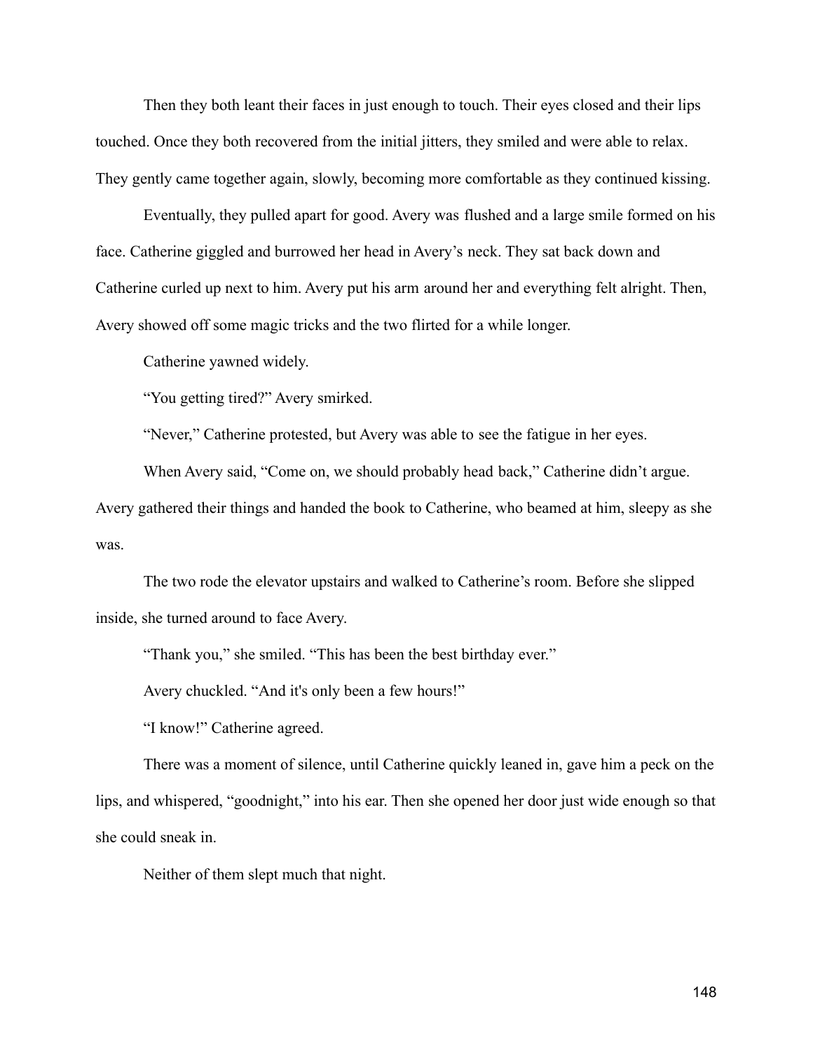Then they both leant their faces in just enough to touch. Their eyes closed and their lips touched. Once they both recovered from the initial jitters, they smiled and were able to relax. They gently came together again, slowly, becoming more comfortable as they continued kissing.

Eventually, they pulled apart for good. Avery was flushed and a large smile formed on his face. Catherine giggled and burrowed her head in Avery's neck. They sat back down and Catherine curled up next to him. Avery put his arm around her and everything felt alright. Then, Avery showed off some magic tricks and the two flirted for a while longer.

Catherine yawned widely.

"You getting tired?" Avery smirked.

"Never," Catherine protested, but Avery was able to see the fatigue in her eyes.

When Avery said, "Come on, we should probably head back," Catherine didn't argue. Avery gathered their things and handed the book to Catherine, who beamed at him, sleepy as she was.

The two rode the elevator upstairs and walked to Catherine's room. Before she slipped inside, she turned around to face Avery.

"Thank you," she smiled. "This has been the best birthday ever."

Avery chuckled. "And it's only been a few hours!"

"I know!" Catherine agreed.

There was a moment of silence, until Catherine quickly leaned in, gave him a peck on the lips, and whispered, "goodnight," into his ear. Then she opened her door just wide enough so that she could sneak in.

Neither of them slept much that night.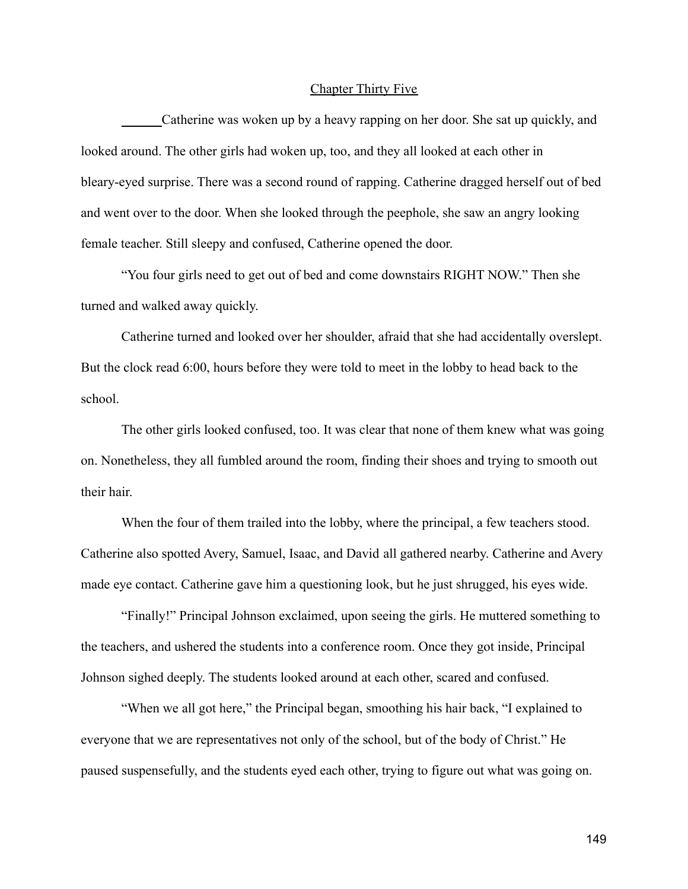## Chapter Thirty Five

Catherine was woken up by a heavy rapping on her door. She sat up quickly, and looked around. The other girls had woken up, too, and they all looked at each other in bleary-eyed surprise. There was a second round of rapping. Catherine dragged herself out of bed and went over to the door. When she looked through the peephole, she saw an angry looking female teacher. Still sleepy and confused, Catherine opened the door.

"You four girls need to get out of bed and come downstairs RIGHT NOW." Then she turned and walked away quickly.

Catherine turned and looked over her shoulder, afraid that she had accidentally overslept. But the clock read 6:00, hours before they were told to meet in the lobby to head back to the school.

The other girls looked confused, too. It was clear that none of them knew what was going on. Nonetheless, they all fumbled around the room, finding their shoes and trying to smooth out their hair.

When the four of them trailed into the lobby, where the principal, a few teachers stood. Catherine also spotted Avery, Samuel, Isaac, and David all gathered nearby. Catherine and Avery made eye contact. Catherine gave him a questioning look, but he just shrugged, his eyes wide.

"Finally!" Principal Johnson exclaimed, upon seeing the girls. He muttered something to the teachers, and ushered the students into a conference room. Once they got inside, Principal Johnson sighed deeply. The students looked around at each other, scared and confused.

"When we all got here," the Principal began, smoothing his hair back, "I explained to everyone that we are representatives not only of the school, but of the body of Christ." He paused suspensefully, and the students eyed each other, trying to figure out what was going on.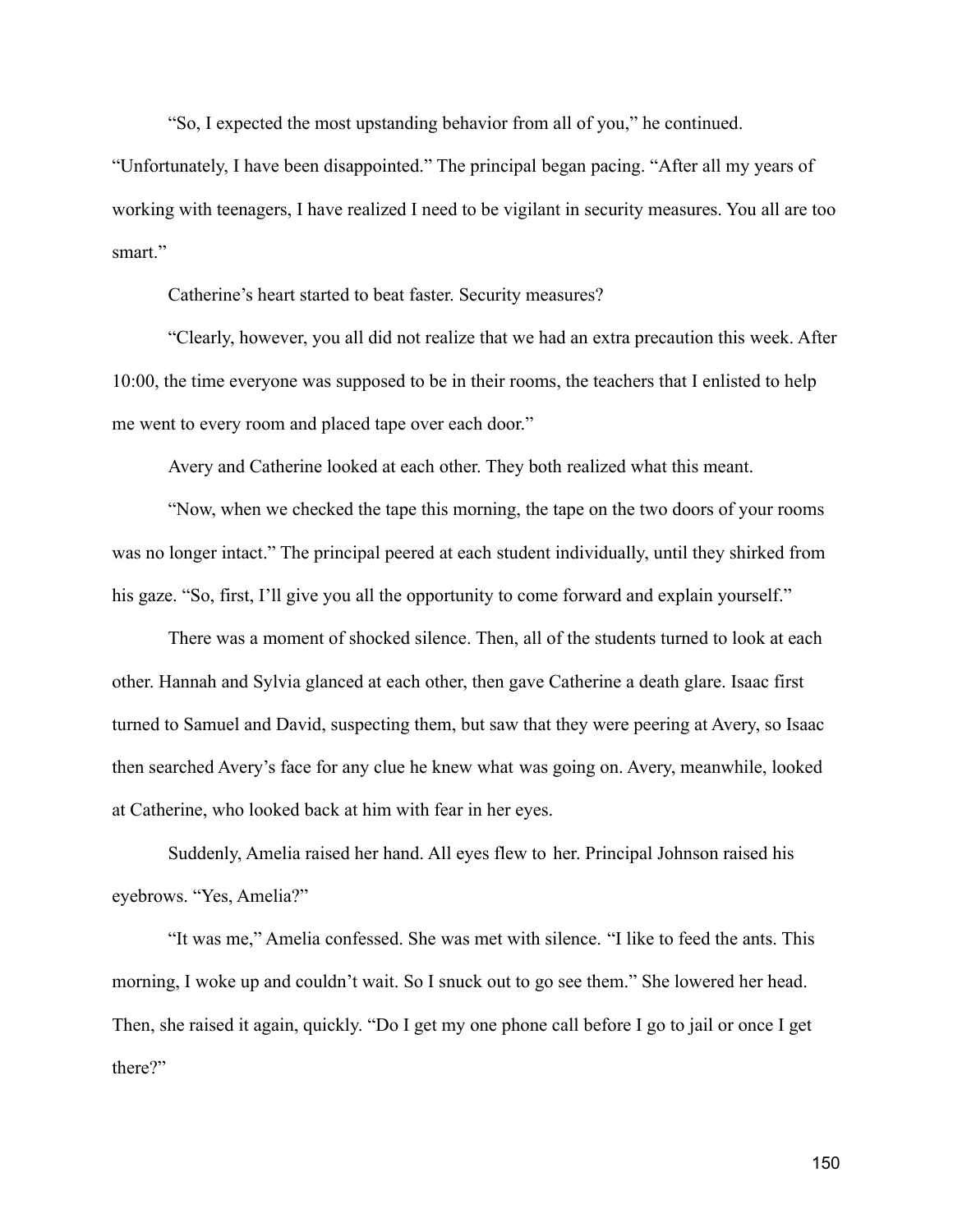"So, I expected the most upstanding behavior from all of you," he continued. "Unfortunately, I have been disappointed." The principal began pacing. "After all my years of working with teenagers, I have realized I need to be vigilant in security measures. You all are too smart."

Catherine's heart started to beat faster. Security measures?

"Clearly, however, you all did not realize that we had an extra precaution this week. After 10:00, the time everyone was supposed to be in their rooms, the teachers that I enlisted to help me went to every room and placed tape over each door."

Avery and Catherine looked at each other. They both realized what this meant.

"Now, when we checked the tape this morning, the tape on the two doors of your rooms was no longer intact." The principal peered at each student individually, until they shirked from his gaze. "So, first, I'll give you all the opportunity to come forward and explain yourself."

There was a moment of shocked silence. Then, all of the students turned to look at each other. Hannah and Sylvia glanced at each other, then gave Catherine a death glare. Isaac first turned to Samuel and David, suspecting them, but saw that they were peering at Avery, so Isaac then searched Avery's face for any clue he knew what was going on. Avery, meanwhile, looked at Catherine, who looked back at him with fear in her eyes.

Suddenly, Amelia raised her hand. All eyes flew to her. Principal Johnson raised his eyebrows. "Yes, Amelia?"

"It was me," Amelia confessed. She was met with silence. "I like to feed the ants. This morning, I woke up and couldn't wait. So I snuck out to go see them." She lowered her head. Then, she raised it again, quickly. "Do I get my one phone call before I go to jail or once I get there?"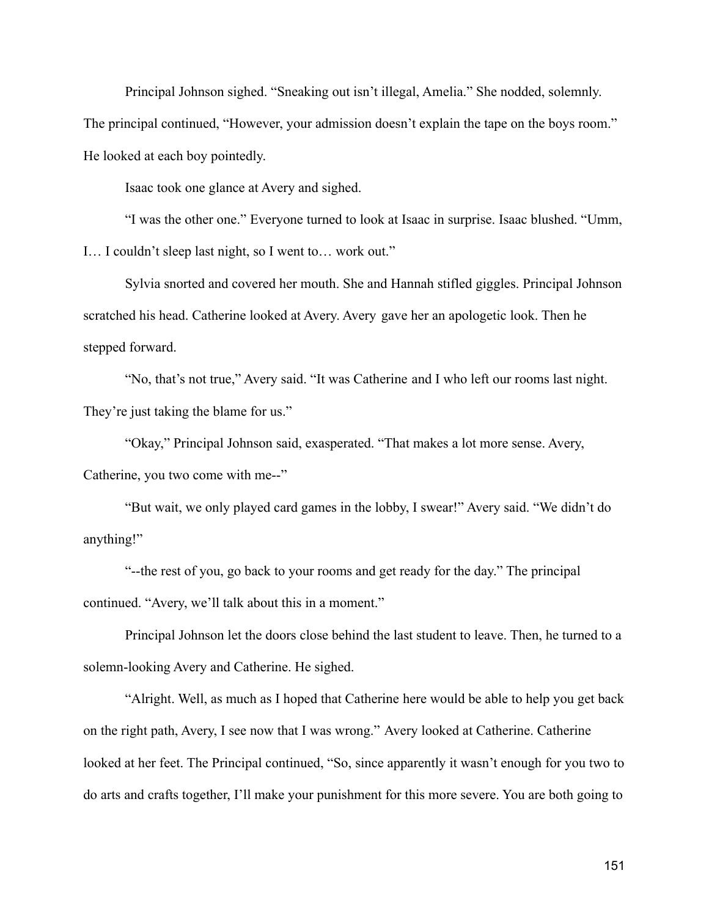Principal Johnson sighed. "Sneaking out isn't illegal, Amelia." She nodded, solemnly. The principal continued, "However, your admission doesn't explain the tape on the boys room." He looked at each boy pointedly.

Isaac took one glance at Avery and sighed.

"I was the other one." Everyone turned to look at Isaac in surprise. Isaac blushed. "Umm, I… I couldn't sleep last night, so I went to… work out."

Sylvia snorted and covered her mouth. She and Hannah stifled giggles. Principal Johnson scratched his head. Catherine looked at Avery. Avery gave her an apologetic look. Then he stepped forward.

"No, that's not true," Avery said. "It was Catherine and I who left our rooms last night. They're just taking the blame for us."

"Okay," Principal Johnson said, exasperated. "That makes a lot more sense. Avery, Catherine, you two come with me--"

"But wait, we only played card games in the lobby, I swear!" Avery said. "We didn't do anything!"

"--the rest of you, go back to your rooms and get ready for the day." The principal continued. "Avery, we'll talk about this in a moment."

Principal Johnson let the doors close behind the last student to leave. Then, he turned to a solemn-looking Avery and Catherine. He sighed.

"Alright. Well, as much as I hoped that Catherine here would be able to help you get back on the right path, Avery, I see now that I was wrong." Avery looked at Catherine. Catherine looked at her feet. The Principal continued, "So, since apparently it wasn't enough for you two to do arts and crafts together, I'll make your punishment for this more severe. You are both going to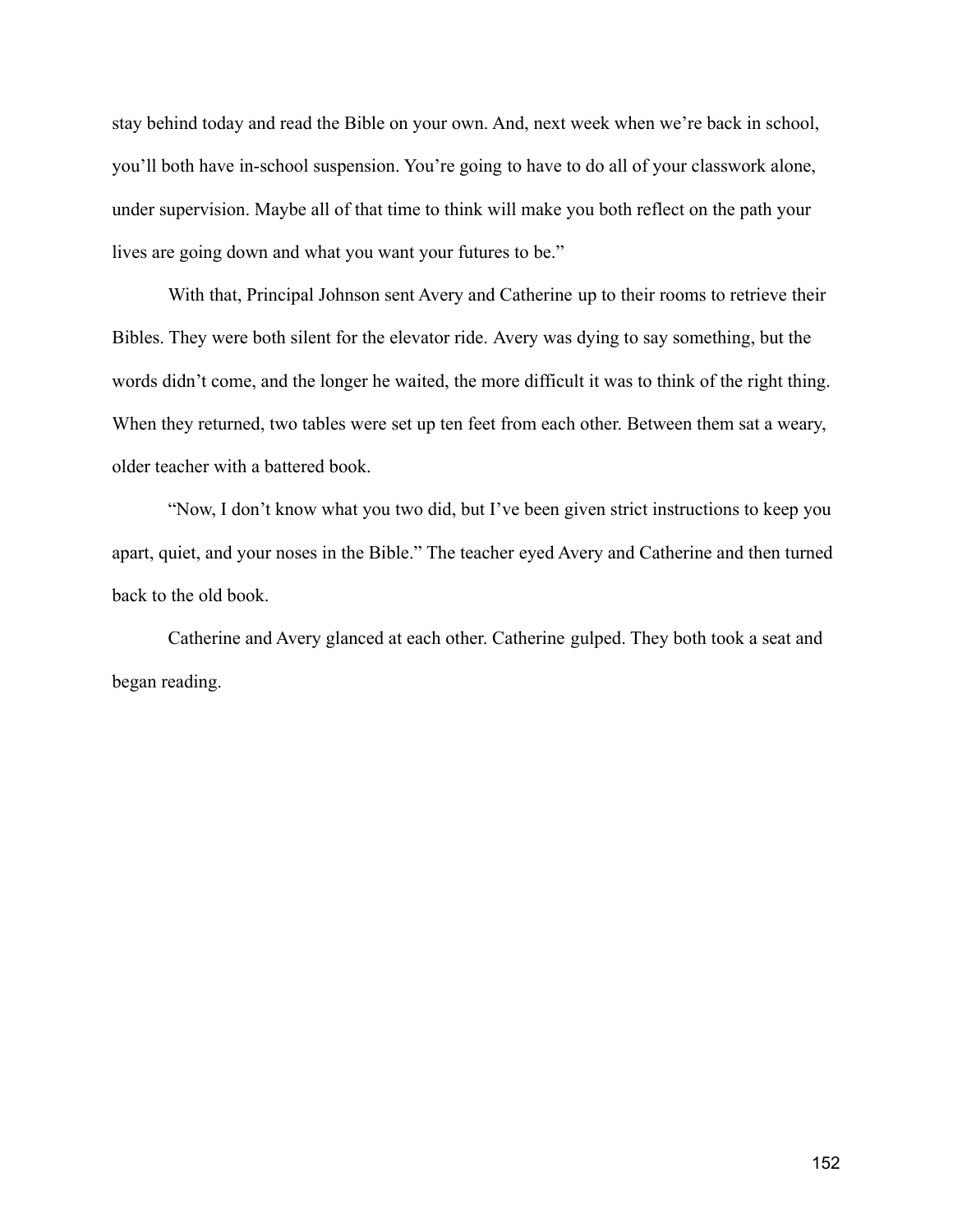stay behind today and read the Bible on your own. And, next week when we're back in school, you'll both have in-school suspension. You're going to have to do all of your classwork alone, under supervision. Maybe all of that time to think will make you both reflect on the path your lives are going down and what you want your futures to be."

With that, Principal Johnson sent Avery and Catherine up to their rooms to retrieve their Bibles. They were both silent for the elevator ride. Avery was dying to say something, but the words didn't come, and the longer he waited, the more difficult it was to think of the right thing. When they returned, two tables were set up ten feet from each other. Between them sat a weary, older teacher with a battered book.

"Now, I don't know what you two did, but I've been given strict instructions to keep you apart, quiet, and your noses in the Bible." The teacher eyed Avery and Catherine and then turned back to the old book.

Catherine and Avery glanced at each other. Catherine gulped. They both took a seat and began reading.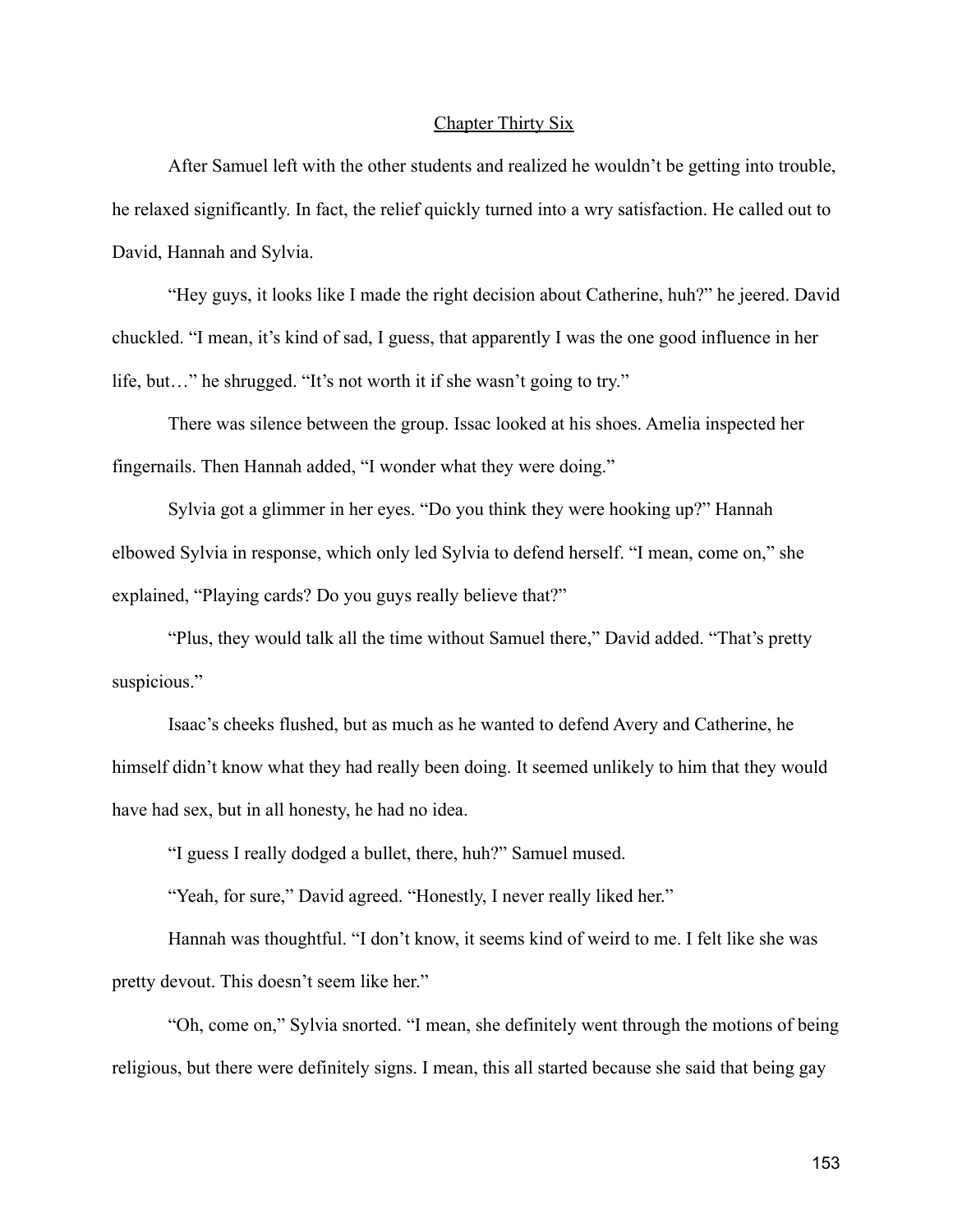## Chapter Thirty Six

After Samuel left with the other students and realized he wouldn't be getting into trouble, he relaxed significantly. In fact, the relief quickly turned into a wry satisfaction. He called out to David, Hannah and Sylvia.

"Hey guys, it looks like I made the right decision about Catherine, huh?" he jeered. David chuckled. "I mean, it's kind of sad, I guess, that apparently I was the one good influence in her life, but…" he shrugged. "It's not worth it if she wasn't going to try."

There was silence between the group. Issac looked at his shoes. Amelia inspected her fingernails. Then Hannah added, "I wonder what they were doing."

Sylvia got a glimmer in her eyes. "Do you think they were hooking up?" Hannah elbowed Sylvia in response, which only led Sylvia to defend herself. "I mean, come on," she explained, "Playing cards? Do you guys really believe that?"

"Plus, they would talk all the time without Samuel there," David added. "That's pretty suspicious."

Isaac's cheeks flushed, but as much as he wanted to defend Avery and Catherine, he himself didn't know what they had really been doing. It seemed unlikely to him that they would have had sex, but in all honesty, he had no idea.

"I guess I really dodged a bullet, there, huh?" Samuel mused.

"Yeah, for sure," David agreed. "Honestly, I never really liked her."

Hannah was thoughtful. "I don't know, it seems kind of weird to me. I felt like she was pretty devout. This doesn't seem like her."

"Oh, come on," Sylvia snorted. "I mean, she definitely went through the motions of being religious, but there were definitely signs. I mean, this all started because she said that being gay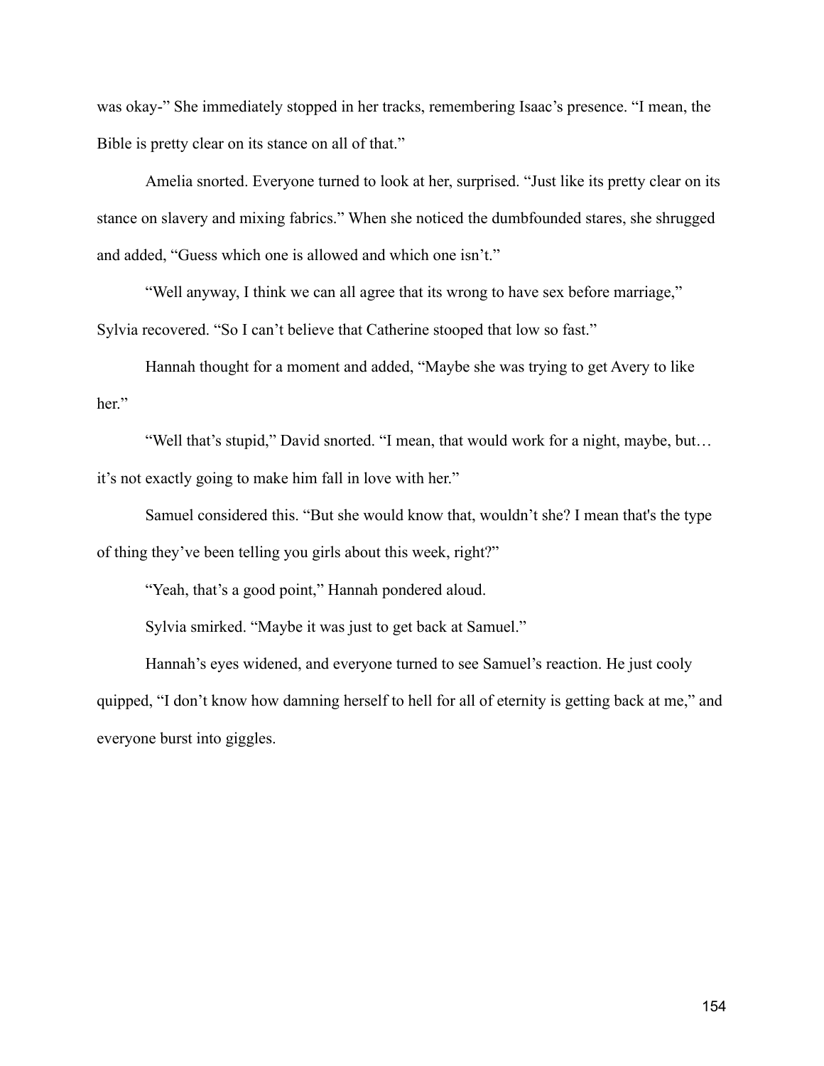was okay-" She immediately stopped in her tracks, remembering Isaac's presence. "I mean, the Bible is pretty clear on its stance on all of that."

Amelia snorted. Everyone turned to look at her, surprised. "Just like its pretty clear on its stance on slavery and mixing fabrics." When she noticed the dumbfounded stares, she shrugged and added, "Guess which one is allowed and which one isn't."

"Well anyway, I think we can all agree that its wrong to have sex before marriage," Sylvia recovered. "So I can't believe that Catherine stooped that low so fast."

Hannah thought for a moment and added, "Maybe she was trying to get Avery to like her."

"Well that's stupid," David snorted. "I mean, that would work for a night, maybe, but… it's not exactly going to make him fall in love with her."

Samuel considered this. "But she would know that, wouldn't she? I mean that's the type of thing they've been telling you girls about this week, right?"

"Yeah, that's a good point," Hannah pondered aloud.

Sylvia smirked. "Maybe it was just to get back at Samuel."

Hannah's eyes widened, and everyone turned to see Samuel's reaction. He just cooly quipped, "I don't know how damning herself to hell for all of eternity is getting back at me," and everyone burst into giggles.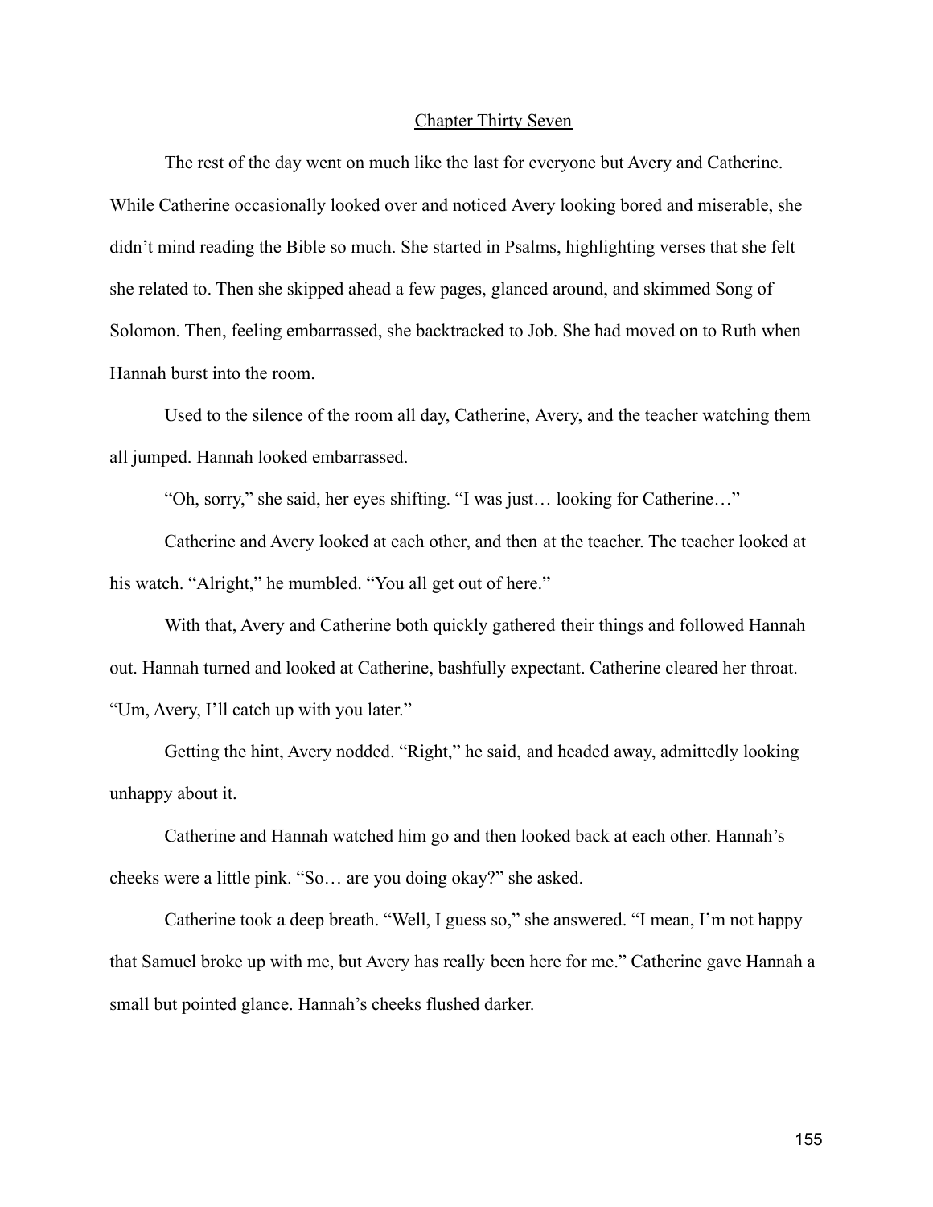## Chapter Thirty Seven

The rest of the day went on much like the last for everyone but Avery and Catherine. While Catherine occasionally looked over and noticed Avery looking bored and miserable, she didn't mind reading the Bible so much. She started in Psalms, highlighting verses that she felt she related to. Then she skipped ahead a few pages, glanced around, and skimmed Song of Solomon. Then, feeling embarrassed, she backtracked to Job. She had moved on to Ruth when Hannah burst into the room.

Used to the silence of the room all day, Catherine, Avery, and the teacher watching them all jumped. Hannah looked embarrassed.

"Oh, sorry," she said, her eyes shifting. "I was just… looking for Catherine…"

Catherine and Avery looked at each other, and then at the teacher. The teacher looked at his watch. "Alright," he mumbled. "You all get out of here."

With that, Avery and Catherine both quickly gathered their things and followed Hannah out. Hannah turned and looked at Catherine, bashfully expectant. Catherine cleared her throat. "Um, Avery, I'll catch up with you later."

Getting the hint, Avery nodded. "Right," he said, and headed away, admittedly looking unhappy about it.

Catherine and Hannah watched him go and then looked back at each other. Hannah's cheeks were a little pink. "So… are you doing okay?" she asked.

Catherine took a deep breath. "Well, I guess so," she answered. "I mean, I'm not happy that Samuel broke up with me, but Avery has really been here for me." Catherine gave Hannah a small but pointed glance. Hannah's cheeks flushed darker.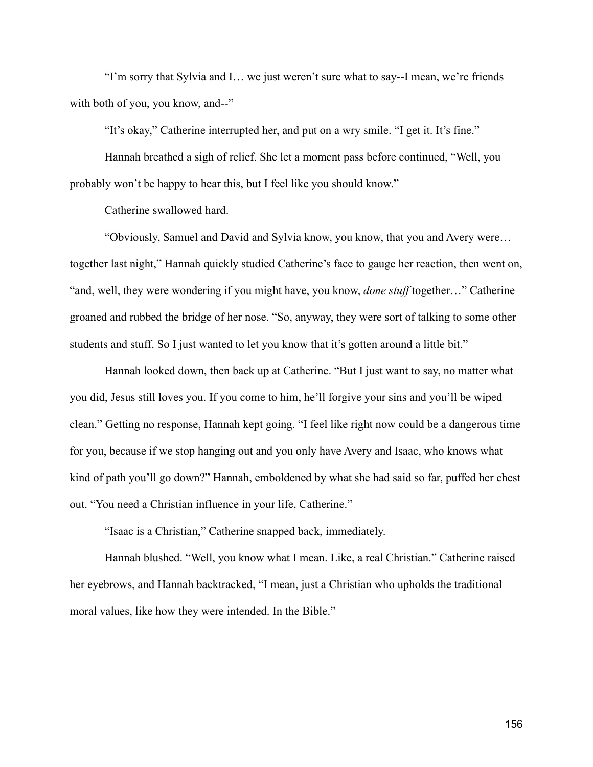"I'm sorry that Sylvia and I… we just weren't sure what to say--I mean, we're friends with both of you, you know, and--"

"It's okay," Catherine interrupted her, and put on a wry smile. "I get it. It's fine."

Hannah breathed a sigh of relief. She let a moment pass before continued, "Well, you probably won't be happy to hear this, but I feel like you should know."

Catherine swallowed hard.

"Obviously, Samuel and David and Sylvia know, you know, that you and Avery were… together last night," Hannah quickly studied Catherine's face to gauge her reaction, then went on, "and, well, they were wondering if you might have, you know, *done stuff* together…" Catherine groaned and rubbed the bridge of her nose. "So, anyway, they were sort of talking to some other students and stuff. So I just wanted to let you know that it's gotten around a little bit."

Hannah looked down, then back up at Catherine. "But I just want to say, no matter what you did, Jesus still loves you. If you come to him, he'll forgive your sins and you'll be wiped clean." Getting no response, Hannah kept going. "I feel like right now could be a dangerous time for you, because if we stop hanging out and you only have Avery and Isaac, who knows what kind of path you'll go down?" Hannah, emboldened by what she had said so far, puffed her chest out. "You need a Christian influence in your life, Catherine."

"Isaac is a Christian," Catherine snapped back, immediately.

Hannah blushed. "Well, you know what I mean. Like, a real Christian." Catherine raised her eyebrows, and Hannah backtracked, "I mean, just a Christian who upholds the traditional moral values, like how they were intended. In the Bible."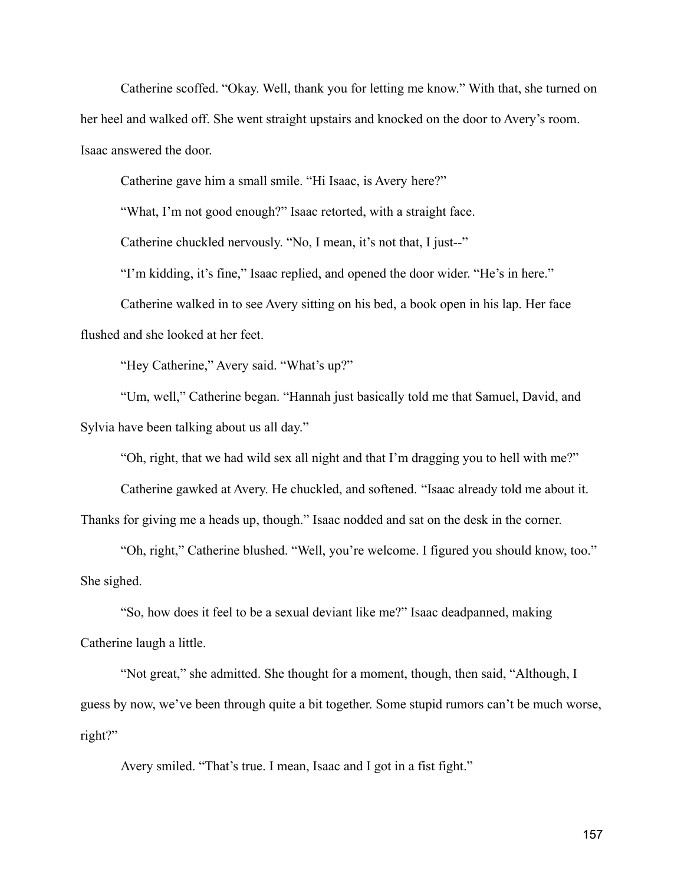Catherine scoffed. "Okay. Well, thank you for letting me know." With that, she turned on her heel and walked off. She went straight upstairs and knocked on the door to Avery's room. Isaac answered the door.

Catherine gave him a small smile. "Hi Isaac, is Avery here?"

"What, I'm not good enough?" Isaac retorted, with a straight face.

Catherine chuckled nervously. "No, I mean, it's not that, I just--"

"I'm kidding, it's fine," Isaac replied, and opened the door wider. "He's in here."

Catherine walked in to see Avery sitting on his bed, a book open in his lap. Her face flushed and she looked at her feet.

"Hey Catherine," Avery said. "What's up?"

"Um, well," Catherine began. "Hannah just basically told me that Samuel, David, and Sylvia have been talking about us all day."

"Oh, right, that we had wild sex all night and that I'm dragging you to hell with me?"

Catherine gawked at Avery. He chuckled, and softened. "Isaac already told me about it. Thanks for giving me a heads up, though." Isaac nodded and sat on the desk in the corner.

"Oh, right," Catherine blushed. "Well, you're welcome. I figured you should know, too." She sighed.

"So, how does it feel to be a sexual deviant like me?" Isaac deadpanned, making Catherine laugh a little.

"Not great," she admitted. She thought for a moment, though, then said, "Although, I guess by now, we've been through quite a bit together. Some stupid rumors can't be much worse, right?"

Avery smiled. "That's true. I mean, Isaac and I got in a fist fight."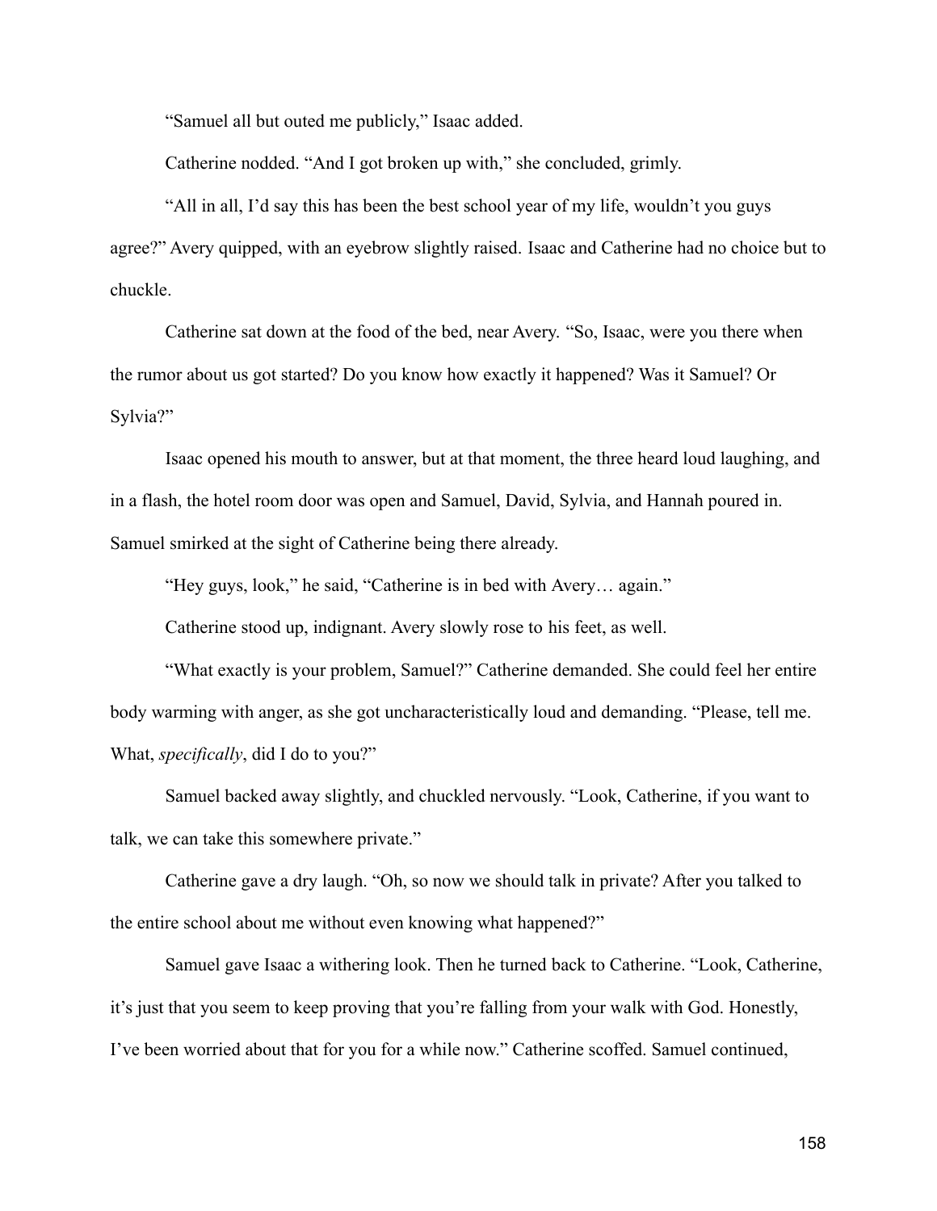"Samuel all but outed me publicly," Isaac added.

Catherine nodded. "And I got broken up with," she concluded, grimly.

"All in all, I'd say this has been the best school year of my life, wouldn't you guys agree?" Avery quipped, with an eyebrow slightly raised. Isaac and Catherine had no choice but to chuckle.

Catherine sat down at the food of the bed, near Avery. "So, Isaac, were you there when the rumor about us got started? Do you know how exactly it happened? Was it Samuel? Or Sylvia?"

Isaac opened his mouth to answer, but at that moment, the three heard loud laughing, and in a flash, the hotel room door was open and Samuel, David, Sylvia, and Hannah poured in. Samuel smirked at the sight of Catherine being there already.

"Hey guys, look," he said, "Catherine is in bed with Avery… again."

Catherine stood up, indignant. Avery slowly rose to his feet, as well.

"What exactly is your problem, Samuel?" Catherine demanded. She could feel her entire body warming with anger, as she got uncharacteristically loud and demanding. "Please, tell me. What, *specifically*, did I do to you?"

Samuel backed away slightly, and chuckled nervously. "Look, Catherine, if you want to talk, we can take this somewhere private."

Catherine gave a dry laugh. "Oh, so now we should talk in private? After you talked to the entire school about me without even knowing what happened?"

Samuel gave Isaac a withering look. Then he turned back to Catherine. "Look, Catherine, it's just that you seem to keep proving that you're falling from your walk with God. Honestly, I've been worried about that for you for a while now." Catherine scoffed. Samuel continued,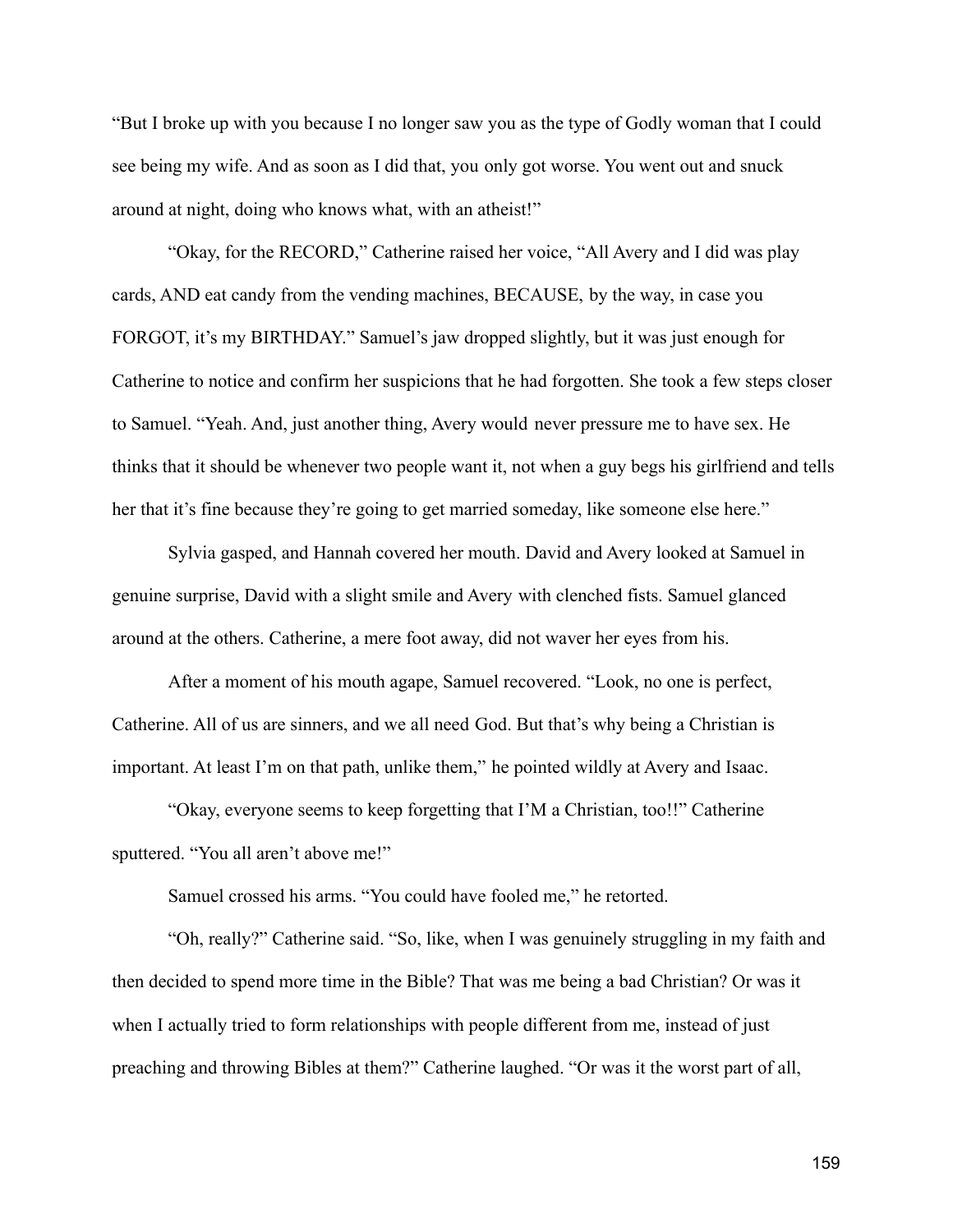"But I broke up with you because I no longer saw you as the type of Godly woman that I could see being my wife. And as soon as I did that, you only got worse. You went out and snuck around at night, doing who knows what, with an atheist!"

"Okay, for the RECORD," Catherine raised her voice, "All Avery and I did was play cards, AND eat candy from the vending machines, BECAUSE, by the way, in case you FORGOT, it's my BIRTHDAY." Samuel's jaw dropped slightly, but it was just enough for Catherine to notice and confirm her suspicions that he had forgotten. She took a few steps closer to Samuel. "Yeah. And, just another thing, Avery would never pressure me to have sex. He thinks that it should be whenever two people want it, not when a guy begs his girlfriend and tells her that it's fine because they're going to get married someday, like someone else here."

Sylvia gasped, and Hannah covered her mouth. David and Avery looked at Samuel in genuine surprise, David with a slight smile and Avery with clenched fists. Samuel glanced around at the others. Catherine, a mere foot away, did not waver her eyes from his.

After a moment of his mouth agape, Samuel recovered. "Look, no one is perfect, Catherine. All of us are sinners, and we all need God. But that's why being a Christian is important. At least I'm on that path, unlike them," he pointed wildly at Avery and Isaac.

"Okay, everyone seems to keep forgetting that I'M a Christian, too!!" Catherine sputtered. "You all aren't above me!"

Samuel crossed his arms. "You could have fooled me," he retorted.

"Oh, really?" Catherine said. "So, like, when I was genuinely struggling in my faith and then decided to spend more time in the Bible? That was me being a bad Christian? Or was it when I actually tried to form relationships with people different from me, instead of just preaching and throwing Bibles at them?" Catherine laughed. "Or was it the worst part of all,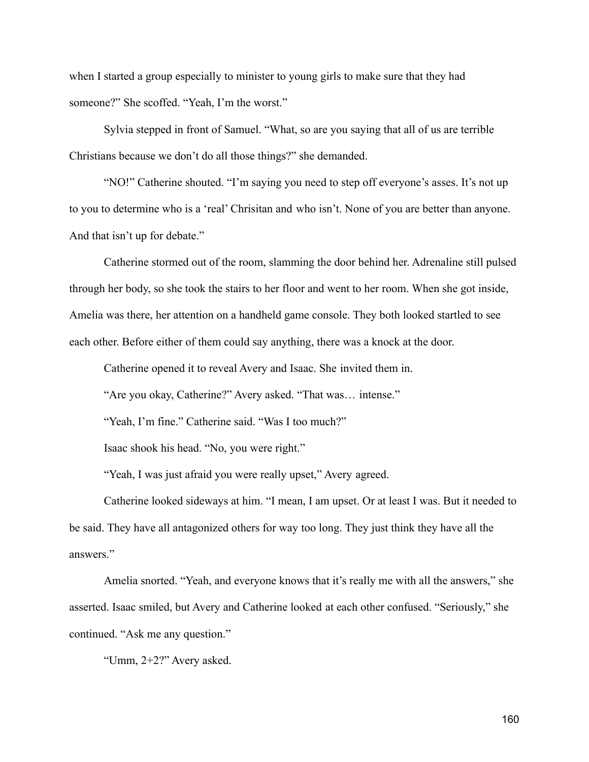when I started a group especially to minister to young girls to make sure that they had someone?" She scoffed. "Yeah, I'm the worst."

Sylvia stepped in front of Samuel. "What, so are you saying that all of us are terrible Christians because we don't do all those things?" she demanded.

"NO!" Catherine shouted. "I'm saying you need to step off everyone's asses. It's not up to you to determine who is a 'real' Chrisitan and who isn't. None of you are better than anyone. And that isn't up for debate."

Catherine stormed out of the room, slamming the door behind her. Adrenaline still pulsed through her body, so she took the stairs to her floor and went to her room. When she got inside, Amelia was there, her attention on a handheld game console. They both looked startled to see each other. Before either of them could say anything, there was a knock at the door.

Catherine opened it to reveal Avery and Isaac. She invited them in.

"Are you okay, Catherine?" Avery asked. "That was… intense."

"Yeah, I'm fine." Catherine said. "Was I too much?"

Isaac shook his head. "No, you were right."

"Yeah, I was just afraid you were really upset," Avery agreed.

Catherine looked sideways at him. "I mean, I am upset. Or at least I was. But it needed to be said. They have all antagonized others for way too long. They just think they have all the answers."

Amelia snorted. "Yeah, and everyone knows that it's really me with all the answers," she asserted. Isaac smiled, but Avery and Catherine looked at each other confused. "Seriously," she continued. "Ask me any question."

"Umm, 2+2?" Avery asked.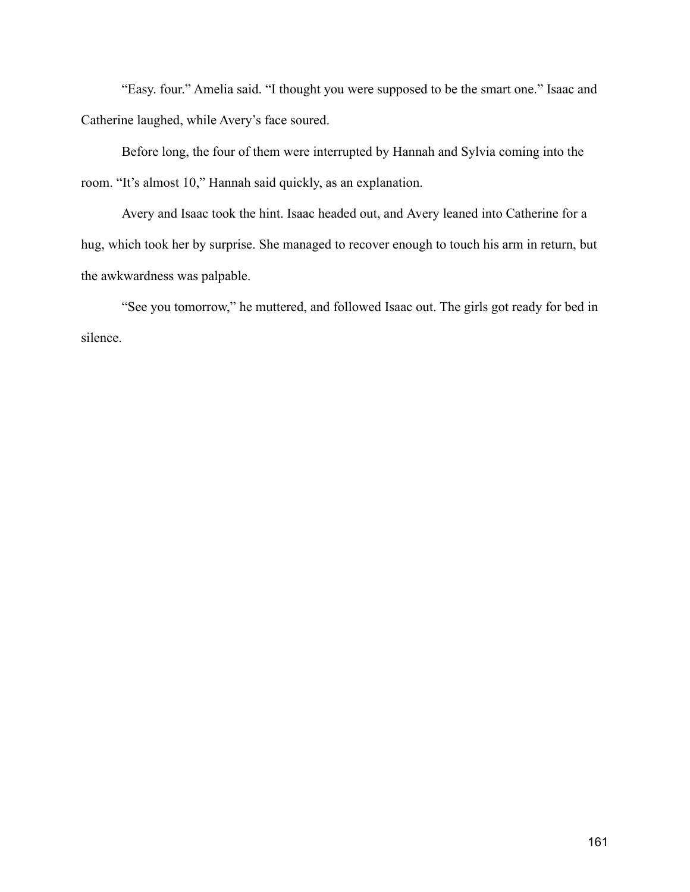“Easy. four.” Amelia said. “I thought you were supposed to be the smart one.” Isaac and Catherine laughed, while Avery’s face soured.

Before long, the four of them were interrupted by Hannah and Sylvia coming into the room. “It’s almost 10,” Hannah said quickly, as an explanation.

Avery and Isaac took the hint. Isaac headed out, and Avery leaned into Catherine for a hug, which took her by surprise. She managed to recover enough to touch his arm in return, but the awkwardness was palpable.

“See you tomorrow,” he muttered, and followed Isaac out. The girls got ready for bed in silence.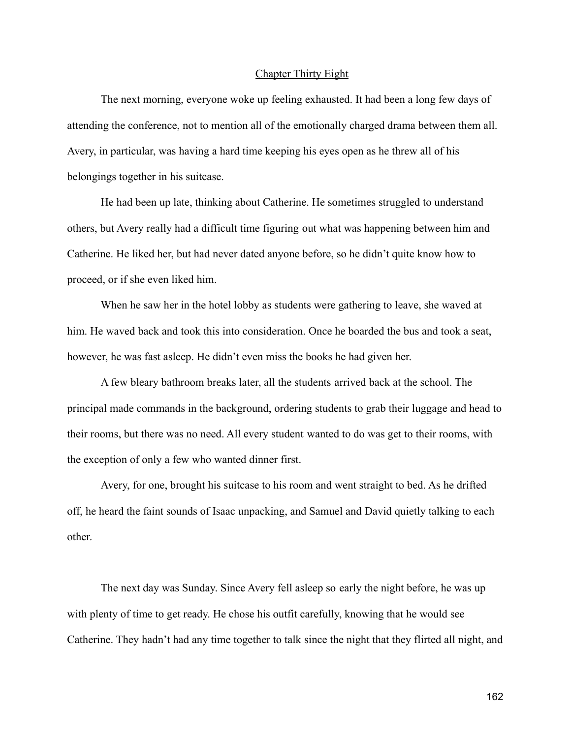## Chapter Thirty Eight

The next morning, everyone woke up feeling exhausted. It had been a long few days of attending the conference, not to mention all of the emotionally charged drama between them all. Avery, in particular, was having a hard time keeping his eyes open as he threw all of his belongings together in his suitcase.

He had been up late, thinking about Catherine. He sometimes struggled to understand others, but Avery really had a difficult time figuring out what was happening between him and Catherine. He liked her, but had never dated anyone before, so he didn't quite know how to proceed, or if she even liked him.

When he saw her in the hotel lobby as students were gathering to leave, she waved at him. He waved back and took this into consideration. Once he boarded the bus and took a seat, however, he was fast asleep. He didn't even miss the books he had given her.

A few bleary bathroom breaks later, all the students arrived back at the school. The principal made commands in the background, ordering students to grab their luggage and head to their rooms, but there was no need. All every student wanted to do was get to their rooms, with the exception of only a few who wanted dinner first.

Avery, for one, brought his suitcase to his room and went straight to bed. As he drifted off, he heard the faint sounds of Isaac unpacking, and Samuel and David quietly talking to each other.

The next day was Sunday. Since Avery fell asleep so early the night before, he was up with plenty of time to get ready. He chose his outfit carefully, knowing that he would see Catherine. They hadn't had any time together to talk since the night that they flirted all night, and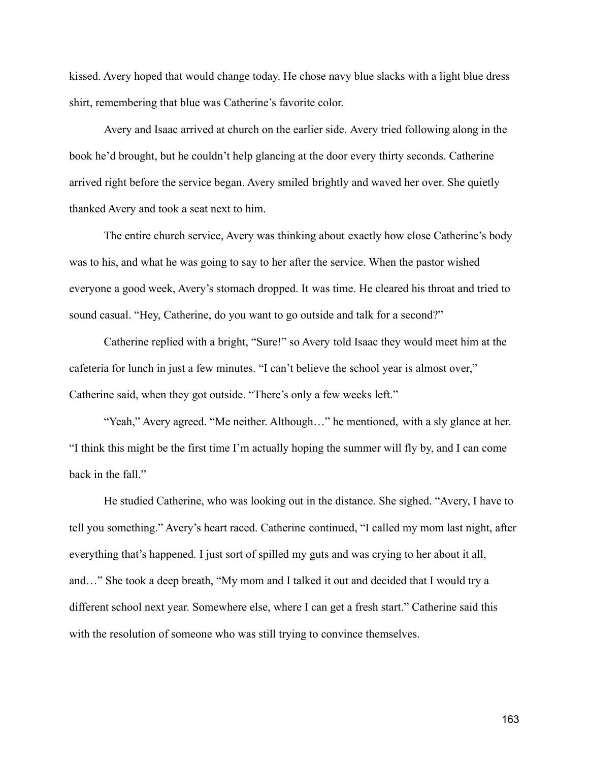kissed. Avery hoped that would change today. He chose navy blue slacks with a light blue dress shirt, remembering that blue was Catherine's favorite color.

Avery and Isaac arrived at church on the earlier side. Avery tried following along in the book he'd brought, but he couldn't help glancing at the door every thirty seconds. Catherine arrived right before the service began. Avery smiled brightly and waved her over. She quietly thanked Avery and took a seat next to him.

The entire church service, Avery was thinking about exactly how close Catherine's body was to his, and what he was going to say to her after the service. When the pastor wished everyone a good week, Avery's stomach dropped. It was time. He cleared his throat and tried to sound casual. "Hey, Catherine, do you want to go outside and talk for a second?"

Catherine replied with a bright, "Sure!" so Avery told Isaac they would meet him at the cafeteria for lunch in just a few minutes. "I can't believe the school year is almost over," Catherine said, when they got outside. "There's only a few weeks left."

"Yeah," Avery agreed. "Me neither. Although…" he mentioned, with a sly glance at her. "I think this might be the first time I'm actually hoping the summer will fly by, and I can come back in the fall."

He studied Catherine, who was looking out in the distance. She sighed. "Avery, I have to tell you something." Avery's heart raced. Catherine continued, "I called my mom last night, after everything that's happened. I just sort of spilled my guts and was crying to her about it all, and…" She took a deep breath, "My mom and I talked it out and decided that I would try a different school next year. Somewhere else, where I can get a fresh start." Catherine said this with the resolution of someone who was still trying to convince themselves.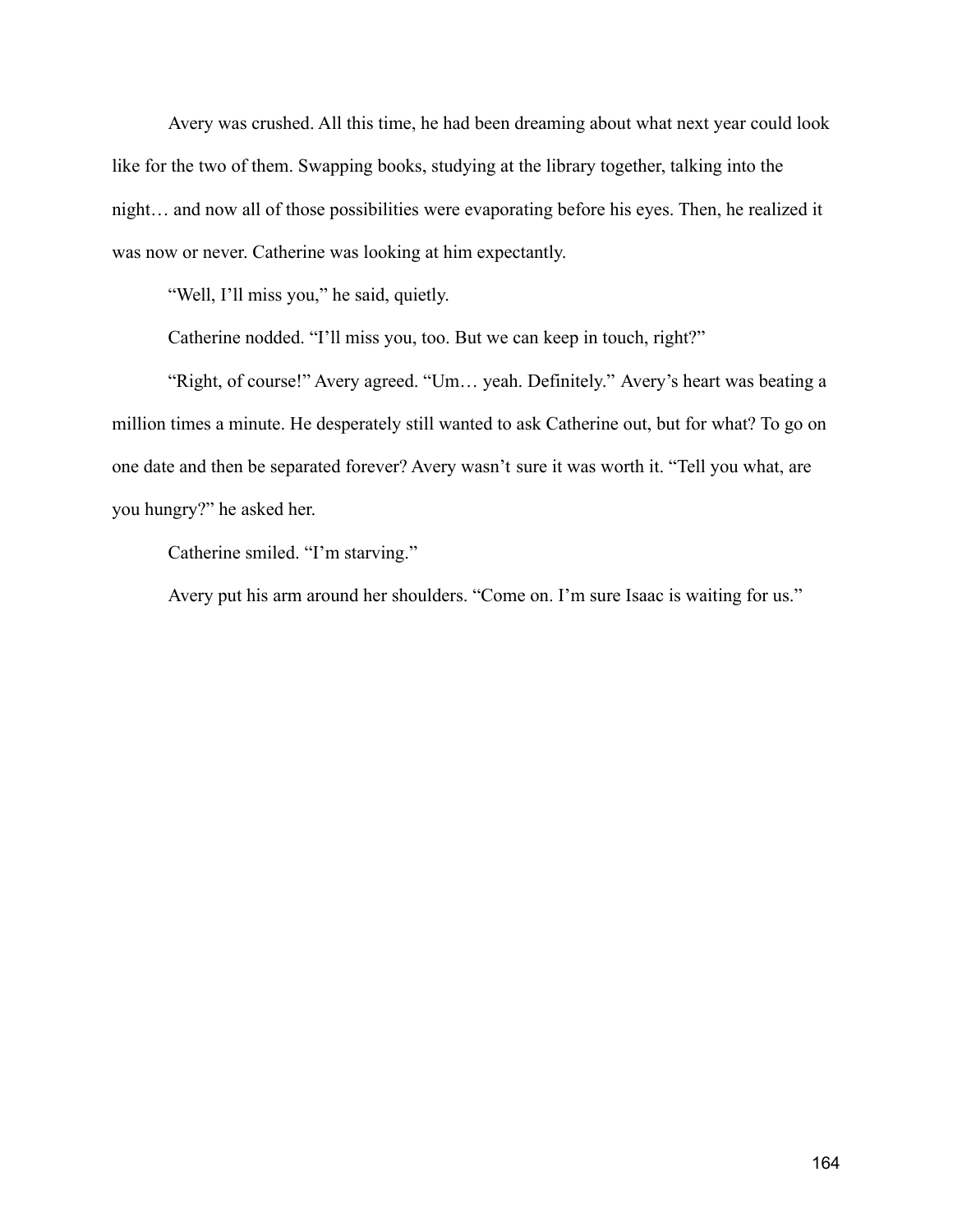Avery was crushed. All this time, he had been dreaming about what next year could look like for the two of them. Swapping books, studying at the library together, talking into the night… and now all of those possibilities were evaporating before his eyes. Then, he realized it was now or never. Catherine was looking at him expectantly.

"Well, I'll miss you," he said, quietly.

Catherine nodded. "I'll miss you, too. But we can keep in touch, right?"

"Right, of course!" Avery agreed. "Um… yeah. Definitely." Avery's heart was beating a million times a minute. He desperately still wanted to ask Catherine out, but for what? To go on one date and then be separated forever? Avery wasn't sure it was worth it. "Tell you what, are you hungry?" he asked her.

Catherine smiled. "I'm starving."

Avery put his arm around her shoulders. "Come on. I'm sure Isaac is waiting for us."